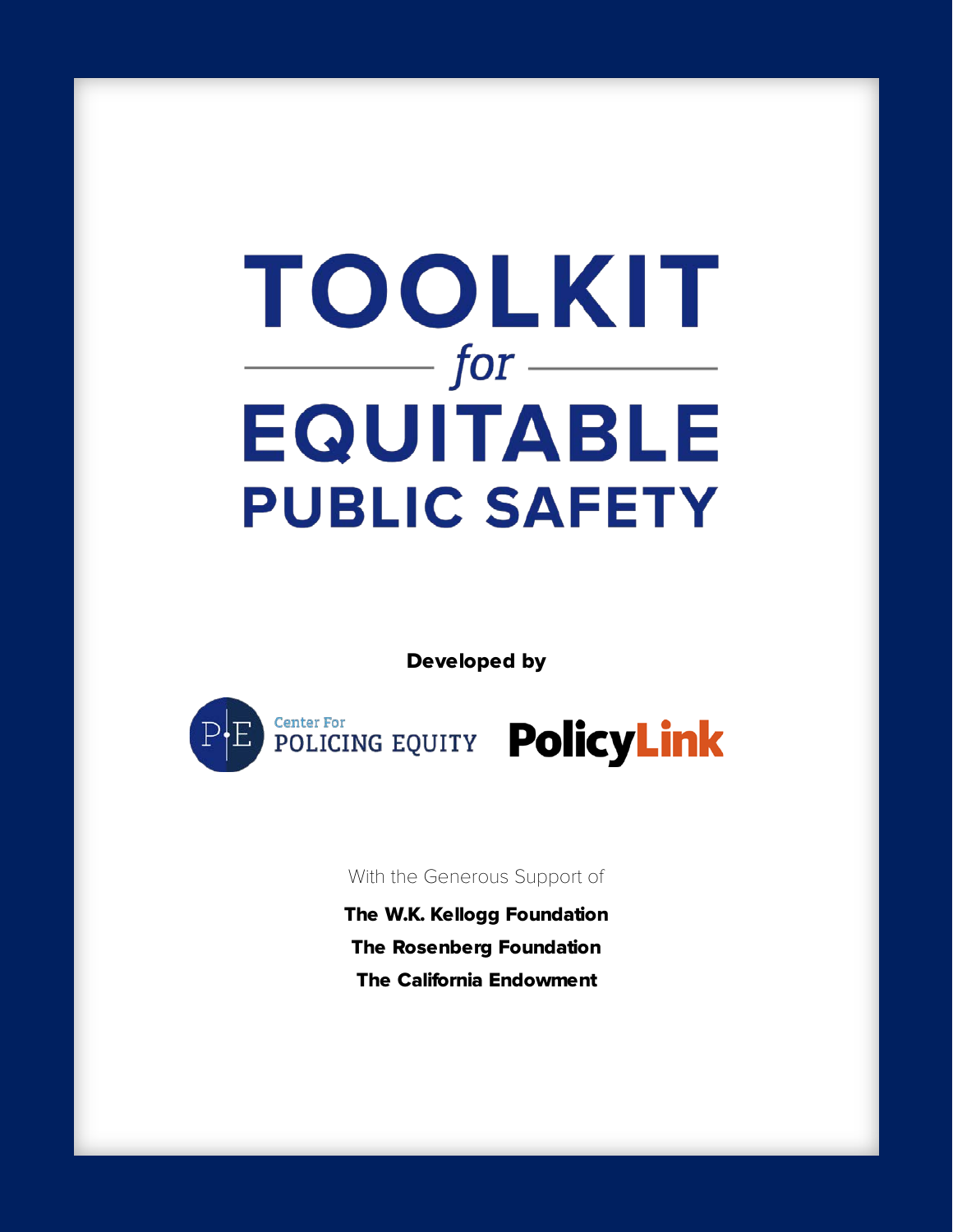# TOOLKIT *for* EQUITABLE PUBLIC SAFETY

**Developed by**

Center For POLICING EQUITY

PolicyLink

With the Generous Support of

**The W.K. Kellogg Foundation**

**The Rosenberg Foundation**

**The California Endowment**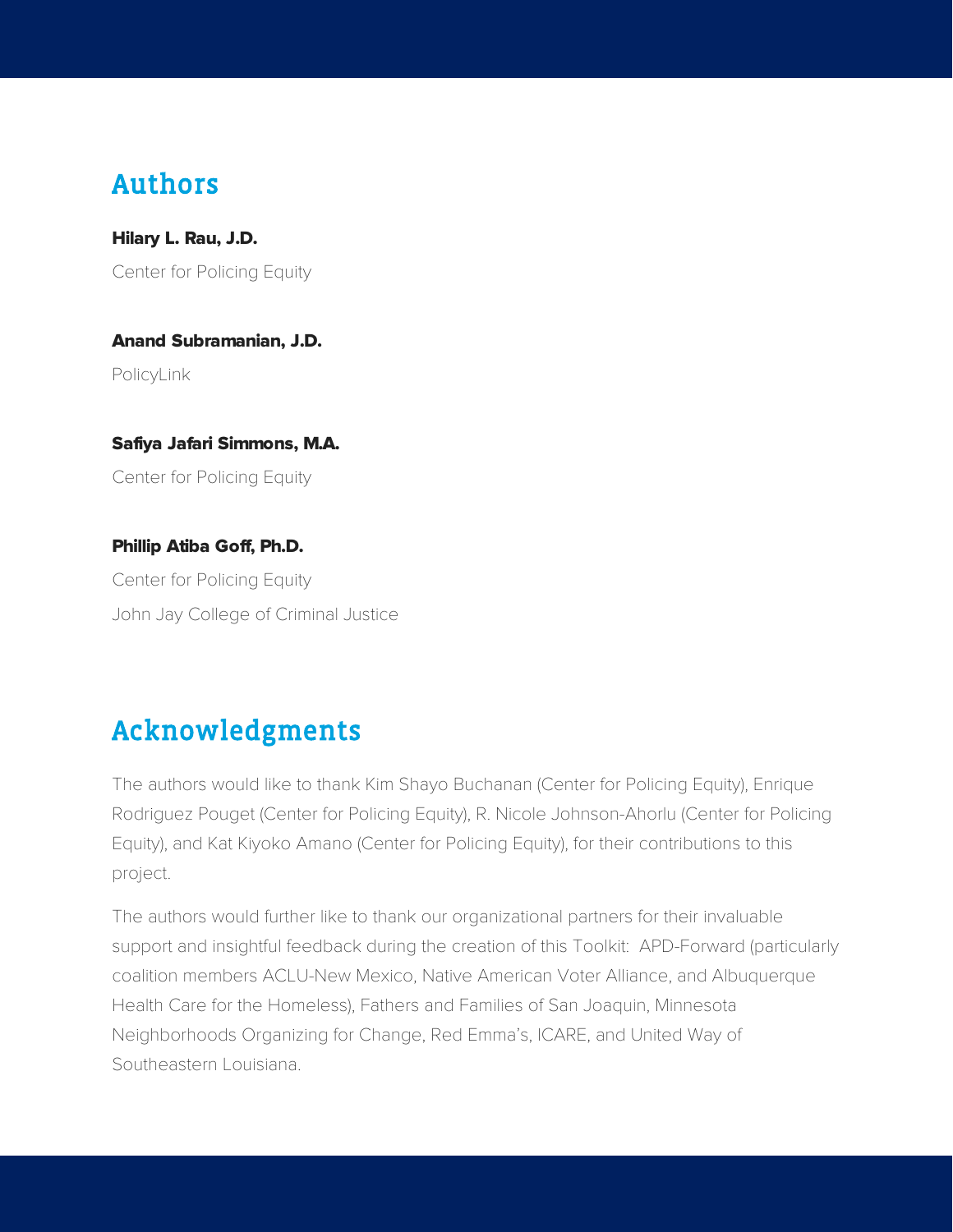## Authors

**Hilary L. Rau, J.D.**

Center for Policing Equity

**Anand Subramanian, J.D.**

PolicyLink

**Safiya Jafari Simmons, M.A.**

Center for Policing Equity

**Phillip Atiba Goff, Ph.D.**

Center for Policing Equity

John Jay College of Criminal Justice

## Acknowledgments

The authors would like to thank Kim Shayo Buchanan (Center for Policing Equity), Enrique Rodriguez Pouget (Center for Policing Equity), R. Nicole Johnson-Ahorlu (Center for Policing Equity), and Kat Kiyoko Amano (Center for Policing Equity), for their contributions to this project.

The authors would further like to thank our organizational partners for their invaluable support and insightful feedback during the creation of this Toolkit: APD-Forward (particularly coalition members ACLU-New Mexico, Native American Voter Alliance, and Albuquerque Health Care for the Homeless), Fathers and Families of San Joaquin, Minnesota Neighborhoods Organizing for Change, Red Emma's, ICARE, and United Way of Southeastern Louisiana.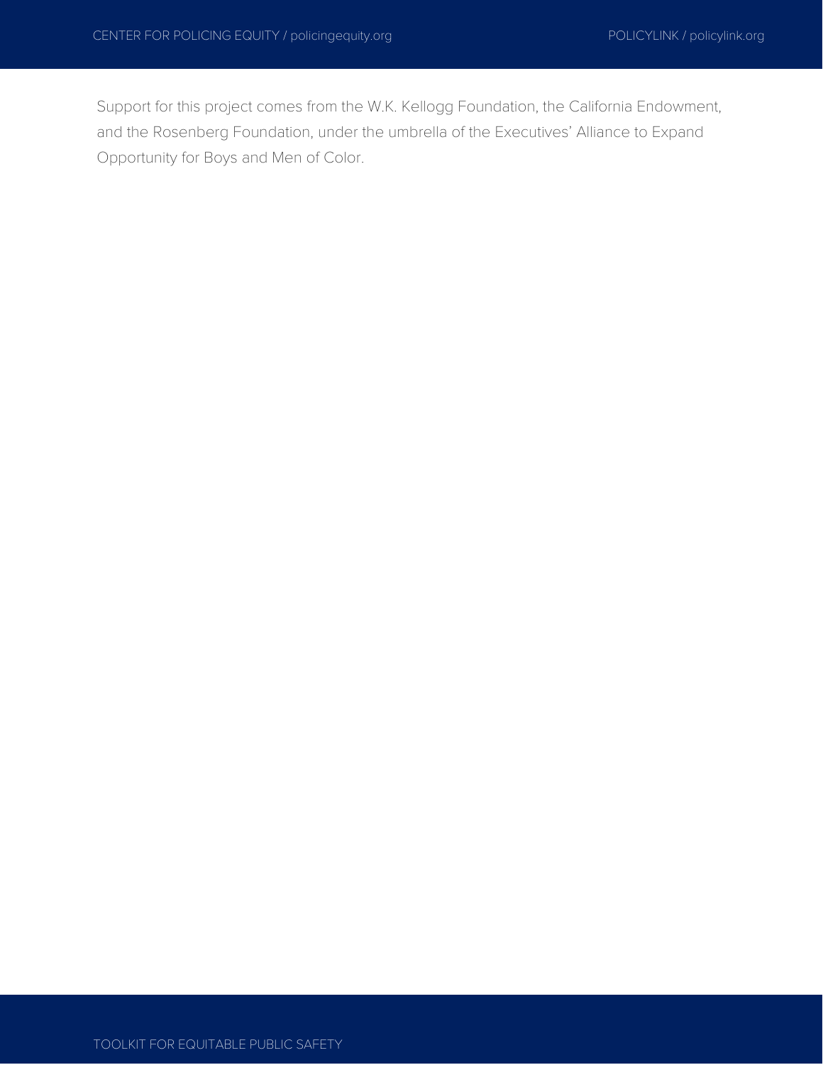Support for this project comes from the W.K. Kellogg Foundation, the California Endowment, and the Rosenberg Foundation, under the umbrella of the Executives' Alliance to Expand Opportunity for Boys and Men of Color.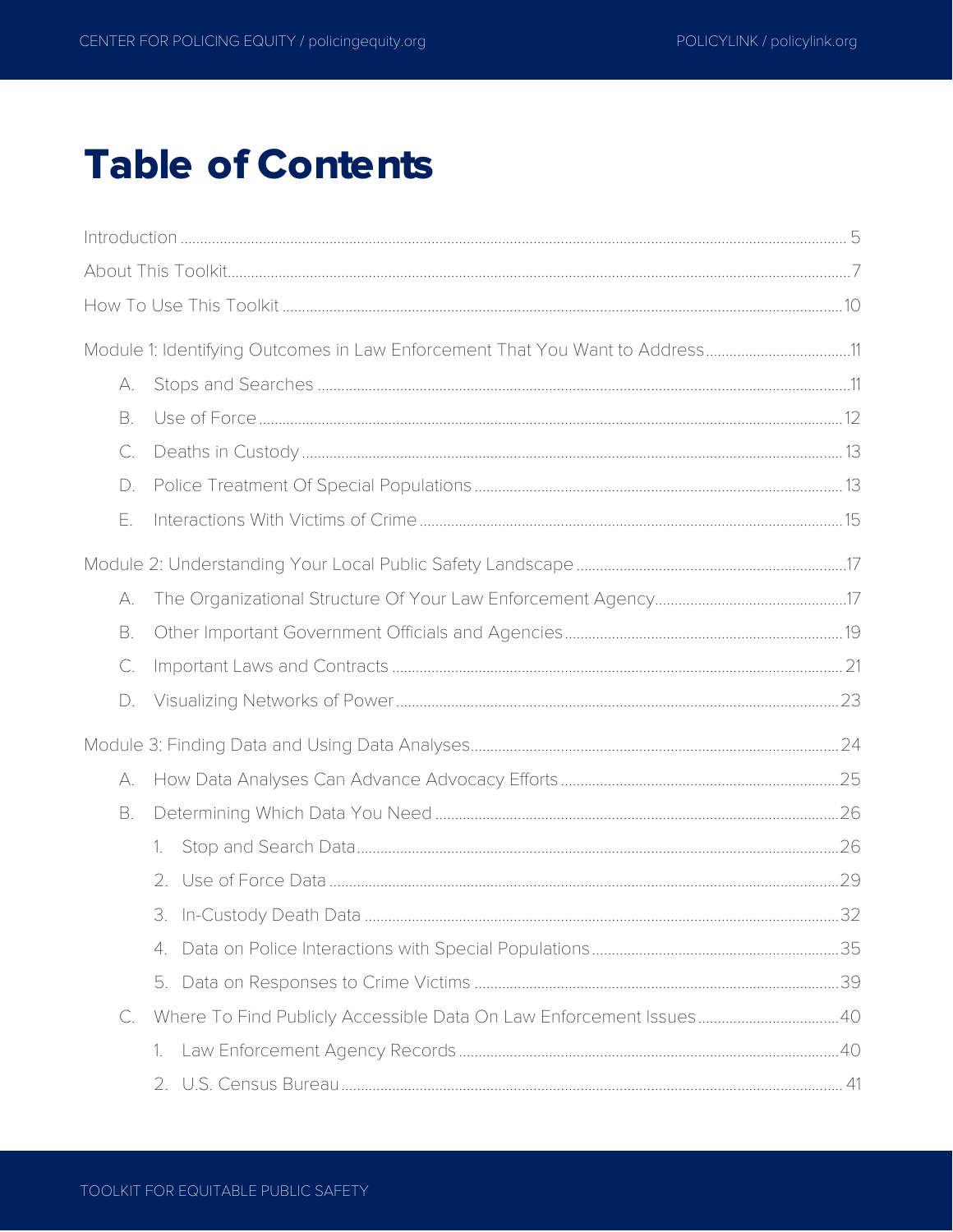# Table of Contents

- Introduction ........ 5
- About This Toolkit ........ 7
- How To Use This Toolkit ........ 10
- Module 1: Identifying Outcomes in Law Enforcement That You Want to Address ........ 11
  - A. Stops and Searches ........ 11
  - B. Use of Force ........ 12
  - C. Deaths in Custody ........ 13
  - D. Police Treatment Of Special Populations ........ 13
  - E. Interactions With Victims of Crime ........ 15
- Module 2: Understanding Your Local Public Safety Landscape ........ 17
  - A. The Organizational Structure Of Your Law Enforcement Agency ........ 17
  - B. Other Important Government Officials and Agencies ........ 19
  - C. Important Laws and Contracts ........ 21
  - D. Visualizing Networks of Power ........ 23
- Module 3: Finding Data and Using Data Analyses ........ 24
  - A. How Data Analyses Can Advance Advocacy Efforts ........ 25
  - B. Determining Which Data You Need ........ 26
    1. Stop and Search Data ........ 26
    2. Use of Force Data ........ 29
    3. In-Custody Death Data ........ 32
    4. Data on Police Interactions with Special Populations ........ 35
    5. Data on Responses to Crime Victims ........ 39
  - C. Where To Find Publicly Accessible Data On Law Enforcement Issues ........ 40
    1. Law Enforcement Agency Records ........ 40
    2. U.S. Census Bureau ........ 41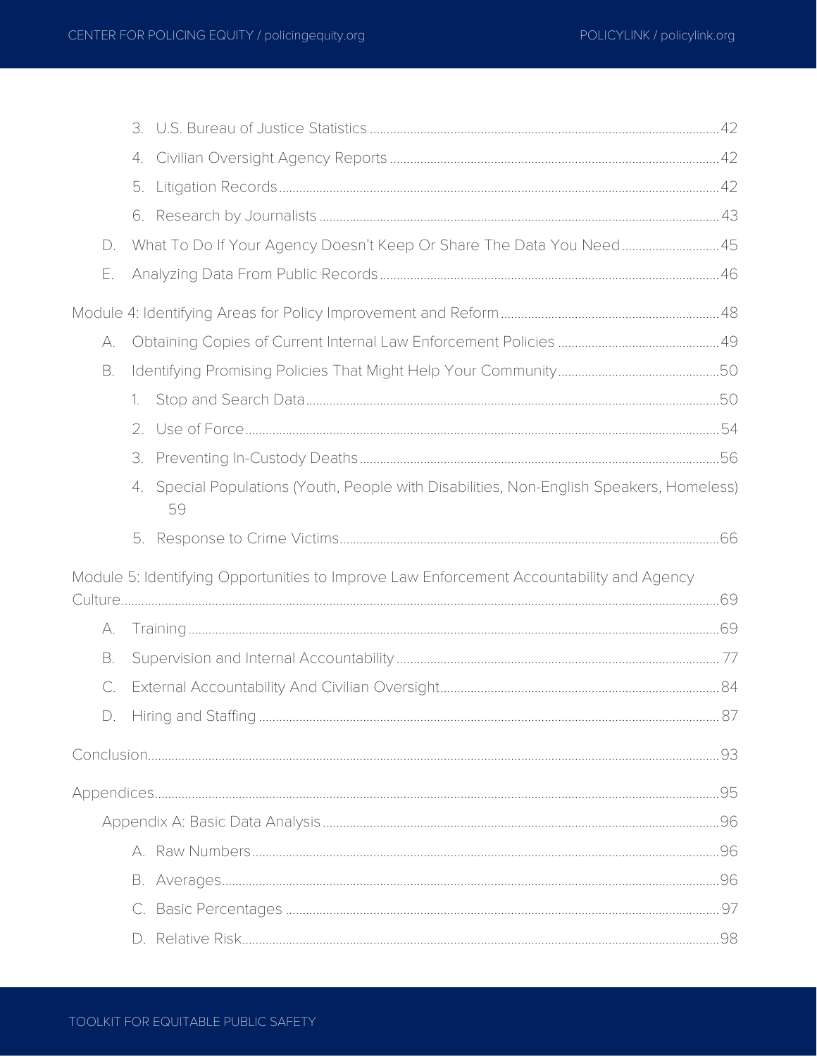3. U.S. Bureau of Justice Statistics ........ 42
4. Civilian Oversight Agency Reports ........ 42
5. Litigation Records ........ 42
6. Research by Journalists ........ 43

D. What To Do If Your Agency Doesn't Keep Or Share The Data You Need ........ 45

E. Analyzing Data From Public Records ........ 46

Module 4: Identifying Areas for Policy Improvement and Reform ........ 48

A. Obtaining Copies of Current Internal Law Enforcement Policies ........ 49

B. Identifying Promising Policies That Might Help Your Community ........ 50

1. Stop and Search Data ........ 50
2. Use of Force ........ 54
3. Preventing In-Custody Deaths ........ 56
4. Special Populations (Youth, People with Disabilities, Non-English Speakers, Homeless) 59
5. Response to Crime Victims ........ 66

Module 5: Identifying Opportunities to Improve Law Enforcement Accountability and Agency Culture ........ 69

A. Training ........ 69

B. Supervision and Internal Accountability ........ 77

C. External Accountability And Civilian Oversight ........ 84

D. Hiring and Staffing ........ 87

Conclusion ........ 93

Appendices ........ 95

Appendix A: Basic Data Analysis ........ 96

A. Raw Numbers ........ 96
B. Averages ........ 96
C. Basic Percentages ........ 97
D. Relative Risk ........ 98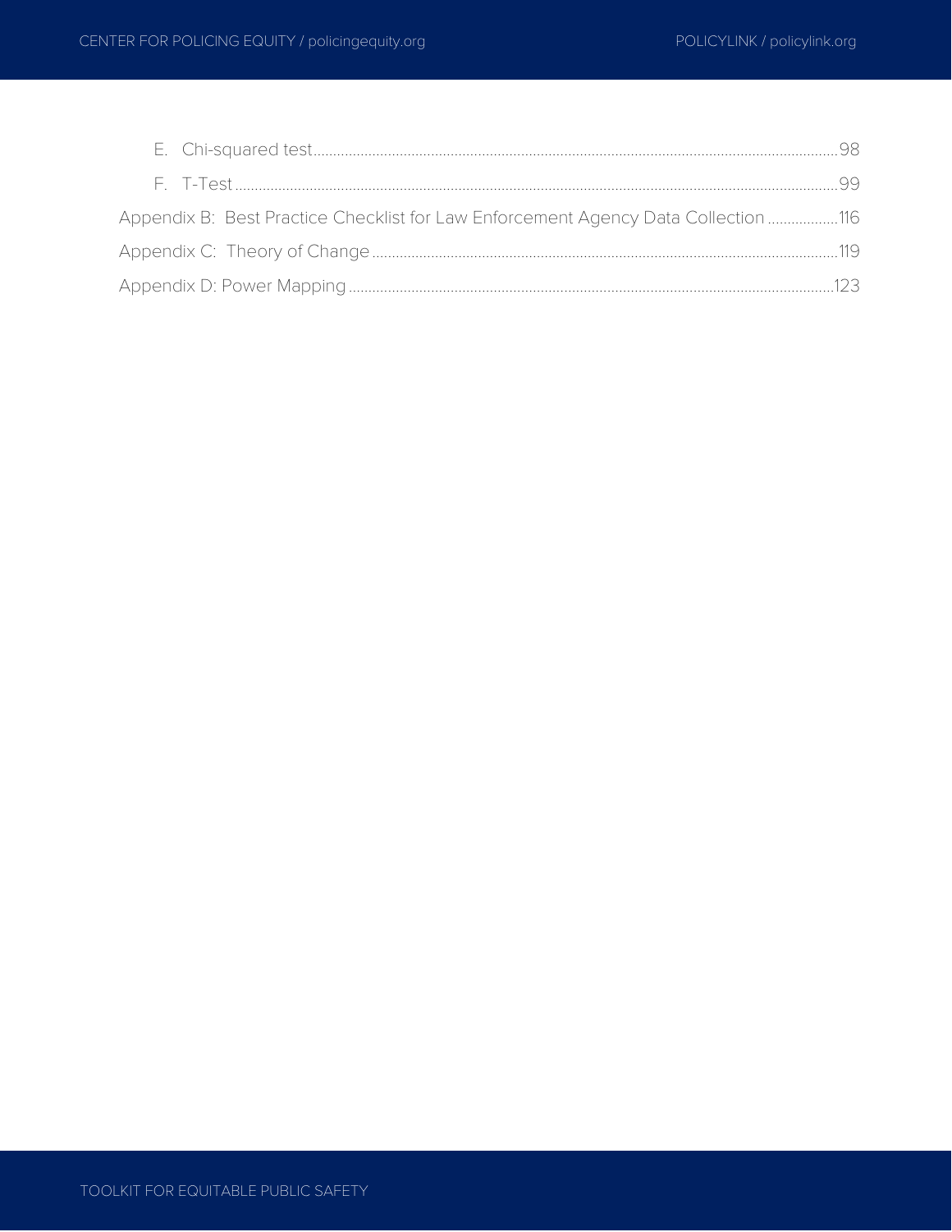E. Chi-squared test ........................................................................................................ 98

F. T-Test ........................................................................................................................ 99

Appendix B: Best Practice Checklist for Law Enforcement Agency Data Collection ................. 116

Appendix C: Theory of Change ........................................................................................ 119

Appendix D: Power Mapping .......................................................................................... 123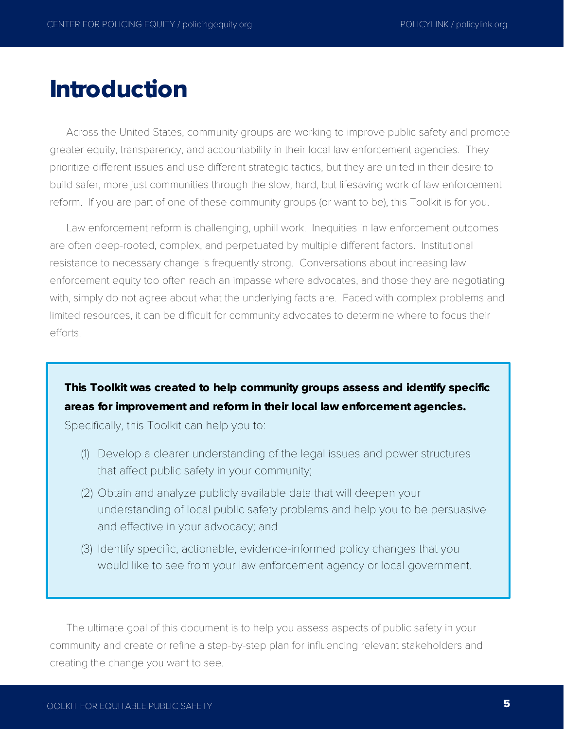# Introduction

Across the United States, community groups are working to improve public safety and promote greater equity, transparency, and accountability in their local law enforcement agencies. They prioritize different issues and use different strategic tactics, but they are united in their desire to build safer, more just communities through the slow, hard, but lifesaving work of law enforcement reform. If you are part of one of these community groups (or want to be), this Toolkit is for you.

Law enforcement reform is challenging, uphill work. Inequities in law enforcement outcomes are often deep-rooted, complex, and perpetuated by multiple different factors. Institutional resistance to necessary change is frequently strong. Conversations about increasing law enforcement equity too often reach an impasse where advocates, and those they are negotiating with, simply do not agree about what the underlying facts are. Faced with complex problems and limited resources, it can be difficult for community advocates to determine where to focus their efforts.

**This Toolkit was created to help community groups assess and identify specific areas for improvement and reform in their local law enforcement agencies.** Specifically, this Toolkit can help you to:

(1) Develop a clearer understanding of the legal issues and power structures that affect public safety in your community;

(2) Obtain and analyze publicly available data that will deepen your understanding of local public safety problems and help you to be persuasive and effective in your advocacy; and

(3) Identify specific, actionable, evidence-informed policy changes that you would like to see from your law enforcement agency or local government.

The ultimate goal of this document is to help you assess aspects of public safety in your community and create or refine a step-by-step plan for influencing relevant stakeholders and creating the change you want to see.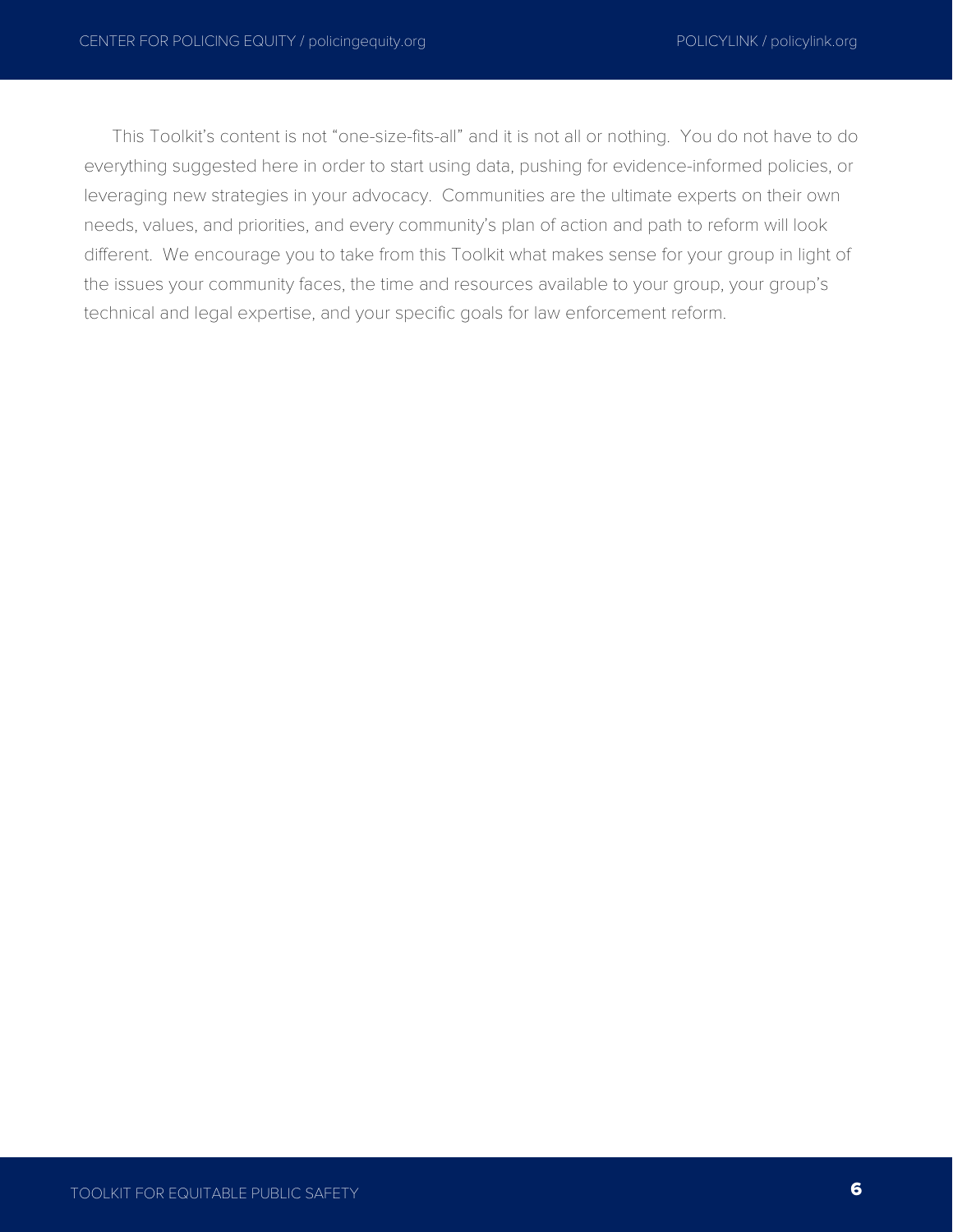This Toolkit's content is not "one-size-fits-all" and it is not all or nothing. You do not have to do everything suggested here in order to start using data, pushing for evidence-informed policies, or leveraging new strategies in your advocacy. Communities are the ultimate experts on their own needs, values, and priorities, and every community's plan of action and path to reform will look different. We encourage you to take from this Toolkit what makes sense for your group in light of the issues your community faces, the time and resources available to your group, your group's technical and legal expertise, and your specific goals for law enforcement reform.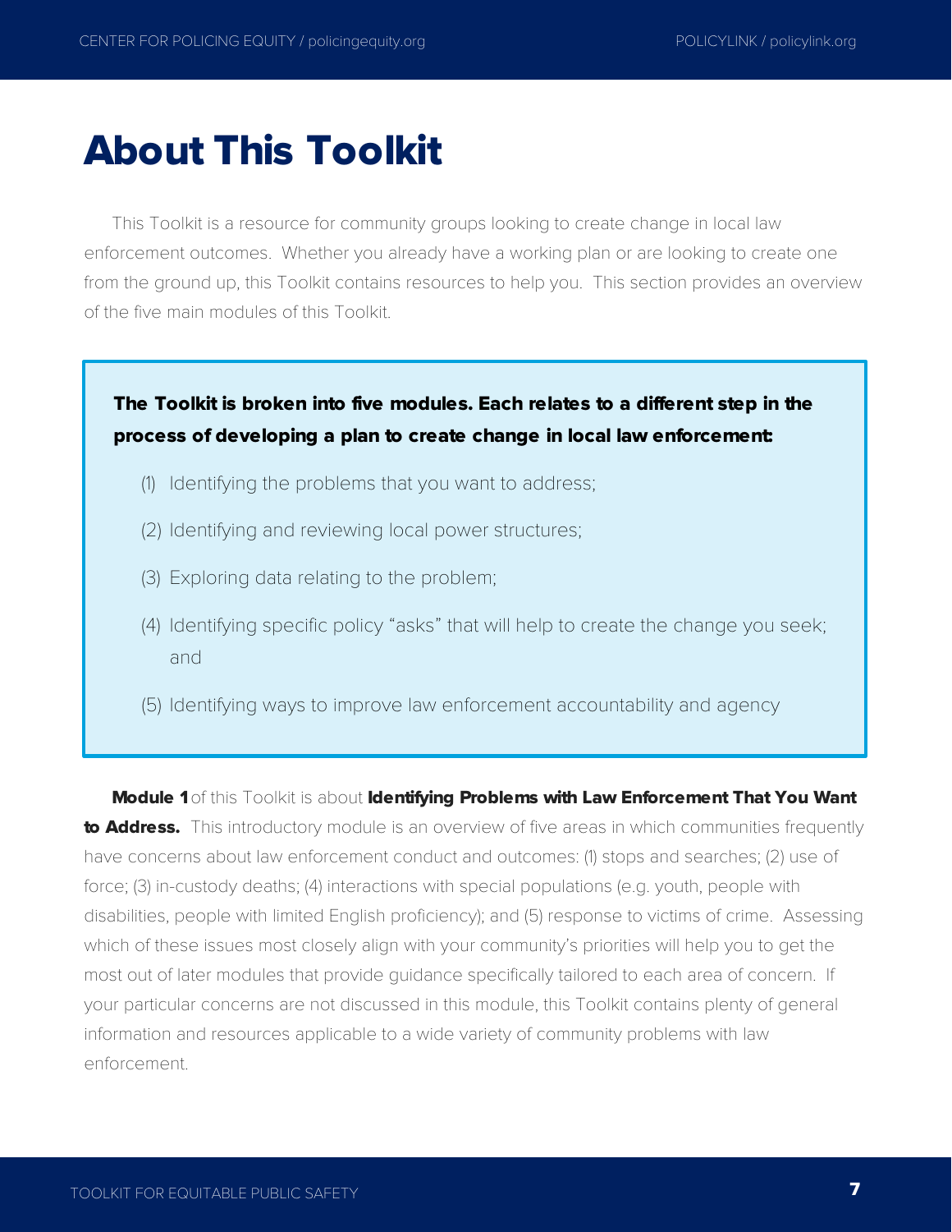# About This Toolkit

This Toolkit is a resource for community groups looking to create change in local law enforcement outcomes. Whether you already have a working plan or are looking to create one from the ground up, this Toolkit contains resources to help you. This section provides an overview of the five main modules of this Toolkit.

**The Toolkit is broken into five modules. Each relates to a different step in the process of developing a plan to create change in local law enforcement:**

(1) Identifying the problems that you want to address;

(2) Identifying and reviewing local power structures;

(3) Exploring data relating to the problem;

(4) Identifying specific policy "asks" that will help to create the change you seek; and

(5) Identifying ways to improve law enforcement accountability and agency

**Module 1** of this Toolkit is about **Identifying Problems with Law Enforcement That You Want to Address.** This introductory module is an overview of five areas in which communities frequently have concerns about law enforcement conduct and outcomes: (1) stops and searches; (2) use of force; (3) in-custody deaths; (4) interactions with special populations (e.g. youth, people with disabilities, people with limited English proficiency); and (5) response to victims of crime. Assessing which of these issues most closely align with your community's priorities will help you to get the most out of later modules that provide guidance specifically tailored to each area of concern. If your particular concerns are not discussed in this module, this Toolkit contains plenty of general information and resources applicable to a wide variety of community problems with law enforcement.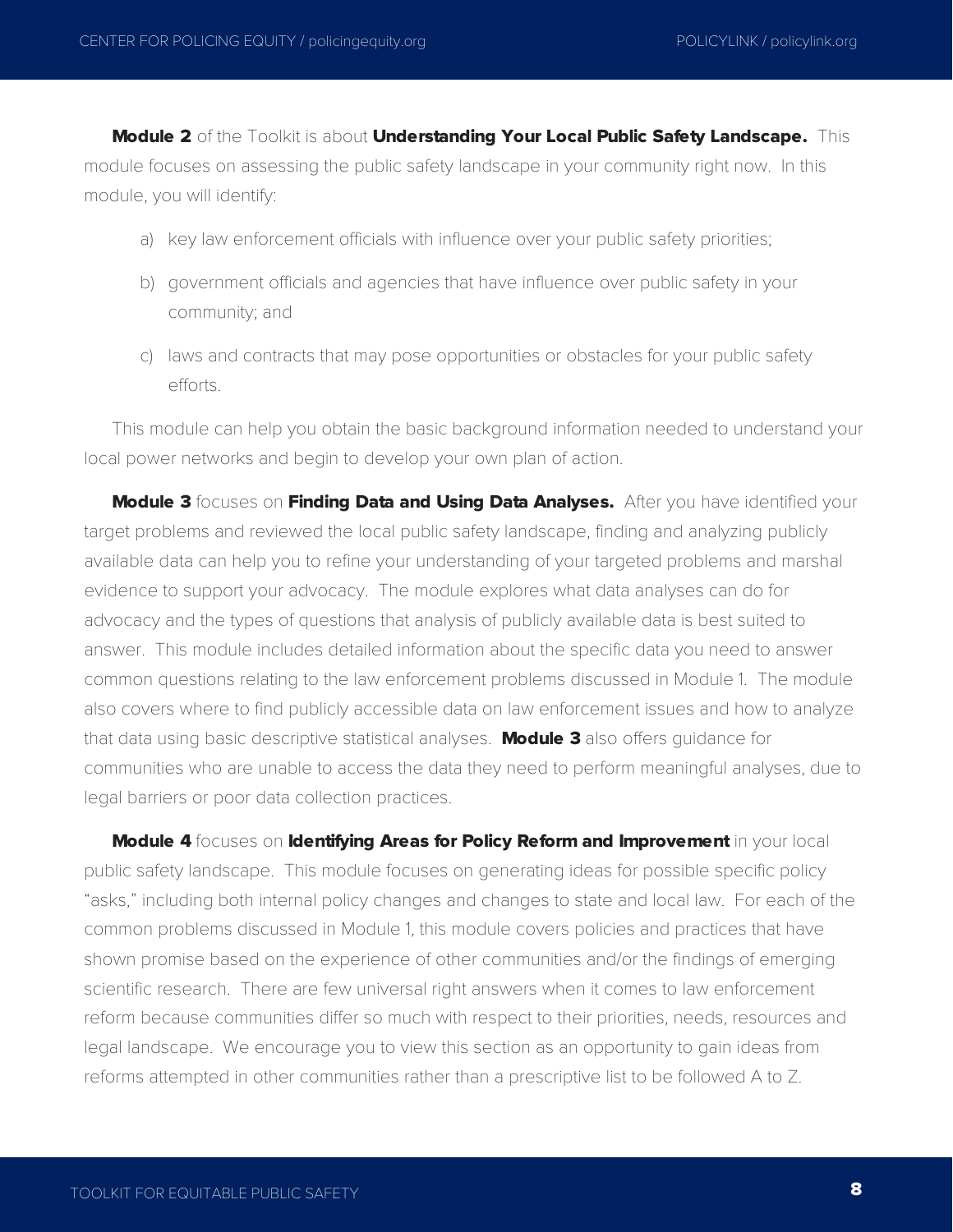**Module 2** of the Toolkit is about **Understanding Your Local Public Safety Landscape.** This module focuses on assessing the public safety landscape in your community right now. In this module, you will identify:

a) key law enforcement officials with influence over your public safety priorities;

b) government officials and agencies that have influence over public safety in your community; and

c) laws and contracts that may pose opportunities or obstacles for your public safety efforts.

This module can help you obtain the basic background information needed to understand your local power networks and begin to develop your own plan of action.

**Module 3** focuses on **Finding Data and Using Data Analyses.** After you have identified your target problems and reviewed the local public safety landscape, finding and analyzing publicly available data can help you to refine your understanding of your targeted problems and marshal evidence to support your advocacy. The module explores what data analyses can do for advocacy and the types of questions that analysis of publicly available data is best suited to answer. This module includes detailed information about the specific data you need to answer common questions relating to the law enforcement problems discussed in Module 1. The module also covers where to find publicly accessible data on law enforcement issues and how to analyze that data using basic descriptive statistical analyses. **Module 3** also offers guidance for communities who are unable to access the data they need to perform meaningful analyses, due to legal barriers or poor data collection practices.

**Module 4** focuses on **Identifying Areas for Policy Reform and Improvement** in your local public safety landscape. This module focuses on generating ideas for possible specific policy "asks," including both internal policy changes and changes to state and local law. For each of the common problems discussed in Module 1, this module covers policies and practices that have shown promise based on the experience of other communities and/or the findings of emerging scientific research. There are few universal right answers when it comes to law enforcement reform because communities differ so much with respect to their priorities, needs, resources and legal landscape. We encourage you to view this section as an opportunity to gain ideas from reforms attempted in other communities rather than a prescriptive list to be followed A to Z.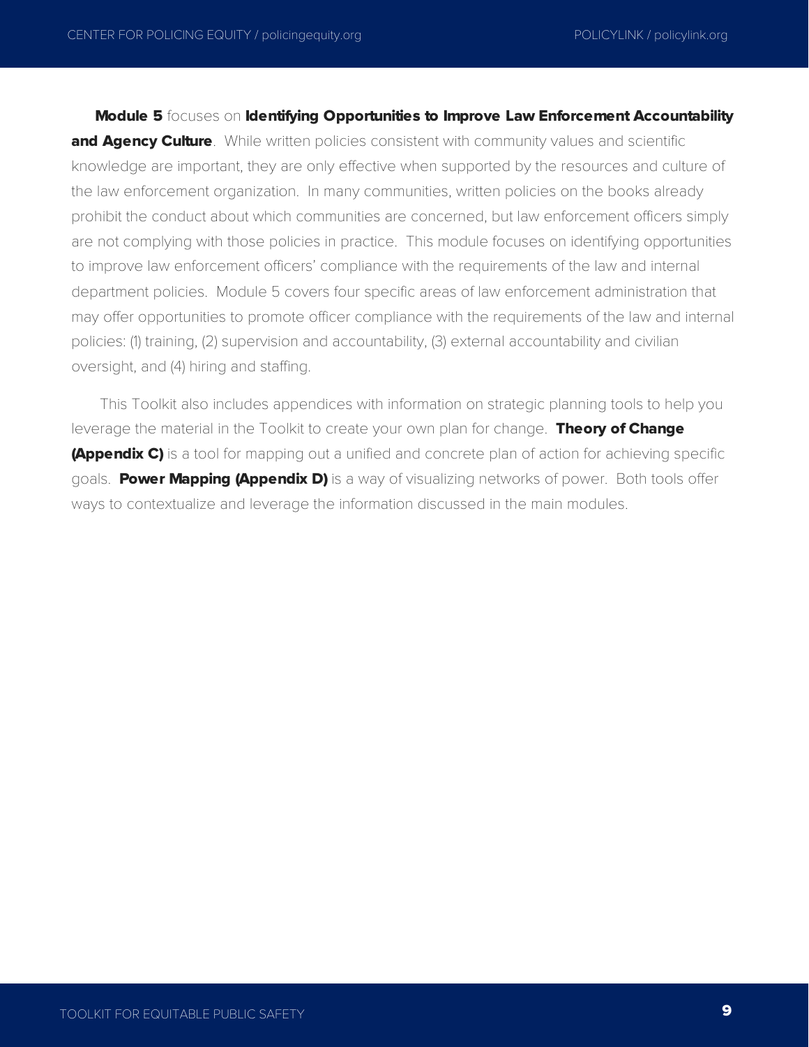**Module 5** focuses on **Identifying Opportunities to Improve Law Enforcement Accountability and Agency Culture**. While written policies consistent with community values and scientific knowledge are important, they are only effective when supported by the resources and culture of the law enforcement organization. In many communities, written policies on the books already prohibit the conduct about which communities are concerned, but law enforcement officers simply are not complying with those policies in practice. This module focuses on identifying opportunities to improve law enforcement officers' compliance with the requirements of the law and internal department policies. Module 5 covers four specific areas of law enforcement administration that may offer opportunities to promote officer compliance with the requirements of the law and internal policies: (1) training, (2) supervision and accountability, (3) external accountability and civilian oversight, and (4) hiring and staffing.

This Toolkit also includes appendices with information on strategic planning tools to help you leverage the material in the Toolkit to create your own plan for change. **Theory of Change (Appendix C)** is a tool for mapping out a unified and concrete plan of action for achieving specific goals. **Power Mapping (Appendix D)** is a way of visualizing networks of power. Both tools offer ways to contextualize and leverage the information discussed in the main modules.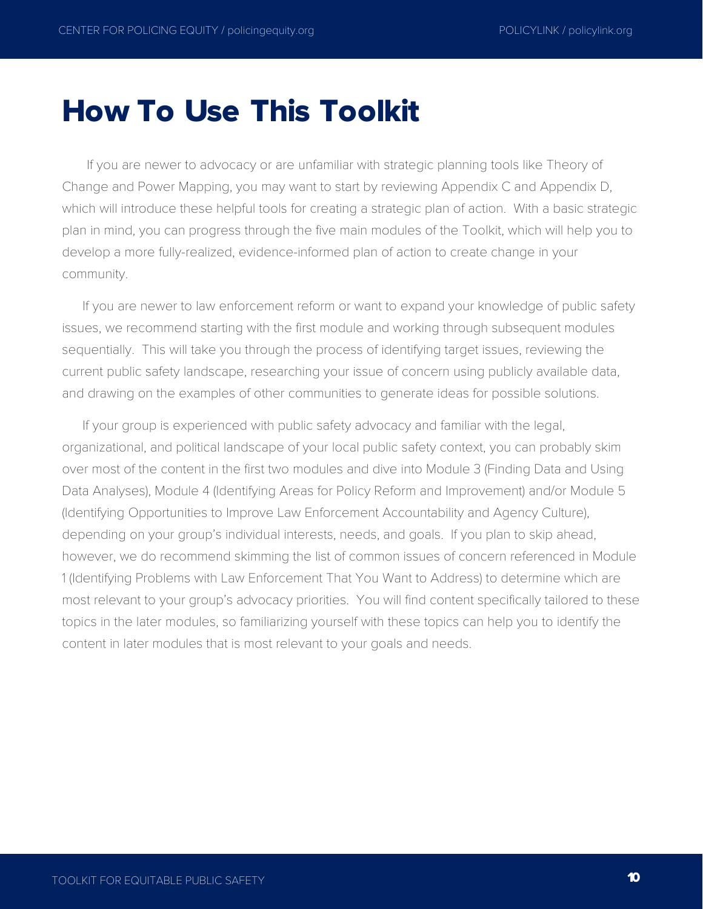# How To Use This Toolkit

If you are newer to advocacy or are unfamiliar with strategic planning tools like Theory of Change and Power Mapping, you may want to start by reviewing Appendix C and Appendix D, which will introduce these helpful tools for creating a strategic plan of action. With a basic strategic plan in mind, you can progress through the five main modules of the Toolkit, which will help you to develop a more fully-realized, evidence-informed plan of action to create change in your community.

If you are newer to law enforcement reform or want to expand your knowledge of public safety issues, we recommend starting with the first module and working through subsequent modules sequentially. This will take you through the process of identifying target issues, reviewing the current public safety landscape, researching your issue of concern using publicly available data, and drawing on the examples of other communities to generate ideas for possible solutions.

If your group is experienced with public safety advocacy and familiar with the legal, organizational, and political landscape of your local public safety context, you can probably skim over most of the content in the first two modules and dive into Module 3 (Finding Data and Using Data Analyses), Module 4 (Identifying Areas for Policy Reform and Improvement) and/or Module 5 (Identifying Opportunities to Improve Law Enforcement Accountability and Agency Culture), depending on your group's individual interests, needs, and goals. If you plan to skip ahead, however, we do recommend skimming the list of common issues of concern referenced in Module 1 (Identifying Problems with Law Enforcement That You Want to Address) to determine which are most relevant to your group's advocacy priorities. You will find content specifically tailored to these topics in the later modules, so familiarizing yourself with these topics can help you to identify the content in later modules that is most relevant to your goals and needs.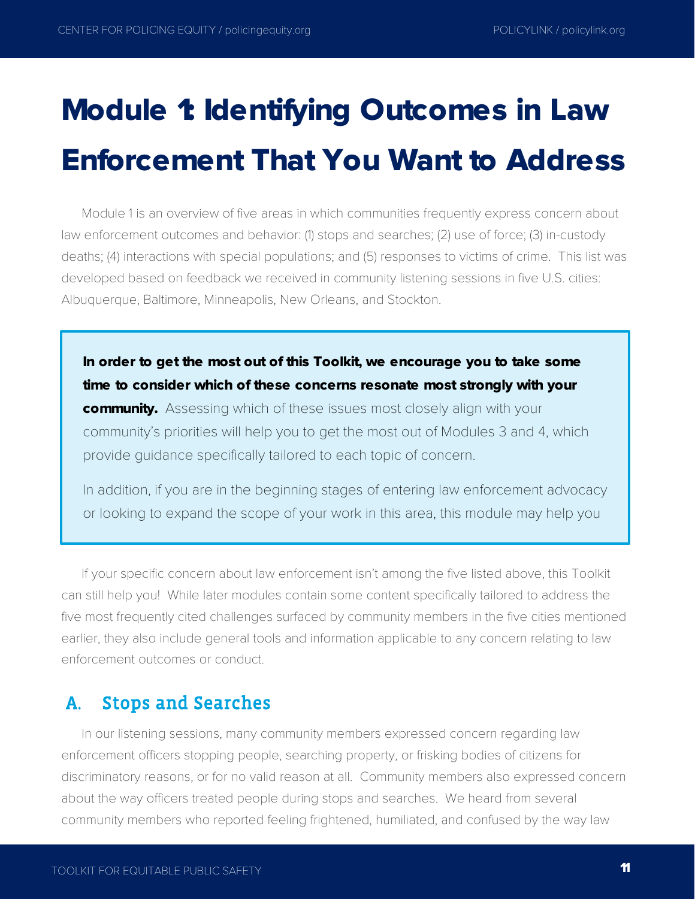# Module 1: Identifying Outcomes in Law Enforcement That You Want to Address

Module 1 is an overview of five areas in which communities frequently express concern about law enforcement outcomes and behavior: (1) stops and searches; (2) use of force; (3) in-custody deaths; (4) interactions with special populations; and (5) responses to victims of crime. This list was developed based on feedback we received in community listening sessions in five U.S. cities: Albuquerque, Baltimore, Minneapolis, New Orleans, and Stockton.

> **In order to get the most out of this Toolkit, we encourage you to take some time to consider which of these concerns resonate most strongly with your community.** Assessing which of these issues most closely align with your community's priorities will help you to get the most out of Modules 3 and 4, which provide guidance specifically tailored to each topic of concern.
>
> In addition, if you are in the beginning stages of entering law enforcement advocacy or looking to expand the scope of your work in this area, this module may help you

If your specific concern about law enforcement isn't among the five listed above, this Toolkit can still help you! While later modules contain some content specifically tailored to address the five most frequently cited challenges surfaced by community members in the five cities mentioned earlier, they also include general tools and information applicable to any concern relating to law enforcement outcomes or conduct.

## A. Stops and Searches

In our listening sessions, many community members expressed concern regarding law enforcement officers stopping people, searching property, or frisking bodies of citizens for discriminatory reasons, or for no valid reason at all. Community members also expressed concern about the way officers treated people during stops and searches. We heard from several community members who reported feeling frightened, humiliated, and confused by the way law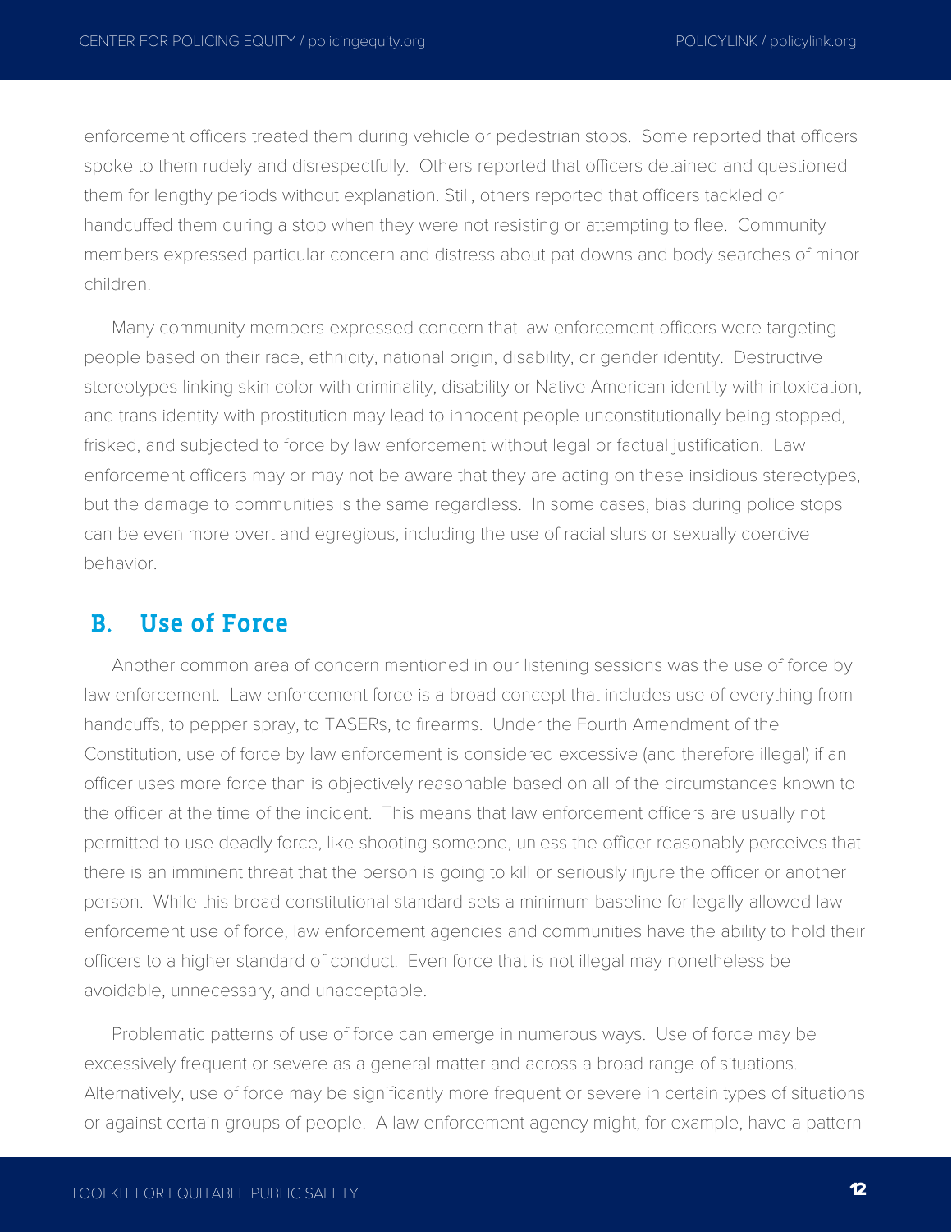enforcement officers treated them during vehicle or pedestrian stops. Some reported that officers spoke to them rudely and disrespectfully. Others reported that officers detained and questioned them for lengthy periods without explanation. Still, others reported that officers tackled or handcuffed them during a stop when they were not resisting or attempting to flee. Community members expressed particular concern and distress about pat downs and body searches of minor children.

Many community members expressed concern that law enforcement officers were targeting people based on their race, ethnicity, national origin, disability, or gender identity. Destructive stereotypes linking skin color with criminality, disability or Native American identity with intoxication, and trans identity with prostitution may lead to innocent people unconstitutionally being stopped, frisked, and subjected to force by law enforcement without legal or factual justification. Law enforcement officers may or may not be aware that they are acting on these insidious stereotypes, but the damage to communities is the same regardless. In some cases, bias during police stops can be even more overt and egregious, including the use of racial slurs or sexually coercive behavior.

## B. Use of Force

Another common area of concern mentioned in our listening sessions was the use of force by law enforcement. Law enforcement force is a broad concept that includes use of everything from handcuffs, to pepper spray, to TASERs, to firearms. Under the Fourth Amendment of the Constitution, use of force by law enforcement is considered excessive (and therefore illegal) if an officer uses more force than is objectively reasonable based on all of the circumstances known to the officer at the time of the incident. This means that law enforcement officers are usually not permitted to use deadly force, like shooting someone, unless the officer reasonably perceives that there is an imminent threat that the person is going to kill or seriously injure the officer or another person. While this broad constitutional standard sets a minimum baseline for legally-allowed law enforcement use of force, law enforcement agencies and communities have the ability to hold their officers to a higher standard of conduct. Even force that is not illegal may nonetheless be avoidable, unnecessary, and unacceptable.

Problematic patterns of use of force can emerge in numerous ways. Use of force may be excessively frequent or severe as a general matter and across a broad range of situations. Alternatively, use of force may be significantly more frequent or severe in certain types of situations or against certain groups of people. A law enforcement agency might, for example, have a pattern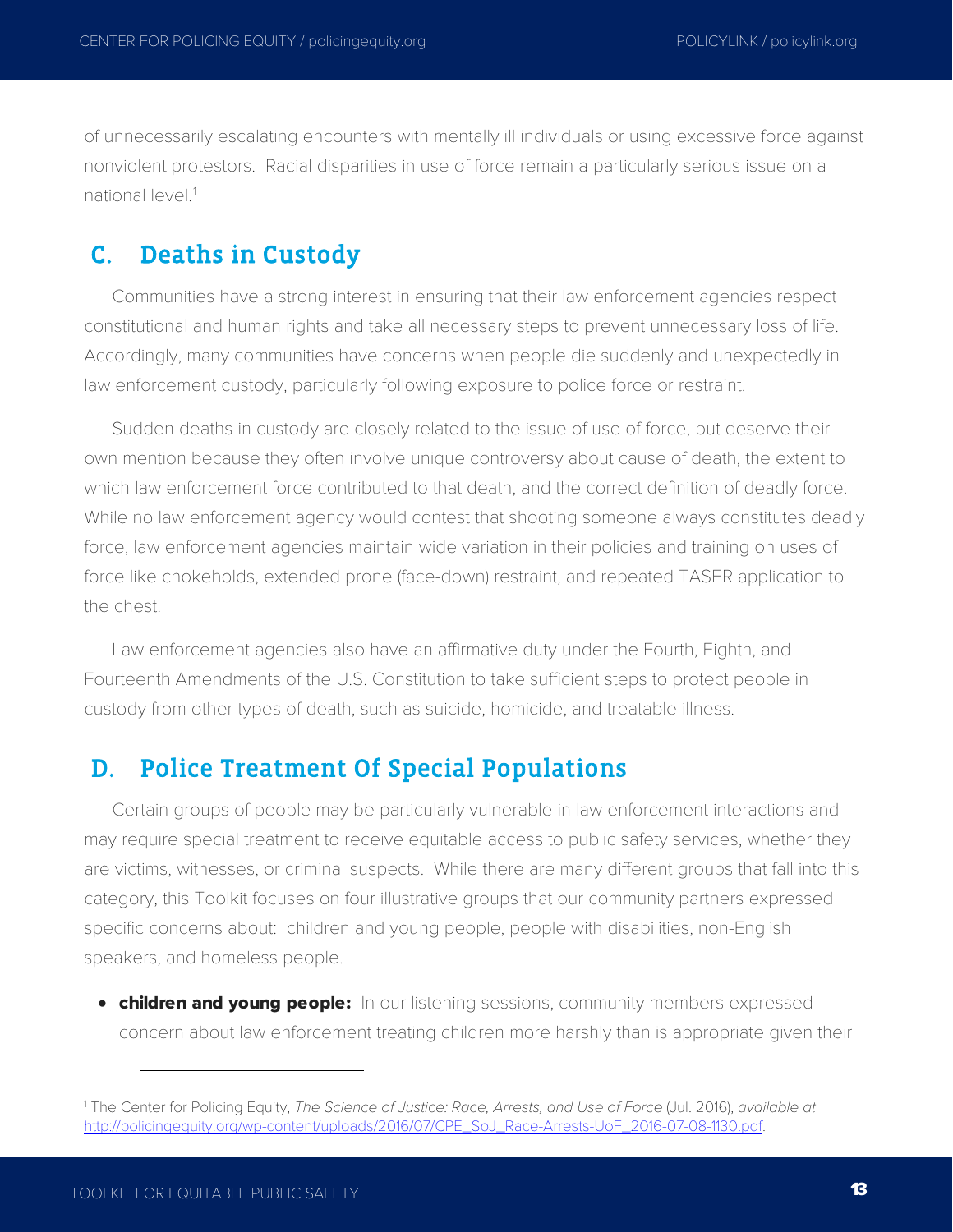of unnecessarily escalating encounters with mentally ill individuals or using excessive force against nonviolent protestors. Racial disparities in use of force remain a particularly serious issue on a national level.[1]

## C. Deaths in Custody

Communities have a strong interest in ensuring that their law enforcement agencies respect constitutional and human rights and take all necessary steps to prevent unnecessary loss of life. Accordingly, many communities have concerns when people die suddenly and unexpectedly in law enforcement custody, particularly following exposure to police force or restraint.

Sudden deaths in custody are closely related to the issue of use of force, but deserve their own mention because they often involve unique controversy about cause of death, the extent to which law enforcement force contributed to that death, and the correct definition of deadly force. While no law enforcement agency would contest that shooting someone always constitutes deadly force, law enforcement agencies maintain wide variation in their policies and training on uses of force like chokeholds, extended prone (face-down) restraint, and repeated TASER application to the chest.

Law enforcement agencies also have an affirmative duty under the Fourth, Eighth, and Fourteenth Amendments of the U.S. Constitution to take sufficient steps to protect people in custody from other types of death, such as suicide, homicide, and treatable illness.

## D. Police Treatment Of Special Populations

Certain groups of people may be particularly vulnerable in law enforcement interactions and may require special treatment to receive equitable access to public safety services, whether they are victims, witnesses, or criminal suspects. While there are many different groups that fall into this category, this Toolkit focuses on four illustrative groups that our community partners expressed specific concerns about: children and young people, people with disabilities, non-English speakers, and homeless people.

- **children and young people:** In our listening sessions, community members expressed concern about law enforcement treating children more harshly than is appropriate given their

[1] The Center for Policing Equity, *The Science of Justice: Race, Arrests, and Use of Force* (Jul. 2016), *available at* http://policingequity.org/wp-content/uploads/2016/07/CPE_SoJ_Race-Arrests-UoF_2016-07-08-1130.pdf.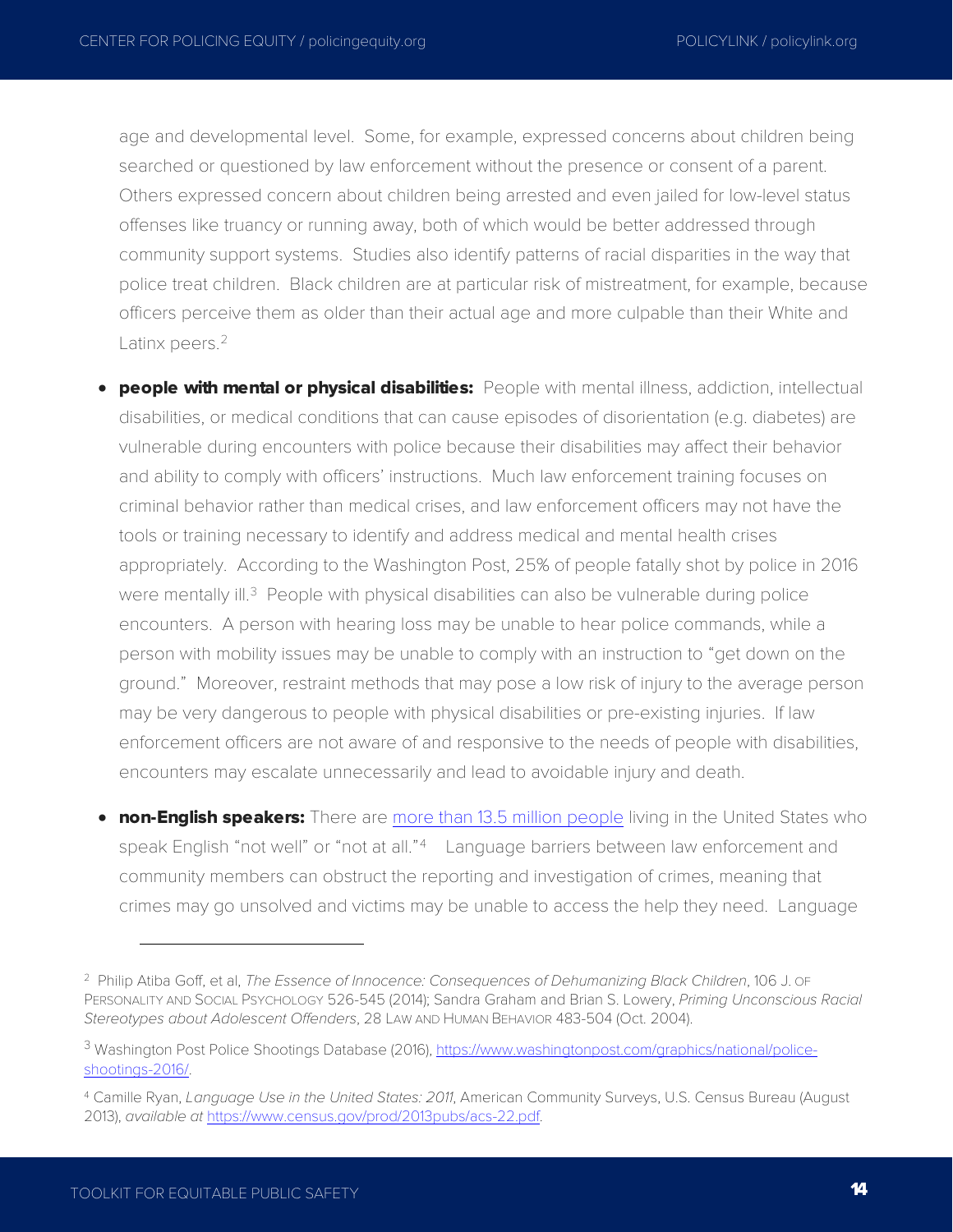age and developmental level. Some, for example, expressed concerns about children being searched or questioned by law enforcement without the presence or consent of a parent. Others expressed concern about children being arrested and even jailed for low-level status offenses like truancy or running away, both of which would be better addressed through community support systems. Studies also identify patterns of racial disparities in the way that police treat children. Black children are at particular risk of mistreatment, for example, because officers perceive them as older than their actual age and more culpable than their White and Latinx peers.[2]

- **people with mental or physical disabilities:** People with mental illness, addiction, intellectual disabilities, or medical conditions that can cause episodes of disorientation (e.g. diabetes) are vulnerable during encounters with police because their disabilities may affect their behavior and ability to comply with officers' instructions. Much law enforcement training focuses on criminal behavior rather than medical crises, and law enforcement officers may not have the tools or training necessary to identify and address medical and mental health crises appropriately. According to the Washington Post, 25% of people fatally shot by police in 2016 were mentally ill.[3] People with physical disabilities can also be vulnerable during police encounters. A person with hearing loss may be unable to hear police commands, while a person with mobility issues may be unable to comply with an instruction to "get down on the ground." Moreover, restraint methods that may pose a low risk of injury to the average person may be very dangerous to people with physical disabilities or pre-existing injuries. If law enforcement officers are not aware of and responsive to the needs of people with disabilities, encounters may escalate unnecessarily and lead to avoidable injury and death.

- **non-English speakers:** There are more than 13.5 million people living in the United States who speak English "not well" or "not at all."[4] Language barriers between law enforcement and community members can obstruct the reporting and investigation of crimes, meaning that crimes may go unsolved and victims may be unable to access the help they need. Language

---

[2] Philip Atiba Goff, et al, *The Essence of Innocence: Consequences of Dehumanizing Black Children*, 106 J. of Personality and Social Psychology 526-545 (2014); Sandra Graham and Brian S. Lowery, *Priming Unconscious Racial Stereotypes about Adolescent Offenders*, 28 Law and Human Behavior 483-504 (Oct. 2004).

[3] Washington Post Police Shootings Database (2016), https://www.washingtonpost.com/graphics/national/police-shootings-2016/.

[4] Camille Ryan, *Language Use in the United States: 2011*, American Community Surveys, U.S. Census Bureau (August 2013), *available at* https://www.census.gov/prod/2013pubs/acs-22.pdf.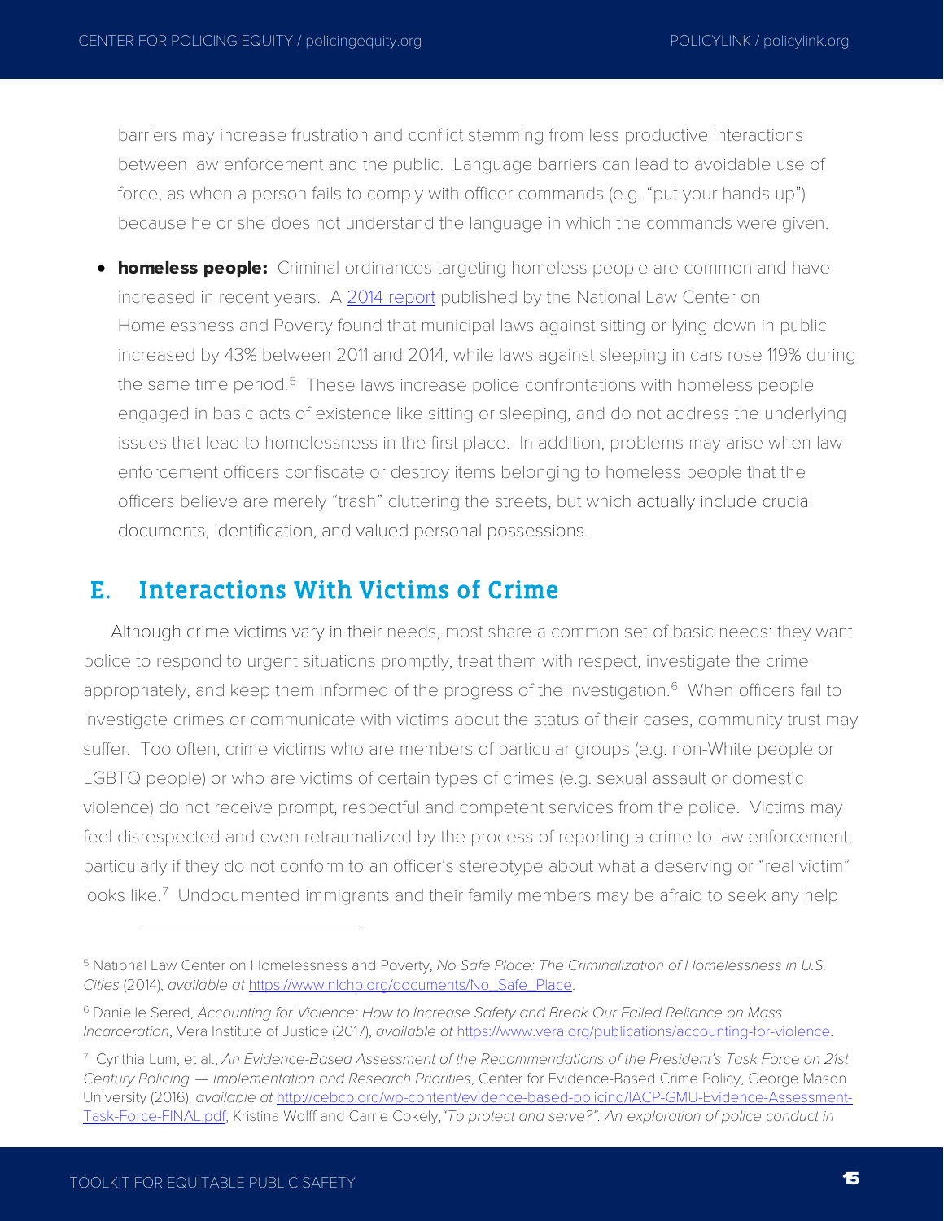barriers may increase frustration and conflict stemming from less productive interactions between law enforcement and the public. Language barriers can lead to avoidable use of force, as when a person fails to comply with officer commands (e.g. "put your hands up") because he or she does not understand the language in which the commands were given.

- **homeless people:** Criminal ordinances targeting homeless people are common and have increased in recent years. A [2014 report](https://www.nlchp.org/documents/No_Safe_Place) published by the National Law Center on Homelessness and Poverty found that municipal laws against sitting or lying down in public increased by 43% between 2011 and 2014, while laws against sleeping in cars rose 119% during the same time period.[5] These laws increase police confrontations with homeless people engaged in basic acts of existence like sitting or sleeping, and do not address the underlying issues that lead to homelessness in the first place. In addition, problems may arise when law enforcement officers confiscate or destroy items belonging to homeless people that the officers believe are merely "trash" cluttering the streets, but which actually include crucial documents, identification, and valued personal possessions.

## E. Interactions With Victims of Crime

Although crime victims vary in their needs, most share a common set of basic needs: they want police to respond to urgent situations promptly, treat them with respect, investigate the crime appropriately, and keep them informed of the progress of the investigation.[6] When officers fail to investigate crimes or communicate with victims about the status of their cases, community trust may suffer. Too often, crime victims who are members of particular groups (e.g. non-White people or LGBTQ people) or who are victims of certain types of crimes (e.g. sexual assault or domestic violence) do not receive prompt, respectful and competent services from the police. Victims may feel disrespected and even retraumatized by the process of reporting a crime to law enforcement, particularly if they do not conform to an officer's stereotype about what a deserving or "real victim" looks like.[7] Undocumented immigrants and their family members may be afraid to seek any help

---

[5] National Law Center on Homelessness and Poverty, *No Safe Place: The Criminalization of Homelessness in U.S. Cities* (2014), *available at* https://www.nlchp.org/documents/No_Safe_Place.

[6] Danielle Sered, *Accounting for Violence: How to Increase Safety and Break Our Failed Reliance on Mass Incarceration*, Vera Institute of Justice (2017), *available at* https://www.vera.org/publications/accounting-for-violence.

[7] Cynthia Lum, et al., *An Evidence-Based Assessment of the Recommendations of the President's Task Force on 21st Century Policing — Implementation and Research Priorities*, Center for Evidence-Based Crime Policy, George Mason University (2016), *available at* http://cebcp.org/wp-content/evidence-based-policing/IACP-GMU-Evidence-Assessment-Task-Force-FINAL.pdf; Kristina Wolff and Carrie Cokely, *"To protect and serve?": An exploration of police conduct in*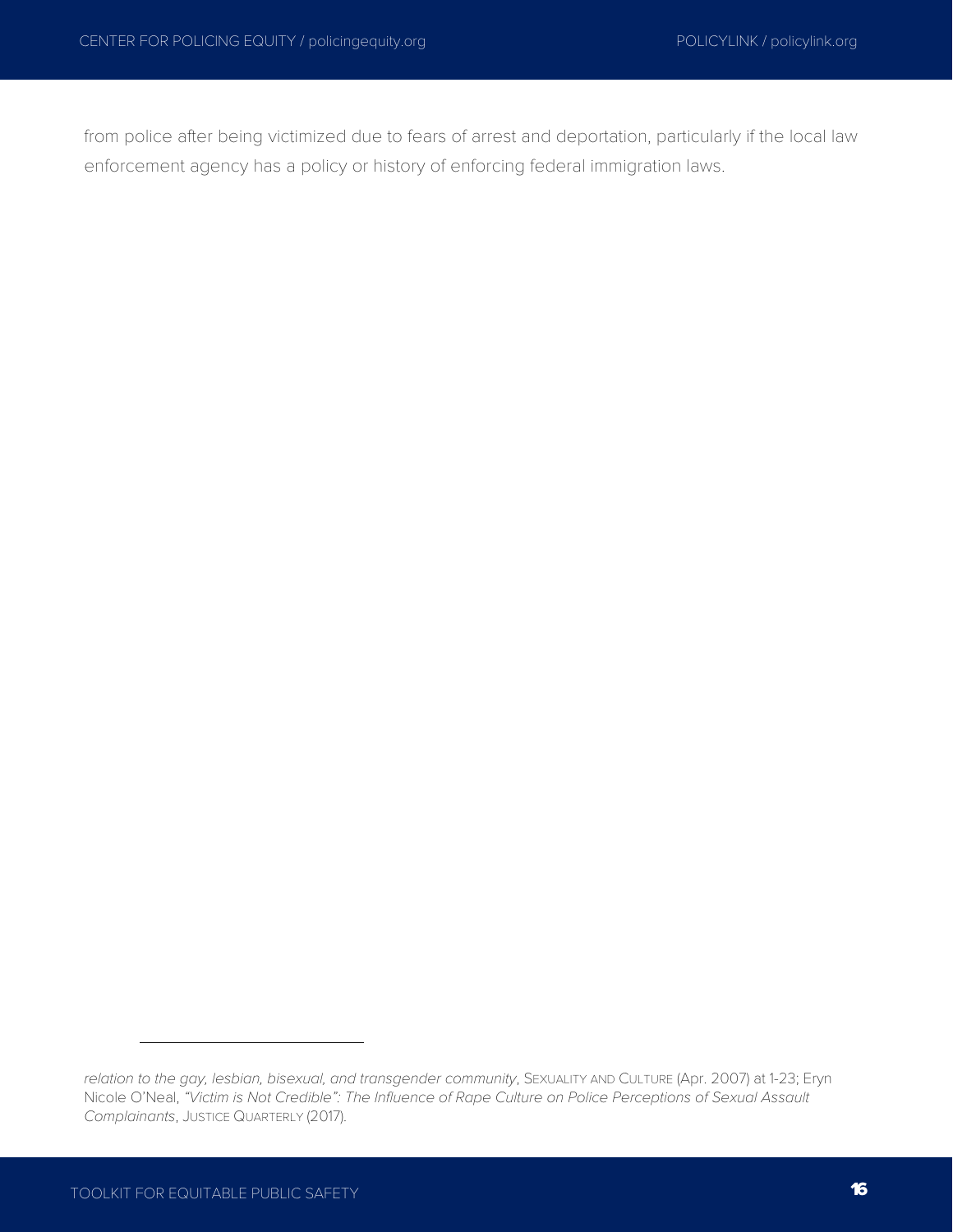from police after being victimized due to fears of arrest and deportation, particularly if the local law enforcement agency has a policy or history of enforcing federal immigration laws.

---

*relation to the gay, lesbian, bisexual, and transgender community*, SEXUALITY AND CULTURE (Apr. 2007) at 1-23; Eryn Nicole O'Neal, *"Victim is Not Credible": The Influence of Rape Culture on Police Perceptions of Sexual Assault Complainants*, JUSTICE QUARTERLY (2017).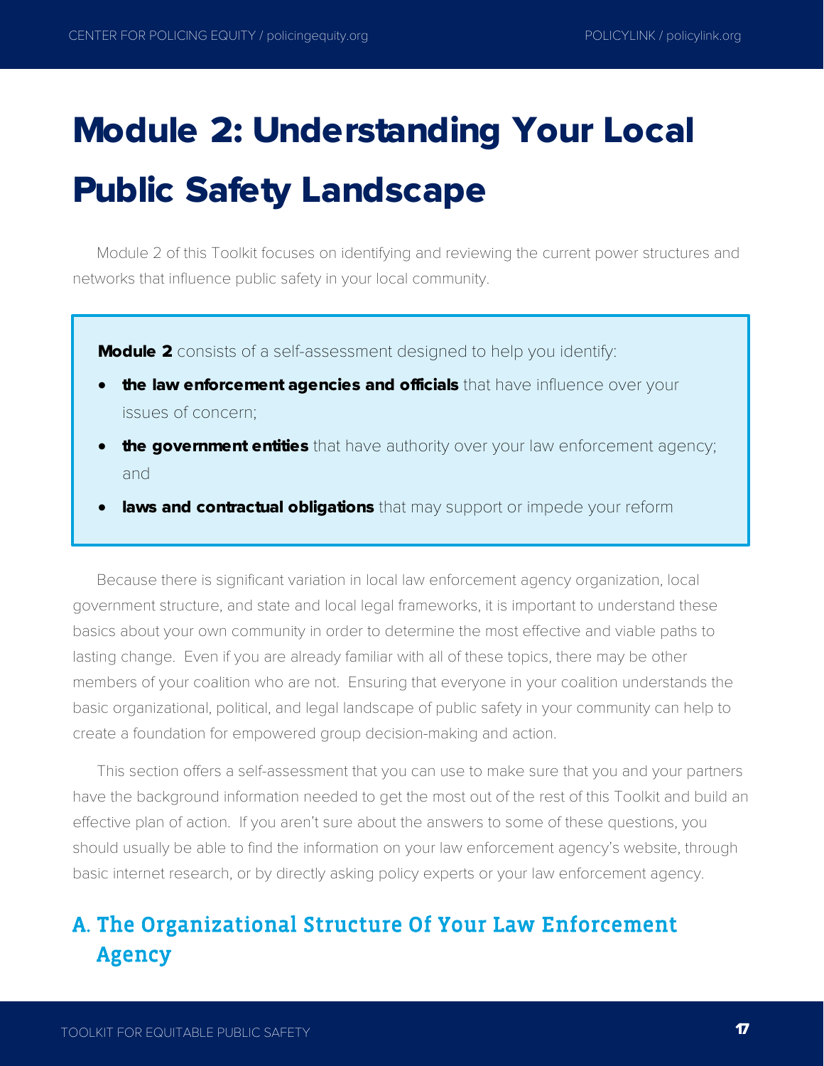# Module 2: Understanding Your Local Public Safety Landscape

Module 2 of this Toolkit focuses on identifying and reviewing the current power structures and networks that influence public safety in your local community.

**Module 2** consists of a self-assessment designed to help you identify:

- **the law enforcement agencies and officials** that have influence over your issues of concern;
- **the government entities** that have authority over your law enforcement agency; and
- **laws and contractual obligations** that may support or impede your reform

Because there is significant variation in local law enforcement agency organization, local government structure, and state and local legal frameworks, it is important to understand these basics about your own community in order to determine the most effective and viable paths to lasting change. Even if you are already familiar with all of these topics, there may be other members of your coalition who are not. Ensuring that everyone in your coalition understands the basic organizational, political, and legal landscape of public safety in your community can help to create a foundation for empowered group decision-making and action.

This section offers a self-assessment that you can use to make sure that you and your partners have the background information needed to get the most out of the rest of this Toolkit and build an effective plan of action. If you aren't sure about the answers to some of these questions, you should usually be able to find the information on your law enforcement agency's website, through basic internet research, or by directly asking policy experts or your law enforcement agency.

## A. The Organizational Structure Of Your Law Enforcement Agency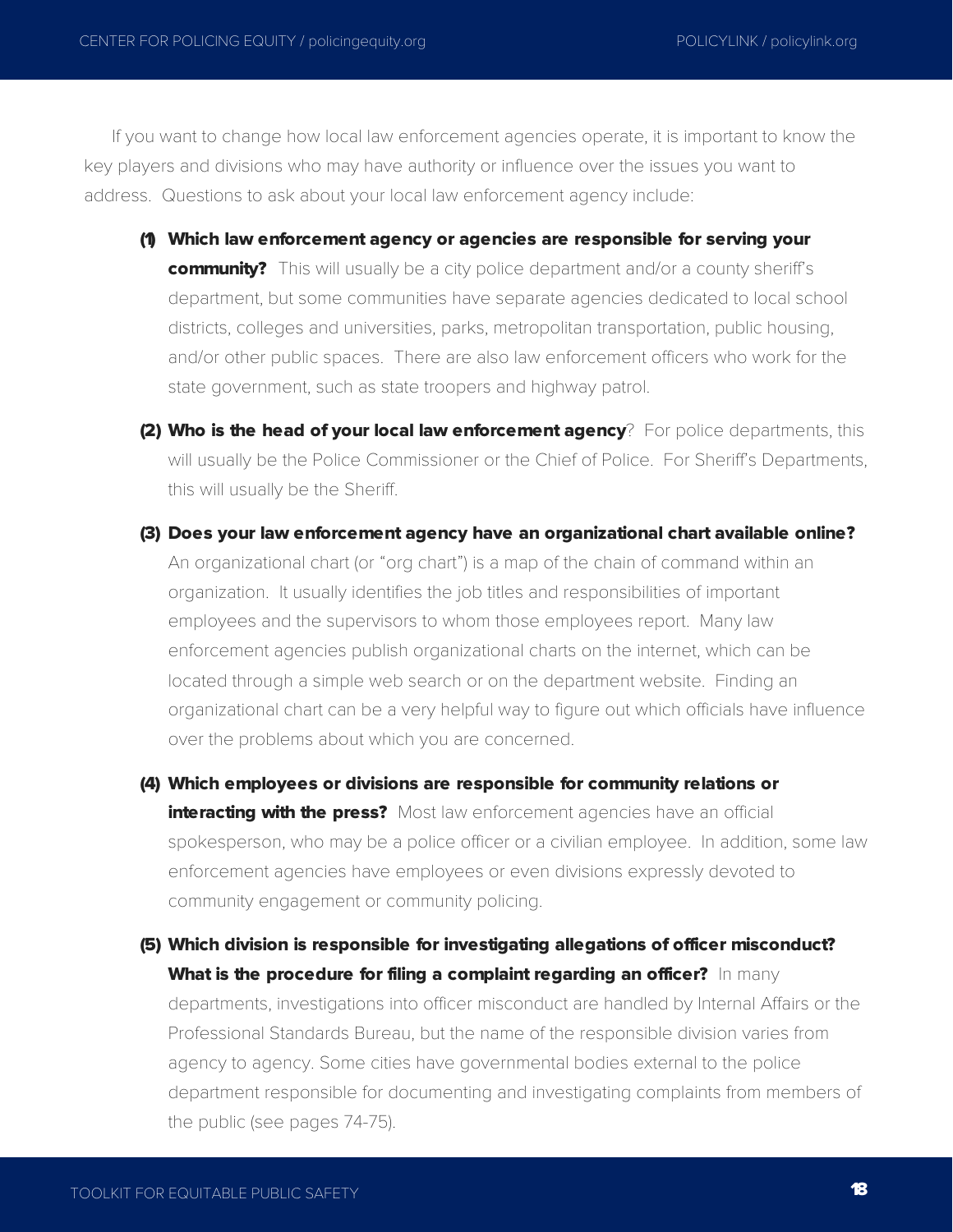If you want to change how local law enforcement agencies operate, it is important to know the key players and divisions who may have authority or influence over the issues you want to address. Questions to ask about your local law enforcement agency include:

**(1) Which law enforcement agency or agencies are responsible for serving your community?** This will usually be a city police department and/or a county sheriff's department, but some communities have separate agencies dedicated to local school districts, colleges and universities, parks, metropolitan transportation, public housing, and/or other public spaces. There are also law enforcement officers who work for the state government, such as state troopers and highway patrol.

**(2) Who is the head of your local law enforcement agency**? For police departments, this will usually be the Police Commissioner or the Chief of Police. For Sheriff's Departments, this will usually be the Sheriff.

**(3) Does your law enforcement agency have an organizational chart available online?** An organizational chart (or "org chart") is a map of the chain of command within an organization. It usually identifies the job titles and responsibilities of important employees and the supervisors to whom those employees report. Many law enforcement agencies publish organizational charts on the internet, which can be located through a simple web search or on the department website. Finding an organizational chart can be a very helpful way to figure out which officials have influence over the problems about which you are concerned.

**(4) Which employees or divisions are responsible for community relations or interacting with the press?** Most law enforcement agencies have an official spokesperson, who may be a police officer or a civilian employee. In addition, some law enforcement agencies have employees or even divisions expressly devoted to community engagement or community policing.

**(5) Which division is responsible for investigating allegations of officer misconduct? What is the procedure for filing a complaint regarding an officer?** In many departments, investigations into officer misconduct are handled by Internal Affairs or the Professional Standards Bureau, but the name of the responsible division varies from agency to agency. Some cities have governmental bodies external to the police department responsible for documenting and investigating complaints from members of the public (see pages 74-75).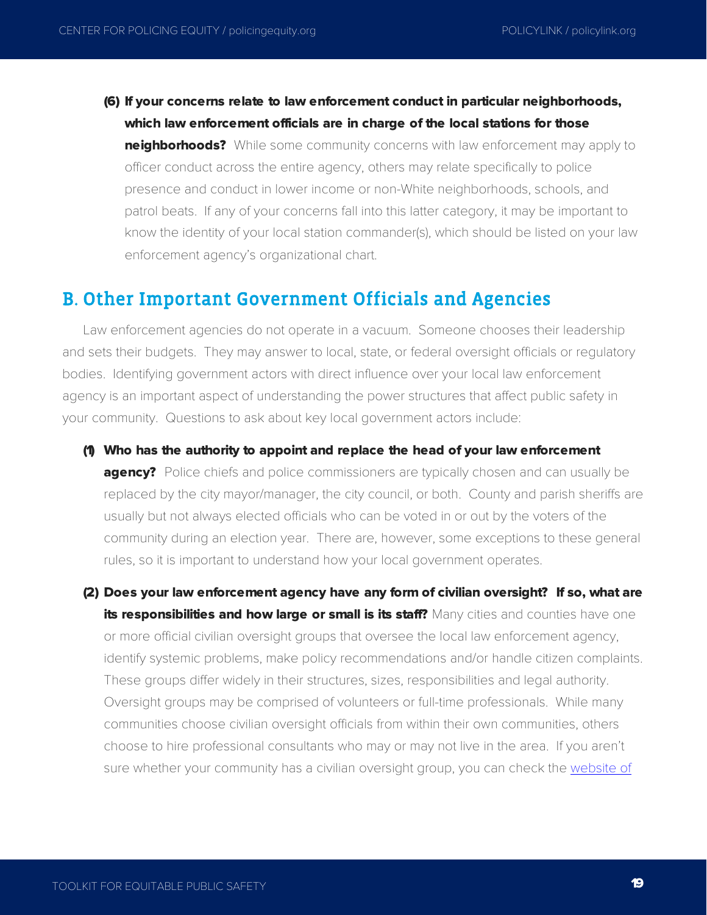(6) **If your concerns relate to law enforcement conduct in particular neighborhoods, which law enforcement officials are in charge of the local stations for those neighborhoods?** While some community concerns with law enforcement may apply to officer conduct across the entire agency, others may relate specifically to police presence and conduct in lower income or non-White neighborhoods, schools, and patrol beats. If any of your concerns fall into this latter category, it may be important to know the identity of your local station commander(s), which should be listed on your law enforcement agency's organizational chart.

## B. Other Important Government Officials and Agencies

Law enforcement agencies do not operate in a vacuum. Someone chooses their leadership and sets their budgets. They may answer to local, state, or federal oversight officials or regulatory bodies. Identifying government actors with direct influence over your local law enforcement agency is an important aspect of understanding the power structures that affect public safety in your community. Questions to ask about key local government actors include:

(1) **Who has the authority to appoint and replace the head of your law enforcement agency?** Police chiefs and police commissioners are typically chosen and can usually be replaced by the city mayor/manager, the city council, or both. County and parish sheriffs are usually but not always elected officials who can be voted in or out by the voters of the community during an election year. There are, however, some exceptions to these general rules, so it is important to understand how your local government operates.

(2) **Does your law enforcement agency have any form of civilian oversight? If so, what are its responsibilities and how large or small is its staff?** Many cities and counties have one or more official civilian oversight groups that oversee the local law enforcement agency, identify systemic problems, make policy recommendations and/or handle citizen complaints. These groups differ widely in their structures, sizes, responsibilities and legal authority. Oversight groups may be comprised of volunteers or full-time professionals. While many communities choose civilian oversight officials from within their own communities, others choose to hire professional consultants who may or may not live in the area. If you aren't sure whether your community has a civilian oversight group, you can check the website of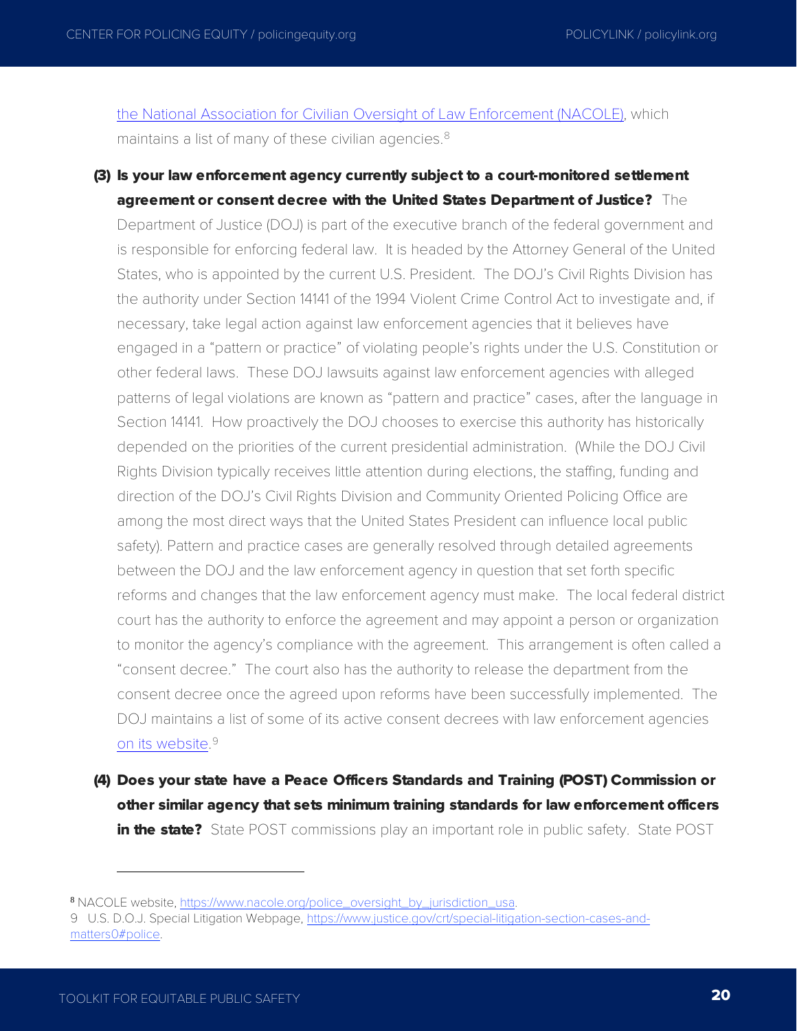the National Association for Civilian Oversight of Law Enforcement (NACOLE), which maintains a list of many of these civilian agencies.[8]

(3) **Is your law enforcement agency currently subject to a court-monitored settlement agreement or consent decree with the United States Department of Justice?** The Department of Justice (DOJ) is part of the executive branch of the federal government and is responsible for enforcing federal law. It is headed by the Attorney General of the United States, who is appointed by the current U.S. President. The DOJ's Civil Rights Division has the authority under Section 14141 of the 1994 Violent Crime Control Act to investigate and, if necessary, take legal action against law enforcement agencies that it believes have engaged in a "pattern or practice" of violating people's rights under the U.S. Constitution or other federal laws. These DOJ lawsuits against law enforcement agencies with alleged patterns of legal violations are known as "pattern and practice" cases, after the language in Section 14141. How proactively the DOJ chooses to exercise this authority has historically depended on the priorities of the current presidential administration. (While the DOJ Civil Rights Division typically receives little attention during elections, the staffing, funding and direction of the DOJ's Civil Rights Division and Community Oriented Policing Office are among the most direct ways that the United States President can influence local public safety). Pattern and practice cases are generally resolved through detailed agreements between the DOJ and the law enforcement agency in question that set forth specific reforms and changes that the law enforcement agency must make. The local federal district court has the authority to enforce the agreement and may appoint a person or organization to monitor the agency's compliance with the agreement. This arrangement is often called a "consent decree." The court also has the authority to release the department from the consent decree once the agreed upon reforms have been successfully implemented. The DOJ maintains a list of some of its active consent decrees with law enforcement agencies on its website.[9]

(4) **Does your state have a Peace Officers Standards and Training (POST) Commission or other similar agency that sets minimum training standards for law enforcement officers in the state?** State POST commissions play an important role in public safety. State POST

---

[8] NACOLE website, https://www.nacole.org/police_oversight_by_jurisdiction_usa.

[9] U.S. D.O.J. Special Litigation Webpage, https://www.justice.gov/crt/special-litigation-section-cases-and-matters0#police.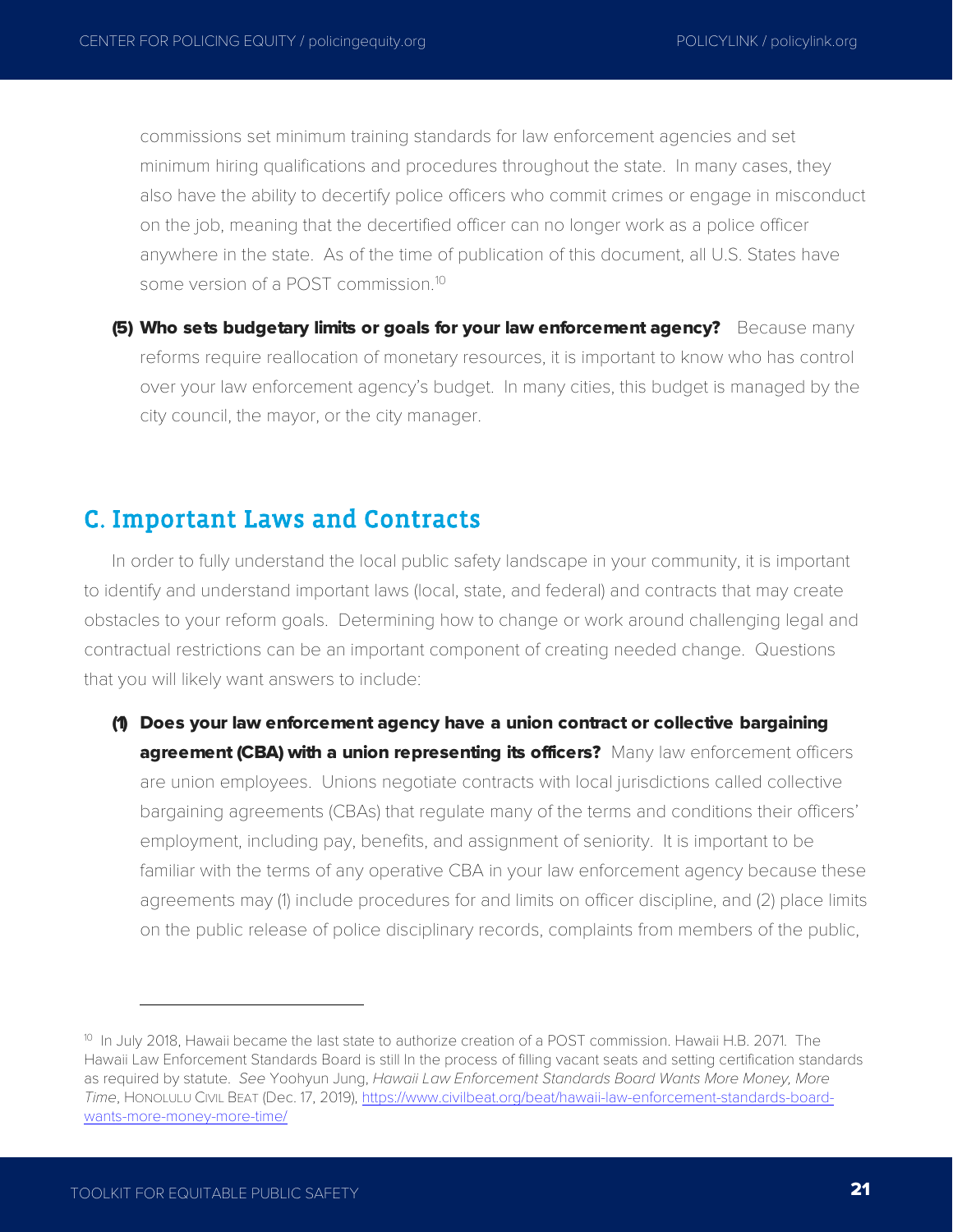commissions set minimum training standards for law enforcement agencies and set minimum hiring qualifications and procedures throughout the state. In many cases, they also have the ability to decertify police officers who commit crimes or engage in misconduct on the job, meaning that the decertified officer can no longer work as a police officer anywhere in the state. As of the time of publication of this document, all U.S. States have some version of a POST commission.[10]

**(5) Who sets budgetary limits or goals for your law enforcement agency?** Because many reforms require reallocation of monetary resources, it is important to know who has control over your law enforcement agency's budget. In many cities, this budget is managed by the city council, the mayor, or the city manager.

## C. Important Laws and Contracts

In order to fully understand the local public safety landscape in your community, it is important to identify and understand important laws (local, state, and federal) and contracts that may create obstacles to your reform goals. Determining how to change or work around challenging legal and contractual restrictions can be an important component of creating needed change. Questions that you will likely want answers to include:

**(1) Does your law enforcement agency have a union contract or collective bargaining agreement (CBA) with a union representing its officers?** Many law enforcement officers are union employees. Unions negotiate contracts with local jurisdictions called collective bargaining agreements (CBAs) that regulate many of the terms and conditions their officers' employment, including pay, benefits, and assignment of seniority. It is important to be familiar with the terms of any operative CBA in your law enforcement agency because these agreements may (1) include procedures for and limits on officer discipline, and (2) place limits on the public release of police disciplinary records, complaints from members of the public,

---

[10] In July 2018, Hawaii became the last state to authorize creation of a POST commission. Hawaii H.B. 2071. The Hawaii Law Enforcement Standards Board is still In the process of filling vacant seats and setting certification standards as required by statute. *See* Yoohyun Jung, *Hawaii Law Enforcement Standards Board Wants More Money, More Time*, HONOLULU CIVIL BEAT (Dec. 17, 2019), https://www.civilbeat.org/beat/hawaii-law-enforcement-standards-board-wants-more-money-more-time/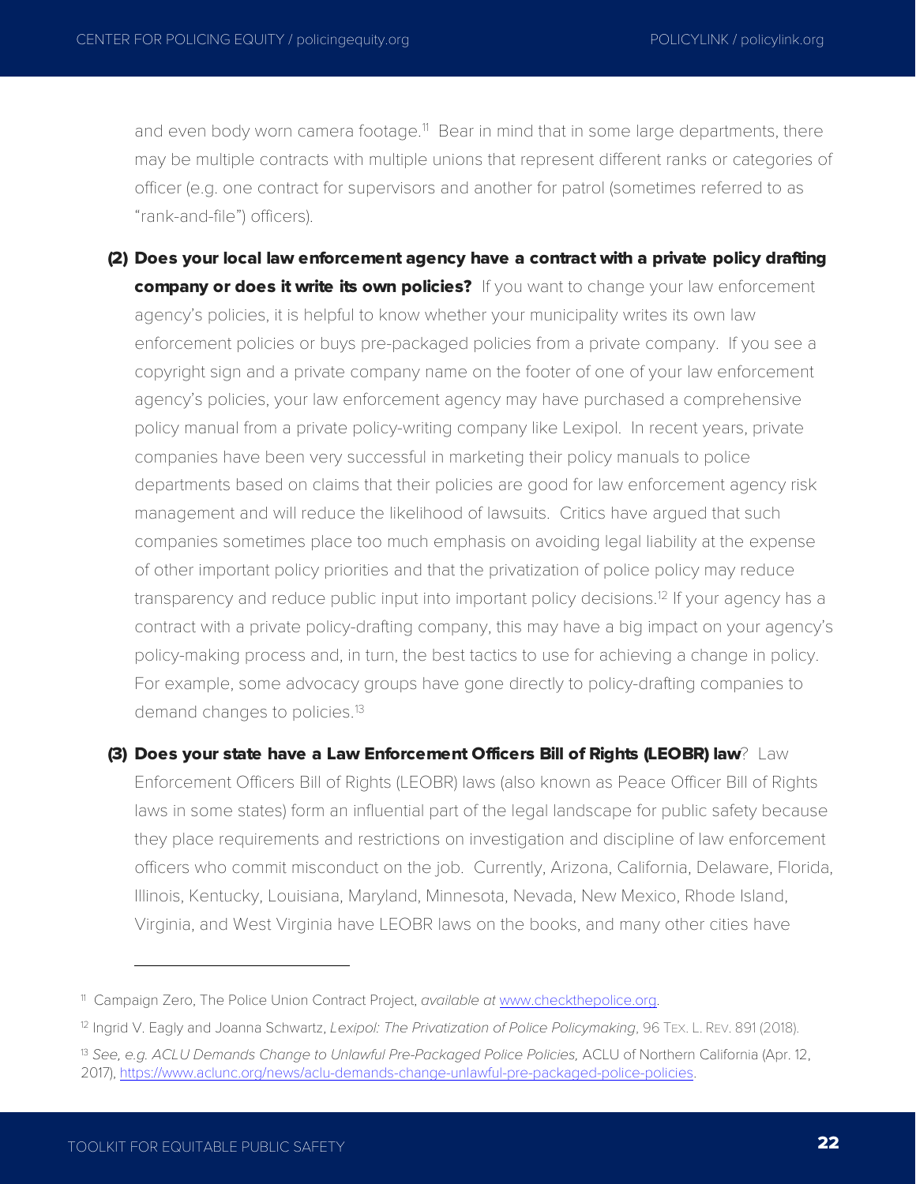and even body worn camera footage.[11] Bear in mind that in some large departments, there may be multiple contracts with multiple unions that represent different ranks or categories of officer (e.g. one contract for supervisors and another for patrol (sometimes referred to as "rank-and-file") officers).

**(2) Does your local law enforcement agency have a contract with a private policy drafting company or does it write its own policies?** If you want to change your law enforcement agency's policies, it is helpful to know whether your municipality writes its own law enforcement policies or buys pre-packaged policies from a private company. If you see a copyright sign and a private company name on the footer of one of your law enforcement agency's policies, your law enforcement agency may have purchased a comprehensive policy manual from a private policy-writing company like Lexipol. In recent years, private companies have been very successful in marketing their policy manuals to police departments based on claims that their policies are good for law enforcement agency risk management and will reduce the likelihood of lawsuits. Critics have argued that such companies sometimes place too much emphasis on avoiding legal liability at the expense of other important policy priorities and that the privatization of police policy may reduce transparency and reduce public input into important policy decisions.[12] If your agency has a contract with a private policy-drafting company, this may have a big impact on your agency's policy-making process and, in turn, the best tactics to use for achieving a change in policy. For example, some advocacy groups have gone directly to policy-drafting companies to demand changes to policies.[13]

**(3) Does your state have a Law Enforcement Officers Bill of Rights (LEOBR) law**? Law Enforcement Officers Bill of Rights (LEOBR) laws (also known as Peace Officer Bill of Rights laws in some states) form an influential part of the legal landscape for public safety because they place requirements and restrictions on investigation and discipline of law enforcement officers who commit misconduct on the job. Currently, Arizona, California, Delaware, Florida, Illinois, Kentucky, Louisiana, Maryland, Minnesota, Nevada, New Mexico, Rhode Island, Virginia, and West Virginia have LEOBR laws on the books, and many other cities have

---

[11] Campaign Zero, The Police Union Contract Project, *available at* www.checkthepolice.org.

[12] Ingrid V. Eagly and Joanna Schwartz, *Lexipol: The Privatization of Police Policymaking*, 96 TEX. L. REV. 891 (2018).

[13] *See, e.g. ACLU Demands Change to Unlawful Pre-Packaged Police Policies,* ACLU of Northern California (Apr. 12, 2017), https://www.aclunc.org/news/aclu-demands-change-unlawful-pre-packaged-police-policies.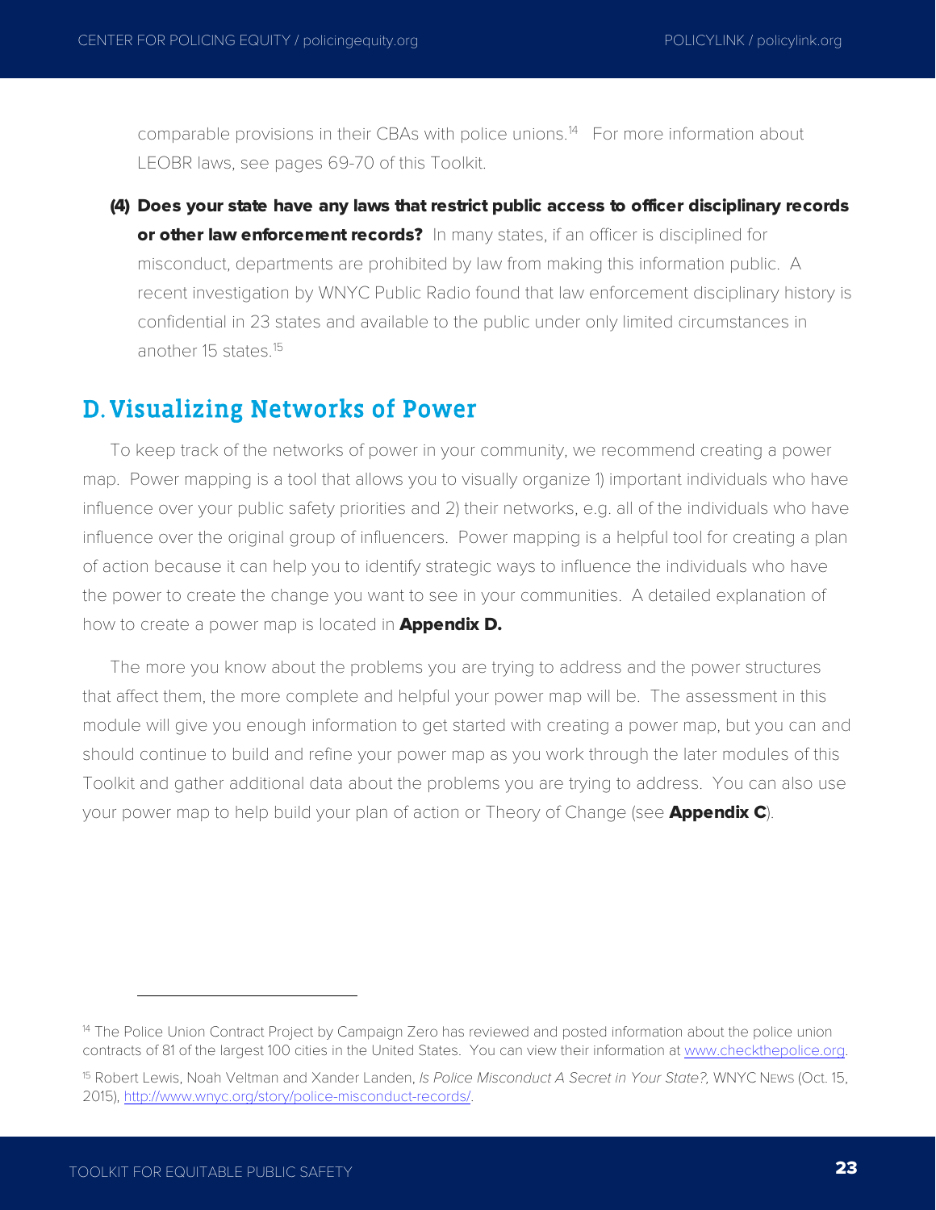comparable provisions in their CBAs with police unions.[14] For more information about LEOBR laws, see pages 69-70 of this Toolkit.

**(4) Does your state have any laws that restrict public access to officer disciplinary records or other law enforcement records?** In many states, if an officer is disciplined for misconduct, departments are prohibited by law from making this information public. A recent investigation by WNYC Public Radio found that law enforcement disciplinary history is confidential in 23 states and available to the public under only limited circumstances in another 15 states.[15]

## D. Visualizing Networks of Power

To keep track of the networks of power in your community, we recommend creating a power map. Power mapping is a tool that allows you to visually organize 1) important individuals who have influence over your public safety priorities and 2) their networks, e.g. all of the individuals who have influence over the original group of influencers. Power mapping is a helpful tool for creating a plan of action because it can help you to identify strategic ways to influence the individuals who have the power to create the change you want to see in your communities. A detailed explanation of how to create a power map is located in **Appendix D.**

The more you know about the problems you are trying to address and the power structures that affect them, the more complete and helpful your power map will be. The assessment in this module will give you enough information to get started with creating a power map, but you can and should continue to build and refine your power map as you work through the later modules of this Toolkit and gather additional data about the problems you are trying to address. You can also use your power map to help build your plan of action or Theory of Change (see **Appendix C**).

---

[14] The Police Union Contract Project by Campaign Zero has reviewed and posted information about the police union contracts of 81 of the largest 100 cities in the United States. You can view their information at www.checkthepolice.org.

[15] Robert Lewis, Noah Veltman and Xander Landen, *Is Police Misconduct A Secret in Your State?,* WNYC NEWS (Oct. 15, 2015), http://www.wnyc.org/story/police-misconduct-records/.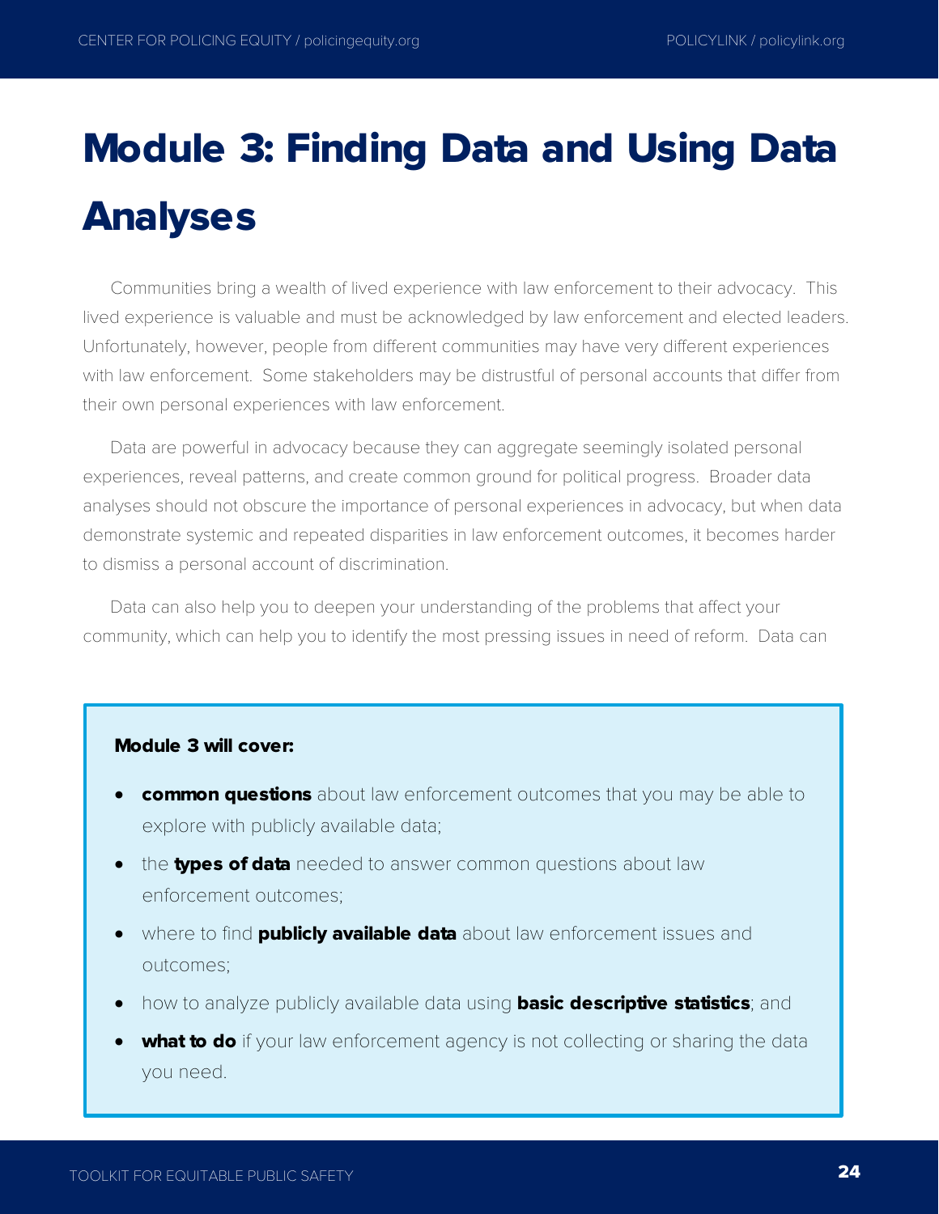# Module 3: Finding Data and Using Data Analyses

Communities bring a wealth of lived experience with law enforcement to their advocacy. This lived experience is valuable and must be acknowledged by law enforcement and elected leaders. Unfortunately, however, people from different communities may have very different experiences with law enforcement. Some stakeholders may be distrustful of personal accounts that differ from their own personal experiences with law enforcement.

Data are powerful in advocacy because they can aggregate seemingly isolated personal experiences, reveal patterns, and create common ground for political progress. Broader data analyses should not obscure the importance of personal experiences in advocacy, but when data demonstrate systemic and repeated disparities in law enforcement outcomes, it becomes harder to dismiss a personal account of discrimination.

Data can also help you to deepen your understanding of the problems that affect your community, which can help you to identify the most pressing issues in need of reform. Data can

**Module 3 will cover:**

- **common questions** about law enforcement outcomes that you may be able to explore with publicly available data;
- the **types of data** needed to answer common questions about law enforcement outcomes;
- where to find **publicly available data** about law enforcement issues and outcomes;
- how to analyze publicly available data using **basic descriptive statistics**; and
- **what to do** if your law enforcement agency is not collecting or sharing the data you need.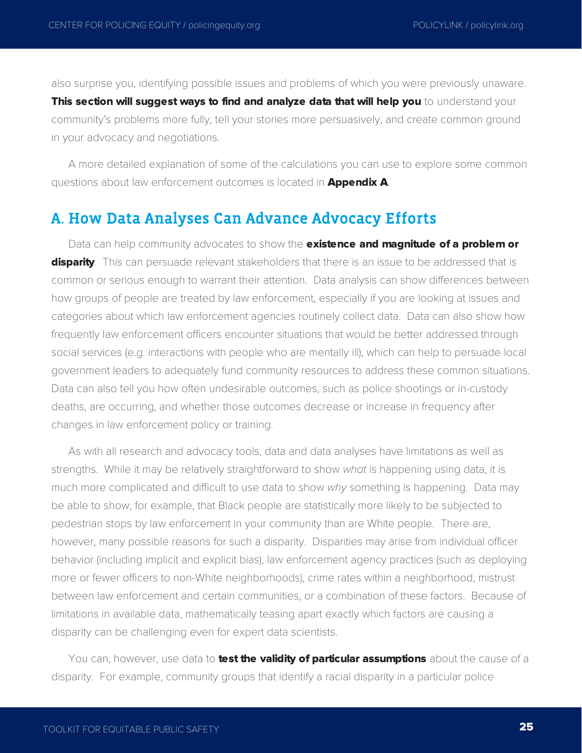also surprise you, identifying possible issues and problems of which you were previously unaware. **This section will suggest ways to find and analyze data that will help you** to understand your community's problems more fully, tell your stories more persuasively, and create common ground in your advocacy and negotiations.

A more detailed explanation of some of the calculations you can use to explore some common questions about law enforcement outcomes is located in **Appendix A**.

## A. How Data Analyses Can Advance Advocacy Efforts

Data can help community advocates to show the **existence and magnitude of a problem or disparity**. This can persuade relevant stakeholders that there is an issue to be addressed that is common or serious enough to warrant their attention. Data analysis can show differences between how groups of people are treated by law enforcement, especially if you are looking at issues and categories about which law enforcement agencies routinely collect data. Data can also show how frequently law enforcement officers encounter situations that would be better addressed through social services (e.g. interactions with people who are mentally ill), which can help to persuade local government leaders to adequately fund community resources to address these common situations. Data can also tell you how often undesirable outcomes, such as police shootings or in-custody deaths, are occurring, and whether those outcomes decrease or increase in frequency after changes in law enforcement policy or training.

As with all research and advocacy tools, data and data analyses have limitations as well as strengths. While it may be relatively straightforward to show *what* is happening using data, it is much more complicated and difficult to use data to show *why* something is happening. Data may be able to show, for example, that Black people are statistically more likely to be subjected to pedestrian stops by law enforcement in your community than are White people. There are, however, many possible reasons for such a disparity. Disparities may arise from individual officer behavior (including implicit and explicit bias), law enforcement agency practices (such as deploying more or fewer officers to non-White neighborhoods), crime rates within a neighborhood, mistrust between law enforcement and certain communities, or a combination of these factors. Because of limitations in available data, mathematically teasing apart exactly which factors are causing a disparity can be challenging even for expert data scientists.

You can, however, use data to **test the validity of particular assumptions** about the cause of a disparity. For example, community groups that identify a racial disparity in a particular police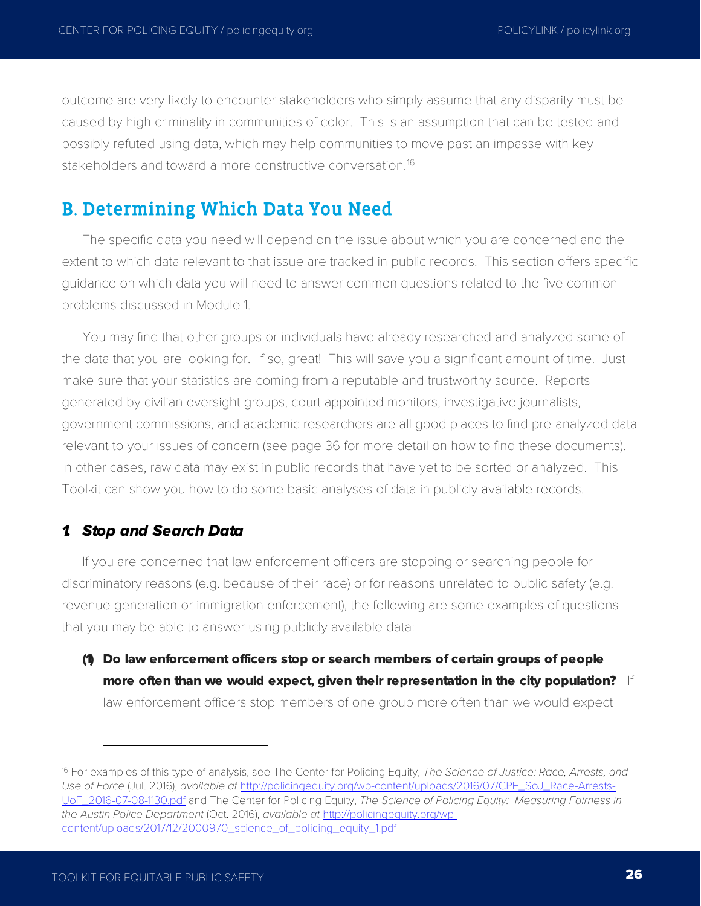outcome are very likely to encounter stakeholders who simply assume that any disparity must be caused by high criminality in communities of color. This is an assumption that can be tested and possibly refuted using data, which may help communities to move past an impasse with key stakeholders and toward a more constructive conversation.[16]

## B. Determining Which Data You Need

The specific data you need will depend on the issue about which you are concerned and the extent to which data relevant to that issue are tracked in public records. This section offers specific guidance on which data you will need to answer common questions related to the five common problems discussed in Module 1.

You may find that other groups or individuals have already researched and analyzed some of the data that you are looking for. If so, great! This will save you a significant amount of time. Just make sure that your statistics are coming from a reputable and trustworthy source. Reports generated by civilian oversight groups, court appointed monitors, investigative journalists, government commissions, and academic researchers are all good places to find pre-analyzed data relevant to your issues of concern (see page 36 for more detail on how to find these documents). In other cases, raw data may exist in public records that have yet to be sorted or analyzed. This Toolkit can show you how to do some basic analyses of data in publicly available records.

### *1. Stop and Search Data*

If you are concerned that law enforcement officers are stopping or searching people for discriminatory reasons (e.g. because of their race) or for reasons unrelated to public safety (e.g. revenue generation or immigration enforcement), the following are some examples of questions that you may be able to answer using publicly available data:

**(1) Do law enforcement officers stop or search members of certain groups of people more often than we would expect, given their representation in the city population?** If law enforcement officers stop members of one group more often than we would expect

---

[16] For examples of this type of analysis, see The Center for Policing Equity, *The Science of Justice: Race, Arrests, and Use of Force* (Jul. 2016), *available at* http://policingequity.org/wp-content/uploads/2016/07/CPE_SoJ_Race-Arrests-UoF_2016-07-08-1130.pdf and The Center for Policing Equity, *The Science of Policing Equity: Measuring Fairness in the Austin Police Department* (Oct. 2016), *available at* http://policingequity.org/wp-content/uploads/2017/12/2000970_science_of_policing_equity_1.pdf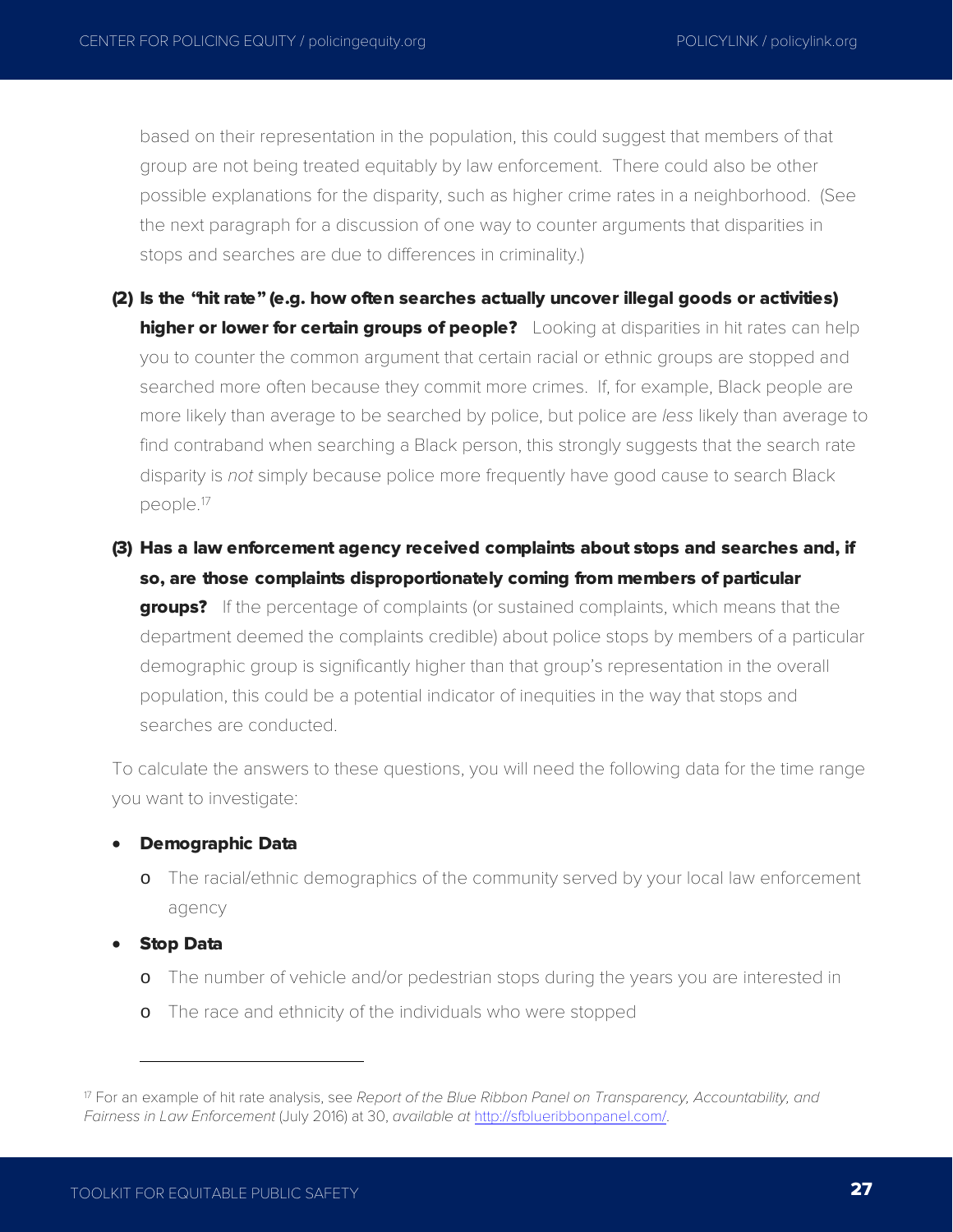based on their representation in the population, this could suggest that members of that group are not being treated equitably by law enforcement. There could also be other possible explanations for the disparity, such as higher crime rates in a neighborhood. (See the next paragraph for a discussion of one way to counter arguments that disparities in stops and searches are due to differences in criminality.)

(2) **Is the "hit rate" (e.g. how often searches actually uncover illegal goods or activities) higher or lower for certain groups of people?** Looking at disparities in hit rates can help you to counter the common argument that certain racial or ethnic groups are stopped and searched more often because they commit more crimes. If, for example, Black people are more likely than average to be searched by police, but police are *less* likely than average to find contraband when searching a Black person, this strongly suggests that the search rate disparity is *not* simply because police more frequently have good cause to search Black people.[17]

(3) **Has a law enforcement agency received complaints about stops and searches and, if so, are those complaints disproportionately coming from members of particular groups?** If the percentage of complaints (or sustained complaints, which means that the department deemed the complaints credible) about police stops by members of a particular demographic group is significantly higher than that group's representation in the overall population, this could be a potential indicator of inequities in the way that stops and searches are conducted.

To calculate the answers to these questions, you will need the following data for the time range you want to investigate:

- **Demographic Data**
  - The racial/ethnic demographics of the community served by your local law enforcement agency
- **Stop Data**
  - The number of vehicle and/or pedestrian stops during the years you are interested in
  - The race and ethnicity of the individuals who were stopped

---

[17] For an example of hit rate analysis, see *Report of the Blue Ribbon Panel on Transparency, Accountability, and Fairness in Law Enforcement* (July 2016) at 30, *available at* [http://sfblueribbonpanel.com/](http://sfblueribbonpanel.com/).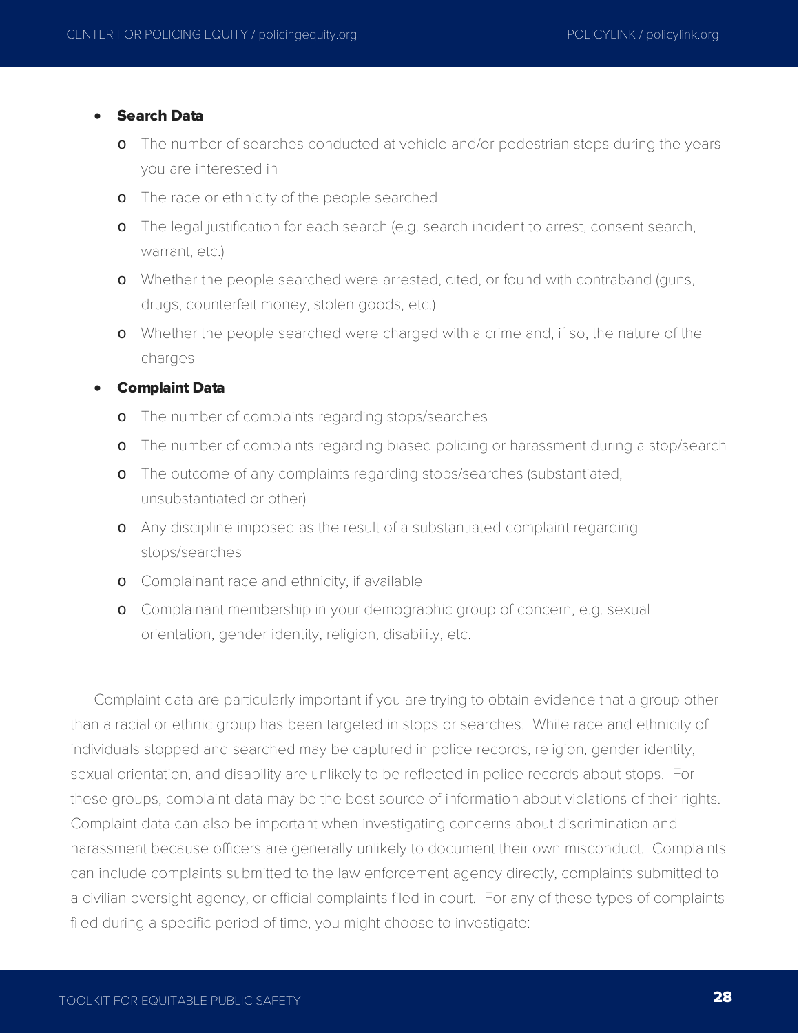- **Search Data**
    - The number of searches conducted at vehicle and/or pedestrian stops during the years you are interested in
    - The race or ethnicity of the people searched
    - The legal justification for each search (e.g. search incident to arrest, consent search, warrant, etc.)
    - Whether the people searched were arrested, cited, or found with contraband (guns, drugs, counterfeit money, stolen goods, etc.)
    - Whether the people searched were charged with a crime and, if so, the nature of the charges
- **Complaint Data**
    - The number of complaints regarding stops/searches
    - The number of complaints regarding biased policing or harassment during a stop/search
    - The outcome of any complaints regarding stops/searches (substantiated, unsubstantiated or other)
    - Any discipline imposed as the result of a substantiated complaint regarding stops/searches
    - Complainant race and ethnicity, if available
    - Complainant membership in your demographic group of concern, e.g. sexual orientation, gender identity, religion, disability, etc.

Complaint data are particularly important if you are trying to obtain evidence that a group other than a racial or ethnic group has been targeted in stops or searches. While race and ethnicity of individuals stopped and searched may be captured in police records, religion, gender identity, sexual orientation, and disability are unlikely to be reflected in police records about stops. For these groups, complaint data may be the best source of information about violations of their rights. Complaint data can also be important when investigating concerns about discrimination and harassment because officers are generally unlikely to document their own misconduct. Complaints can include complaints submitted to the law enforcement agency directly, complaints submitted to a civilian oversight agency, or official complaints filed in court. For any of these types of complaints filed during a specific period of time, you might choose to investigate: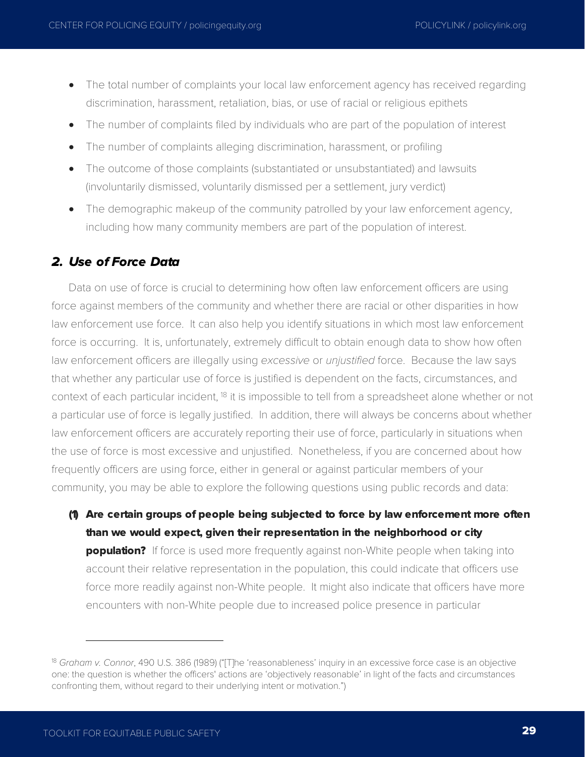- The total number of complaints your local law enforcement agency has received regarding discrimination, harassment, retaliation, bias, or use of racial or religious epithets
- The number of complaints filed by individuals who are part of the population of interest
- The number of complaints alleging discrimination, harassment, or profiling
- The outcome of those complaints (substantiated or unsubstantiated) and lawsuits (involuntarily dismissed, voluntarily dismissed per a settlement, jury verdict)
- The demographic makeup of the community patrolled by your law enforcement agency, including how many community members are part of the population of interest.

## *2. Use of Force Data*

Data on use of force is crucial to determining how often law enforcement officers are using force against members of the community and whether there are racial or other disparities in how law enforcement use force. It can also help you identify situations in which most law enforcement force is occurring. It is, unfortunately, extremely difficult to obtain enough data to show how often law enforcement officers are illegally using *excessive* or *unjustified* force. Because the law says that whether any particular use of force is justified is dependent on the facts, circumstances, and context of each particular incident, [18] it is impossible to tell from a spreadsheet alone whether or not a particular use of force is legally justified. In addition, there will always be concerns about whether law enforcement officers are accurately reporting their use of force, particularly in situations when the use of force is most excessive and unjustified. Nonetheless, if you are concerned about how frequently officers are using force, either in general or against particular members of your community, you may be able to explore the following questions using public records and data:

**(1) Are certain groups of people being subjected to force by law enforcement more often than we would expect, given their representation in the neighborhood or city population?** If force is used more frequently against non-White people when taking into account their relative representation in the population, this could indicate that officers use force more readily against non-White people. It might also indicate that officers have more encounters with non-White people due to increased police presence in particular

---

[18] *Graham v. Connor*, 490 U.S. 386 (1989) ("[T]he 'reasonableness' inquiry in an excessive force case is an objective one: the question is whether the officers' actions are 'objectively reasonable' in light of the facts and circumstances confronting them, without regard to their underlying intent or motivation.")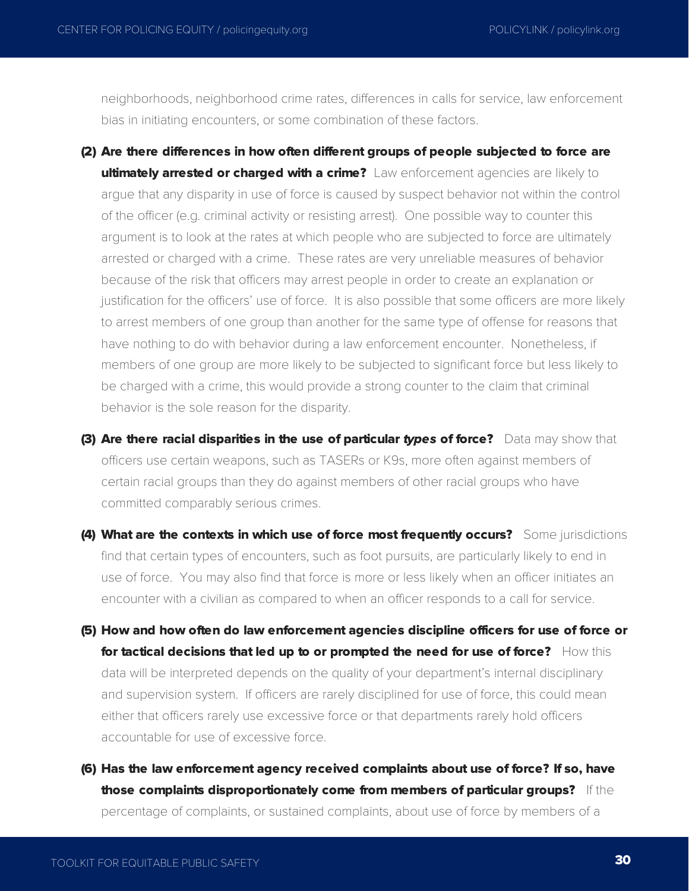neighborhoods, neighborhood crime rates, differences in calls for service, law enforcement bias in initiating encounters, or some combination of these factors.

**(2) Are there differences in how often different groups of people subjected to force are ultimately arrested or charged with a crime?** Law enforcement agencies are likely to argue that any disparity in use of force is caused by suspect behavior not within the control of the officer (e.g. criminal activity or resisting arrest). One possible way to counter this argument is to look at the rates at which people who are subjected to force are ultimately arrested or charged with a crime. These rates are very unreliable measures of behavior because of the risk that officers may arrest people in order to create an explanation or justification for the officers' use of force. It is also possible that some officers are more likely to arrest members of one group than another for the same type of offense for reasons that have nothing to do with behavior during a law enforcement encounter. Nonetheless, if members of one group are more likely to be subjected to significant force but less likely to be charged with a crime, this would provide a strong counter to the claim that criminal behavior is the sole reason for the disparity.

**(3) Are there racial disparities in the use of particular *types* of force?** Data may show that officers use certain weapons, such as TASERs or K9s, more often against members of certain racial groups than they do against members of other racial groups who have committed comparably serious crimes.

**(4) What are the contexts in which use of force most frequently occurs?** Some jurisdictions find that certain types of encounters, such as foot pursuits, are particularly likely to end in use of force. You may also find that force is more or less likely when an officer initiates an encounter with a civilian as compared to when an officer responds to a call for service.

**(5) How and how often do law enforcement agencies discipline officers for use of force or for tactical decisions that led up to or prompted the need for use of force?** How this data will be interpreted depends on the quality of your department's internal disciplinary and supervision system. If officers are rarely disciplined for use of force, this could mean either that officers rarely use excessive force or that departments rarely hold officers accountable for use of excessive force.

**(6) Has the law enforcement agency received complaints about use of force? If so, have those complaints disproportionately come from members of particular groups?** If the percentage of complaints, or sustained complaints, about use of force by members of a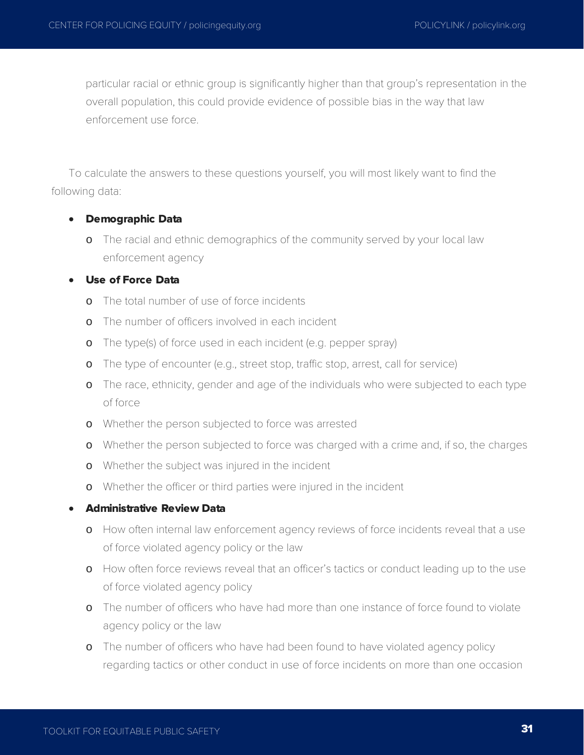particular racial or ethnic group is significantly higher than that group's representation in the overall population, this could provide evidence of possible bias in the way that law enforcement use force.

To calculate the answers to these questions yourself, you will most likely want to find the following data:

- **Demographic Data**
  - The racial and ethnic demographics of the community served by your local law enforcement agency
- **Use of Force Data**
  - The total number of use of force incidents
  - The number of officers involved in each incident
  - The type(s) of force used in each incident (e.g. pepper spray)
  - The type of encounter (e.g., street stop, traffic stop, arrest, call for service)
  - The race, ethnicity, gender and age of the individuals who were subjected to each type of force
  - Whether the person subjected to force was arrested
  - Whether the person subjected to force was charged with a crime and, if so, the charges
  - Whether the subject was injured in the incident
  - Whether the officer or third parties were injured in the incident
- **Administrative Review Data**
  - How often internal law enforcement agency reviews of force incidents reveal that a use of force violated agency policy or the law
  - How often force reviews reveal that an officer's tactics or conduct leading up to the use of force violated agency policy
  - The number of officers who have had more than one instance of force found to violate agency policy or the law
  - The number of officers who have had been found to have violated agency policy regarding tactics or other conduct in use of force incidents on more than one occasion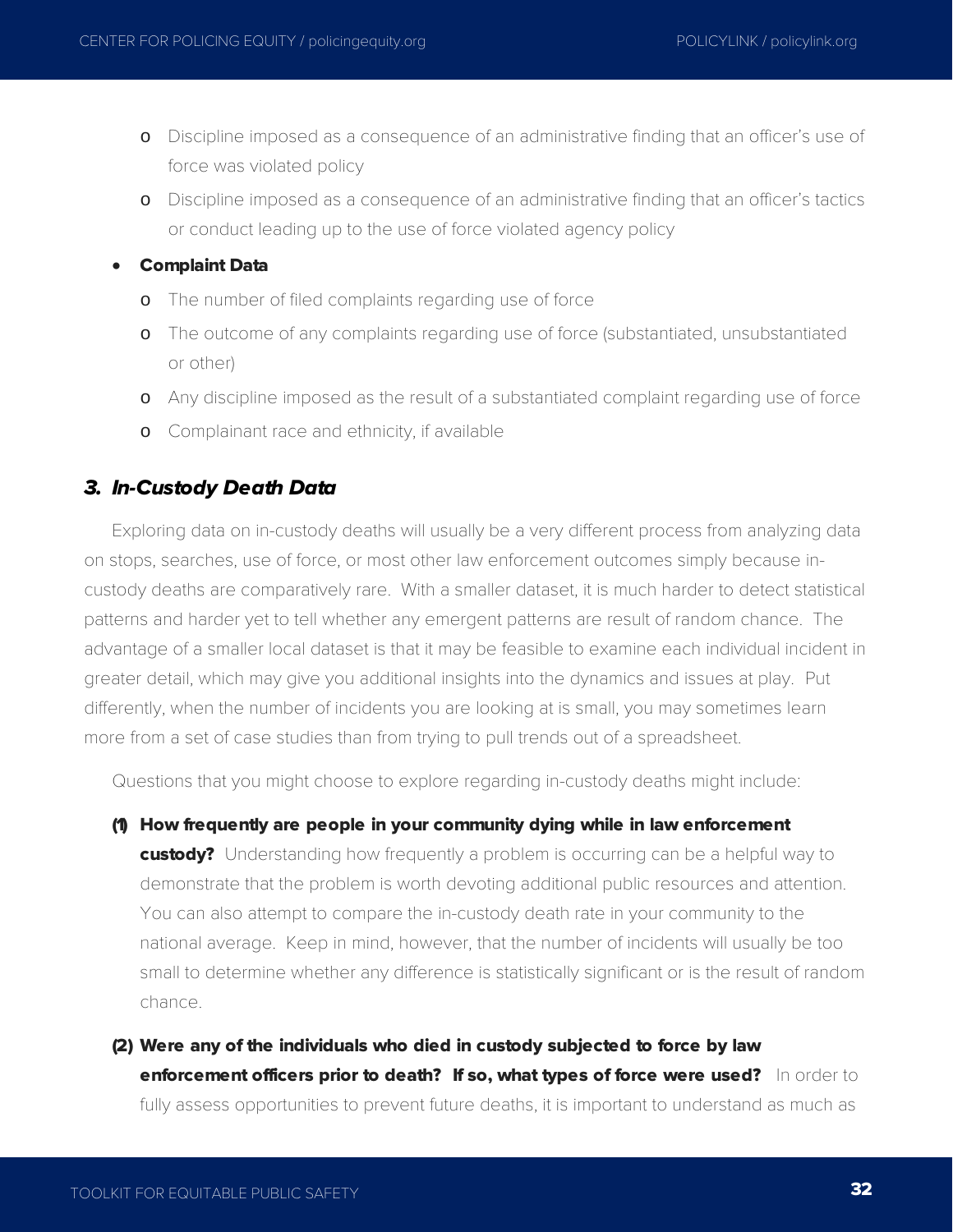- Discipline imposed as a consequence of an administrative finding that an officer's use of force was violated policy
  - Discipline imposed as a consequence of an administrative finding that an officer's tactics or conduct leading up to the use of force violated agency policy
- **Complaint Data**
  - The number of filed complaints regarding use of force
  - The outcome of any complaints regarding use of force (substantiated, unsubstantiated or other)
  - Any discipline imposed as the result of a substantiated complaint regarding use of force
  - Complainant race and ethnicity, if available

### *3. In-Custody Death Data*

Exploring data on in-custody deaths will usually be a very different process from analyzing data on stops, searches, use of force, or most other law enforcement outcomes simply because in-custody deaths are comparatively rare. With a smaller dataset, it is much harder to detect statistical patterns and harder yet to tell whether any emergent patterns are result of random chance. The advantage of a smaller local dataset is that it may be feasible to examine each individual incident in greater detail, which may give you additional insights into the dynamics and issues at play. Put differently, when the number of incidents you are looking at is small, you may sometimes learn more from a set of case studies than from trying to pull trends out of a spreadsheet.

Questions that you might choose to explore regarding in-custody deaths might include:

**(1) How frequently are people in your community dying while in law enforcement custody?** Understanding how frequently a problem is occurring can be a helpful way to demonstrate that the problem is worth devoting additional public resources and attention. You can also attempt to compare the in-custody death rate in your community to the national average. Keep in mind, however, that the number of incidents will usually be too small to determine whether any difference is statistically significant or is the result of random chance.

**(2) Were any of the individuals who died in custody subjected to force by law enforcement officers prior to death? If so, what types of force were used?** In order to fully assess opportunities to prevent future deaths, it is important to understand as much as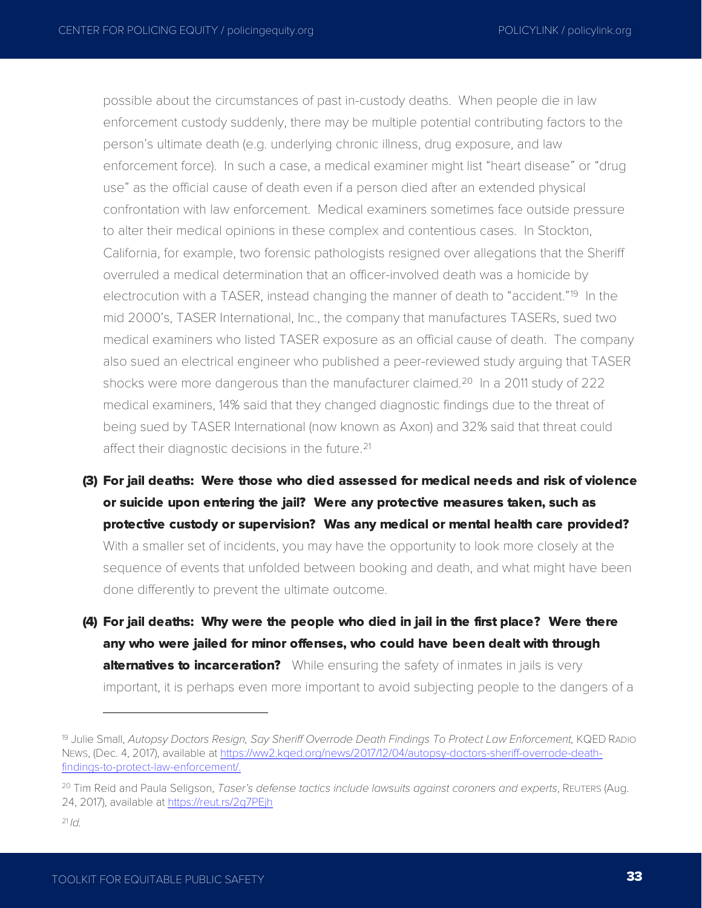possible about the circumstances of past in-custody deaths. When people die in law enforcement custody suddenly, there may be multiple potential contributing factors to the person's ultimate death (e.g. underlying chronic illness, drug exposure, and law enforcement force). In such a case, a medical examiner might list "heart disease" or "drug use" as the official cause of death even if a person died after an extended physical confrontation with law enforcement. Medical examiners sometimes face outside pressure to alter their medical opinions in these complex and contentious cases. In Stockton, California, for example, two forensic pathologists resigned over allegations that the Sheriff overruled a medical determination that an officer-involved death was a homicide by electrocution with a TASER, instead changing the manner of death to "accident."[19] In the mid 2000's, TASER International, Inc., the company that manufactures TASERs, sued two medical examiners who listed TASER exposure as an official cause of death. The company also sued an electrical engineer who published a peer-reviewed study arguing that TASER shocks were more dangerous than the manufacturer claimed.[20] In a 2011 study of 222 medical examiners, 14% said that they changed diagnostic findings due to the threat of being sued by TASER International (now known as Axon) and 32% said that threat could affect their diagnostic decisions in the future.[21]

**(3) For jail deaths: Were those who died assessed for medical needs and risk of violence or suicide upon entering the jail? Were any protective measures taken, such as protective custody or supervision? Was any medical or mental health care provided?** With a smaller set of incidents, you may have the opportunity to look more closely at the sequence of events that unfolded between booking and death, and what might have been done differently to prevent the ultimate outcome.

**(4) For jail deaths: Why were the people who died in jail in the first place? Were there any who were jailed for minor offenses, who could have been dealt with through alternatives to incarceration?** While ensuring the safety of inmates in jails is very important, it is perhaps even more important to avoid subjecting people to the dangers of a

---

[19] Julie Small, *Autopsy Doctors Resign, Say Sheriff Overrode Death Findings To Protect Law Enforcement,* KQED RADIO NEWS, (Dec. 4, 2017), available at https://ww2.kqed.org/news/2017/12/04/autopsy-doctors-sheriff-override-death-findings-to-protect-law-enforcement/.

[20] Tim Reid and Paula Seligson, *Taser's defense tactics include lawsuits against coroners and experts*, REUTERS (Aug. 24, 2017), available at https://reut.rs/2g7PEjh

[21] *Id.*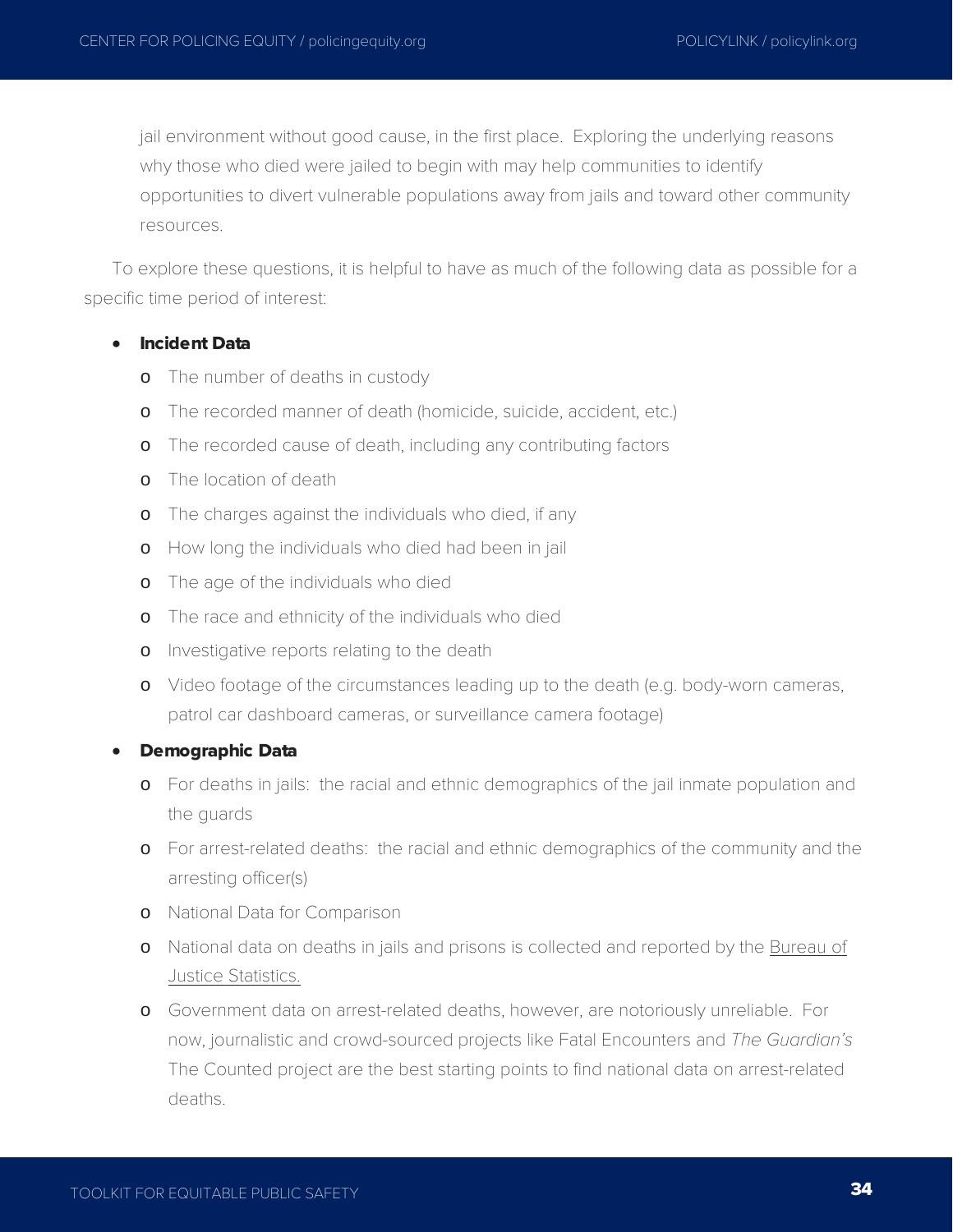jail environment without good cause, in the first place. Exploring the underlying reasons why those who died were jailed to begin with may help communities to identify opportunities to divert vulnerable populations away from jails and toward other community resources.

To explore these questions, it is helpful to have as much of the following data as possible for a specific time period of interest:

- **Incident Data**
  - The number of deaths in custody
  - The recorded manner of death (homicide, suicide, accident, etc.)
  - The recorded cause of death, including any contributing factors
  - The location of death
  - The charges against the individuals who died, if any
  - How long the individuals who died had been in jail
  - The age of the individuals who died
  - The race and ethnicity of the individuals who died
  - Investigative reports relating to the death
  - Video footage of the circumstances leading up to the death (e.g. body-worn cameras, patrol car dashboard cameras, or surveillance camera footage)
- **Demographic Data**
  - For deaths in jails: the racial and ethnic demographics of the jail inmate population and the guards
  - For arrest-related deaths: the racial and ethnic demographics of the community and the arresting officer(s)
  - National Data for Comparison
  - National data on deaths in jails and prisons is collected and reported by the Bureau of Justice Statistics.
  - Government data on arrest-related deaths, however, are notoriously unreliable. For now, journalistic and crowd-sourced projects like Fatal Encounters and *The Guardian's* The Counted project are the best starting points to find national data on arrest-related deaths.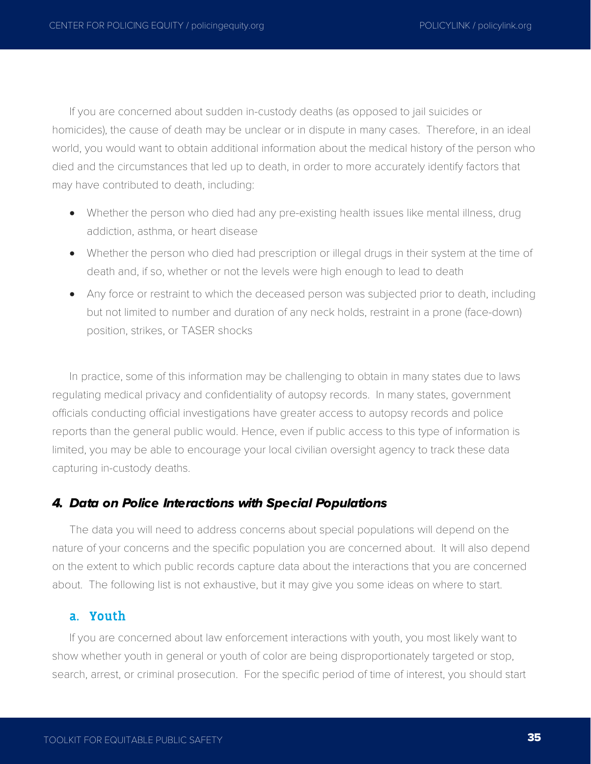If you are concerned about sudden in-custody deaths (as opposed to jail suicides or homicides), the cause of death may be unclear or in dispute in many cases. Therefore, in an ideal world, you would want to obtain additional information about the medical history of the person who died and the circumstances that led up to death, in order to more accurately identify factors that may have contributed to death, including:

- Whether the person who died had any pre-existing health issues like mental illness, drug addiction, asthma, or heart disease
- Whether the person who died had prescription or illegal drugs in their system at the time of death and, if so, whether or not the levels were high enough to lead to death
- Any force or restraint to which the deceased person was subjected prior to death, including but not limited to number and duration of any neck holds, restraint in a prone (face-down) position, strikes, or TASER shocks

In practice, some of this information may be challenging to obtain in many states due to laws regulating medical privacy and confidentiality of autopsy records. In many states, government officials conducting official investigations have greater access to autopsy records and police reports than the general public would. Hence, even if public access to this type of information is limited, you may be able to encourage your local civilian oversight agency to track these data capturing in-custody deaths.

### *4. Data on Police Interactions with Special Populations*

The data you will need to address concerns about special populations will depend on the nature of your concerns and the specific population you are concerned about. It will also depend on the extent to which public records capture data about the interactions that you are concerned about. The following list is not exhaustive, but it may give you some ideas on where to start.

#### a. Youth

If you are concerned about law enforcement interactions with youth, you most likely want to show whether youth in general or youth of color are being disproportionately targeted or stop, search, arrest, or criminal prosecution. For the specific period of time of interest, you should start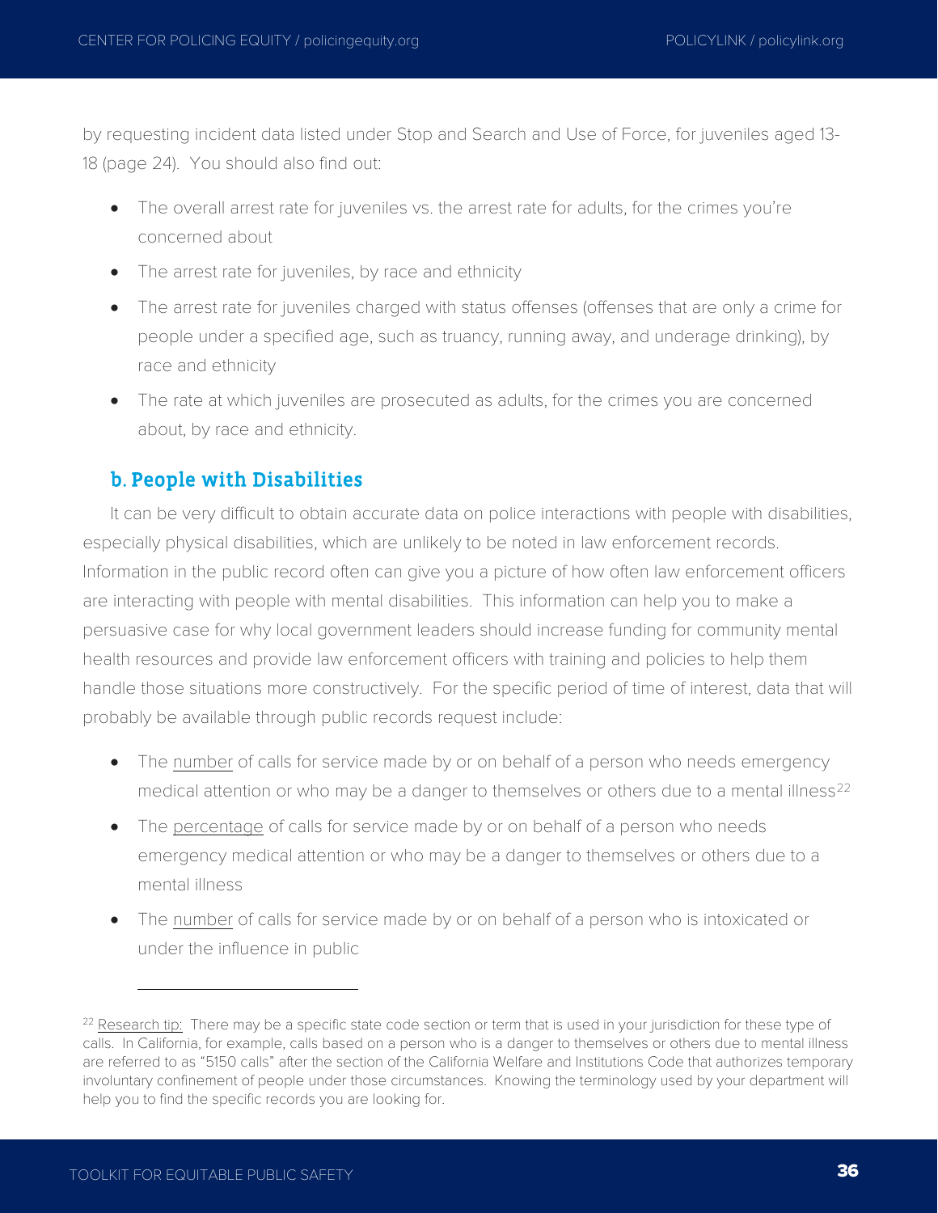by requesting incident data listed under Stop and Search and Use of Force, for juveniles aged 13-18 (page 24). You should also find out:

- The overall arrest rate for juveniles vs. the arrest rate for adults, for the crimes you're concerned about
- The arrest rate for juveniles, by race and ethnicity
- The arrest rate for juveniles charged with status offenses (offenses that are only a crime for people under a specified age, such as truancy, running away, and underage drinking), by race and ethnicity
- The rate at which juveniles are prosecuted as adults, for the crimes you are concerned about, by race and ethnicity.

### b. People with Disabilities

It can be very difficult to obtain accurate data on police interactions with people with disabilities, especially physical disabilities, which are unlikely to be noted in law enforcement records. Information in the public record often can give you a picture of how often law enforcement officers are interacting with people with mental disabilities. This information can help you to make a persuasive case for why local government leaders should increase funding for community mental health resources and provide law enforcement officers with training and policies to help them handle those situations more constructively. For the specific period of time of interest, data that will probably be available through public records request include:

- The number of calls for service made by or on behalf of a person who needs emergency medical attention or who may be a danger to themselves or others due to a mental illness[22]
- The percentage of calls for service made by or on behalf of a person who needs emergency medical attention or who may be a danger to themselves or others due to a mental illness
- The number of calls for service made by or on behalf of a person who is intoxicated or under the influence in public

[22] Research tip: There may be a specific state code section or term that is used in your jurisdiction for these type of calls. In California, for example, calls based on a person who is a danger to themselves or others due to mental illness are referred to as "5150 calls" after the section of the California Welfare and Institutions Code that authorizes temporary involuntary confinement of people under those circumstances. Knowing the terminology used by your department will help you to find the specific records you are looking for.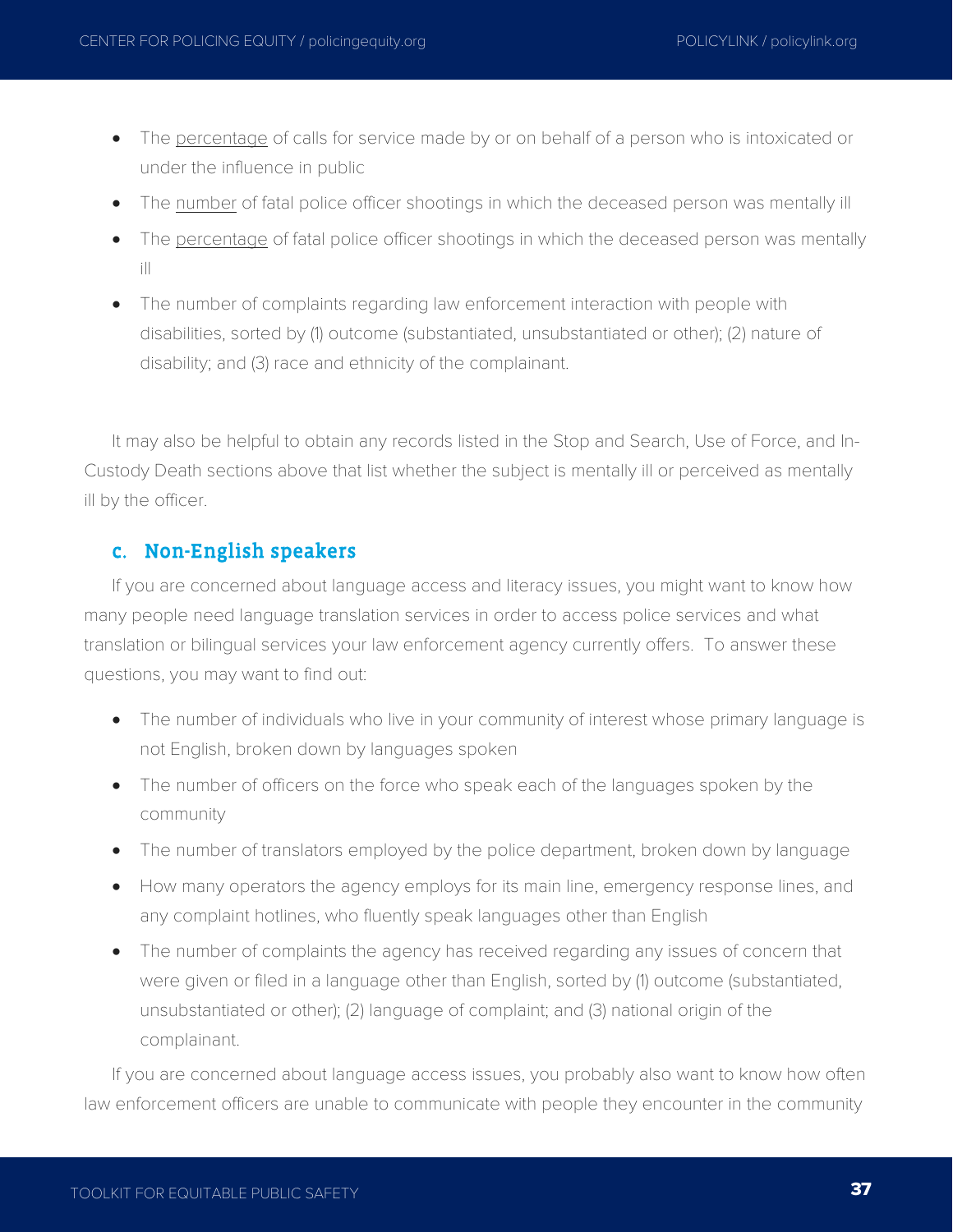- The <u>percentage</u> of calls for service made by or on behalf of a person who is intoxicated or under the influence in public
- The <u>number</u> of fatal police officer shootings in which the deceased person was mentally ill
- The <u>percentage</u> of fatal police officer shootings in which the deceased person was mentally ill
- The number of complaints regarding law enforcement interaction with people with disabilities, sorted by (1) outcome (substantiated, unsubstantiated or other); (2) nature of disability; and (3) race and ethnicity of the complainant.

It may also be helpful to obtain any records listed in the Stop and Search, Use of Force, and In-Custody Death sections above that list whether the subject is mentally ill or perceived as mentally ill by the officer.

### c. Non-English speakers

If you are concerned about language access and literacy issues, you might want to know how many people need language translation services in order to access police services and what translation or bilingual services your law enforcement agency currently offers. To answer these questions, you may want to find out:

- The number of individuals who live in your community of interest whose primary language is not English, broken down by languages spoken
- The number of officers on the force who speak each of the languages spoken by the community
- The number of translators employed by the police department, broken down by language
- How many operators the agency employs for its main line, emergency response lines, and any complaint hotlines, who fluently speak languages other than English
- The number of complaints the agency has received regarding any issues of concern that were given or filed in a language other than English, sorted by (1) outcome (substantiated, unsubstantiated or other); (2) language of complaint; and (3) national origin of the complainant.

If you are concerned about language access issues, you probably also want to know how often law enforcement officers are unable to communicate with people they encounter in the community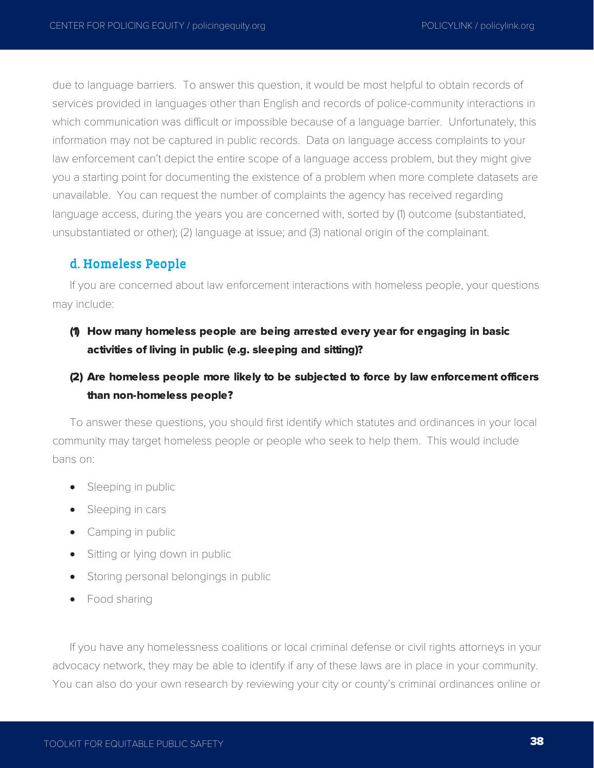due to language barriers. To answer this question, it would be most helpful to obtain records of services provided in languages other than English and records of police-community interactions in which communication was difficult or impossible because of a language barrier. Unfortunately, this information may not be captured in public records. Data on language access complaints to your law enforcement can't depict the entire scope of a language access problem, but they might give you a starting point for documenting the existence of a problem when more complete datasets are unavailable. You can request the number of complaints the agency has received regarding language access, during the years you are concerned with, sorted by (1) outcome (substantiated, unsubstantiated or other); (2) language at issue; and (3) national origin of the complainant.

### d. Homeless People

If you are concerned about law enforcement interactions with homeless people, your questions may include:

**(1) How many homeless people are being arrested every year for engaging in basic activities of living in public (e.g. sleeping and sitting)?**

**(2) Are homeless people more likely to be subjected to force by law enforcement officers than non-homeless people?**

To answer these questions, you should first identify which statutes and ordinances in your local community may target homeless people or people who seek to help them. This would include bans on:

- Sleeping in public
- Sleeping in cars
- Camping in public
- Sitting or lying down in public
- Storing personal belongings in public
- Food sharing

If you have any homelessness coalitions or local criminal defense or civil rights attorneys in your advocacy network, they may be able to identify if any of these laws are in place in your community. You can also do your own research by reviewing your city or county's criminal ordinances online or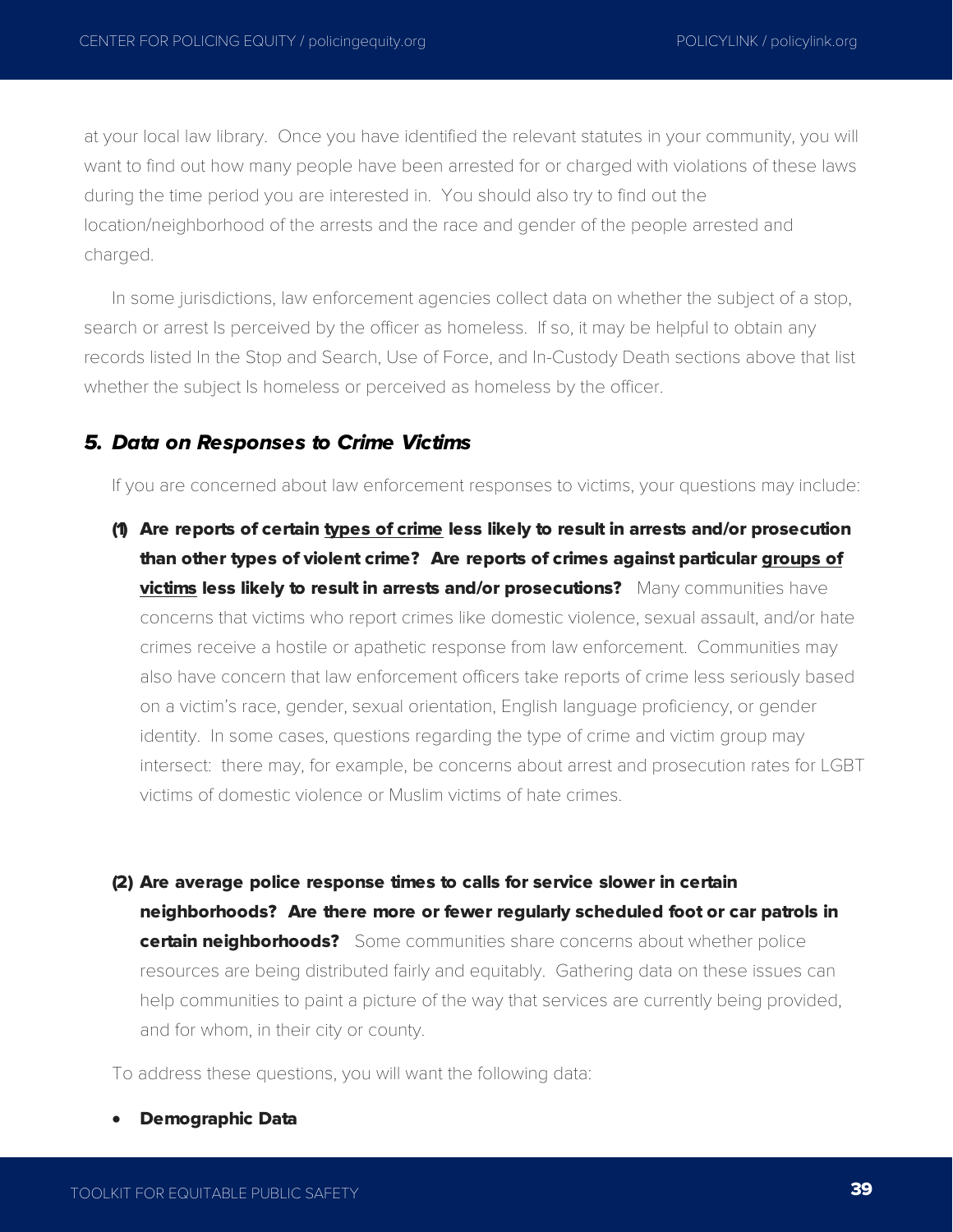at your local law library. Once you have identified the relevant statutes in your community, you will want to find out how many people have been arrested for or charged with violations of these laws during the time period you are interested in. You should also try to find out the location/neighborhood of the arrests and the race and gender of the people arrested and charged.

In some jurisdictions, law enforcement agencies collect data on whether the subject of a stop, search or arrest Is perceived by the officer as homeless. If so, it may be helpful to obtain any records listed In the Stop and Search, Use of Force, and In-Custody Death sections above that list whether the subject Is homeless or perceived as homeless by the officer.

### *5. Data on Responses to Crime Victims*

If you are concerned about law enforcement responses to victims, your questions may include:

**(1) Are reports of certain <u>types of crime</u> less likely to result in arrests and/or prosecution than other types of violent crime? Are reports of crimes against particular <u>groups of victims</u> less likely to result in arrests and/or prosecutions?** Many communities have concerns that victims who report crimes like domestic violence, sexual assault, and/or hate crimes receive a hostile or apathetic response from law enforcement. Communities may also have concern that law enforcement officers take reports of crime less seriously based on a victim's race, gender, sexual orientation, English language proficiency, or gender identity. In some cases, questions regarding the type of crime and victim group may intersect: there may, for example, be concerns about arrest and prosecution rates for LGBT victims of domestic violence or Muslim victims of hate crimes.

**(2) Are average police response times to calls for service slower in certain neighborhoods? Are there more or fewer regularly scheduled foot or car patrols in certain neighborhoods?** Some communities share concerns about whether police resources are being distributed fairly and equitably. Gathering data on these issues can help communities to paint a picture of the way that services are currently being provided, and for whom, in their city or county.

To address these questions, you will want the following data:

- **Demographic Data**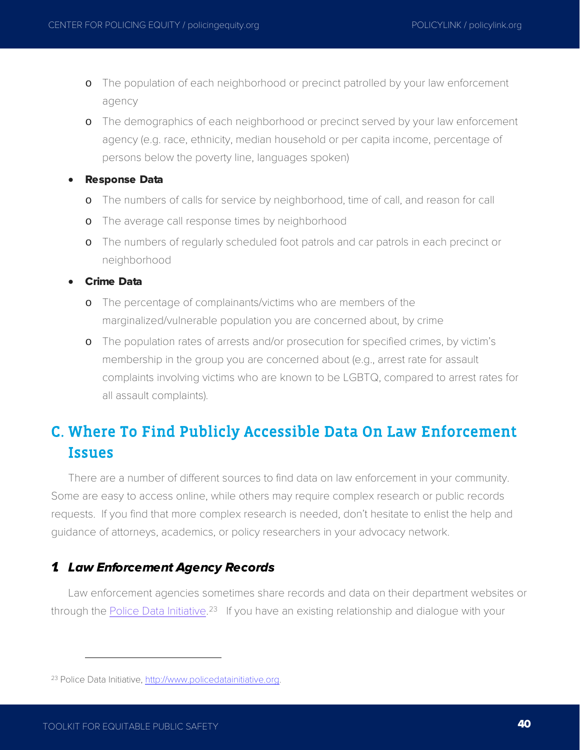- The population of each neighborhood or precinct patrolled by your law enforcement agency
- The demographics of each neighborhood or precinct served by your law enforcement agency (e.g. race, ethnicity, median household or per capita income, percentage of persons below the poverty line, languages spoken)

- **Response Data**
  - The numbers of calls for service by neighborhood, time of call, and reason for call
  - The average call response times by neighborhood
  - The numbers of regularly scheduled foot patrols and car patrols in each precinct or neighborhood

- **Crime Data**
  - The percentage of complainants/victims who are members of the marginalized/vulnerable population you are concerned about, by crime
  - The population rates of arrests and/or prosecution for specified crimes, by victim's membership in the group you are concerned about (e.g., arrest rate for assault complaints involving victims who are known to be LGBTQ, compared to arrest rates for all assault complaints).

## C. Where To Find Publicly Accessible Data On Law Enforcement Issues

There are a number of different sources to find data on law enforcement in your community. Some are easy to access online, while others may require complex research or public records requests. If you find that more complex research is needed, don't hesitate to enlist the help and guidance of attorneys, academics, or policy researchers in your advocacy network.

### *1. Law Enforcement Agency Records*

Law enforcement agencies sometimes share records and data on their department websites or through the Police Data Initiative.[23] If you have an existing relationship and dialogue with your

---

[23] Police Data Initiative, http://www.policedatainitiative.org.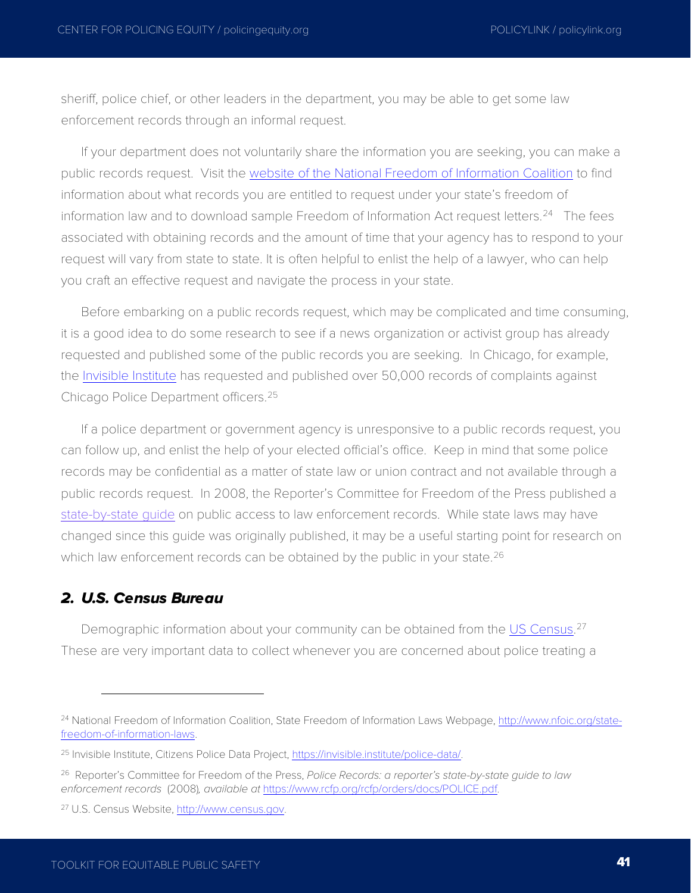sheriff, police chief, or other leaders in the department, you may be able to get some law enforcement records through an informal request.

If your department does not voluntarily share the information you are seeking, you can make a public records request. Visit the [website of the National Freedom of Information Coalition](http://www.nfoic.org/state-freedom-of-information-laws) to find information about what records you are entitled to request under your state's freedom of information law and to download sample Freedom of Information Act request letters.[24] The fees associated with obtaining records and the amount of time that your agency has to respond to your request will vary from state to state. It is often helpful to enlist the help of a lawyer, who can help you craft an effective request and navigate the process in your state.

Before embarking on a public records request, which may be complicated and time consuming, it is a good idea to do some research to see if a news organization or activist group has already requested and published some of the public records you are seeking. In Chicago, for example, the [Invisible Institute](https://invisible.institute/police-data/) has requested and published over 50,000 records of complaints against Chicago Police Department officers.[25]

If a police department or government agency is unresponsive to a public records request, you can follow up, and enlist the help of your elected official's office. Keep in mind that some police records may be confidential as a matter of state law or union contract and not available through a public records request. In 2008, the Reporter's Committee for Freedom of the Press published a [state-by-state guide](https://www.rcfp.org/rcfp/orders/docs/POLICE.pdf) on public access to law enforcement records. While state laws may have changed since this guide was originally published, it may be a useful starting point for research on which law enforcement records can be obtained by the public in your state.[26]

## *2. U.S. Census Bureau*

Demographic information about your community can be obtained from the [US Census](http://www.census.gov).[27] These are very important data to collect whenever you are concerned about police treating a

---

[24] National Freedom of Information Coalition, State Freedom of Information Laws Webpage, http://www.nfoic.org/state-freedom-of-information-laws.

[25] Invisible Institute, Citizens Police Data Project, https://invisible.institute/police-data/.

[26] Reporter's Committee for Freedom of the Press, *Police Records: a reporter's state-by-state guide to law enforcement records* (2008), *available at* https://www.rcfp.org/rcfp/orders/docs/POLICE.pdf.

[27] U.S. Census Website, http://www.census.gov.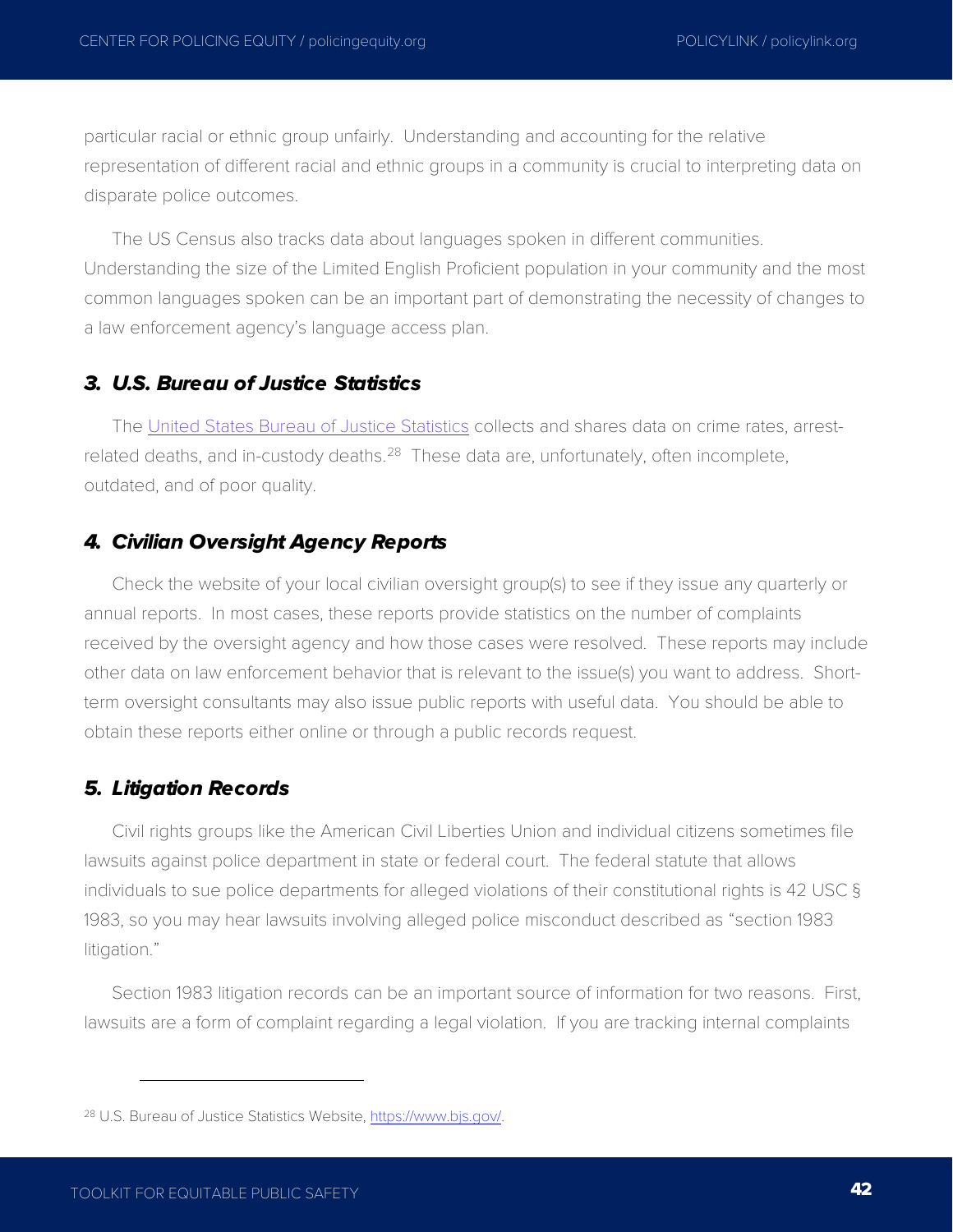particular racial or ethnic group unfairly. Understanding and accounting for the relative representation of different racial and ethnic groups in a community is crucial to interpreting data on disparate police outcomes.

The US Census also tracks data about languages spoken in different communities. Understanding the size of the Limited English Proficient population in your community and the most common languages spoken can be an important part of demonstrating the necessity of changes to a law enforcement agency's language access plan.

### *3. U.S. Bureau of Justice Statistics*

The [United States Bureau of Justice Statistics](https://www.bjs.gov/) collects and shares data on crime rates, arrest-related deaths, and in-custody deaths.[28] These data are, unfortunately, often incomplete, outdated, and of poor quality.

### *4. Civilian Oversight Agency Reports*

Check the website of your local civilian oversight group(s) to see if they issue any quarterly or annual reports. In most cases, these reports provide statistics on the number of complaints received by the oversight agency and how those cases were resolved. These reports may include other data on law enforcement behavior that is relevant to the issue(s) you want to address. Short-term oversight consultants may also issue public reports with useful data. You should be able to obtain these reports either online or through a public records request.

### *5. Litigation Records*

Civil rights groups like the American Civil Liberties Union and individual citizens sometimes file lawsuits against police department in state or federal court. The federal statute that allows individuals to sue police departments for alleged violations of their constitutional rights is 42 USC § 1983, so you may hear lawsuits involving alleged police misconduct described as "section 1983 litigation."

Section 1983 litigation records can be an important source of information for two reasons. First, lawsuits are a form of complaint regarding a legal violation. If you are tracking internal complaints

---

[28] U.S. Bureau of Justice Statistics Website, https://www.bjs.gov/.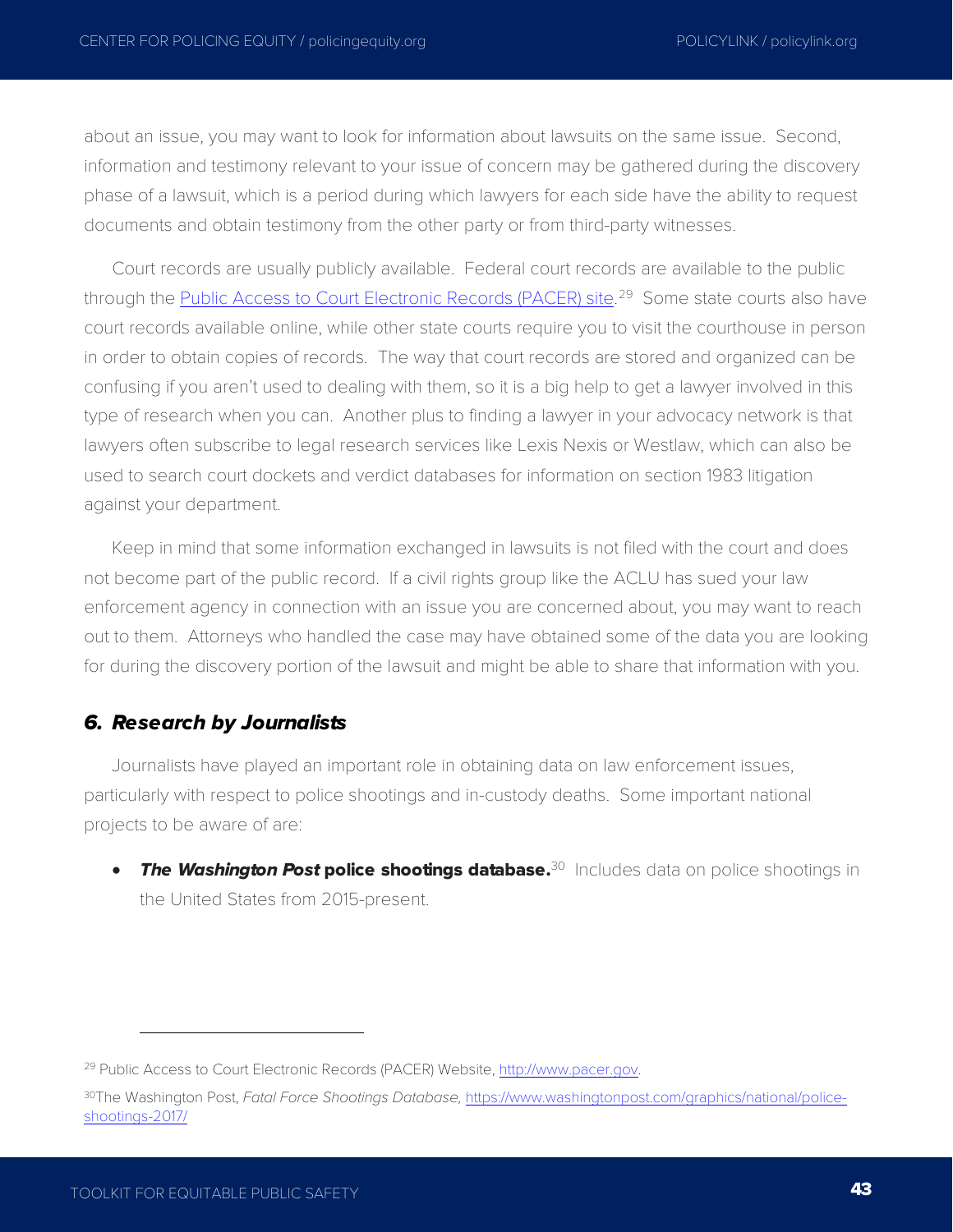about an issue, you may want to look for information about lawsuits on the same issue. Second, information and testimony relevant to your issue of concern may be gathered during the discovery phase of a lawsuit, which is a period during which lawyers for each side have the ability to request documents and obtain testimony from the other party or from third-party witnesses.

Court records are usually publicly available. Federal court records are available to the public through the [Public Access to Court Electronic Records (PACER) site](http://www.pacer.gov).[29] Some state courts also have court records available online, while other state courts require you to visit the courthouse in person in order to obtain copies of records. The way that court records are stored and organized can be confusing if you aren't used to dealing with them, so it is a big help to get a lawyer involved in this type of research when you can. Another plus to finding a lawyer in your advocacy network is that lawyers often subscribe to legal research services like Lexis Nexis or Westlaw, which can also be used to search court dockets and verdict databases for information on section 1983 litigation against your department.

Keep in mind that some information exchanged in lawsuits is not filed with the court and does not become part of the public record. If a civil rights group like the ACLU has sued your law enforcement agency in connection with an issue you are concerned about, you may want to reach out to them. Attorneys who handled the case may have obtained some of the data you are looking for during the discovery portion of the lawsuit and might be able to share that information with you.

### *6. Research by Journalists*

Journalists have played an important role in obtaining data on law enforcement issues, particularly with respect to police shootings and in-custody deaths. Some important national projects to be aware of are:

- ***The Washington Post* police shootings database.**[30] Includes data on police shootings in the United States from 2015-present.

---

[29] Public Access to Court Electronic Records (PACER) Website, http://www.pacer.gov.

[30] The Washington Post, *Fatal Force Shootings Database,* https://www.washingtonpost.com/graphics/national/police-shootings-2017/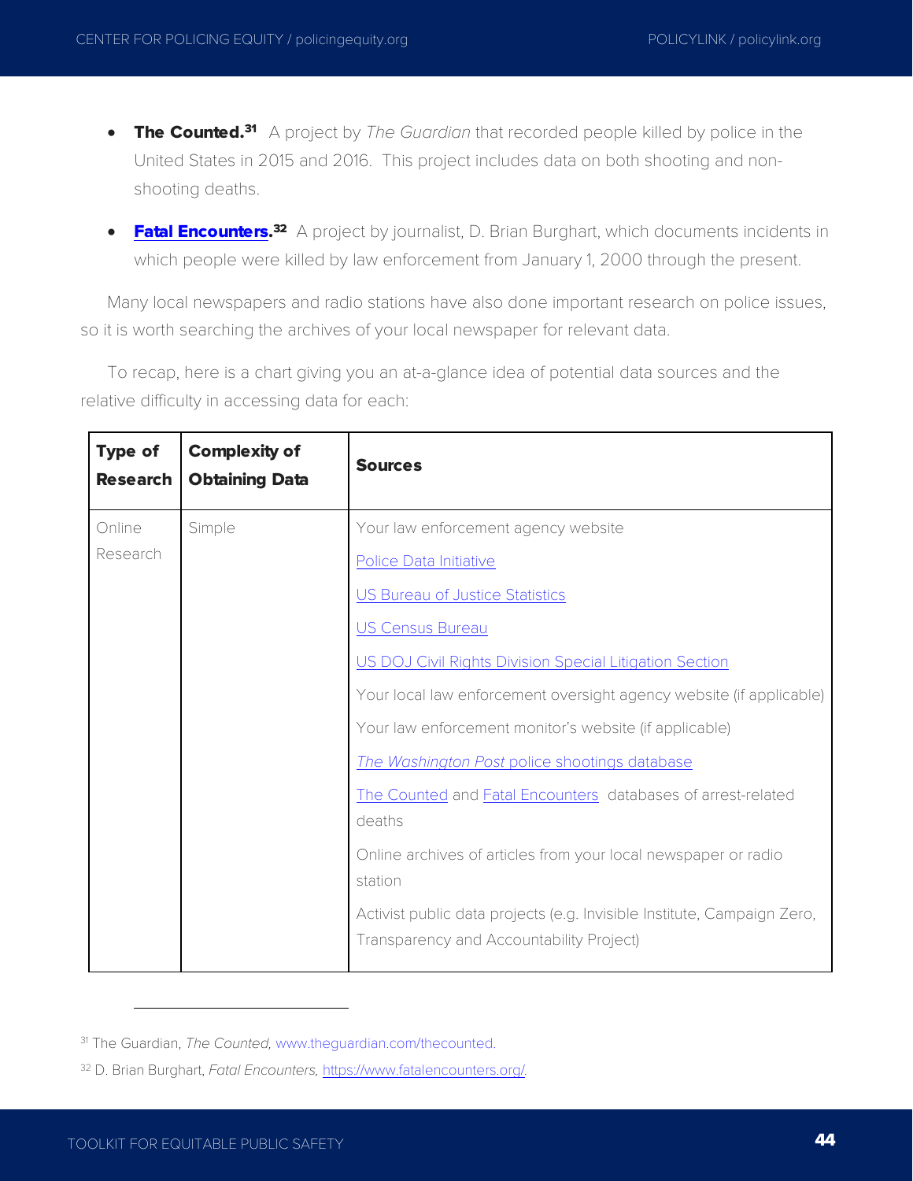- **The Counted.**[31] A project by *The Guardian* that recorded people killed by police in the United States in 2015 and 2016. This project includes data on both shooting and non-shooting deaths.

- **Fatal Encounters.**[32] A project by journalist, D. Brian Burghart, which documents incidents in which people were killed by law enforcement from January 1, 2000 through the present.

Many local newspapers and radio stations have also done important research on police issues, so it is worth searching the archives of your local newspaper for relevant data.

To recap, here is a chart giving you an at-a-glance idea of potential data sources and the relative difficulty in accessing data for each:

| Type of Research | Complexity of Obtaining Data | Sources |
|---|---|---|
| Online Research | Simple | Your law enforcement agency website<br>Police Data Initiative<br>US Bureau of Justice Statistics<br>US Census Bureau<br>US DOJ Civil Rights Division Special Litigation Section<br>Your local law enforcement oversight agency website (if applicable)<br>Your law enforcement monitor's website (if applicable)<br>*The Washington Post* police shootings database<br>The Counted and Fatal Encounters databases of arrest-related deaths<br>Online archives of articles from your local newspaper or radio station<br>Activist public data projects (e.g. Invisible Institute, Campaign Zero, Transparency and Accountability Project) |

[31] The Guardian, *The Counted,* www.theguardian.com/thecounted.

[32] D. Brian Burghart, *Fatal Encounters,* https://www.fatalencounters.org/.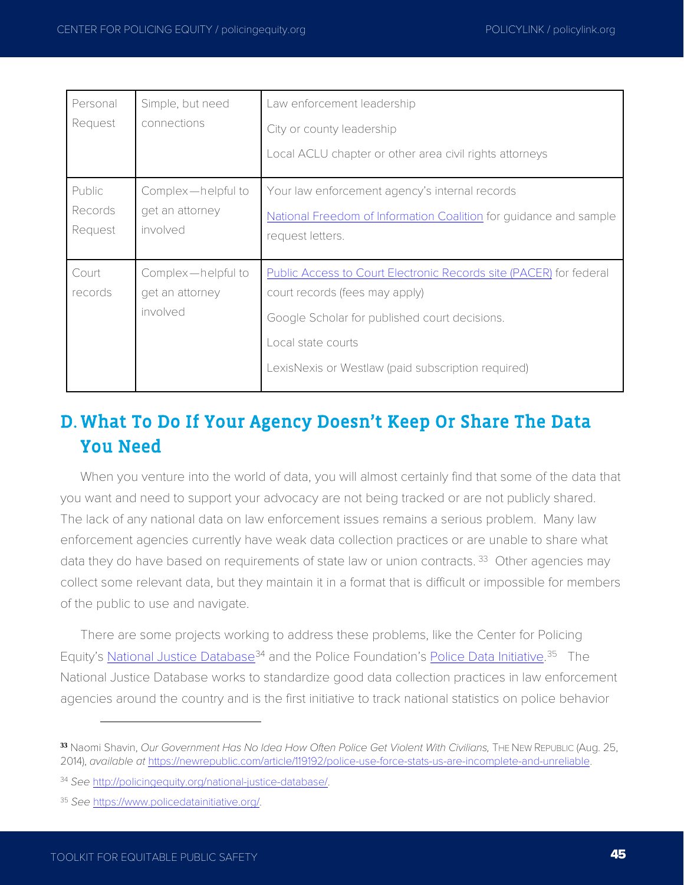| | | |
|---|---|---|
| Personal Request | Simple, but need connections | Law enforcement leadership<br>City or county leadership<br>Local ACLU chapter or other area civil rights attorneys |
| Public Records Request | Complex—helpful to get an attorney involved | Your law enforcement agency's internal records<br>National Freedom of Information Coalition for guidance and sample request letters. |
| Court records | Complex—helpful to get an attorney involved | Public Access to Court Electronic Records site (PACER) for federal court records (fees may apply)<br>Google Scholar for published court decisions.<br>Local state courts<br>LexisNexis or Westlaw (paid subscription required) |

## D. What To Do If Your Agency Doesn't Keep Or Share The Data You Need

When you venture into the world of data, you will almost certainly find that some of the data that you want and need to support your advocacy are not being tracked or are not publicly shared. The lack of any national data on law enforcement issues remains a serious problem. Many law enforcement agencies currently have weak data collection practices or are unable to share what data they do have based on requirements of state law or union contracts. [33] Other agencies may collect some relevant data, but they maintain it in a format that is difficult or impossible for members of the public to use and navigate.

There are some projects working to address these problems, like the Center for Policing Equity's National Justice Database[34] and the Police Foundation's Police Data Initiative.[35] The National Justice Database works to standardize good data collection practices in law enforcement agencies around the country and is the first initiative to track national statistics on police behavior

---

[33] Naomi Shavin, *Our Government Has No Idea How Often Police Get Violent With Civilians,* THE NEW REPUBLIC (Aug. 25, 2014), *available at* https://newrepublic.com/article/119192/police-use-force-stats-us-are-incomplete-and-unreliable.

[34] *See* http://policingequity.org/national-justice-database/.

[35] *See* https://www.policedatainitiative.org/.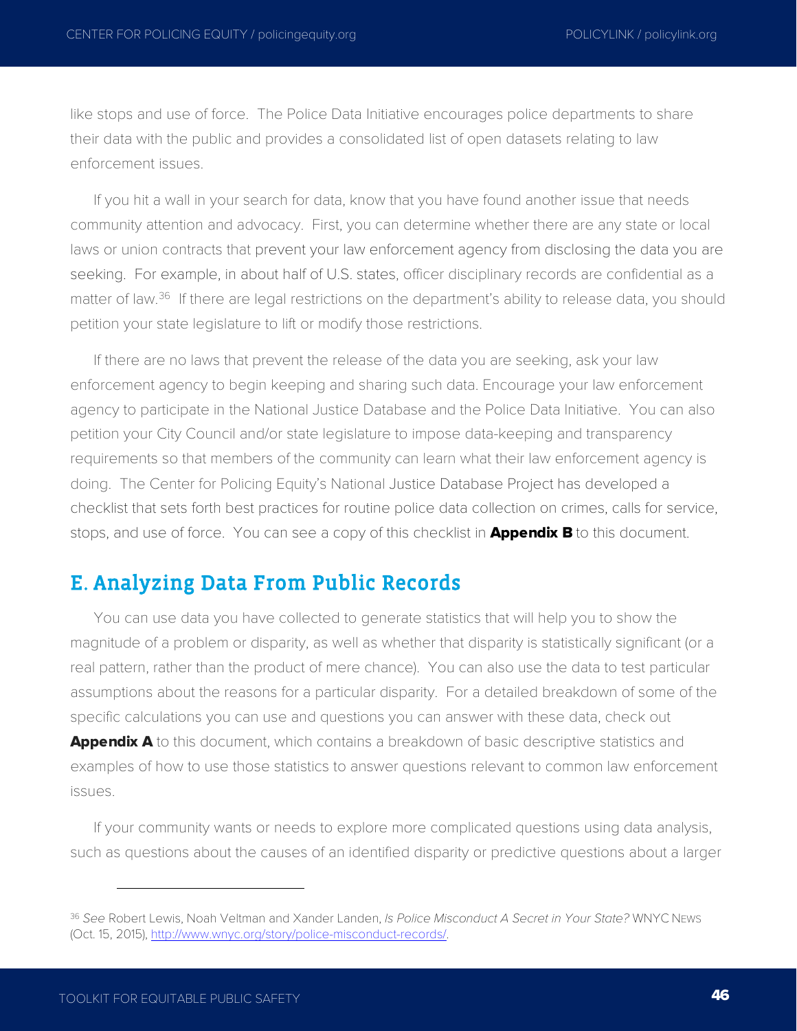like stops and use of force. The Police Data Initiative encourages police departments to share their data with the public and provides a consolidated list of open datasets relating to law enforcement issues.

If you hit a wall in your search for data, know that you have found another issue that needs community attention and advocacy. First, you can determine whether there are any state or local laws or union contracts that prevent your law enforcement agency from disclosing the data you are seeking. For example, in about half of U.S. states, officer disciplinary records are confidential as a matter of law.[36] If there are legal restrictions on the department's ability to release data, you should petition your state legislature to lift or modify those restrictions.

If there are no laws that prevent the release of the data you are seeking, ask your law enforcement agency to begin keeping and sharing such data. Encourage your law enforcement agency to participate in the National Justice Database and the Police Data Initiative. You can also petition your City Council and/or state legislature to impose data-keeping and transparency requirements so that members of the community can learn what their law enforcement agency is doing. The Center for Policing Equity's National Justice Database Project has developed a checklist that sets forth best practices for routine police data collection on crimes, calls for service, stops, and use of force. You can see a copy of this checklist in **Appendix B** to this document.

## E. Analyzing Data From Public Records

You can use data you have collected to generate statistics that will help you to show the magnitude of a problem or disparity, as well as whether that disparity is statistically significant (or a real pattern, rather than the product of mere chance). You can also use the data to test particular assumptions about the reasons for a particular disparity. For a detailed breakdown of some of the specific calculations you can use and questions you can answer with these data, check out **Appendix A** to this document, which contains a breakdown of basic descriptive statistics and examples of how to use those statistics to answer questions relevant to common law enforcement issues.

If your community wants or needs to explore more complicated questions using data analysis, such as questions about the causes of an identified disparity or predictive questions about a larger

---

[36] *See* Robert Lewis, Noah Veltman and Xander Landen, *Is Police Misconduct A Secret in Your State?* WNYC NEWS (Oct. 15, 2015), http://www.wnyc.org/story/police-misconduct-records/.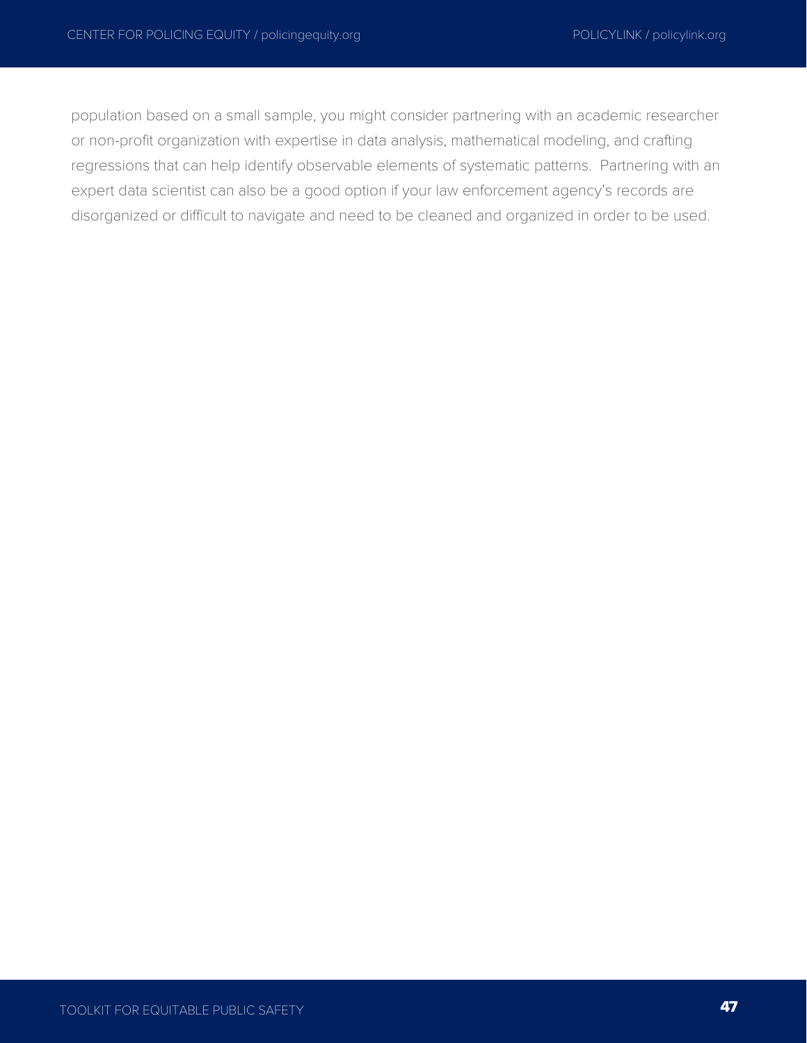population based on a small sample, you might consider partnering with an academic researcher or non-profit organization with expertise in data analysis, mathematical modeling, and crafting regressions that can help identify observable elements of systematic patterns. Partnering with an expert data scientist can also be a good option if your law enforcement agency's records are disorganized or difficult to navigate and need to be cleaned and organized in order to be used.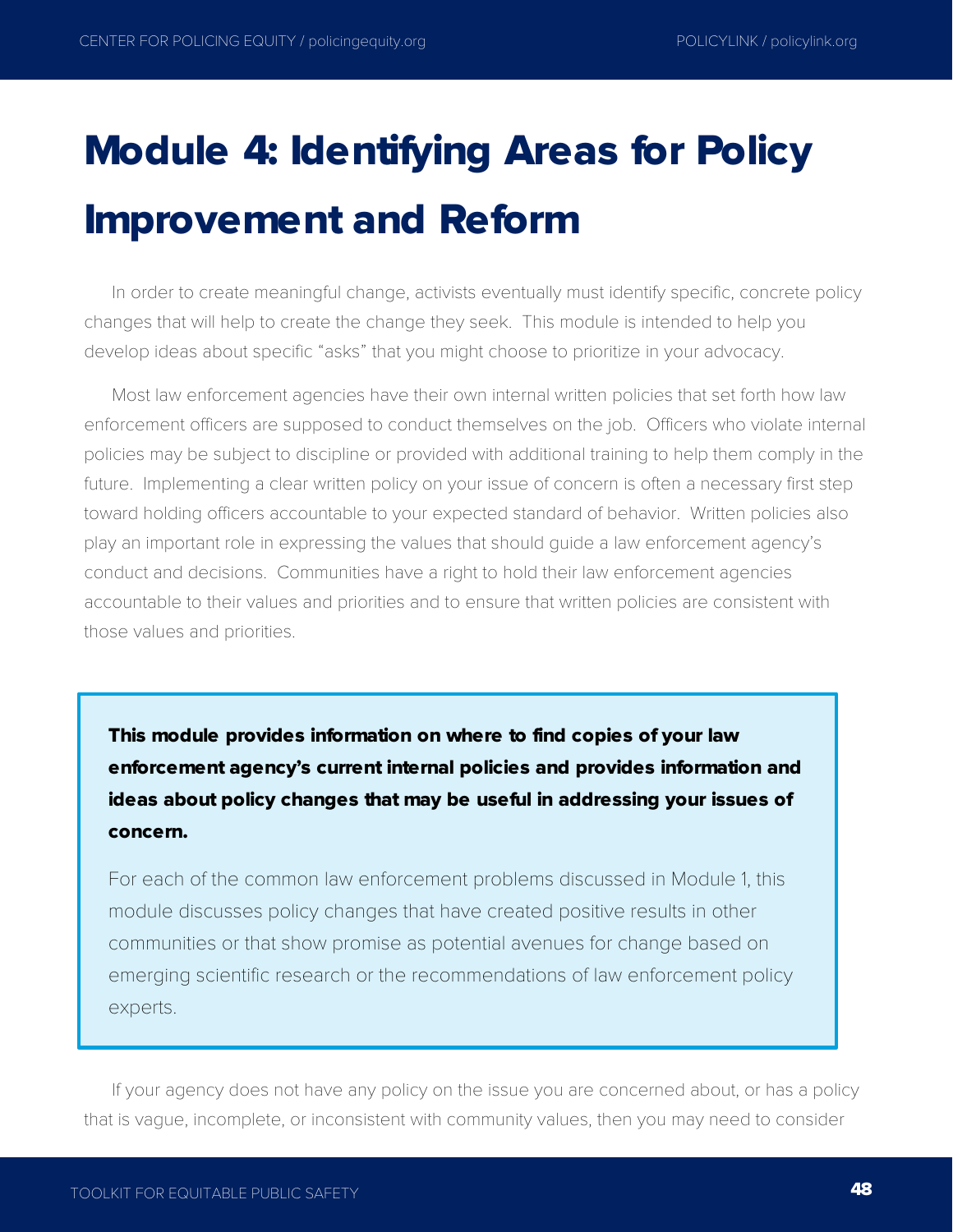# Module 4: Identifying Areas for Policy Improvement and Reform

In order to create meaningful change, activists eventually must identify specific, concrete policy changes that will help to create the change they seek. This module is intended to help you develop ideas about specific "asks" that you might choose to prioritize in your advocacy.

Most law enforcement agencies have their own internal written policies that set forth how law enforcement officers are supposed to conduct themselves on the job. Officers who violate internal policies may be subject to discipline or provided with additional training to help them comply in the future. Implementing a clear written policy on your issue of concern is often a necessary first step toward holding officers accountable to your expected standard of behavior. Written policies also play an important role in expressing the values that should guide a law enforcement agency's conduct and decisions. Communities have a right to hold their law enforcement agencies accountable to their values and priorities and to ensure that written policies are consistent with those values and priorities.

> **This module provides information on where to find copies of your law enforcement agency's current internal policies and provides information and ideas about policy changes that may be useful in addressing your issues of concern.**
>
> For each of the common law enforcement problems discussed in Module 1, this module discusses policy changes that have created positive results in other communities or that show promise as potential avenues for change based on emerging scientific research or the recommendations of law enforcement policy experts.

If your agency does not have any policy on the issue you are concerned about, or has a policy that is vague, incomplete, or inconsistent with community values, then you may need to consider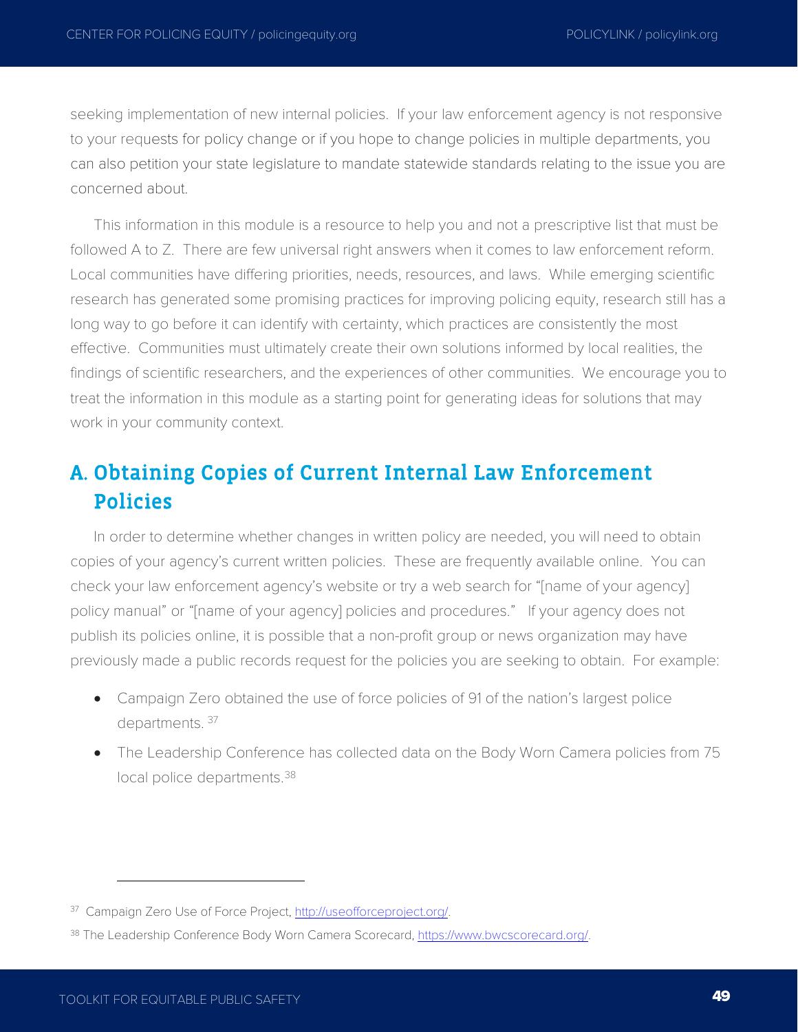seeking implementation of new internal policies. If your law enforcement agency is not responsive to your requests for policy change or if you hope to change policies in multiple departments, you can also petition your state legislature to mandate statewide standards relating to the issue you are concerned about.

This information in this module is a resource to help you and not a prescriptive list that must be followed A to Z. There are few universal right answers when it comes to law enforcement reform. Local communities have differing priorities, needs, resources, and laws. While emerging scientific research has generated some promising practices for improving policing equity, research still has a long way to go before it can identify with certainty, which practices are consistently the most effective. Communities must ultimately create their own solutions informed by local realities, the findings of scientific researchers, and the experiences of other communities. We encourage you to treat the information in this module as a starting point for generating ideas for solutions that may work in your community context.

## A. Obtaining Copies of Current Internal Law Enforcement Policies

In order to determine whether changes in written policy are needed, you will need to obtain copies of your agency's current written policies. These are frequently available online. You can check your law enforcement agency's website or try a web search for "[name of your agency] policy manual" or "[name of your agency] policies and procedures." If your agency does not publish its policies online, it is possible that a non-profit group or news organization may have previously made a public records request for the policies you are seeking to obtain. For example:

- Campaign Zero obtained the use of force policies of 91 of the nation's largest police departments. [37]
- The Leadership Conference has collected data on the Body Worn Camera policies from 75 local police departments.[38]

---

[37] Campaign Zero Use of Force Project, http://useofforceproject.org/.

[38] The Leadership Conference Body Worn Camera Scorecard, https://www.bwcscorecard.org/.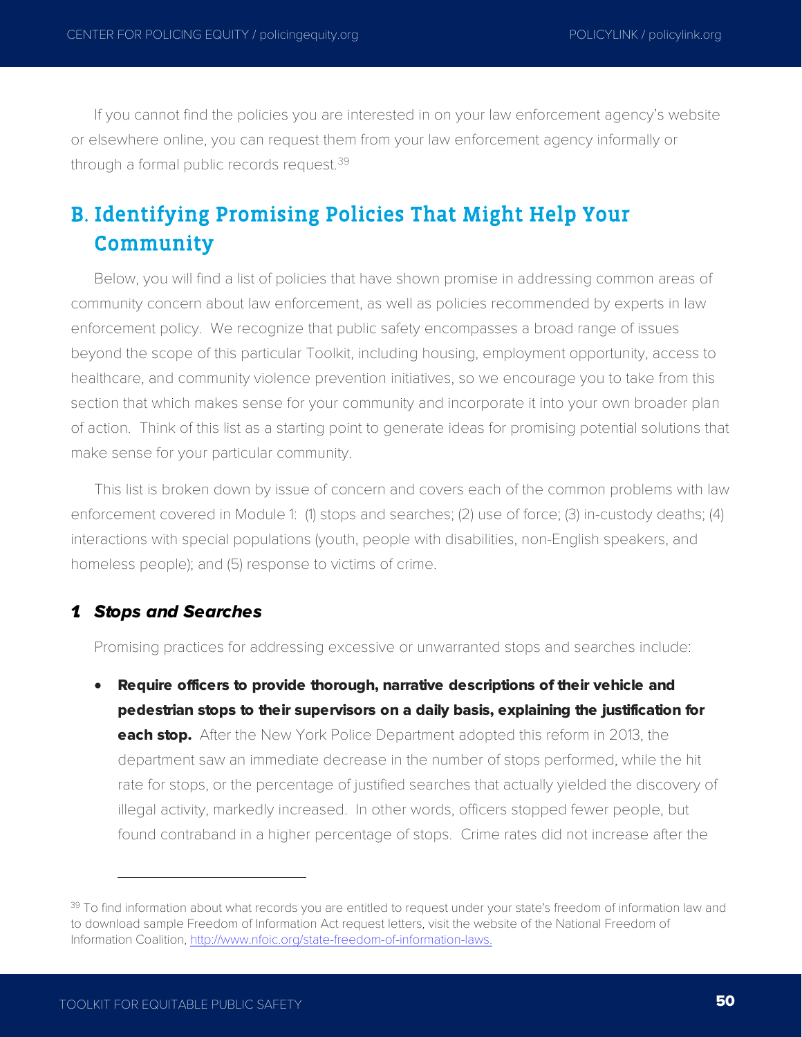If you cannot find the policies you are interested in on your law enforcement agency's website or elsewhere online, you can request them from your law enforcement agency informally or through a formal public records request.[39]

## B. Identifying Promising Policies That Might Help Your Community

Below, you will find a list of policies that have shown promise in addressing common areas of community concern about law enforcement, as well as policies recommended by experts in law enforcement policy. We recognize that public safety encompasses a broad range of issues beyond the scope of this particular Toolkit, including housing, employment opportunity, access to healthcare, and community violence prevention initiatives, so we encourage you to take from this section that which makes sense for your community and incorporate it into your own broader plan of action. Think of this list as a starting point to generate ideas for promising potential solutions that make sense for your particular community.

This list is broken down by issue of concern and covers each of the common problems with law enforcement covered in Module 1: (1) stops and searches; (2) use of force; (3) in-custody deaths; (4) interactions with special populations (youth, people with disabilities, non-English speakers, and homeless people); and (5) response to victims of crime.

### *1. Stops and Searches*

Promising practices for addressing excessive or unwarranted stops and searches include:

- **Require officers to provide thorough, narrative descriptions of their vehicle and pedestrian stops to their supervisors on a daily basis, explaining the justification for each stop.** After the New York Police Department adopted this reform in 2013, the department saw an immediate decrease in the number of stops performed, while the hit rate for stops, or the percentage of justified searches that actually yielded the discovery of illegal activity, markedly increased. In other words, officers stopped fewer people, but found contraband in a higher percentage of stops. Crime rates did not increase after the

---

[39] To find information about what records you are entitled to request under your state's freedom of information law and to download sample Freedom of Information Act request letters, visit the website of the National Freedom of Information Coalition, http://www.nfoic.org/state-freedom-of-information-laws.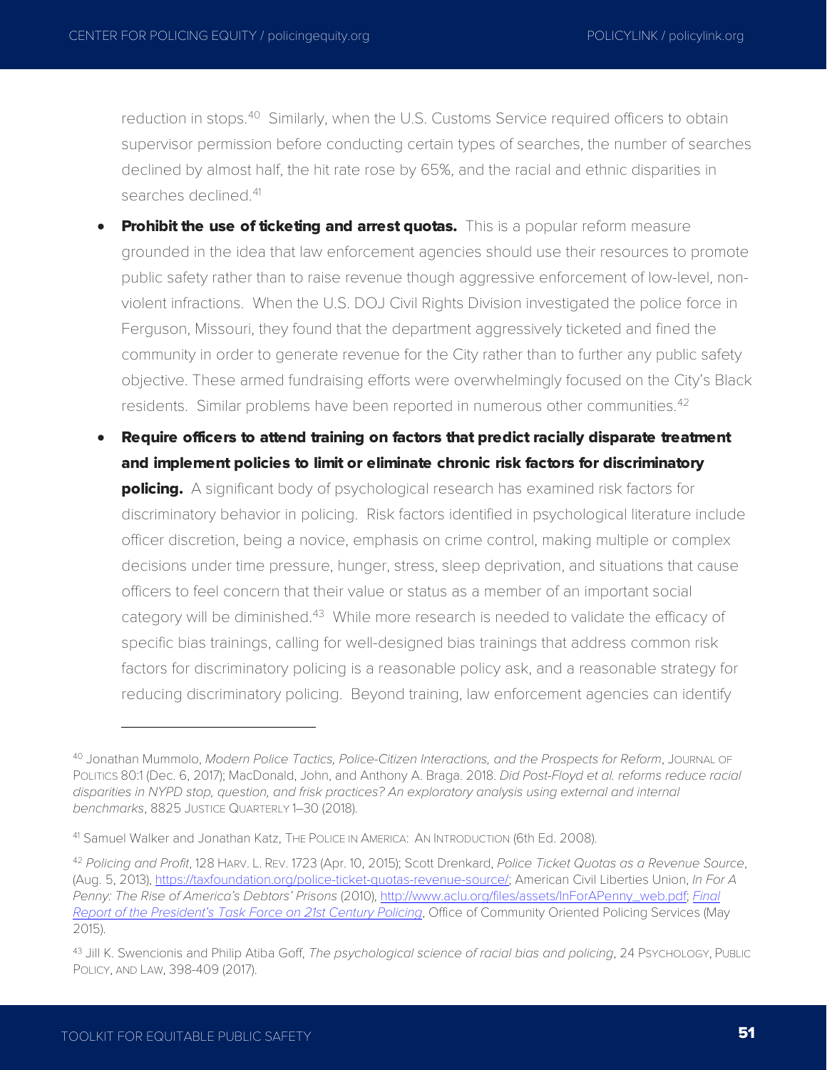reduction in stops.[40] Similarly, when the U.S. Customs Service required officers to obtain supervisor permission before conducting certain types of searches, the number of searches declined by almost half, the hit rate rose by 65%, and the racial and ethnic disparities in searches declined.[41]

- **Prohibit the use of ticketing and arrest quotas.** This is a popular reform measure grounded in the idea that law enforcement agencies should use their resources to promote public safety rather than to raise revenue though aggressive enforcement of low-level, non-violent infractions. When the U.S. DOJ Civil Rights Division investigated the police force in Ferguson, Missouri, they found that the department aggressively ticketed and fined the community in order to generate revenue for the City rather than to further any public safety objective. These armed fundraising efforts were overwhelmingly focused on the City's Black residents. Similar problems have been reported in numerous other communities.[42]
- **Require officers to attend training on factors that predict racially disparate treatment and implement policies to limit or eliminate chronic risk factors for discriminatory policing.** A significant body of psychological research has examined risk factors for discriminatory behavior in policing. Risk factors identified in psychological literature include officer discretion, being a novice, emphasis on crime control, making multiple or complex decisions under time pressure, hunger, stress, sleep deprivation, and situations that cause officers to feel concern that their value or status as a member of an important social category will be diminished.[43] While more research is needed to validate the efficacy of specific bias trainings, calling for well-designed bias trainings that address common risk factors for discriminatory policing is a reasonable policy ask, and a reasonable strategy for reducing discriminatory policing. Beyond training, law enforcement agencies can identify

---

[40] Jonathan Mummolo, *Modern Police Tactics, Police-Citizen Interactions, and the Prospects for Reform*, JOURNAL OF POLITICS 80:1 (Dec. 6, 2017); MacDonald, John, and Anthony A. Braga. 2018. *Did Post-Floyd et al. reforms reduce racial disparities in NYPD stop, question, and frisk practices? An exploratory analysis using external and internal benchmarks*, 8825 JUSTICE QUARTERLY 1–30 (2018).

[41] Samuel Walker and Jonathan Katz, THE POLICE IN AMERICA: AN INTRODUCTION (6th Ed. 2008).

[42] *Policing and Profit*, 128 HARV. L. REV. 1723 (Apr. 10, 2015); Scott Drenkard, *Police Ticket Quotas as a Revenue Source*, (Aug. 5, 2013), https://taxfoundation.org/police-ticket-quotas-revenue-source/; American Civil Liberties Union, *In For A Penny: The Rise of America's Debtors' Prisons* (2010), http://www.aclu.org/files/assets/InForAPenny_web.pdf; *Final Report of the President's Task Force on 21st Century Policing*, Office of Community Oriented Policing Services (May 2015).

[43] Jill K. Swencionis and Philip Atiba Goff, *The psychological science of racial bias and policing*, 24 PSYCHOLOGY, PUBLIC POLICY, AND LAW, 398-409 (2017).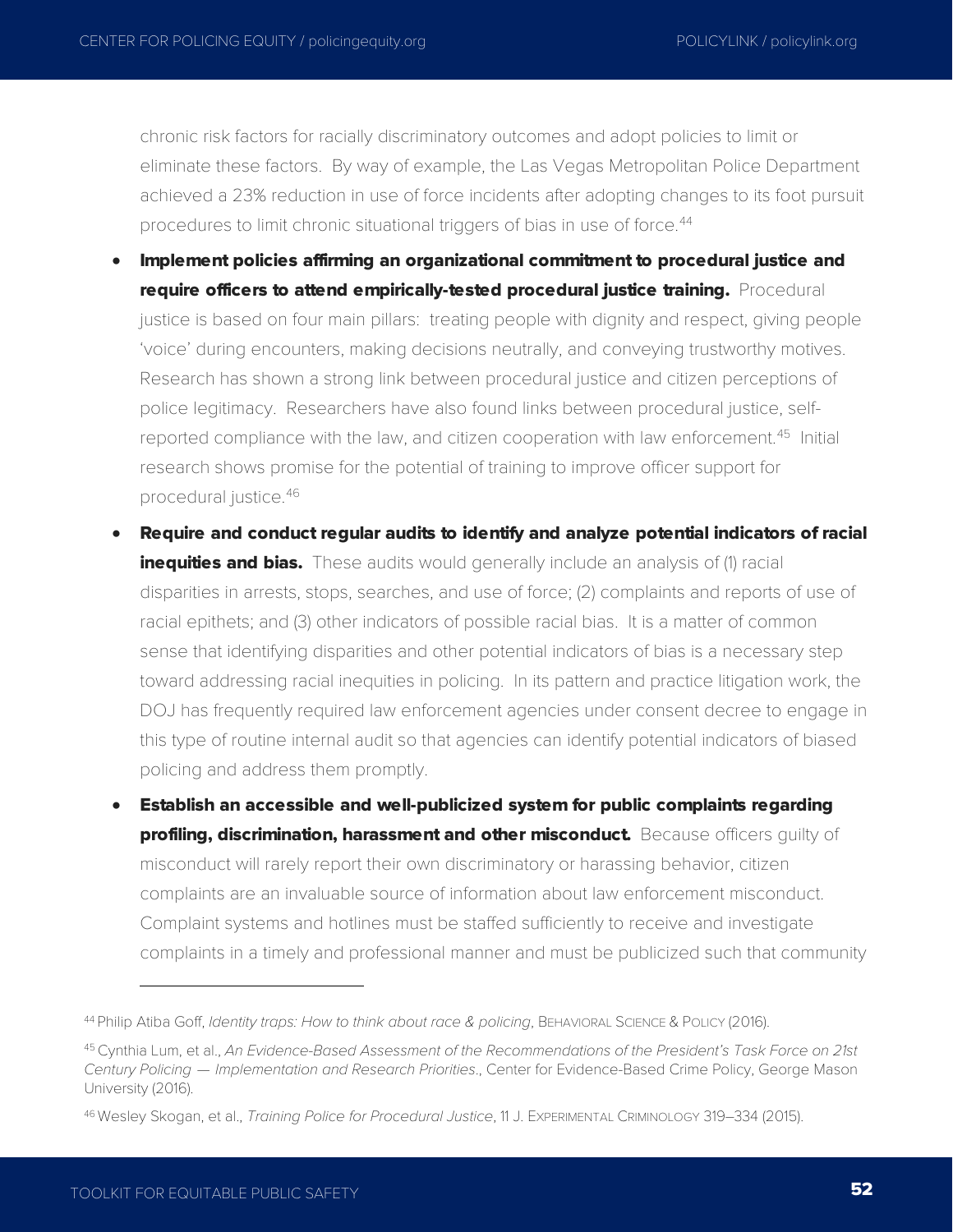chronic risk factors for racially discriminatory outcomes and adopt policies to limit or eliminate these factors. By way of example, the Las Vegas Metropolitan Police Department achieved a 23% reduction in use of force incidents after adopting changes to its foot pursuit procedures to limit chronic situational triggers of bias in use of force.[44]

- **Implement policies affirming an organizational commitment to procedural justice and require officers to attend empirically-tested procedural justice training.** Procedural justice is based on four main pillars: treating people with dignity and respect, giving people 'voice' during encounters, making decisions neutrally, and conveying trustworthy motives. Research has shown a strong link between procedural justice and citizen perceptions of police legitimacy. Researchers have also found links between procedural justice, self-reported compliance with the law, and citizen cooperation with law enforcement.[45] Initial research shows promise for the potential of training to improve officer support for procedural justice.[46]
- **Require and conduct regular audits to identify and analyze potential indicators of racial inequities and bias.** These audits would generally include an analysis of (1) racial disparities in arrests, stops, searches, and use of force; (2) complaints and reports of use of racial epithets; and (3) other indicators of possible racial bias. It is a matter of common sense that identifying disparities and other potential indicators of bias is a necessary step toward addressing racial inequities in policing. In its pattern and practice litigation work, the DOJ has frequently required law enforcement agencies under consent decree to engage in this type of routine internal audit so that agencies can identify potential indicators of biased policing and address them promptly.
- **Establish an accessible and well-publicized system for public complaints regarding profiling, discrimination, harassment and other misconduct.** Because officers guilty of misconduct will rarely report their own discriminatory or harassing behavior, citizen complaints are an invaluable source of information about law enforcement misconduct. Complaint systems and hotlines must be staffed sufficiently to receive and investigate complaints in a timely and professional manner and must be publicized such that community

---

[44] Philip Atiba Goff, *Identity traps: How to think about race & policing*, BEHAVIORAL SCIENCE & POLICY (2016).

[45] Cynthia Lum, et al., *An Evidence-Based Assessment of the Recommendations of the President's Task Force on 21st Century Policing — Implementation and Research Priorities.*, Center for Evidence-Based Crime Policy, George Mason University (2016).

[46] Wesley Skogan, et al., *Training Police for Procedural Justice*, 11 J. EXPERIMENTAL CRIMINOLOGY 319–334 (2015).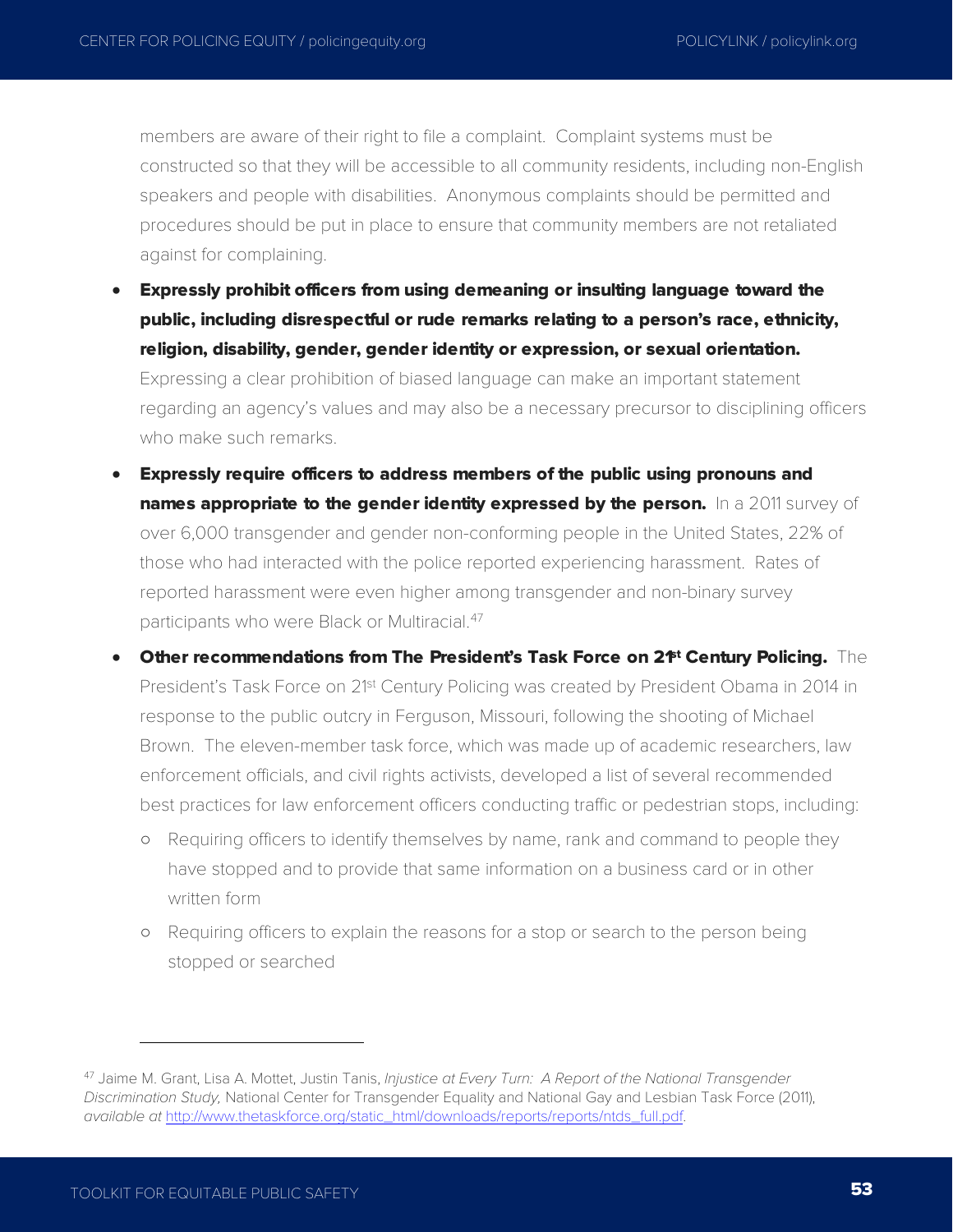members are aware of their right to file a complaint. Complaint systems must be constructed so that they will be accessible to all community residents, including non-English speakers and people with disabilities. Anonymous complaints should be permitted and procedures should be put in place to ensure that community members are not retaliated against for complaining.

- **Expressly prohibit officers from using demeaning or insulting language toward the public, including disrespectful or rude remarks relating to a person's race, ethnicity, religion, disability, gender, gender identity or expression, or sexual orientation.** Expressing a clear prohibition of biased language can make an important statement regarding an agency's values and may also be a necessary precursor to disciplining officers who make such remarks.
- **Expressly require officers to address members of the public using pronouns and names appropriate to the gender identity expressed by the person.** In a 2011 survey of over 6,000 transgender and gender non-conforming people in the United States, 22% of those who had interacted with the police reported experiencing harassment. Rates of reported harassment were even higher among transgender and non-binary survey participants who were Black or Multiracial.[47]
- **Other recommendations from The President's Task Force on 21st Century Policing.** The President's Task Force on 21st Century Policing was created by President Obama in 2014 in response to the public outcry in Ferguson, Missouri, following the shooting of Michael Brown. The eleven-member task force, which was made up of academic researchers, law enforcement officials, and civil rights activists, developed a list of several recommended best practices for law enforcement officers conducting traffic or pedestrian stops, including:
  - Requiring officers to identify themselves by name, rank and command to people they have stopped and to provide that same information on a business card or in other written form
  - Requiring officers to explain the reasons for a stop or search to the person being stopped or searched

[47] Jaime M. Grant, Lisa A. Mottet, Justin Tanis, *Injustice at Every Turn: A Report of the National Transgender Discrimination Study,* National Center for Transgender Equality and National Gay and Lesbian Task Force (2011), *available at* http://www.thetaskforce.org/static_html/downloads/reports/reports/ntds_full.pdf.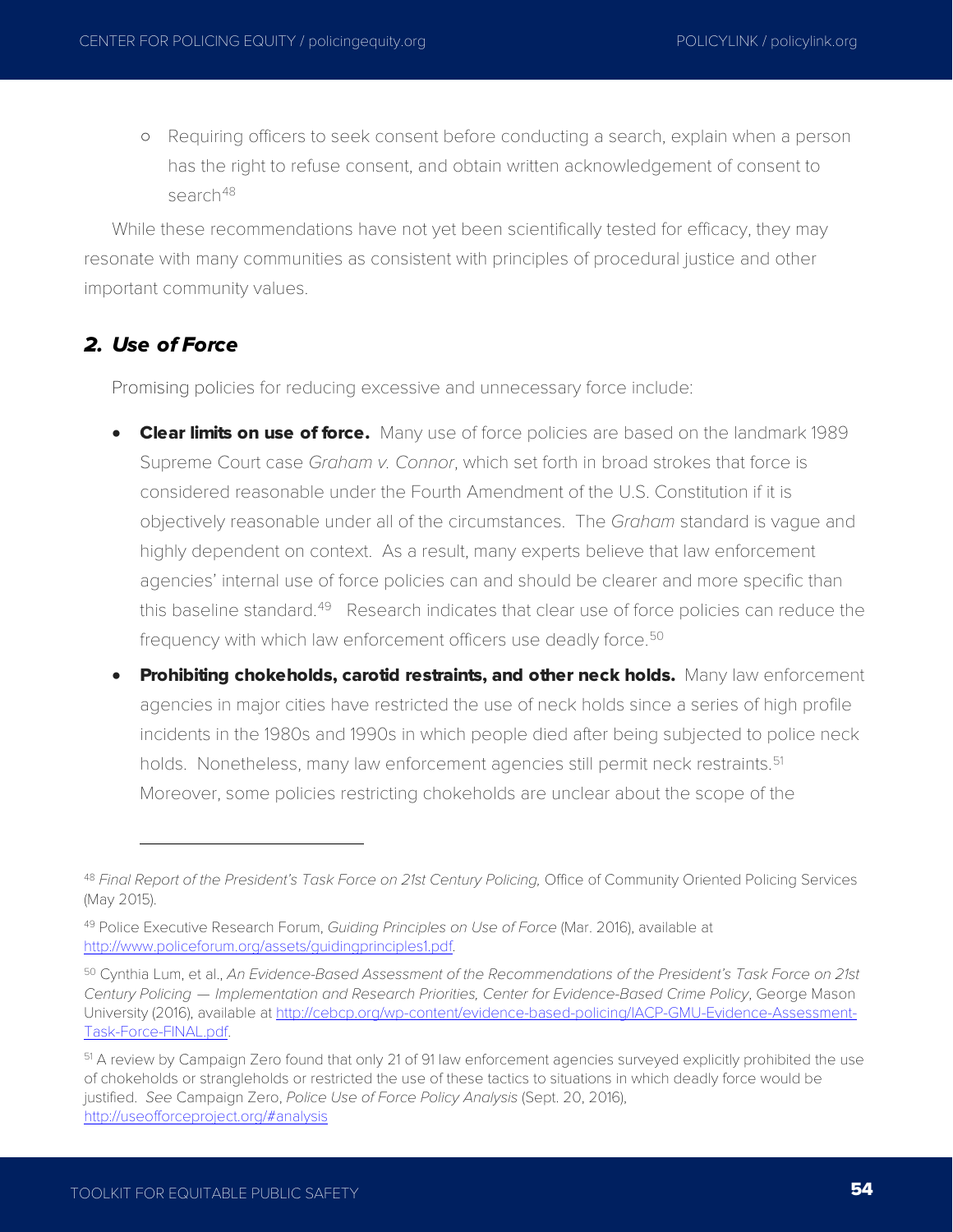- Requiring officers to seek consent before conducting a search, explain when a person has the right to refuse consent, and obtain written acknowledgement of consent to search[48]

While these recommendations have not yet been scientifically tested for efficacy, they may resonate with many communities as consistent with principles of procedural justice and other important community values.

### *2. Use of Force*

Promising policies for reducing excessive and unnecessary force include:

- **Clear limits on use of force.** Many use of force policies are based on the landmark 1989 Supreme Court case *Graham v. Connor*, which set forth in broad strokes that force is considered reasonable under the Fourth Amendment of the U.S. Constitution if it is objectively reasonable under all of the circumstances. The *Graham* standard is vague and highly dependent on context. As a result, many experts believe that law enforcement agencies' internal use of force policies can and should be clearer and more specific than this baseline standard.[49] Research indicates that clear use of force policies can reduce the frequency with which law enforcement officers use deadly force.[50]
- **Prohibiting chokeholds, carotid restraints, and other neck holds.** Many law enforcement agencies in major cities have restricted the use of neck holds since a series of high profile incidents in the 1980s and 1990s in which people died after being subjected to police neck holds. Nonetheless, many law enforcement agencies still permit neck restraints.[51] Moreover, some policies restricting chokeholds are unclear about the scope of the

---

[48] *Final Report of the President's Task Force on 21st Century Policing,* Office of Community Oriented Policing Services (May 2015).

[49] Police Executive Research Forum, *Guiding Principles on Use of Force* (Mar. 2016), available at http://www.policeforum.org/assets/guidingprinciples1.pdf.

[50] Cynthia Lum, et al., *An Evidence-Based Assessment of the Recommendations of the President's Task Force on 21st Century Policing — Implementation and Research Priorities, Center for Evidence-Based Crime Policy*, George Mason University (2016), available at http://cebcp.org/wp-content/evidence-based-policing/IACP-GMU-Evidence-Assessment-Task-Force-FINAL.pdf.

[51] A review by Campaign Zero found that only 21 of 91 law enforcement agencies surveyed explicitly prohibited the use of chokeholds or strangleholds or restricted the use of these tactics to situations in which deadly force would be justified. *See* Campaign Zero, *Police Use of Force Policy Analysis* (Sept. 20, 2016), http://useofforceproject.org/#analysis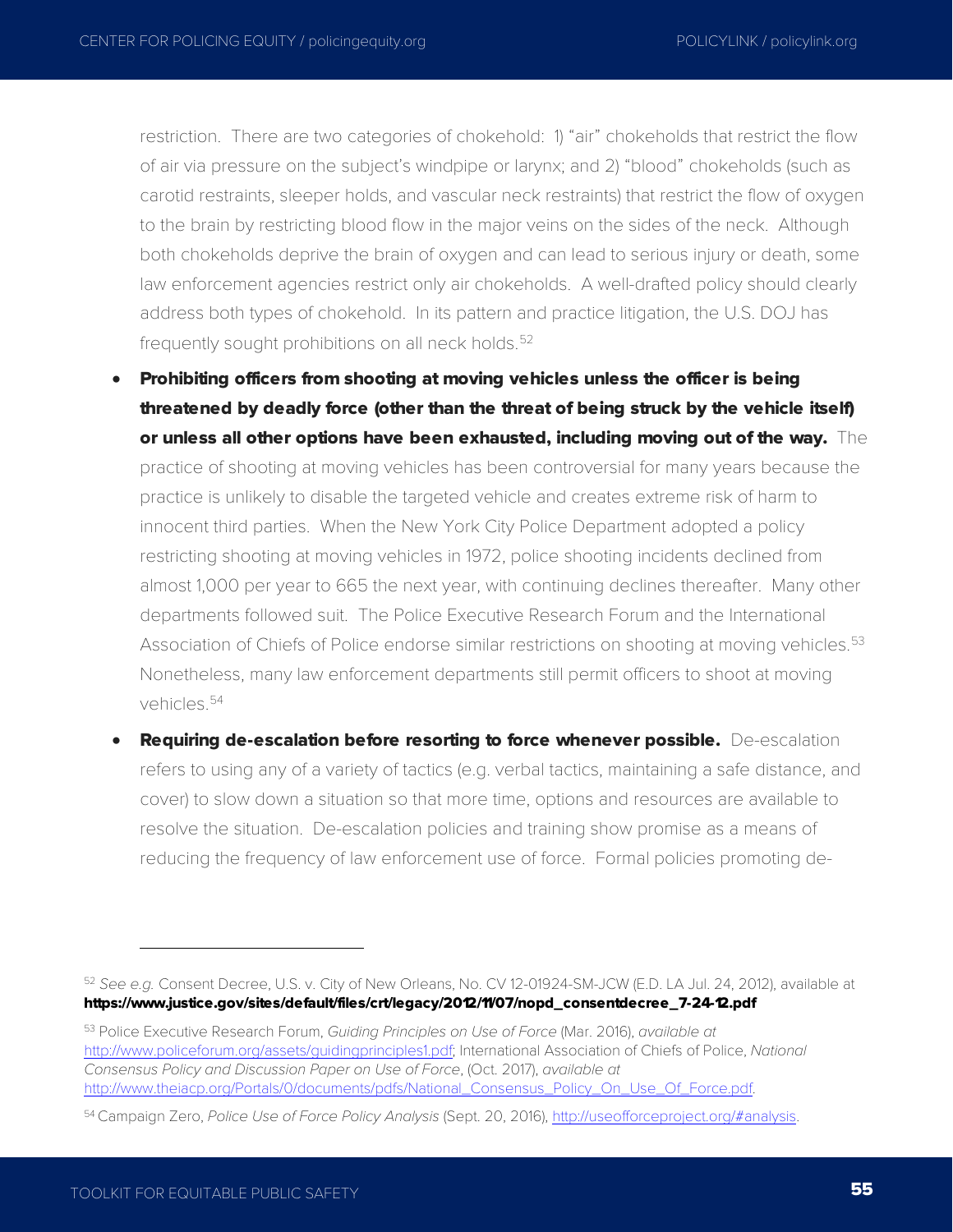restriction. There are two categories of chokehold: 1) "air" chokeholds that restrict the flow of air via pressure on the subject's windpipe or larynx; and 2) "blood" chokeholds (such as carotid restraints, sleeper holds, and vascular neck restraints) that restrict the flow of oxygen to the brain by restricting blood flow in the major veins on the sides of the neck. Although both chokeholds deprive the brain of oxygen and can lead to serious injury or death, some law enforcement agencies restrict only air chokeholds. A well-drafted policy should clearly address both types of chokehold. In its pattern and practice litigation, the U.S. DOJ has frequently sought prohibitions on all neck holds.[52]

- **Prohibiting officers from shooting at moving vehicles unless the officer is being threatened by deadly force (other than the threat of being struck by the vehicle itself) or unless all other options have been exhausted, including moving out of the way.** The practice of shooting at moving vehicles has been controversial for many years because the practice is unlikely to disable the targeted vehicle and creates extreme risk of harm to innocent third parties. When the New York City Police Department adopted a policy restricting shooting at moving vehicles in 1972, police shooting incidents declined from almost 1,000 per year to 665 the next year, with continuing declines thereafter. Many other departments followed suit. The Police Executive Research Forum and the International Association of Chiefs of Police endorse similar restrictions on shooting at moving vehicles.[53] Nonetheless, many law enforcement departments still permit officers to shoot at moving vehicles.[54]

- **Requiring de-escalation before resorting to force whenever possible.** De-escalation refers to using any of a variety of tactics (e.g. verbal tactics, maintaining a safe distance, and cover) to slow down a situation so that more time, options and resources are available to resolve the situation. De-escalation policies and training show promise as a means of reducing the frequency of law enforcement use of force. Formal policies promoting de-

---

[52] *See e.g.* Consent Decree, U.S. v. City of New Orleans, No. CV 12-01924-SM-JCW (E.D. LA Jul. 24, 2012), available at **https://www.justice.gov/sites/default/files/crt/legacy/2012/11/07/nopd_consentdecree_7-24-12.pdf**

[53] Police Executive Research Forum, *Guiding Principles on Use of Force* (Mar. 2016), *available at* http://www.policeforum.org/assets/guidingprinciples1.pdf; International Association of Chiefs of Police, *National Consensus Policy and Discussion Paper on Use of Force*, (Oct. 2017), *available at* http://www.theiacp.org/Portals/0/documents/pdfs/National_Consensus_Policy_On_Use_Of_Force.pdf.

[54] Campaign Zero, *Police Use of Force Policy Analysis* (Sept. 20, 2016), http://useofforceproject.org/#analysis.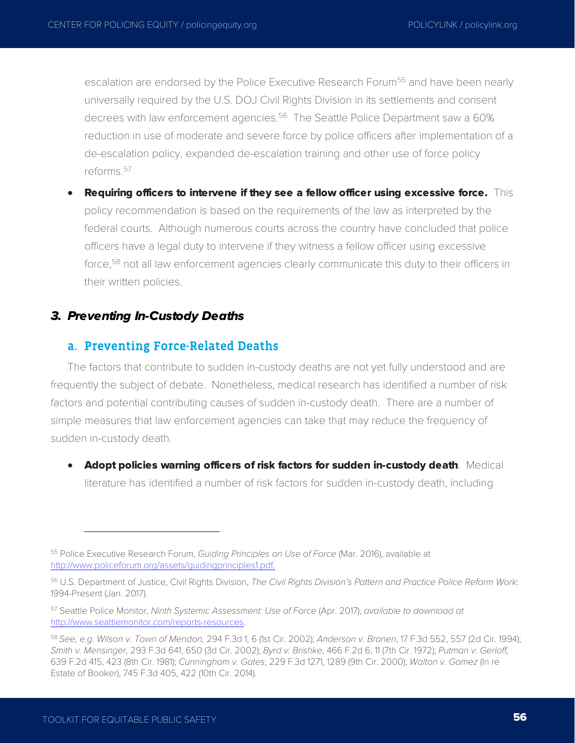escalation are endorsed by the Police Executive Research Forum[55] and have been nearly universally required by the U.S. DOJ Civil Rights Division in its settlements and consent decrees with law enforcement agencies.[56] The Seattle Police Department saw a 60% reduction in use of moderate and severe force by police officers after implementation of a de-escalation policy, expanded de-escalation training and other use of force policy reforms.[57]

- **Requiring officers to intervene if they see a fellow officer using excessive force.** This policy recommendation is based on the requirements of the law as interpreted by the federal courts. Although numerous courts across the country have concluded that police officers have a legal duty to intervene if they witness a fellow officer using excessive force,[58] not all law enforcement agencies clearly communicate this duty to their officers in their written policies.

### *3. Preventing In-Custody Deaths*

#### a. Preventing Force-Related Deaths

The factors that contribute to sudden in-custody deaths are not yet fully understood and are frequently the subject of debate. Nonetheless, medical research has identified a number of risk factors and potential contributing causes of sudden in-custody death. There are a number of simple measures that law enforcement agencies can take that may reduce the frequency of sudden in-custody death.

- **Adopt policies warning officers of risk factors for sudden in-custody death**. Medical literature has identified a number of risk factors for sudden in-custody death, including

---

[55] Police Executive Research Forum, *Guiding Principles on Use of Force* (Mar. 2016), available at http://www.policeforum.org/assets/guidingprinciples1.pdf.

[56] U.S. Department of Justice, Civil Rights Division, *The Civil Rights Division's Pattern and Practice Police Reform Work*: 1994-Present (Jan. 2017).

[57] Seattle Police Monitor, *Ninth Systemic Assessment: Use of Force* (Apr. 2017), *available to download at* http://www.seattlemonitor.com/reports-resources.

[58] *See, e.g. Wilson v. Town of Mendon,* 294 F.3d 1, 6 (1st Cir. 2002); *Anderson v. Branen*, 17 F.3d 552, 557 (2d Cir. 1994); *Smith v. Mensinger,* 293 F.3d 641, 650 (3d Cir. 2002); *Byrd v. Brishke*, 466 F.2d 6, 11 (7th Cir. 1972); *Putman v. Gerloff,* 639 F.2d 415, 423 (8th Cir. 1981); *Cunningham v. Gates*, 229 F.3d 1271, 1289 (9th Cir. 2000); *Walton v. Gomez* (In re Estate of Booker), 745 F.3d 405, 422 (10th Cir. 2014).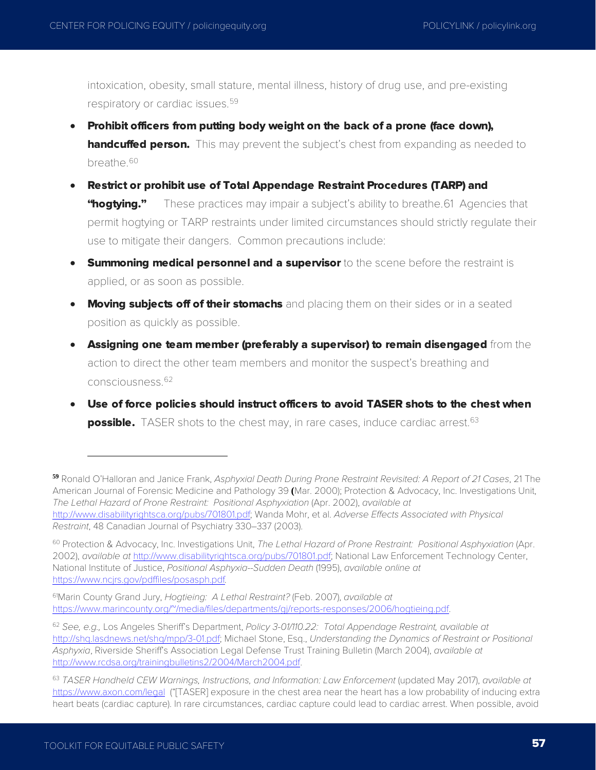intoxication, obesity, small stature, mental illness, history of drug use, and pre-existing respiratory or cardiac issues.[59]

- **Prohibit officers from putting body weight on the back of a prone (face down), handcuffed person.** This may prevent the subject's chest from expanding as needed to breathe.[60]
- **Restrict or prohibit use of Total Appendage Restraint Procedures (TARP) and "hogtying."** These practices may impair a subject's ability to breathe.61 Agencies that permit hogtying or TARP restraints under limited circumstances should strictly regulate their use to mitigate their dangers. Common precautions include:
- **Summoning medical personnel and a supervisor** to the scene before the restraint is applied, or as soon as possible.
- **Moving subjects off of their stomachs** and placing them on their sides or in a seated position as quickly as possible.
- **Assigning one team member (preferably a supervisor) to remain disengaged** from the action to direct the other team members and monitor the suspect's breathing and consciousness.[62]
- **Use of force policies should instruct officers to avoid TASER shots to the chest when possible.** TASER shots to the chest may, in rare cases, induce cardiac arrest.[63]

---

[59] Ronald O'Halloran and Janice Frank, *Asphyxial Death During Prone Restraint Revisited: A Report of 21 Cases*, 21 The American Journal of Forensic Medicine and Pathology 39 (Mar. 2000); Protection & Advocacy, Inc. Investigations Unit, *The Lethal Hazard of Prone Restraint: Positional Asphyxiation* (Apr. 2002), *available at* http://www.disabilityrightsca.org/pubs/701801.pdf; Wanda Mohr, et al. *Adverse Effects Associated with Physical Restraint*, 48 Canadian Journal of Psychiatry 330–337 (2003).

[60] Protection & Advocacy, Inc. Investigations Unit, *The Lethal Hazard of Prone Restraint: Positional Asphyxiation* (Apr. 2002), *available at* http://www.disabilityrightsca.org/pubs/701801.pdf; National Law Enforcement Technology Center, National Institute of Justice, *Positional Asphyxia--Sudden Death* (1995), *available online at* https://www.ncjrs.gov/pdffiles/posasph.pdf.

[61] Marin County Grand Jury, *Hogtieing: A Lethal Restraint?* (Feb. 2007), *available at* https://www.marincounty.org/~/media/files/departments/gj/reports-responses/2006/hogtieing.pdf.

[62] *See, e.g.,* Los Angeles Sheriff's Department, *Policy 3-01/110.22: Total Appendage Restraint, available at* http://shq.lasdnews.net/shq/mpp/3-01.pdf; Michael Stone, Esq., *Understanding the Dynamics of Restraint or Positional Asphyxia*, Riverside Sheriff's Association Legal Defense Trust Training Bulletin (March 2004), *available at* http://www.rcdsa.org/trainingbulletins2/2004/March2004.pdf.

[63] *TASER Handheld CEW Warnings, Instructions, and Information: Law Enforcement* (updated May 2017), *available at* https://www.axon.com/legal ("[TASER] exposure in the chest area near the heart has a low probability of inducing extra heart beats (cardiac capture). In rare circumstances, cardiac capture could lead to cardiac arrest. When possible, avoid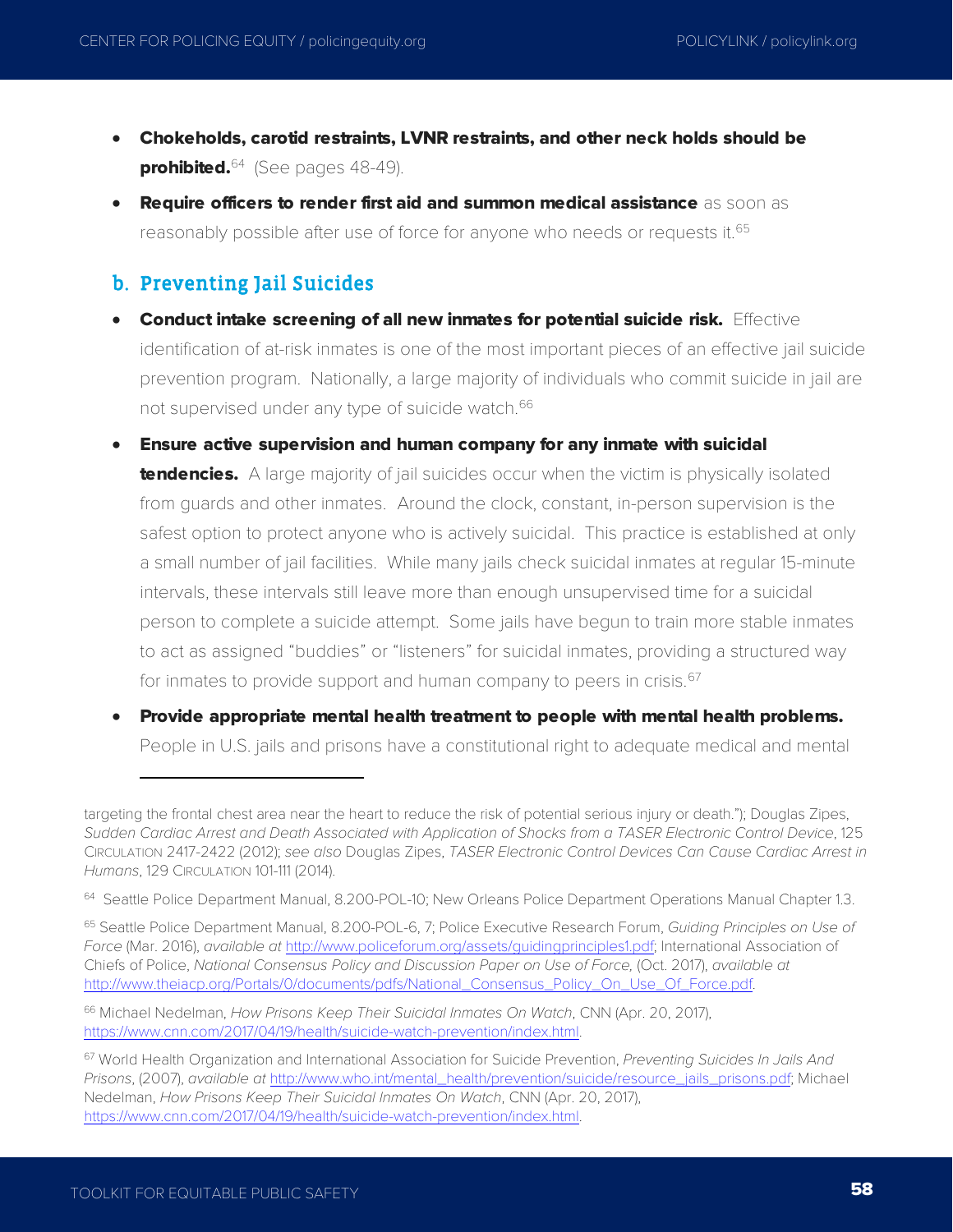- **Chokeholds, carotid restraints, LVNR restraints, and other neck holds should be prohibited.**[64] (See pages 48-49).
- **Require officers to render first aid and summon medical assistance** as soon as reasonably possible after use of force for anyone who needs or requests it.[65]

## b. Preventing Jail Suicides

- **Conduct intake screening of all new inmates for potential suicide risk.** Effective identification of at-risk inmates is one of the most important pieces of an effective jail suicide prevention program. Nationally, a large majority of individuals who commit suicide in jail are not supervised under any type of suicide watch.[66]
- **Ensure active supervision and human company for any inmate with suicidal tendencies.** A large majority of jail suicides occur when the victim is physically isolated from guards and other inmates. Around the clock, constant, in-person supervision is the safest option to protect anyone who is actively suicidal. This practice is established at only a small number of jail facilities. While many jails check suicidal inmates at regular 15-minute intervals, these intervals still leave more than enough unsupervised time for a suicidal person to complete a suicide attempt. Some jails have begun to train more stable inmates to act as assigned "buddies" or "listeners" for suicidal inmates, providing a structured way for inmates to provide support and human company to peers in crisis.[67]
- **Provide appropriate mental health treatment to people with mental health problems.** People in U.S. jails and prisons have a constitutional right to adequate medical and mental

---

targeting the frontal chest area near the heart to reduce the risk of potential serious injury or death."); Douglas Zipes, *Sudden Cardiac Arrest and Death Associated with Application of Shocks from a TASER Electronic Control Device*, 125 CIRCULATION 2417-2422 (2012); *see also* Douglas Zipes, *TASER Electronic Control Devices Can Cause Cardiac Arrest in Humans*, 129 CIRCULATION 101-111 (2014).

[64] Seattle Police Department Manual, 8.200-POL-10; New Orleans Police Department Operations Manual Chapter 1.3.

[65] Seattle Police Department Manual, 8.200-POL-6, 7; Police Executive Research Forum, *Guiding Principles on Use of Force* (Mar. 2016), *available at* http://www.policeforum.org/assets/guidingprinciples1.pdf; International Association of Chiefs of Police, *National Consensus Policy and Discussion Paper on Use of Force,* (Oct. 2017), *available at* http://www.theiacp.org/Portals/0/documents/pdfs/National_Consensus_Policy_On_Use_Of_Force.pdf.

[66] Michael Nedelman, *How Prisons Keep Their Suicidal Inmates On Watch*, CNN (Apr. 20, 2017), https://www.cnn.com/2017/04/19/health/suicide-watch-prevention/index.html.

[67] World Health Organization and International Association for Suicide Prevention, *Preventing Suicides In Jails And Prisons*, (2007), *available at* http://www.who.int/mental_health/prevention/suicide/resource_jails_prisons.pdf; Michael Nedelman, *How Prisons Keep Their Suicidal Inmates On Watch*, CNN (Apr. 20, 2017), https://www.cnn.com/2017/04/19/health/suicide-watch-prevention/index.html.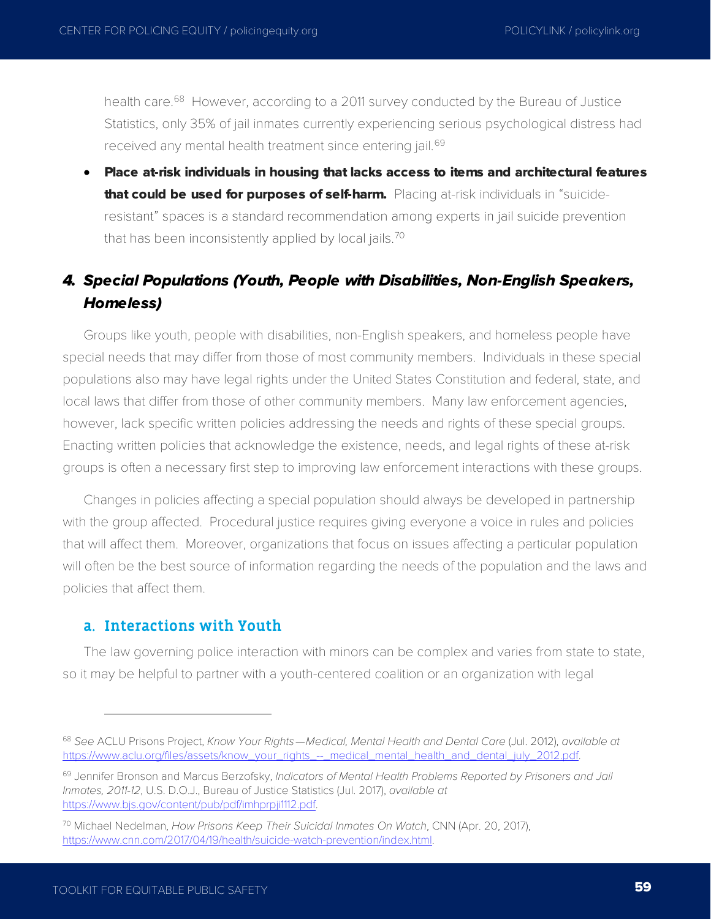health care.[68] However, according to a 2011 survey conducted by the Bureau of Justice Statistics, only 35% of jail inmates currently experiencing serious psychological distress had received any mental health treatment since entering jail.[69]

- **Place at-risk individuals in housing that lacks access to items and architectural features that could be used for purposes of self-harm.** Placing at-risk individuals in "suicide-resistant" spaces is a standard recommendation among experts in jail suicide prevention that has been inconsistently applied by local jails.[70]

## *4. Special Populations (Youth, People with Disabilities, Non-English Speakers, Homeless)*

Groups like youth, people with disabilities, non-English speakers, and homeless people have special needs that may differ from those of most community members. Individuals in these special populations also may have legal rights under the United States Constitution and federal, state, and local laws that differ from those of other community members. Many law enforcement agencies, however, lack specific written policies addressing the needs and rights of these special groups. Enacting written policies that acknowledge the existence, needs, and legal rights of these at-risk groups is often a necessary first step to improving law enforcement interactions with these groups.

Changes in policies affecting a special population should always be developed in partnership with the group affected. Procedural justice requires giving everyone a voice in rules and policies that will affect them. Moreover, organizations that focus on issues affecting a particular population will often be the best source of information regarding the needs of the population and the laws and policies that affect them.

### a. Interactions with Youth

The law governing police interaction with minors can be complex and varies from state to state, so it may be helpful to partner with a youth-centered coalition or an organization with legal

---

[68] *See* ACLU Prisons Project, *Know Your Rights—Medical, Mental Health and Dental Care* (Jul. 2012), *available at* https://www.aclu.org/files/assets/know_your_rights_--_medical_mental_health_and_dental_july_2012.pdf.

[69] Jennifer Bronson and Marcus Berzofsky, *Indicators of Mental Health Problems Reported by Prisoners and Jail Inmates, 2011-12*, U.S. D.O.J., Bureau of Justice Statistics (Jul. 2017), *available at* https://www.bjs.gov/content/pub/pdf/imhprpji1112.pdf.

[70] Michael Nedelman, *How Prisons Keep Their Suicidal Inmates On Watch*, CNN (Apr. 20, 2017), https://www.cnn.com/2017/04/19/health/suicide-watch-prevention/index.html.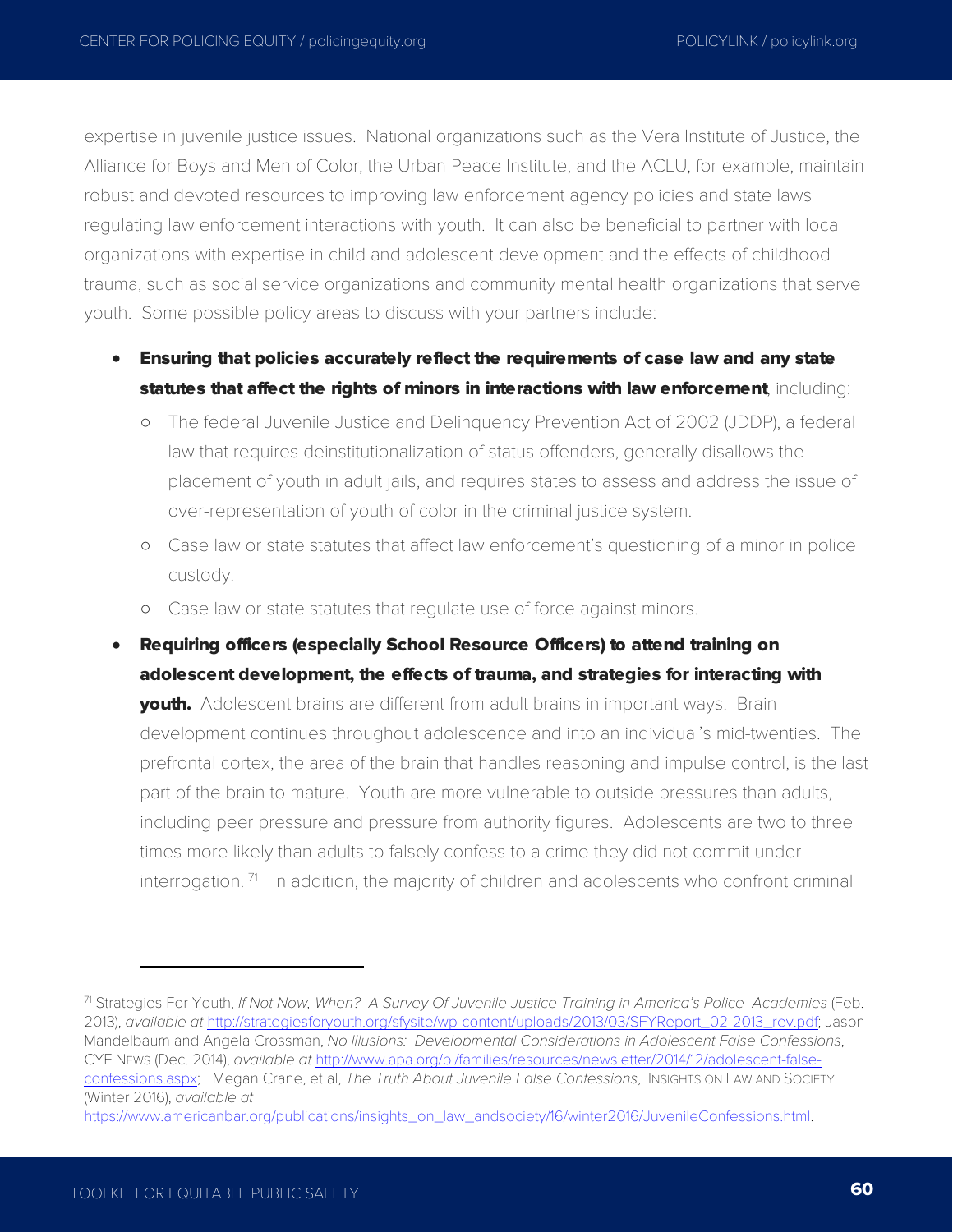expertise in juvenile justice issues. National organizations such as the Vera Institute of Justice, the Alliance for Boys and Men of Color, the Urban Peace Institute, and the ACLU, for example, maintain robust and devoted resources to improving law enforcement agency policies and state laws regulating law enforcement interactions with youth. It can also be beneficial to partner with local organizations with expertise in child and adolescent development and the effects of childhood trauma, such as social service organizations and community mental health organizations that serve youth. Some possible policy areas to discuss with your partners include:

- **Ensuring that policies accurately reflect the requirements of case law and any state statutes that affect the rights of minors in interactions with law enforcement**, including:
  - The federal Juvenile Justice and Delinquency Prevention Act of 2002 (JDDP), a federal law that requires deinstitutionalization of status offenders, generally disallows the placement of youth in adult jails, and requires states to assess and address the issue of over-representation of youth of color in the criminal justice system.
  - Case law or state statutes that affect law enforcement's questioning of a minor in police custody.
  - Case law or state statutes that regulate use of force against minors.
- **Requiring officers (especially School Resource Officers) to attend training on adolescent development, the effects of trauma, and strategies for interacting with youth.** Adolescent brains are different from adult brains in important ways. Brain development continues throughout adolescence and into an individual's mid-twenties. The prefrontal cortex, the area of the brain that handles reasoning and impulse control, is the last part of the brain to mature. Youth are more vulnerable to outside pressures than adults, including peer pressure and pressure from authority figures. Adolescents are two to three times more likely than adults to falsely confess to a crime they did not commit under interrogation. [71] In addition, the majority of children and adolescents who confront criminal

---

[71] Strategies For Youth, *If Not Now, When? A Survey Of Juvenile Justice Training in America's Police Academies* (Feb. 2013), *available at* http://strategiesforyouth.org/sfysite/wp-content/uploads/2013/03/SFYReport_02-2013_rev.pdf; Jason Mandelbaum and Angela Crossman, *No Illusions: Developmental Considerations in Adolescent False Confessions*, CYF NEWS (Dec. 2014), *available at* http://www.apa.org/pi/families/resources/newsletter/2014/12/adolescent-false-confessions.aspx; Megan Crane, et al, *The Truth About Juvenile False Confessions*, INSIGHTS ON LAW AND SOCIETY (Winter 2016), *available at* https://www.americanbar.org/publications/insights_on_law_andsociety/16/winter2016/JuvenileConfessions.html.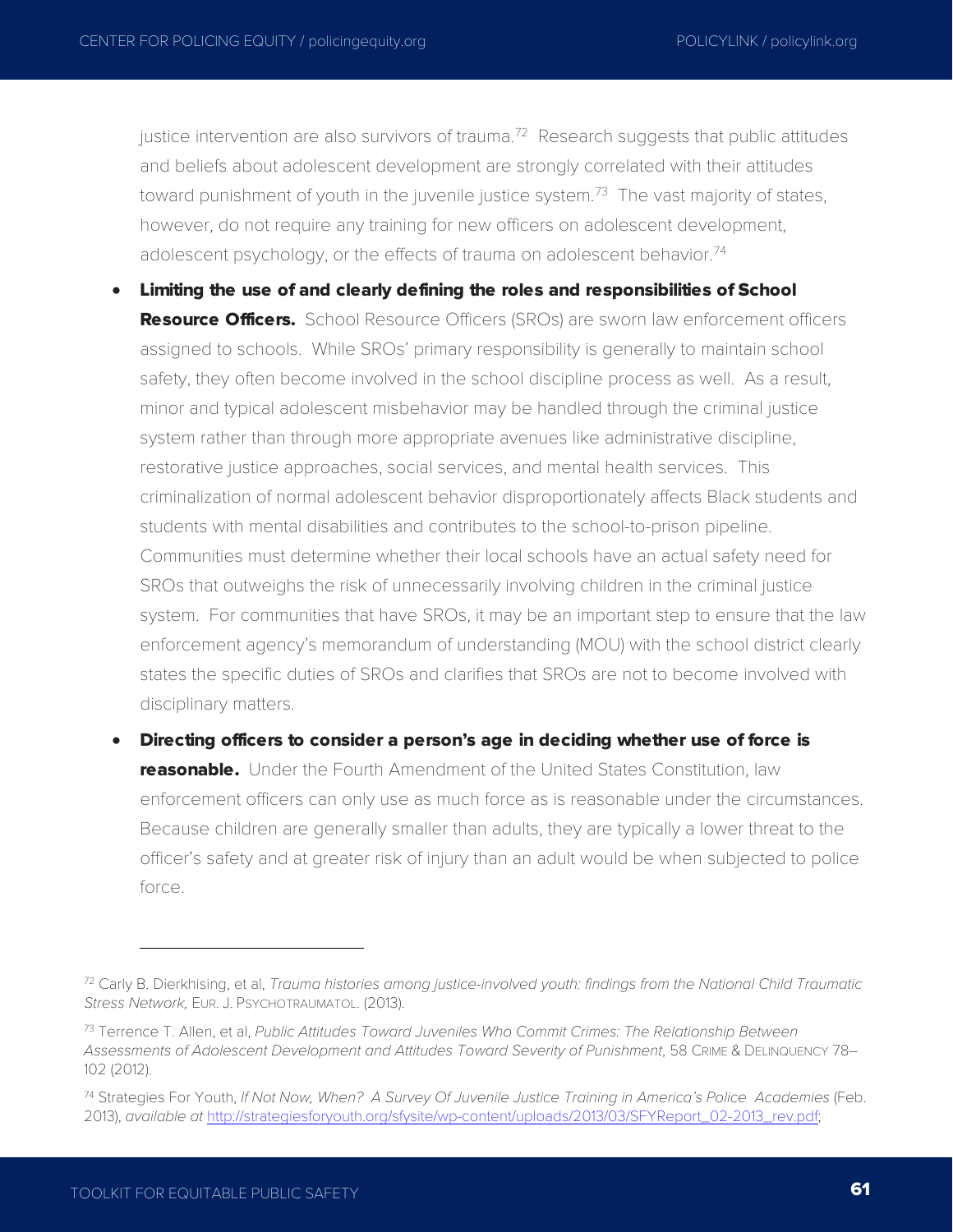justice intervention are also survivors of trauma.[72] Research suggests that public attitudes and beliefs about adolescent development are strongly correlated with their attitudes toward punishment of youth in the juvenile justice system.[73] The vast majority of states, however, do not require any training for new officers on adolescent development, adolescent psychology, or the effects of trauma on adolescent behavior.[74]

- **Limiting the use of and clearly defining the roles and responsibilities of School Resource Officers.** School Resource Officers (SROs) are sworn law enforcement officers assigned to schools. While SROs' primary responsibility is generally to maintain school safety, they often become involved in the school discipline process as well. As a result, minor and typical adolescent misbehavior may be handled through the criminal justice system rather than through more appropriate avenues like administrative discipline, restorative justice approaches, social services, and mental health services. This criminalization of normal adolescent behavior disproportionately affects Black students and students with mental disabilities and contributes to the school-to-prison pipeline. Communities must determine whether their local schools have an actual safety need for SROs that outweighs the risk of unnecessarily involving children in the criminal justice system. For communities that have SROs, it may be an important step to ensure that the law enforcement agency's memorandum of understanding (MOU) with the school district clearly states the specific duties of SROs and clarifies that SROs are not to become involved with disciplinary matters.

- **Directing officers to consider a person's age in deciding whether use of force is reasonable.** Under the Fourth Amendment of the United States Constitution, law enforcement officers can only use as much force as is reasonable under the circumstances. Because children are generally smaller than adults, they are typically a lower threat to the officer's safety and at greater risk of injury than an adult would be when subjected to police force.

---

[72] Carly B. Dierkhising, et al, *Trauma histories among justice-involved youth: findings from the National Child Traumatic Stress Network,* EUR. J. PSYCHOTRAUMATOL. (2013).

[73] Terrence T. Allen, et al, *Public Attitudes Toward Juveniles Who Commit Crimes: The Relationship Between Assessments of Adolescent Development and Attitudes Toward Severity of Punishment*, 58 CRIME & DELINQUENCY 78–102 (2012).

[74] Strategies For Youth, *If Not Now, When? A Survey Of Juvenile Justice Training in America's Police Academies* (Feb. 2013), *available at* http://strategiesforyouth.org/sfysite/wp-content/uploads/2013/03/SFYReport_02-2013_rev.pdf;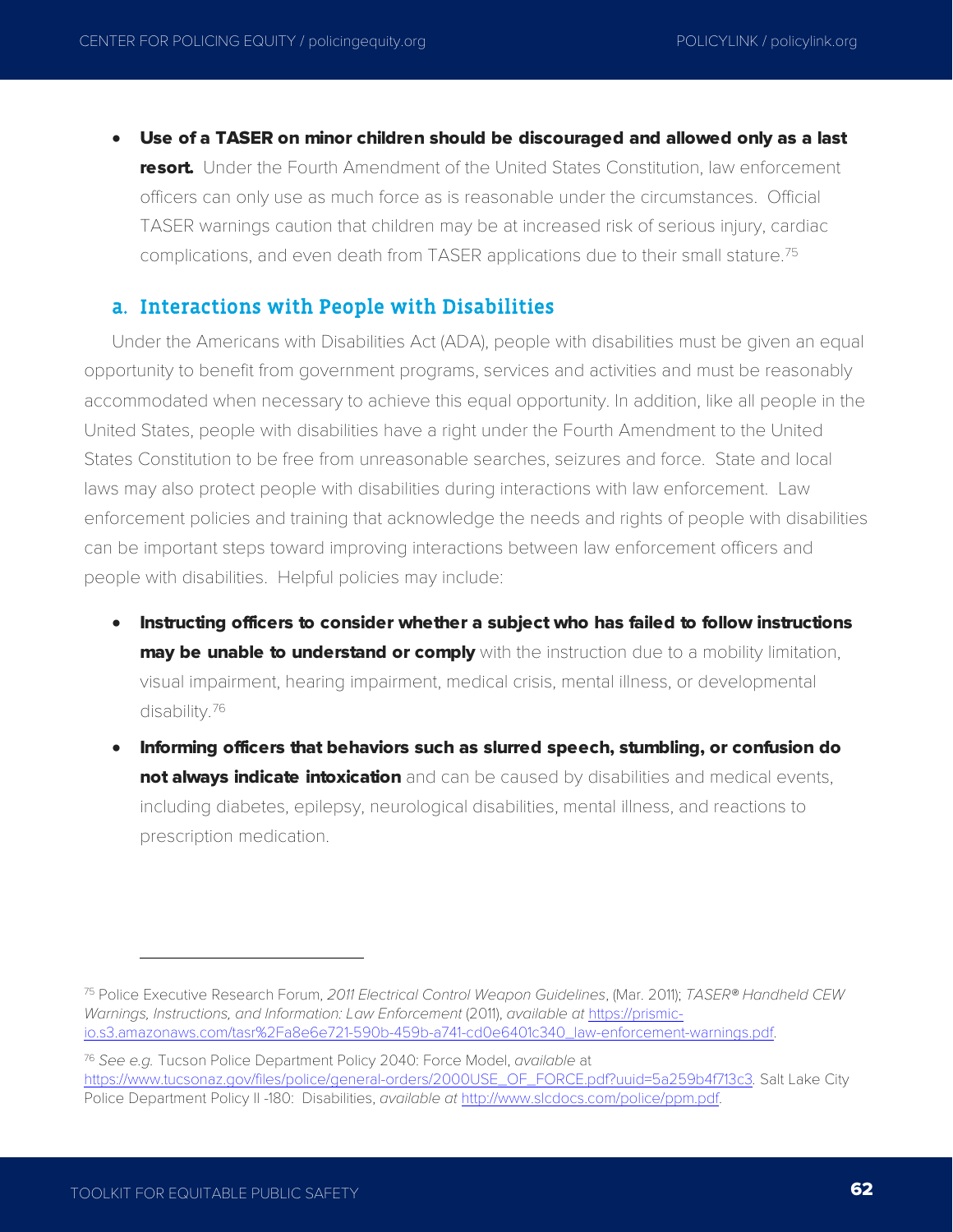- **Use of a TASER on minor children should be discouraged and allowed only as a last resort.** Under the Fourth Amendment of the United States Constitution, law enforcement officers can only use as much force as is reasonable under the circumstances. Official TASER warnings caution that children may be at increased risk of serious injury, cardiac complications, and even death from TASER applications due to their small stature.[75]

## a. Interactions with People with Disabilities

Under the Americans with Disabilities Act (ADA), people with disabilities must be given an equal opportunity to benefit from government programs, services and activities and must be reasonably accommodated when necessary to achieve this equal opportunity. In addition, like all people in the United States, people with disabilities have a right under the Fourth Amendment to the United States Constitution to be free from unreasonable searches, seizures and force. State and local laws may also protect people with disabilities during interactions with law enforcement. Law enforcement policies and training that acknowledge the needs and rights of people with disabilities can be important steps toward improving interactions between law enforcement officers and people with disabilities. Helpful policies may include:

- **Instructing officers to consider whether a subject who has failed to follow instructions may be unable to understand or comply** with the instruction due to a mobility limitation, visual impairment, hearing impairment, medical crisis, mental illness, or developmental disability.[76]
- **Informing officers that behaviors such as slurred speech, stumbling, or confusion do not always indicate intoxication** and can be caused by disabilities and medical events, including diabetes, epilepsy, neurological disabilities, mental illness, and reactions to prescription medication.

---

[75] Police Executive Research Forum, *2011 Electrical Control Weapon Guidelines*, (Mar. 2011); *TASER® Handheld CEW Warnings, Instructions, and Information: Law Enforcement* (2011), *available at* https://prismic-io.s3.amazonaws.com/tasr%2Fa8e6e721-590b-459b-a741-cd0e6401c340_law-enforcement-warnings.pdf.

[76] *See e.g.* Tucson Police Department Policy 2040: Force Model, *available* at https://www.tucsonaz.gov/files/police/general-orders/2000USE_OF_FORCE.pdf?uuid=5a259b4f713c3. Salt Lake City Police Department Policy II -180: Disabilities, *available at* http://www.slcdocs.com/police/ppm.pdf.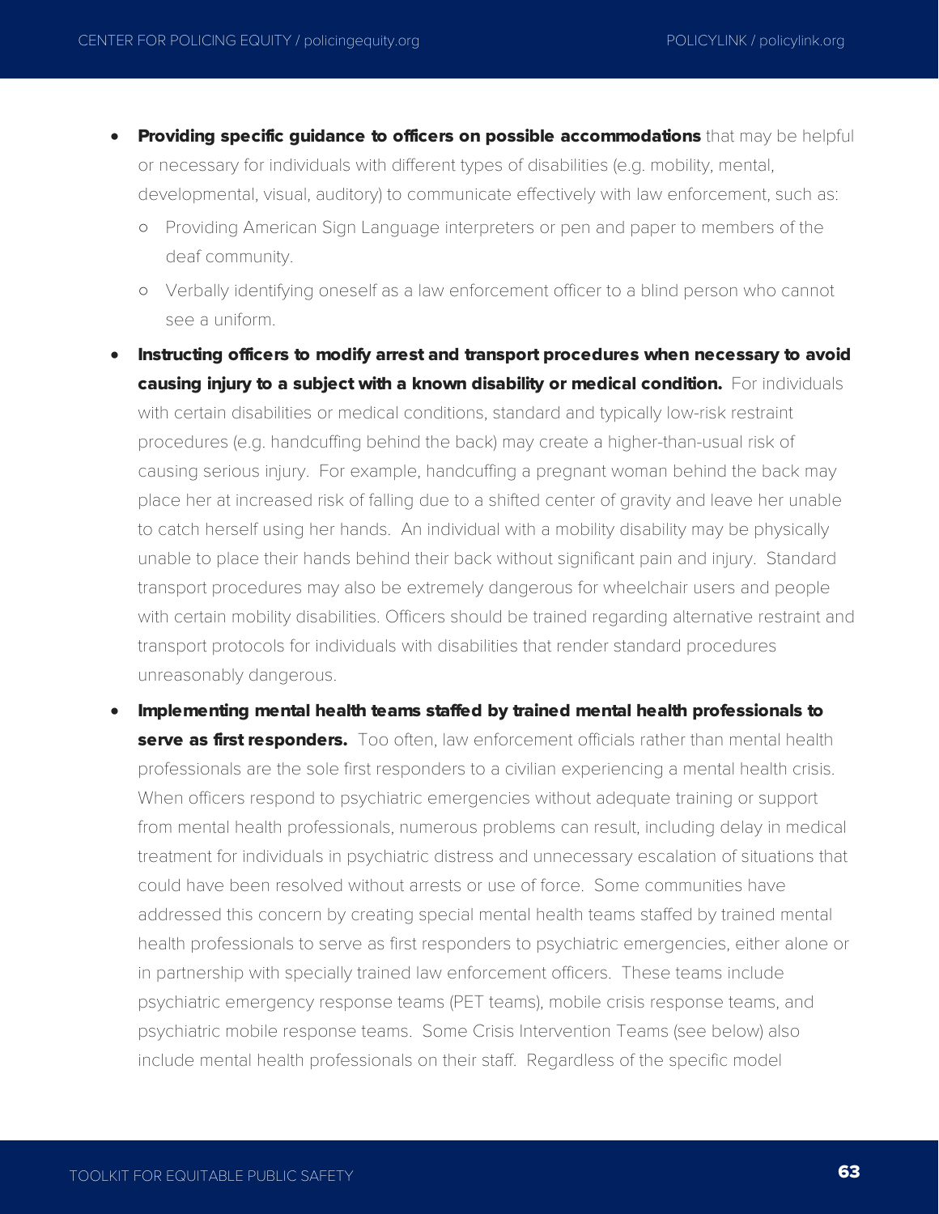- **Providing specific guidance to officers on possible accommodations** that may be helpful or necessary for individuals with different types of disabilities (e.g. mobility, mental, developmental, visual, auditory) to communicate effectively with law enforcement, such as:
  - Providing American Sign Language interpreters or pen and paper to members of the deaf community.
  - Verbally identifying oneself as a law enforcement officer to a blind person who cannot see a uniform.
- **Instructing officers to modify arrest and transport procedures when necessary to avoid causing injury to a subject with a known disability or medical condition.** For individuals with certain disabilities or medical conditions, standard and typically low-risk restraint procedures (e.g. handcuffing behind the back) may create a higher-than-usual risk of causing serious injury. For example, handcuffing a pregnant woman behind the back may place her at increased risk of falling due to a shifted center of gravity and leave her unable to catch herself using her hands. An individual with a mobility disability may be physically unable to place their hands behind their back without significant pain and injury. Standard transport procedures may also be extremely dangerous for wheelchair users and people with certain mobility disabilities. Officers should be trained regarding alternative restraint and transport protocols for individuals with disabilities that render standard procedures unreasonably dangerous.
- **Implementing mental health teams staffed by trained mental health professionals to serve as first responders.** Too often, law enforcement officials rather than mental health professionals are the sole first responders to a civilian experiencing a mental health crisis. When officers respond to psychiatric emergencies without adequate training or support from mental health professionals, numerous problems can result, including delay in medical treatment for individuals in psychiatric distress and unnecessary escalation of situations that could have been resolved without arrests or use of force. Some communities have addressed this concern by creating special mental health teams staffed by trained mental health professionals to serve as first responders to psychiatric emergencies, either alone or in partnership with specially trained law enforcement officers. These teams include psychiatric emergency response teams (PET teams), mobile crisis response teams, and psychiatric mobile response teams. Some Crisis Intervention Teams (see below) also include mental health professionals on their staff. Regardless of the specific model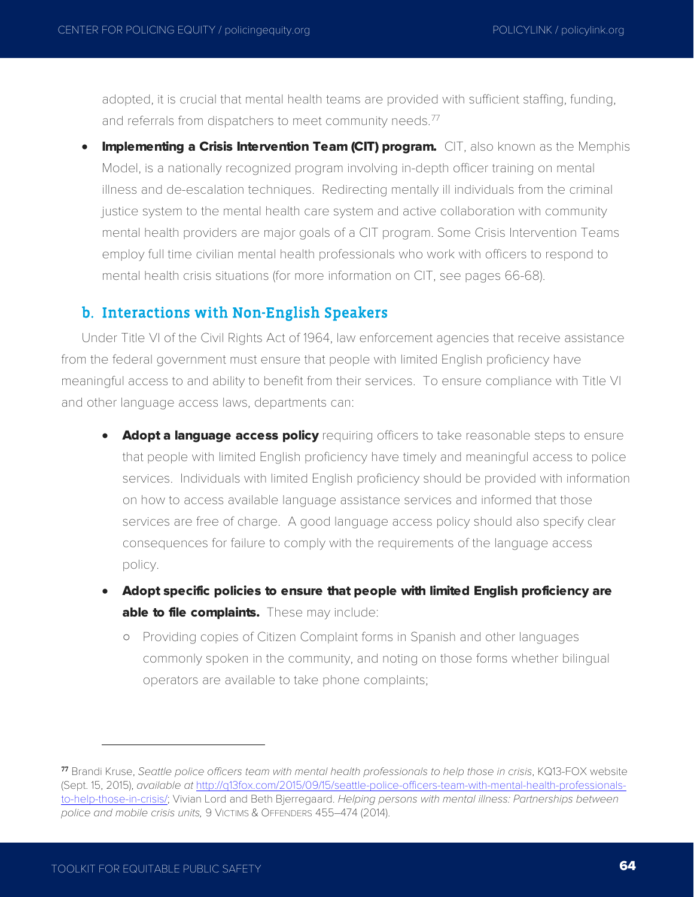adopted, it is crucial that mental health teams are provided with sufficient staffing, funding, and referrals from dispatchers to meet community needs.[77]

- **Implementing a Crisis Intervention Team (CIT) program.** CIT, also known as the Memphis Model, is a nationally recognized program involving in-depth officer training on mental illness and de-escalation techniques. Redirecting mentally ill individuals from the criminal justice system to the mental health care system and active collaboration with community mental health providers are major goals of a CIT program. Some Crisis Intervention Teams employ full time civilian mental health professionals who work with officers to respond to mental health crisis situations (for more information on CIT, see pages 66-68).

### b. Interactions with Non-English Speakers

Under Title VI of the Civil Rights Act of 1964, law enforcement agencies that receive assistance from the federal government must ensure that people with limited English proficiency have meaningful access to and ability to benefit from their services. To ensure compliance with Title VI and other language access laws, departments can:

- **Adopt a language access policy** requiring officers to take reasonable steps to ensure that people with limited English proficiency have timely and meaningful access to police services. Individuals with limited English proficiency should be provided with information on how to access available language assistance services and informed that those services are free of charge. A good language access policy should also specify clear consequences for failure to comply with the requirements of the language access policy.
- **Adopt specific policies to ensure that people with limited English proficiency are able to file complaints.** These may include:
  - Providing copies of Citizen Complaint forms in Spanish and other languages commonly spoken in the community, and noting on those forms whether bilingual operators are available to take phone complaints;

---

[77] Brandi Kruse, *Seattle police officers team with mental health professionals to help those in crisis*, KQ13-FOX website (Sept. 15, 2015), *available at* http://q13fox.com/2015/09/15/seattle-police-officers-team-with-mental-health-professionals-to-help-those-in-crisis/; Vivian Lord and Beth Bjerregaard. *Helping persons with mental illness: Partnerships between police and mobile crisis units,* 9 VICTIMS & OFFENDERS 455–474 (2014).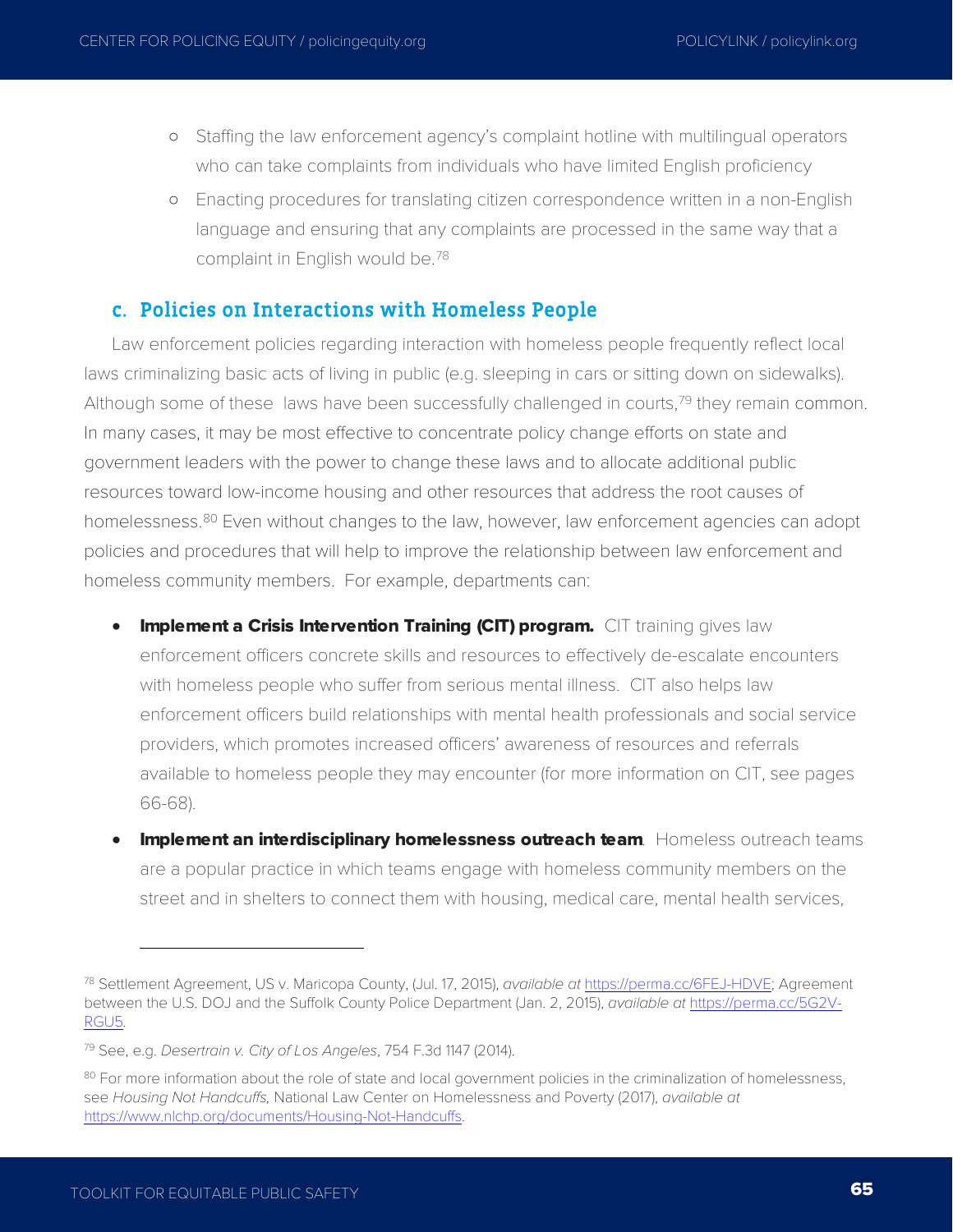- Staffing the law enforcement agency's complaint hotline with multilingual operators who can take complaints from individuals who have limited English proficiency
- Enacting procedures for translating citizen correspondence written in a non-English language and ensuring that any complaints are processed in the same way that a complaint in English would be.[78]

### c. Policies on Interactions with Homeless People

Law enforcement policies regarding interaction with homeless people frequently reflect local laws criminalizing basic acts of living in public (e.g. sleeping in cars or sitting down on sidewalks). Although some of these laws have been successfully challenged in courts,[79] they remain common. In many cases, it may be most effective to concentrate policy change efforts on state and government leaders with the power to change these laws and to allocate additional public resources toward low-income housing and other resources that address the root causes of homelessness.[80] Even without changes to the law, however, law enforcement agencies can adopt policies and procedures that will help to improve the relationship between law enforcement and homeless community members. For example, departments can:

- **Implement a Crisis Intervention Training (CIT) program.** CIT training gives law enforcement officers concrete skills and resources to effectively de-escalate encounters with homeless people who suffer from serious mental illness. CIT also helps law enforcement officers build relationships with mental health professionals and social service providers, which promotes increased officers' awareness of resources and referrals available to homeless people they may encounter (for more information on CIT, see pages 66-68).
- **Implement an interdisciplinary homelessness outreach team**. Homeless outreach teams are a popular practice in which teams engage with homeless community members on the street and in shelters to connect them with housing, medical care, mental health services,

---

[78] Settlement Agreement, US v. Maricopa County, (Jul. 17, 2015), *available at* https://perma.cc/6FEJ-HDVE; Agreement between the U.S. DOJ and the Suffolk County Police Department (Jan. 2, 2015), *available at* https://perma.cc/5G2V-RGU5.

[79] See, e.g. *Desertrain v. City of Los Angeles*, 754 F.3d 1147 (2014).

[80] For more information about the role of state and local government policies in the criminalization of homelessness, see *Housing Not Handcuffs,* National Law Center on Homelessness and Poverty (2017), *available at* https://www.nlchp.org/documents/Housing-Not-Handcuffs.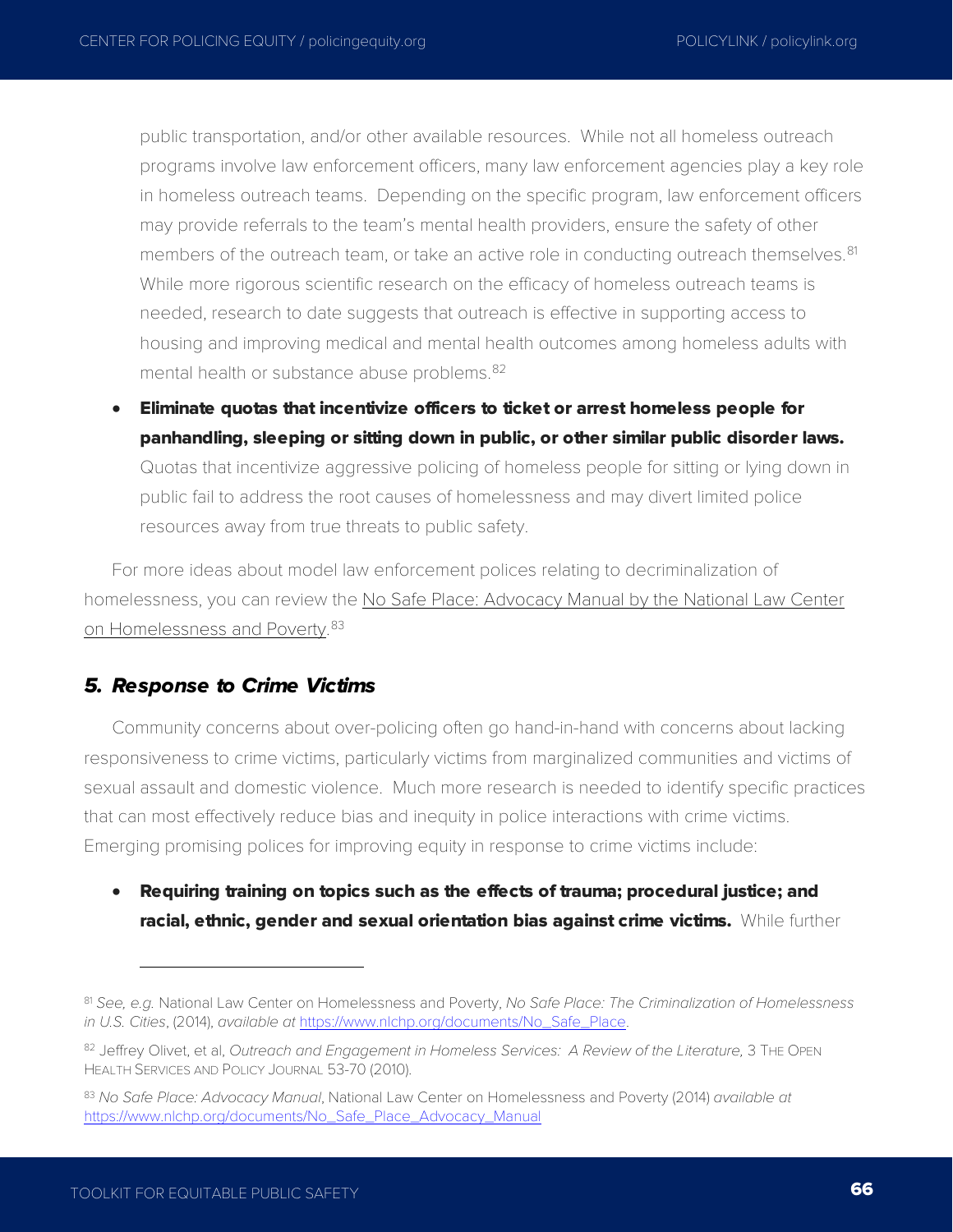public transportation, and/or other available resources. While not all homeless outreach programs involve law enforcement officers, many law enforcement agencies play a key role in homeless outreach teams. Depending on the specific program, law enforcement officers may provide referrals to the team's mental health providers, ensure the safety of other members of the outreach team, or take an active role in conducting outreach themselves.[81] While more rigorous scientific research on the efficacy of homeless outreach teams is needed, research to date suggests that outreach is effective in supporting access to housing and improving medical and mental health outcomes among homeless adults with mental health or substance abuse problems.[82]

- **Eliminate quotas that incentivize officers to ticket or arrest homeless people for panhandling, sleeping or sitting down in public, or other similar public disorder laws.** Quotas that incentivize aggressive policing of homeless people for sitting or lying down in public fail to address the root causes of homelessness and may divert limited police resources away from true threats to public safety.

For more ideas about model law enforcement polices relating to decriminalization of homelessness, you can review the [No Safe Place: Advocacy Manual by the National Law Center on Homelessness and Poverty](https://www.nlchp.org/documents/No_Safe_Place_Advocacy_Manual).[83]

## *5. Response to Crime Victims*

Community concerns about over-policing often go hand-in-hand with concerns about lacking responsiveness to crime victims, particularly victims from marginalized communities and victims of sexual assault and domestic violence. Much more research is needed to identify specific practices that can most effectively reduce bias and inequity in police interactions with crime victims. Emerging promising polices for improving equity in response to crime victims include:

- **Requiring training on topics such as the effects of trauma; procedural justice; and racial, ethnic, gender and sexual orientation bias against crime victims.** While further

---

[81] *See, e.g.* National Law Center on Homelessness and Poverty, *No Safe Place: The Criminalization of Homelessness in U.S. Cities*, (2014), *available at* https://www.nlchp.org/documents/No_Safe_Place.

[82] Jeffrey Olivet, et al, *Outreach and Engagement in Homeless Services: A Review of the Literature,* 3 The Open Health Services and Policy Journal 53-70 (2010).

[83] *No Safe Place: Advocacy Manual*, National Law Center on Homelessness and Poverty (2014) *available at* https://www.nlchp.org/documents/No_Safe_Place_Advocacy_Manual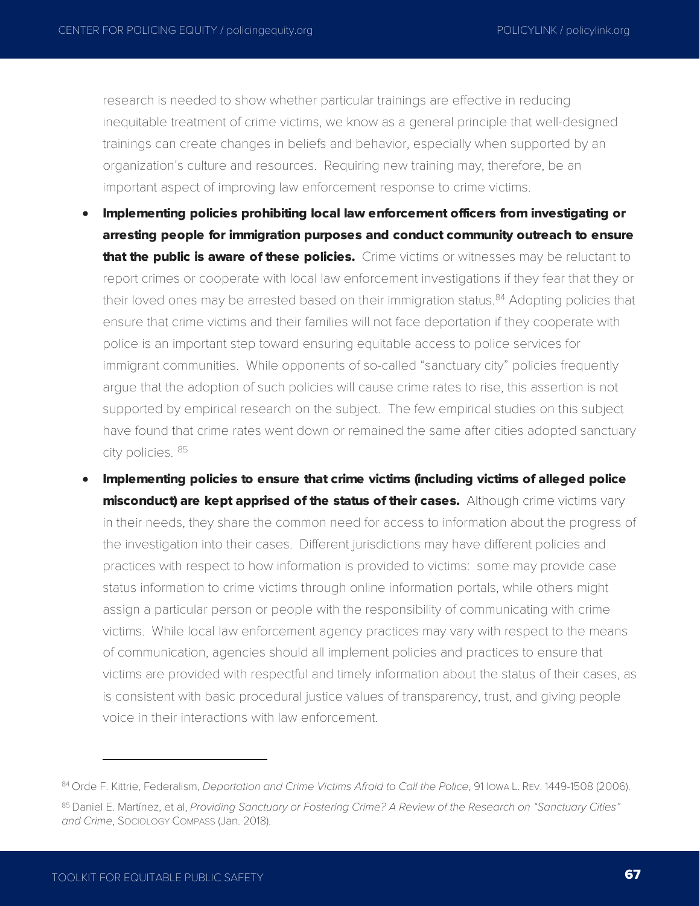research is needed to show whether particular trainings are effective in reducing inequitable treatment of crime victims, we know as a general principle that well-designed trainings can create changes in beliefs and behavior, especially when supported by an organization's culture and resources. Requiring new training may, therefore, be an important aspect of improving law enforcement response to crime victims.

- **Implementing policies prohibiting local law enforcement officers from investigating or arresting people for immigration purposes and conduct community outreach to ensure that the public is aware of these policies.** Crime victims or witnesses may be reluctant to report crimes or cooperate with local law enforcement investigations if they fear that they or their loved ones may be arrested based on their immigration status.[84] Adopting policies that ensure that crime victims and their families will not face deportation if they cooperate with police is an important step toward ensuring equitable access to police services for immigrant communities. While opponents of so-called "sanctuary city" policies frequently argue that the adoption of such policies will cause crime rates to rise, this assertion is not supported by empirical research on the subject. The few empirical studies on this subject have found that crime rates went down or remained the same after cities adopted sanctuary city policies. [85]
- **Implementing policies to ensure that crime victims (including victims of alleged police misconduct) are kept apprised of the status of their cases.** Although crime victims vary in their needs, they share the common need for access to information about the progress of the investigation into their cases. Different jurisdictions may have different policies and practices with respect to how information is provided to victims: some may provide case status information to crime victims through online information portals, while others might assign a particular person or people with the responsibility of communicating with crime victims. While local law enforcement agency practices may vary with respect to the means of communication, agencies should all implement policies and practices to ensure that victims are provided with respectful and timely information about the status of their cases, as is consistent with basic procedural justice values of transparency, trust, and giving people voice in their interactions with law enforcement.

---

[84] Orde F. Kittrie, Federalism, *Deportation and Crime Victims Afraid to Call the Police*, 91 IOWA L. REV. 1449-1508 (2006).

[85] Daniel E. Martínez, et al, *Providing Sanctuary or Fostering Crime? A Review of the Research on "Sanctuary Cities" and Crime*, SOCIOLOGY COMPASS (Jan. 2018).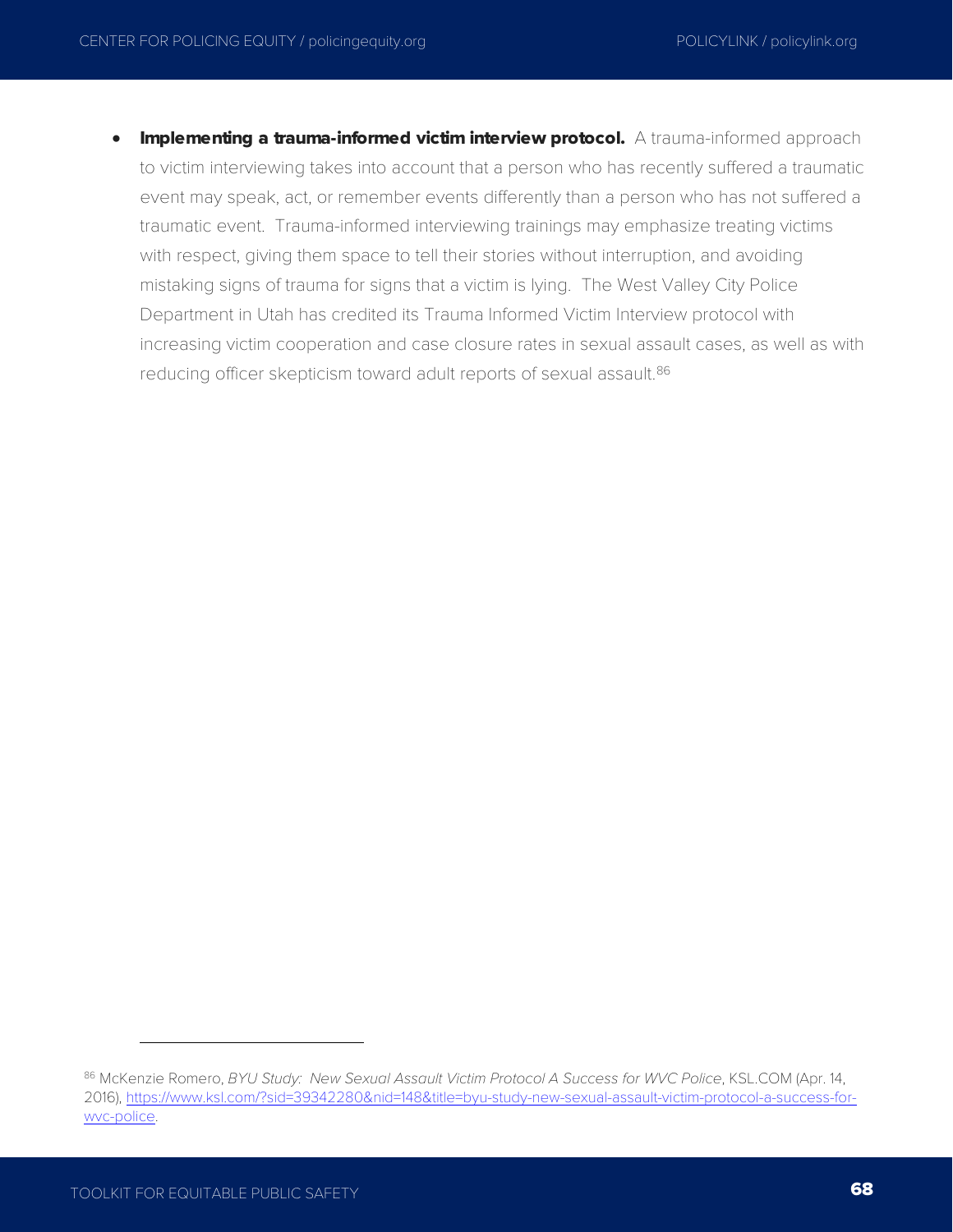- **Implementing a trauma-informed victim interview protocol.** A trauma-informed approach to victim interviewing takes into account that a person who has recently suffered a traumatic event may speak, act, or remember events differently than a person who has not suffered a traumatic event. Trauma-informed interviewing trainings may emphasize treating victims with respect, giving them space to tell their stories without interruption, and avoiding mistaking signs of trauma for signs that a victim is lying. The West Valley City Police Department in Utah has credited its Trauma Informed Victim Interview protocol with increasing victim cooperation and case closure rates in sexual assault cases, as well as with reducing officer skepticism toward adult reports of sexual assault.[86]

---

[86] McKenzie Romero, *BYU Study: New Sexual Assault Victim Protocol A Success for WVC Police*, KSL.COM (Apr. 14, 2016), https://www.ksl.com/?sid=39342280&nid=148&title=byu-study-new-sexual-assault-victim-protocol-a-success-for-wvc-police.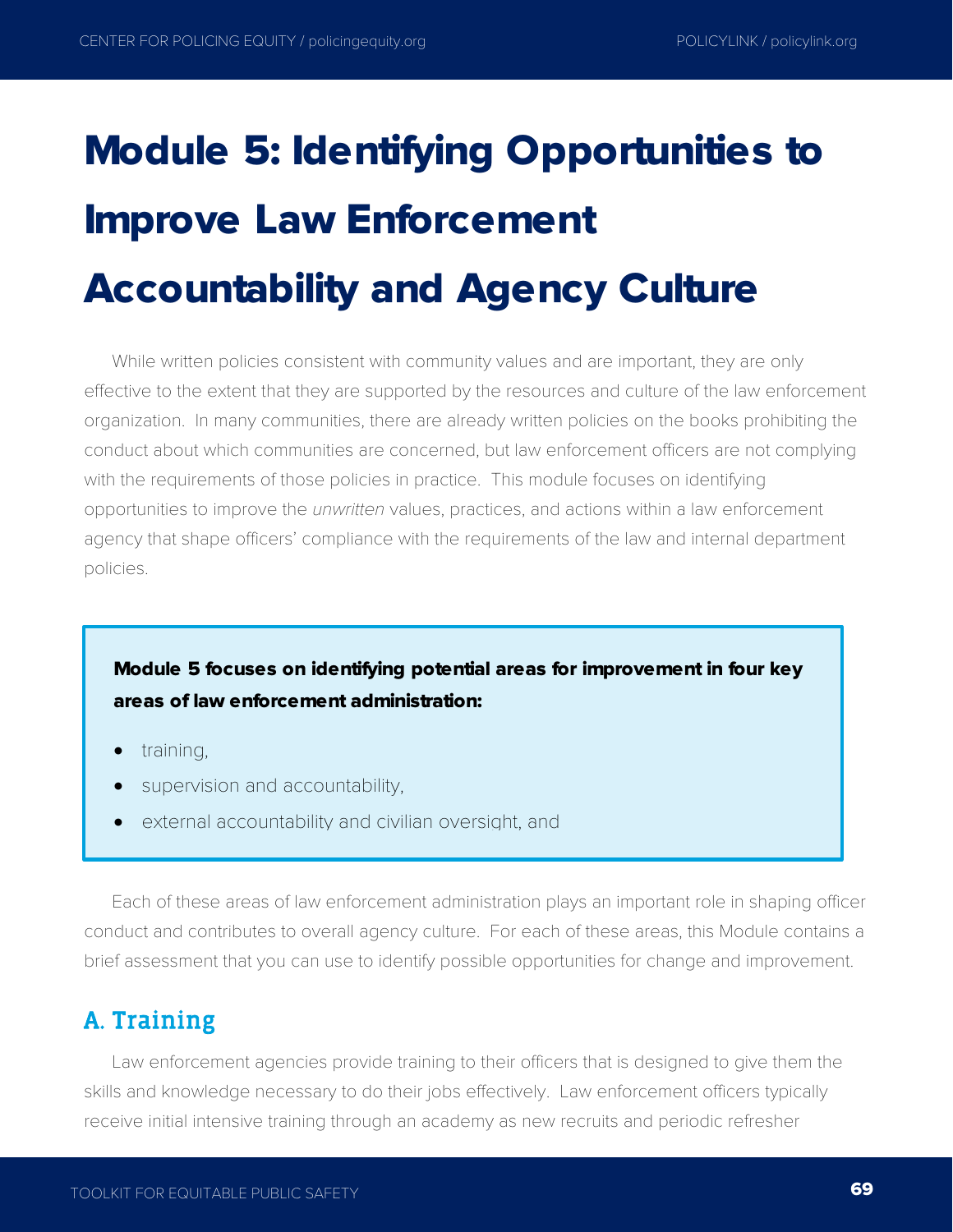# Module 5: Identifying Opportunities to Improve Law Enforcement Accountability and Agency Culture

While written policies consistent with community values and are important, they are only effective to the extent that they are supported by the resources and culture of the law enforcement organization. In many communities, there are already written policies on the books prohibiting the conduct about which communities are concerned, but law enforcement officers are not complying with the requirements of those policies in practice. This module focuses on identifying opportunities to improve the *unwritten* values, practices, and actions within a law enforcement agency that shape officers' compliance with the requirements of the law and internal department policies.

**Module 5 focuses on identifying potential areas for improvement in four key areas of law enforcement administration:**

- training,
- supervision and accountability,
- external accountability and civilian oversight, and

Each of these areas of law enforcement administration plays an important role in shaping officer conduct and contributes to overall agency culture. For each of these areas, this Module contains a brief assessment that you can use to identify possible opportunities for change and improvement.

## A. Training

Law enforcement agencies provide training to their officers that is designed to give them the skills and knowledge necessary to do their jobs effectively. Law enforcement officers typically receive initial intensive training through an academy as new recruits and periodic refresher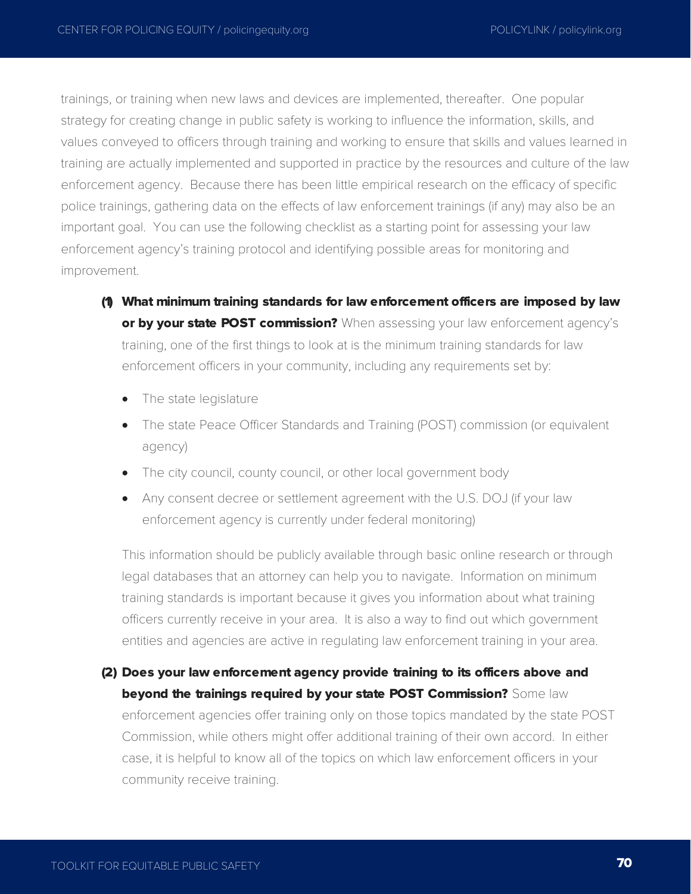trainings, or training when new laws and devices are implemented, thereafter. One popular strategy for creating change in public safety is working to influence the information, skills, and values conveyed to officers through training and working to ensure that skills and values learned in training are actually implemented and supported in practice by the resources and culture of the law enforcement agency. Because there has been little empirical research on the efficacy of specific police trainings, gathering data on the effects of law enforcement trainings (if any) may also be an important goal. You can use the following checklist as a starting point for assessing your law enforcement agency's training protocol and identifying possible areas for monitoring and improvement.

**(1) What minimum training standards for law enforcement officers are imposed by law or by your state POST commission?** When assessing your law enforcement agency's training, one of the first things to look at is the minimum training standards for law enforcement officers in your community, including any requirements set by:

- The state legislature
- The state Peace Officer Standards and Training (POST) commission (or equivalent agency)
- The city council, county council, or other local government body
- Any consent decree or settlement agreement with the U.S. DOJ (if your law enforcement agency is currently under federal monitoring)

This information should be publicly available through basic online research or through legal databases that an attorney can help you to navigate. Information on minimum training standards is important because it gives you information about what training officers currently receive in your area. It is also a way to find out which government entities and agencies are active in regulating law enforcement training in your area.

**(2) Does your law enforcement agency provide training to its officers above and beyond the trainings required by your state POST Commission?** Some law enforcement agencies offer training only on those topics mandated by the state POST Commission, while others might offer additional training of their own accord. In either case, it is helpful to know all of the topics on which law enforcement officers in your community receive training.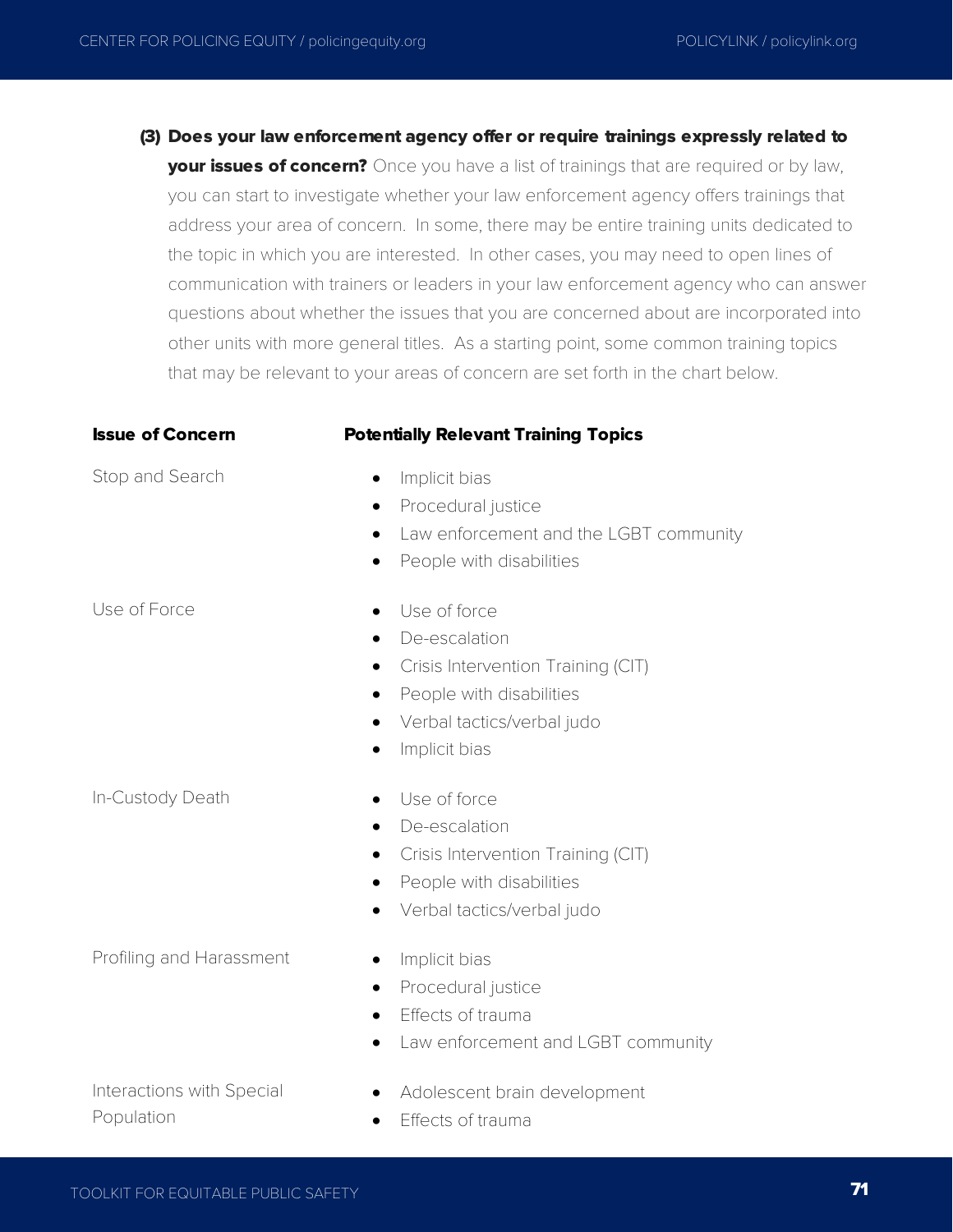**(3) Does your law enforcement agency offer or require trainings expressly related to your issues of concern?** Once you have a list of trainings that are required or by law, you can start to investigate whether your law enforcement agency offers trainings that address your area of concern. In some, there may be entire training units dedicated to the topic in which you are interested. In other cases, you may need to open lines of communication with trainers or leaders in your law enforcement agency who can answer questions about whether the issues that you are concerned about are incorporated into other units with more general titles. As a starting point, some common training topics that may be relevant to your areas of concern are set forth in the chart below.

| **Issue of Concern** | **Potentially Relevant Training Topics** |
| --- | --- |
| Stop and Search | • Implicit bias<br>• Procedural justice<br>• Law enforcement and the LGBT community<br>• People with disabilities |
| Use of Force | • Use of force<br>• De-escalation<br>• Crisis Intervention Training (CIT)<br>• People with disabilities<br>• Verbal tactics/verbal judo<br>• Implicit bias |
| In-Custody Death | • Use of force<br>• De-escalation<br>• Crisis Intervention Training (CIT)<br>• People with disabilities<br>• Verbal tactics/verbal judo |
| Profiling and Harassment | • Implicit bias<br>• Procedural justice<br>• Effects of trauma<br>• Law enforcement and LGBT community |
| Interactions with Special Population | • Adolescent brain development<br>• Effects of trauma |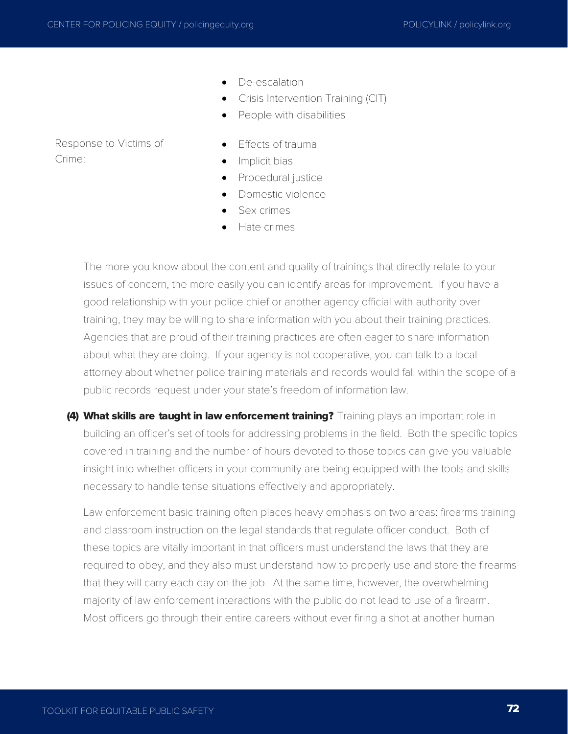- De-escalation
- Crisis Intervention Training (CIT)
- People with disabilities

Response to Victims of Crime:

- Effects of trauma
- Implicit bias
- Procedural justice
- Domestic violence
- Sex crimes
- Hate crimes

The more you know about the content and quality of trainings that directly relate to your issues of concern, the more easily you can identify areas for improvement. If you have a good relationship with your police chief or another agency official with authority over training, they may be willing to share information with you about their training practices. Agencies that are proud of their training practices are often eager to share information about what they are doing. If your agency is not cooperative, you can talk to a local attorney about whether police training materials and records would fall within the scope of a public records request under your state's freedom of information law.

**(4) What skills are taught in law enforcement training?** Training plays an important role in building an officer's set of tools for addressing problems in the field. Both the specific topics covered in training and the number of hours devoted to those topics can give you valuable insight into whether officers in your community are being equipped with the tools and skills necessary to handle tense situations effectively and appropriately.

Law enforcement basic training often places heavy emphasis on two areas: firearms training and classroom instruction on the legal standards that regulate officer conduct. Both of these topics are vitally important in that officers must understand the laws that they are required to obey, and they also must understand how to properly use and store the firearms that they will carry each day on the job. At the same time, however, the overwhelming majority of law enforcement interactions with the public do not lead to use of a firearm. Most officers go through their entire careers without ever firing a shot at another human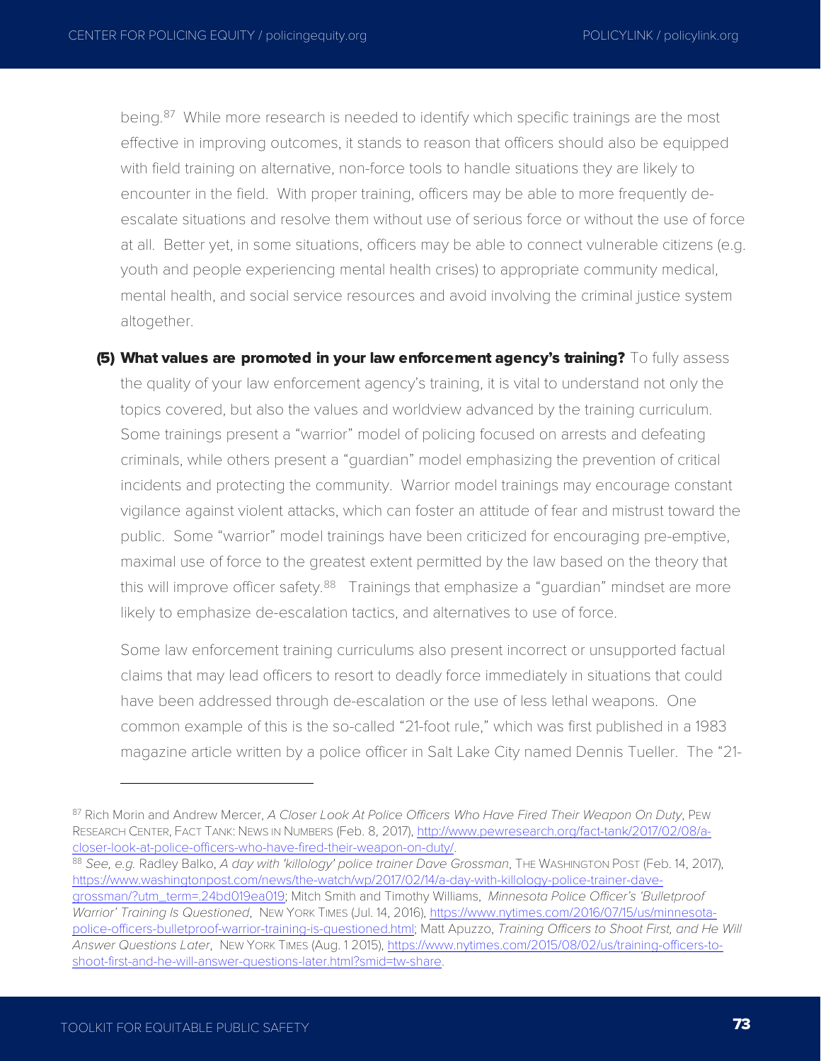being.[87] While more research is needed to identify which specific trainings are the most effective in improving outcomes, it stands to reason that officers should also be equipped with field training on alternative, non-force tools to handle situations they are likely to encounter in the field. With proper training, officers may be able to more frequently de-escalate situations and resolve them without use of serious force or without the use of force at all. Better yet, in some situations, officers may be able to connect vulnerable citizens (e.g. youth and people experiencing mental health crises) to appropriate community medical, mental health, and social service resources and avoid involving the criminal justice system altogether.

**(5) What values are promoted in your law enforcement agency's training?** To fully assess the quality of your law enforcement agency's training, it is vital to understand not only the topics covered, but also the values and worldview advanced by the training curriculum. Some trainings present a "warrior" model of policing focused on arrests and defeating criminals, while others present a "guardian" model emphasizing the prevention of critical incidents and protecting the community. Warrior model trainings may encourage constant vigilance against violent attacks, which can foster an attitude of fear and mistrust toward the public. Some "warrior" model trainings have been criticized for encouraging pre-emptive, maximal use of force to the greatest extent permitted by the law based on the theory that this will improve officer safety.[88] Trainings that emphasize a "guardian" mindset are more likely to emphasize de-escalation tactics, and alternatives to use of force.

Some law enforcement training curriculums also present incorrect or unsupported factual claims that may lead officers to resort to deadly force immediately in situations that could have been addressed through de-escalation or the use of less lethal weapons. One common example of this is the so-called "21-foot rule," which was first published in a 1983 magazine article written by a police officer in Salt Lake City named Dennis Tueller. The "21-

---

[87] Rich Morin and Andrew Mercer, *A Closer Look At Police Officers Who Have Fired Their Weapon On Duty*, PEW RESEARCH CENTER, FACT TANK: NEWS IN NUMBERS (Feb. 8, 2017), http://www.pewresearch.org/fact-tank/2017/02/08/a-closer-look-at-police-officers-who-have-fired-their-weapon-on-duty/.

[88] *See, e.g.* Radley Balko, *A day with 'killology' police trainer Dave Grossman*, THE WASHINGTON POST (Feb. 14, 2017), https://www.washingtonpost.com/news/the-watch/wp/2017/02/14/a-day-with-killology-police-trainer-dave-grossman/?utm_term=.24bd019ea019; Mitch Smith and Timothy Williams, *Minnesota Police Officer's 'Bulletproof Warrior' Training Is Questioned*, NEW YORK TIMES (Jul. 14, 2016), https://www.nytimes.com/2016/07/15/us/minnesota-police-officers-bulletproof-warrior-training-is-questioned.html; Matt Apuzzo, *Training Officers to Shoot First, and He Will Answer Questions Later*, NEW YORK TIMES (Aug. 1 2015), https://www.nytimes.com/2015/08/02/us/training-officers-to-shoot-first-and-he-will-answer-questions-later.html?smid=tw-share.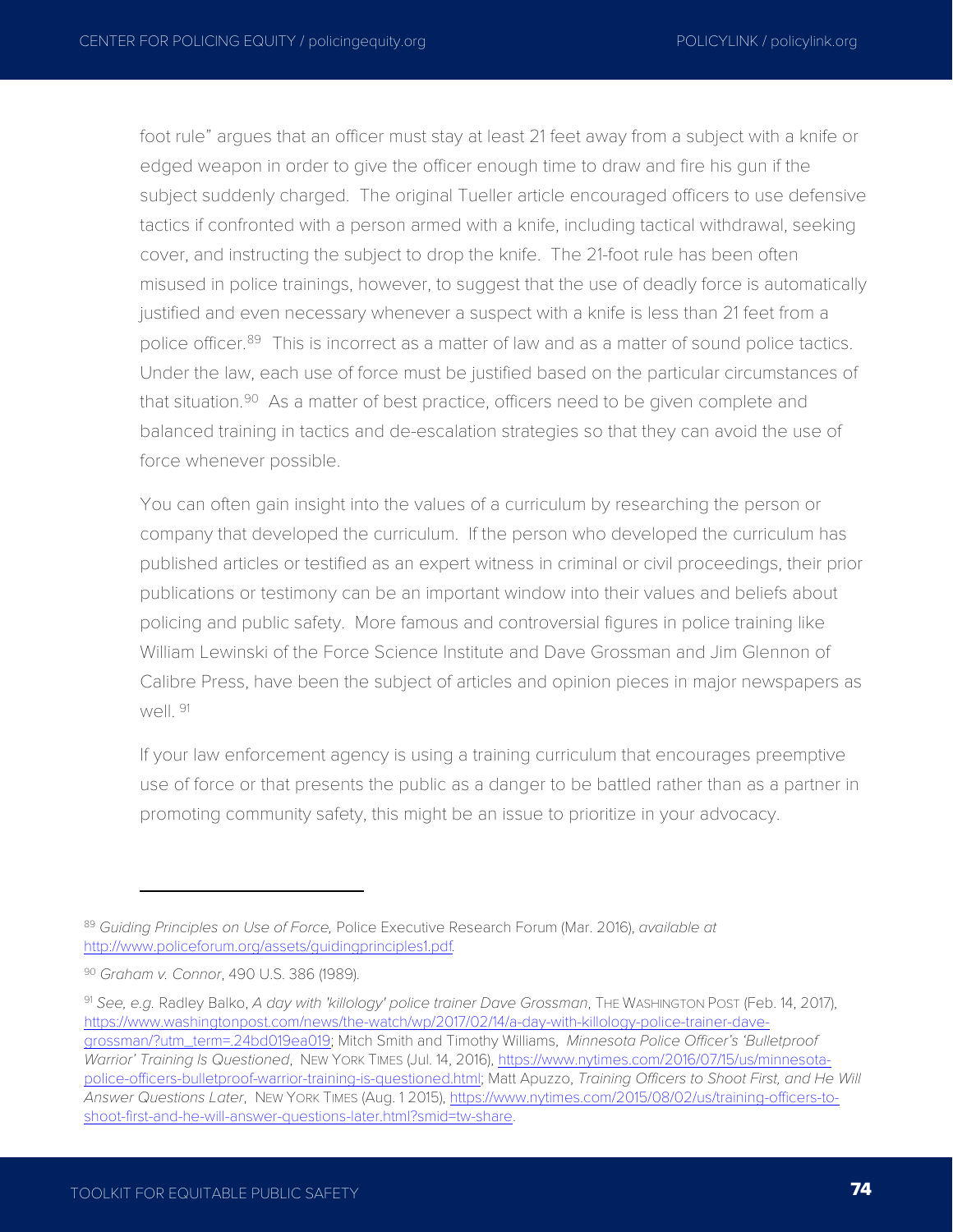foot rule" argues that an officer must stay at least 21 feet away from a subject with a knife or edged weapon in order to give the officer enough time to draw and fire his gun if the subject suddenly charged. The original Tueller article encouraged officers to use defensive tactics if confronted with a person armed with a knife, including tactical withdrawal, seeking cover, and instructing the subject to drop the knife. The 21-foot rule has been often misused in police trainings, however, to suggest that the use of deadly force is automatically justified and even necessary whenever a suspect with a knife is less than 21 feet from a police officer.[89] This is incorrect as a matter of law and as a matter of sound police tactics. Under the law, each use of force must be justified based on the particular circumstances of that situation.[90] As a matter of best practice, officers need to be given complete and balanced training in tactics and de-escalation strategies so that they can avoid the use of force whenever possible.

You can often gain insight into the values of a curriculum by researching the person or company that developed the curriculum. If the person who developed the curriculum has published articles or testified as an expert witness in criminal or civil proceedings, their prior publications or testimony can be an important window into their values and beliefs about policing and public safety. More famous and controversial figures in police training like William Lewinski of the Force Science Institute and Dave Grossman and Jim Glennon of Calibre Press, have been the subject of articles and opinion pieces in major newspapers as well. [91]

If your law enforcement agency is using a training curriculum that encourages preemptive use of force or that presents the public as a danger to be battled rather than as a partner in promoting community safety, this might be an issue to prioritize in your advocacy.

---

[89] *Guiding Principles on Use of Force,* Police Executive Research Forum (Mar. 2016), *available at* http://www.policeforum.org/assets/guidingprinciples1.pdf.

[90] *Graham v. Connor*, 490 U.S. 386 (1989).

[91] *See, e.g.* Radley Balko, *A day with 'killology' police trainer Dave Grossman*, THE WASHINGTON POST (Feb. 14, 2017), https://www.washingtonpost.com/news/the-watch/wp/2017/02/14/a-day-with-killology-police-trainer-dave-grossman/?utm_term=.24bd019ea019; Mitch Smith and Timothy Williams, *Minnesota Police Officer's 'Bulletproof Warrior' Training Is Questioned*, NEW YORK TIMES (Jul. 14, 2016), https://www.nytimes.com/2016/07/15/us/minnesota-police-officers-bulletproof-warrior-training-is-questioned.html; Matt Apuzzo, *Training Officers to Shoot First, and He Will Answer Questions Later*, NEW YORK TIMES (Aug. 1 2015), https://www.nytimes.com/2015/08/02/us/training-officers-to-shoot-first-and-he-will-answer-questions-later.html?smid=tw-share.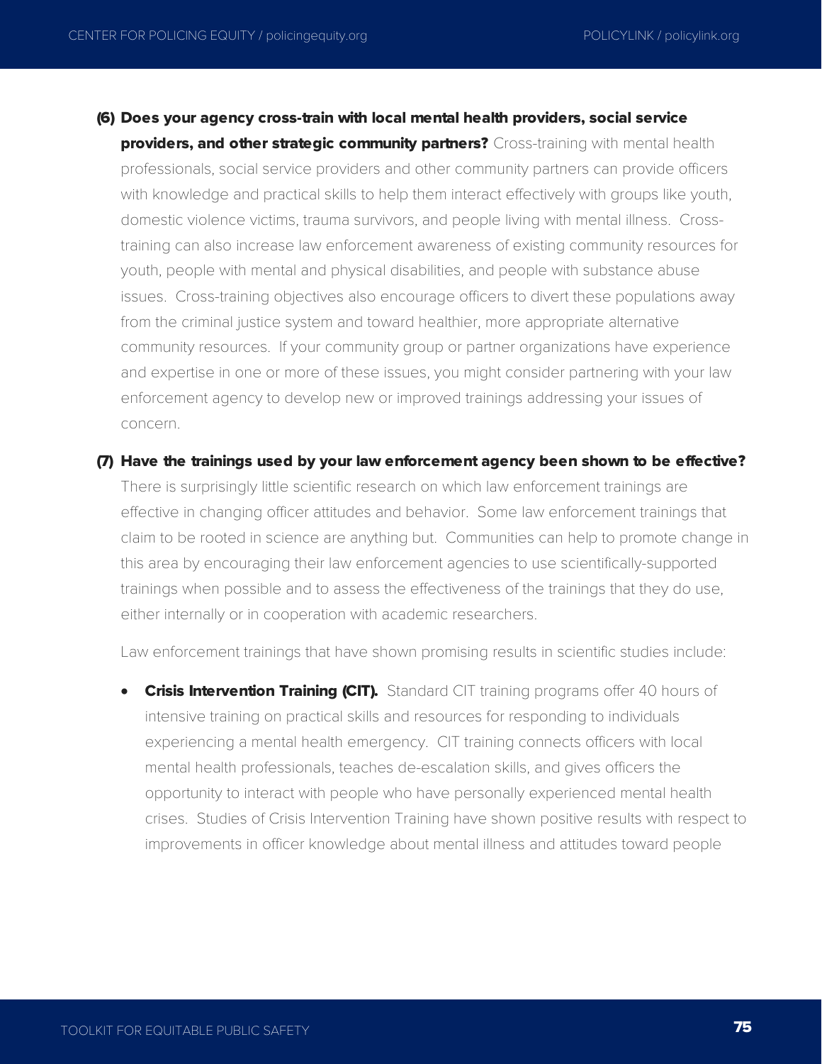**(6) Does your agency cross-train with local mental health providers, social service providers, and other strategic community partners?** Cross-training with mental health professionals, social service providers and other community partners can provide officers with knowledge and practical skills to help them interact effectively with groups like youth, domestic violence victims, trauma survivors, and people living with mental illness. Cross-training can also increase law enforcement awareness of existing community resources for youth, people with mental and physical disabilities, and people with substance abuse issues. Cross-training objectives also encourage officers to divert these populations away from the criminal justice system and toward healthier, more appropriate alternative community resources. If your community group or partner organizations have experience and expertise in one or more of these issues, you might consider partnering with your law enforcement agency to develop new or improved trainings addressing your issues of concern.

**(7) Have the trainings used by your law enforcement agency been shown to be effective?** There is surprisingly little scientific research on which law enforcement trainings are effective in changing officer attitudes and behavior. Some law enforcement trainings that claim to be rooted in science are anything but. Communities can help to promote change in this area by encouraging their law enforcement agencies to use scientifically-supported trainings when possible and to assess the effectiveness of the trainings that they do use, either internally or in cooperation with academic researchers.

Law enforcement trainings that have shown promising results in scientific studies include:

- **Crisis Intervention Training (CIT).** Standard CIT training programs offer 40 hours of intensive training on practical skills and resources for responding to individuals experiencing a mental health emergency. CIT training connects officers with local mental health professionals, teaches de-escalation skills, and gives officers the opportunity to interact with people who have personally experienced mental health crises. Studies of Crisis Intervention Training have shown positive results with respect to improvements in officer knowledge about mental illness and attitudes toward people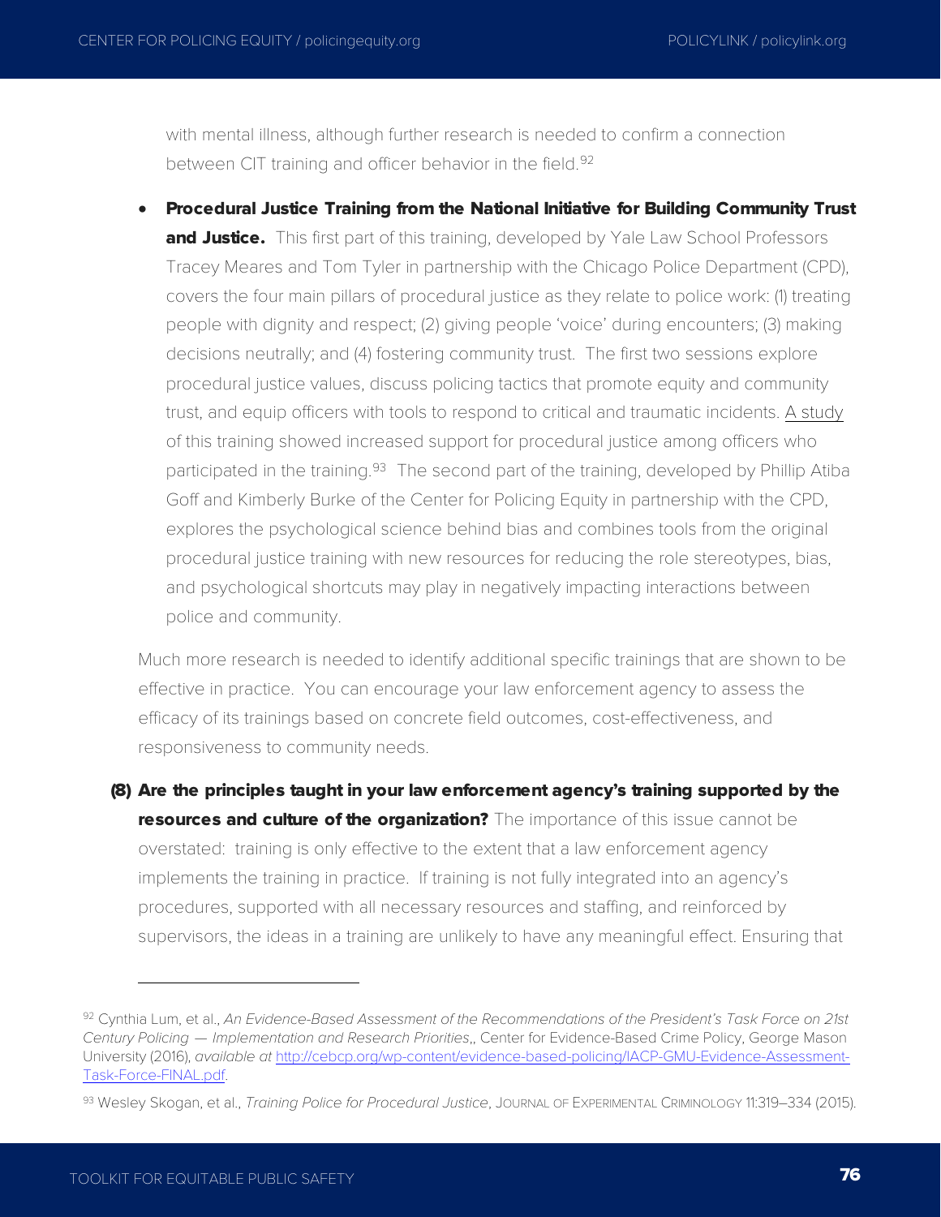with mental illness, although further research is needed to confirm a connection between CIT training and officer behavior in the field.[92]

- **Procedural Justice Training from the National Initiative for Building Community Trust and Justice.** This first part of this training, developed by Yale Law School Professors Tracey Meares and Tom Tyler in partnership with the Chicago Police Department (CPD), covers the four main pillars of procedural justice as they relate to police work: (1) treating people with dignity and respect; (2) giving people 'voice' during encounters; (3) making decisions neutrally; and (4) fostering community trust. The first two sessions explore procedural justice values, discuss policing tactics that promote equity and community trust, and equip officers with tools to respond to critical and traumatic incidents. A study of this training showed increased support for procedural justice among officers who participated in the training.[93] The second part of the training, developed by Phillip Atiba Goff and Kimberly Burke of the Center for Policing Equity in partnership with the CPD, explores the psychological science behind bias and combines tools from the original procedural justice training with new resources for reducing the role stereotypes, bias, and psychological shortcuts may play in negatively impacting interactions between police and community.

Much more research is needed to identify additional specific trainings that are shown to be effective in practice. You can encourage your law enforcement agency to assess the efficacy of its trainings based on concrete field outcomes, cost-effectiveness, and responsiveness to community needs.

**(8) Are the principles taught in your law enforcement agency's training supported by the resources and culture of the organization?** The importance of this issue cannot be overstated: training is only effective to the extent that a law enforcement agency implements the training in practice. If training is not fully integrated into an agency's procedures, supported with all necessary resources and staffing, and reinforced by supervisors, the ideas in a training are unlikely to have any meaningful effect. Ensuring that

---

[92] Cynthia Lum, et al., *An Evidence-Based Assessment of the Recommendations of the President's Task Force on 21st Century Policing — Implementation and Research Priorities*,, Center for Evidence-Based Crime Policy, George Mason University (2016), *available at* http://cebcp.org/wp-content/evidence-based-policing/IACP-GMU-Evidence-Assessment-Task-Force-FINAL.pdf.

[93] Wesley Skogan, et al., *Training Police for Procedural Justice*, JOURNAL OF EXPERIMENTAL CRIMINOLOGY 11:319–334 (2015).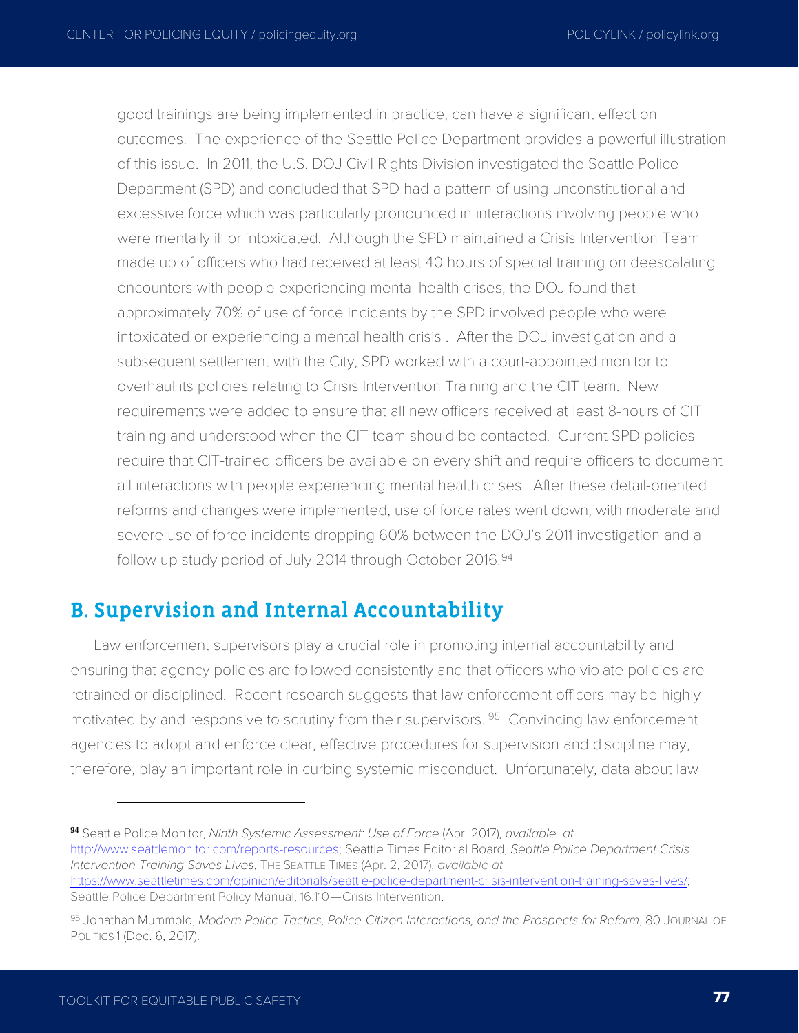good trainings are being implemented in practice, can have a significant effect on outcomes. The experience of the Seattle Police Department provides a powerful illustration of this issue. In 2011, the U.S. DOJ Civil Rights Division investigated the Seattle Police Department (SPD) and concluded that SPD had a pattern of using unconstitutional and excessive force which was particularly pronounced in interactions involving people who were mentally ill or intoxicated. Although the SPD maintained a Crisis Intervention Team made up of officers who had received at least 40 hours of special training on deescalating encounters with people experiencing mental health crises, the DOJ found that approximately 70% of use of force incidents by the SPD involved people who were intoxicated or experiencing a mental health crisis . After the DOJ investigation and a subsequent settlement with the City, SPD worked with a court-appointed monitor to overhaul its policies relating to Crisis Intervention Training and the CIT team. New requirements were added to ensure that all new officers received at least 8-hours of CIT training and understood when the CIT team should be contacted. Current SPD policies require that CIT-trained officers be available on every shift and require officers to document all interactions with people experiencing mental health crises. After these detail-oriented reforms and changes were implemented, use of force rates went down, with moderate and severe use of force incidents dropping 60% between the DOJ's 2011 investigation and a follow up study period of July 2014 through October 2016.[94]

## B. Supervision and Internal Accountability

Law enforcement supervisors play a crucial role in promoting internal accountability and ensuring that agency policies are followed consistently and that officers who violate policies are retrained or disciplined. Recent research suggests that law enforcement officers may be highly motivated by and responsive to scrutiny from their supervisors.[95] Convincing law enforcement agencies to adopt and enforce clear, effective procedures for supervision and discipline may, therefore, play an important role in curbing systemic misconduct. Unfortunately, data about law

---

[94] Seattle Police Monitor, *Ninth Systemic Assessment: Use of Force* (Apr. 2017), *available at* http://www.seattlemonitor.com/reports-resources; Seattle Times Editorial Board, *Seattle Police Department Crisis Intervention Training Saves Lives*, THE SEATTLE TIMES (Apr. 2, 2017), *available at* https://www.seattletimes.com/opinion/editorials/seattle-police-department-crisis-intervention-training-saves-lives/; Seattle Police Department Policy Manual, 16.110—Crisis Intervention.

[95] Jonathan Mummolo, *Modern Police Tactics, Police-Citizen Interactions, and the Prospects for Reform*, 80 JOURNAL OF POLITICS 1 (Dec. 6, 2017).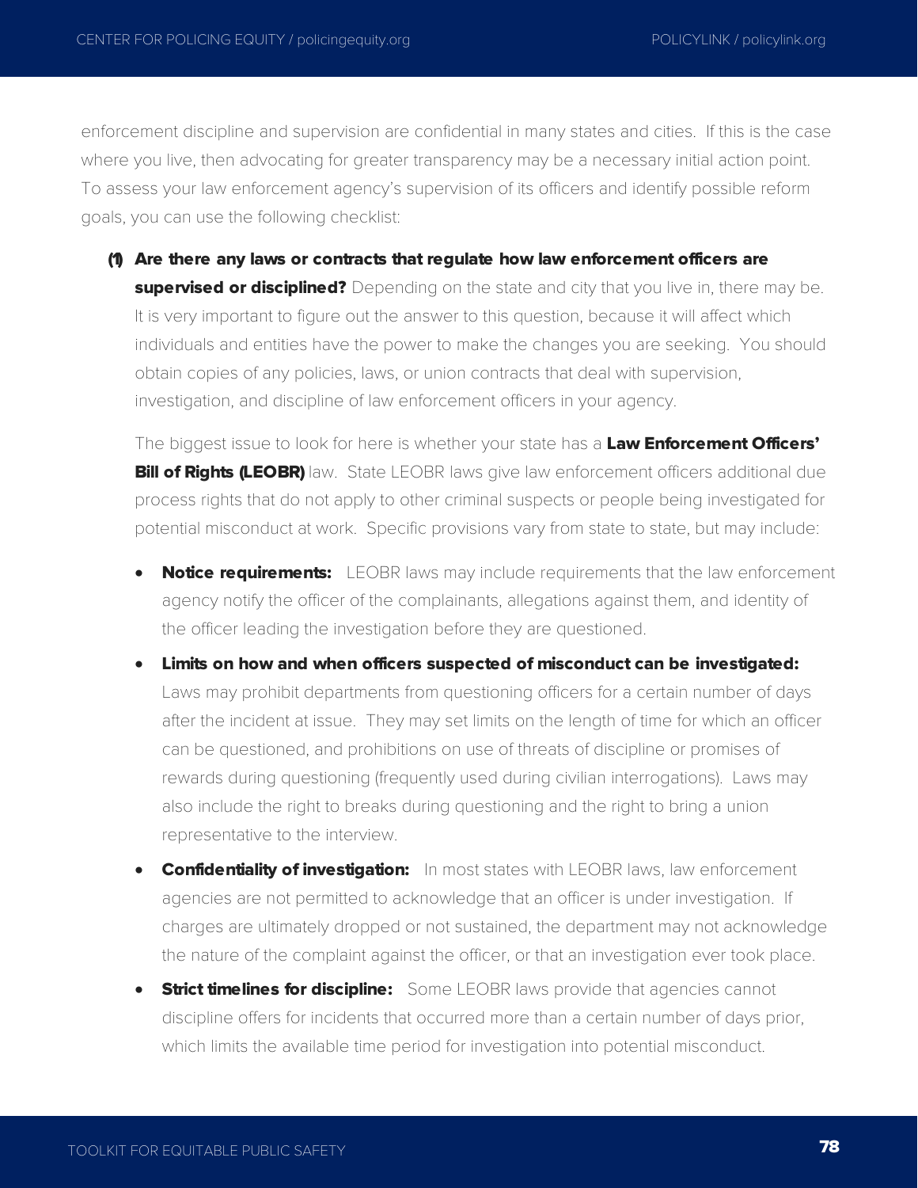enforcement discipline and supervision are confidential in many states and cities. If this is the case where you live, then advocating for greater transparency may be a necessary initial action point. To assess your law enforcement agency's supervision of its officers and identify possible reform goals, you can use the following checklist:

**(1) Are there any laws or contracts that regulate how law enforcement officers are supervised or disciplined?** Depending on the state and city that you live in, there may be. It is very important to figure out the answer to this question, because it will affect which individuals and entities have the power to make the changes you are seeking. You should obtain copies of any policies, laws, or union contracts that deal with supervision, investigation, and discipline of law enforcement officers in your agency.

The biggest issue to look for here is whether your state has a **Law Enforcement Officers' Bill of Rights (LEOBR)** law. State LEOBR laws give law enforcement officers additional due process rights that do not apply to other criminal suspects or people being investigated for potential misconduct at work. Specific provisions vary from state to state, but may include:

- **Notice requirements:** LEOBR laws may include requirements that the law enforcement agency notify the officer of the complainants, allegations against them, and identity of the officer leading the investigation before they are questioned.
- **Limits on how and when officers suspected of misconduct can be investigated:** Laws may prohibit departments from questioning officers for a certain number of days after the incident at issue. They may set limits on the length of time for which an officer can be questioned, and prohibitions on use of threats of discipline or promises of rewards during questioning (frequently used during civilian interrogations). Laws may also include the right to breaks during questioning and the right to bring a union representative to the interview.
- **Confidentiality of investigation:** In most states with LEOBR laws, law enforcement agencies are not permitted to acknowledge that an officer is under investigation. If charges are ultimately dropped or not sustained, the department may not acknowledge the nature of the complaint against the officer, or that an investigation ever took place.
- **Strict timelines for discipline:** Some LEOBR laws provide that agencies cannot discipline offers for incidents that occurred more than a certain number of days prior, which limits the available time period for investigation into potential misconduct.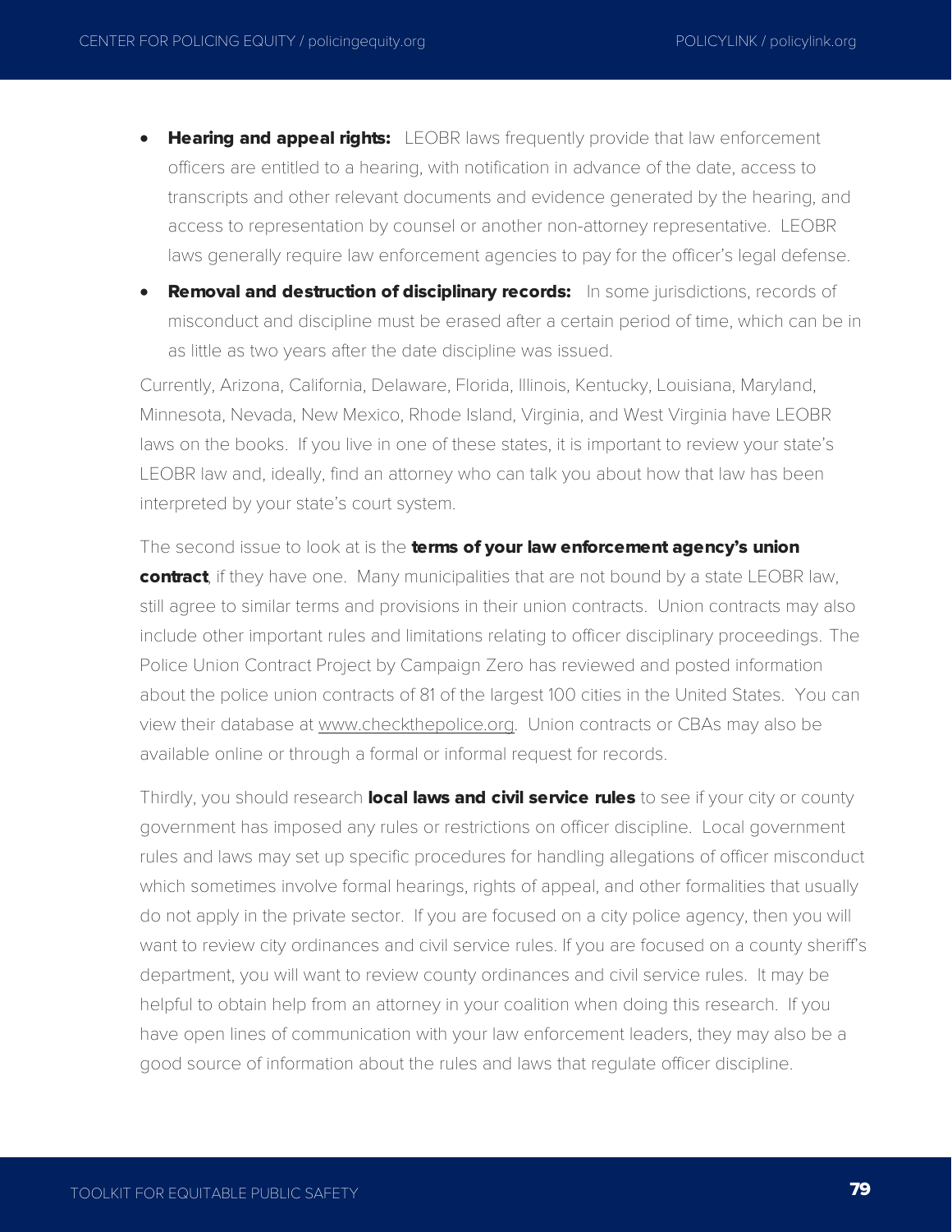- **Hearing and appeal rights:** LEOBR laws frequently provide that law enforcement officers are entitled to a hearing, with notification in advance of the date, access to transcripts and other relevant documents and evidence generated by the hearing, and access to representation by counsel or another non-attorney representative. LEOBR laws generally require law enforcement agencies to pay for the officer's legal defense.
- **Removal and destruction of disciplinary records:** In some jurisdictions, records of misconduct and discipline must be erased after a certain period of time, which can be in as little as two years after the date discipline was issued.

Currently, Arizona, California, Delaware, Florida, Illinois, Kentucky, Louisiana, Maryland, Minnesota, Nevada, New Mexico, Rhode Island, Virginia, and West Virginia have LEOBR laws on the books. If you live in one of these states, it is important to review your state's LEOBR law and, ideally, find an attorney who can talk you about how that law has been interpreted by your state's court system.

The second issue to look at is the **terms of your law enforcement agency's union contract**, if they have one. Many municipalities that are not bound by a state LEOBR law, still agree to similar terms and provisions in their union contracts. Union contracts may also include other important rules and limitations relating to officer disciplinary proceedings. The Police Union Contract Project by Campaign Zero has reviewed and posted information about the police union contracts of 81 of the largest 100 cities in the United States. You can view their database at www.checkthepolice.org. Union contracts or CBAs may also be available online or through a formal or informal request for records.

Thirdly, you should research **local laws and civil service rules** to see if your city or county government has imposed any rules or restrictions on officer discipline. Local government rules and laws may set up specific procedures for handling allegations of officer misconduct which sometimes involve formal hearings, rights of appeal, and other formalities that usually do not apply in the private sector. If you are focused on a city police agency, then you will want to review city ordinances and civil service rules. If you are focused on a county sheriff's department, you will want to review county ordinances and civil service rules. It may be helpful to obtain help from an attorney in your coalition when doing this research. If you have open lines of communication with your law enforcement leaders, they may also be a good source of information about the rules and laws that regulate officer discipline.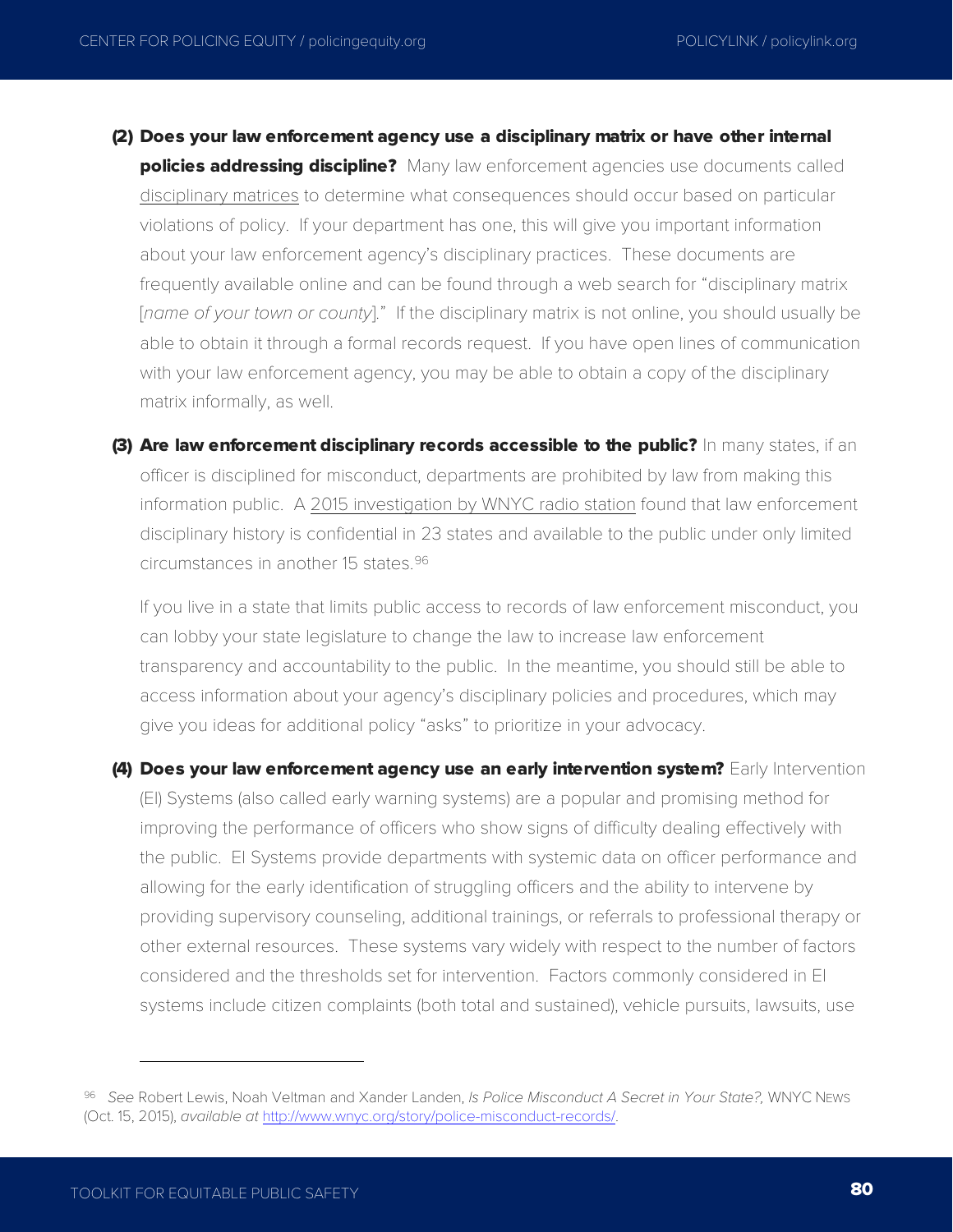**(2) Does your law enforcement agency use a disciplinary matrix or have other internal policies addressing discipline?** Many law enforcement agencies use documents called disciplinary matrices to determine what consequences should occur based on particular violations of policy. If your department has one, this will give you important information about your law enforcement agency's disciplinary practices. These documents are frequently available online and can be found through a web search for "disciplinary matrix [*name of your town or county*]." If the disciplinary matrix is not online, you should usually be able to obtain it through a formal records request. If you have open lines of communication with your law enforcement agency, you may be able to obtain a copy of the disciplinary matrix informally, as well.

**(3) Are law enforcement disciplinary records accessible to the public?** In many states, if an officer is disciplined for misconduct, departments are prohibited by law from making this information public. A 2015 investigation by WNYC radio station found that law enforcement disciplinary history is confidential in 23 states and available to the public under only limited circumstances in another 15 states.[96]

If you live in a state that limits public access to records of law enforcement misconduct, you can lobby your state legislature to change the law to increase law enforcement transparency and accountability to the public. In the meantime, you should still be able to access information about your agency's disciplinary policies and procedures, which may give you ideas for additional policy "asks" to prioritize in your advocacy.

**(4) Does your law enforcement agency use an early intervention system?** Early Intervention (EI) Systems (also called early warning systems) are a popular and promising method for improving the performance of officers who show signs of difficulty dealing effectively with the public. EI Systems provide departments with systemic data on officer performance and allowing for the early identification of struggling officers and the ability to intervene by providing supervisory counseling, additional trainings, or referrals to professional therapy or other external resources. These systems vary widely with respect to the number of factors considered and the thresholds set for intervention. Factors commonly considered in EI systems include citizen complaints (both total and sustained), vehicle pursuits, lawsuits, use

---

[96] *See* Robert Lewis, Noah Veltman and Xander Landen, *Is Police Misconduct A Secret in Your State?,* WNYC News (Oct. 15, 2015), *available at* http://www.wnyc.org/story/police-misconduct-records/.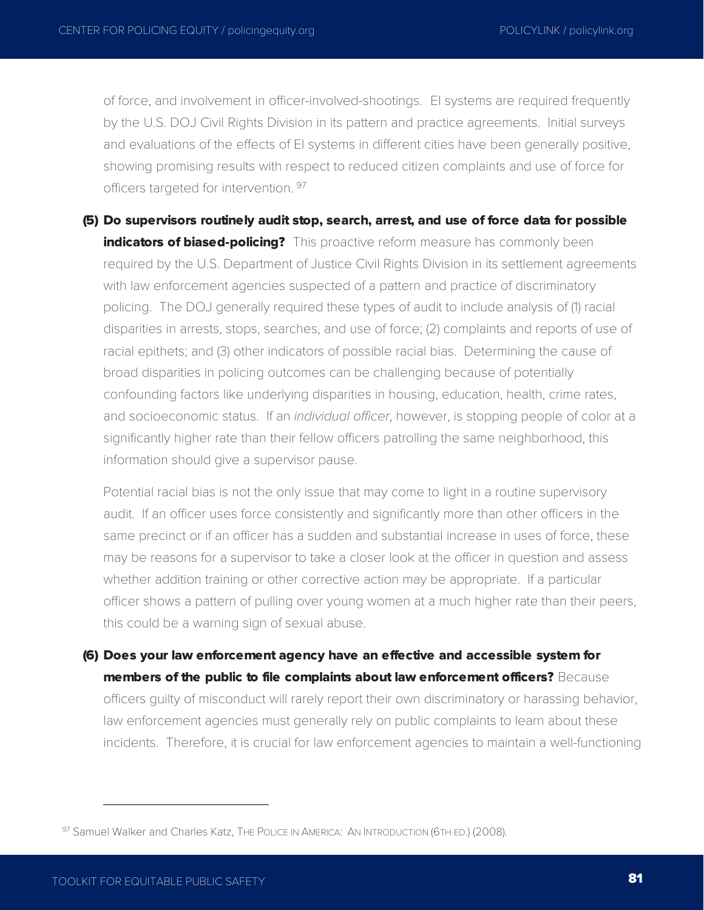of force, and involvement in officer-involved-shootings. EI systems are required frequently by the U.S. DOJ Civil Rights Division in its pattern and practice agreements. Initial surveys and evaluations of the effects of EI systems in different cities have been generally positive, showing promising results with respect to reduced citizen complaints and use of force for officers targeted for intervention. [97]

**(5) Do supervisors routinely audit stop, search, arrest, and use of force data for possible indicators of biased-policing?** This proactive reform measure has commonly been required by the U.S. Department of Justice Civil Rights Division in its settlement agreements with law enforcement agencies suspected of a pattern and practice of discriminatory policing. The DOJ generally required these types of audit to include analysis of (1) racial disparities in arrests, stops, searches, and use of force; (2) complaints and reports of use of racial epithets; and (3) other indicators of possible racial bias. Determining the cause of broad disparities in policing outcomes can be challenging because of potentially confounding factors like underlying disparities in housing, education, health, crime rates, and socioeconomic status. If an *individual officer*, however, is stopping people of color at a significantly higher rate than their fellow officers patrolling the same neighborhood, this information should give a supervisor pause.

Potential racial bias is not the only issue that may come to light in a routine supervisory audit. If an officer uses force consistently and significantly more than other officers in the same precinct or if an officer has a sudden and substantial increase in uses of force, these may be reasons for a supervisor to take a closer look at the officer in question and assess whether addition training or other corrective action may be appropriate. If a particular officer shows a pattern of pulling over young women at a much higher rate than their peers, this could be a warning sign of sexual abuse.

**(6) Does your law enforcement agency have an effective and accessible system for members of the public to file complaints about law enforcement officers?** Because officers guilty of misconduct will rarely report their own discriminatory or harassing behavior, law enforcement agencies must generally rely on public complaints to learn about these incidents. Therefore, it is crucial for law enforcement agencies to maintain a well-functioning

---

[97] Samuel Walker and Charles Katz, THE POLICE IN AMERICA: AN INTRODUCTION (6TH ED.) (2008).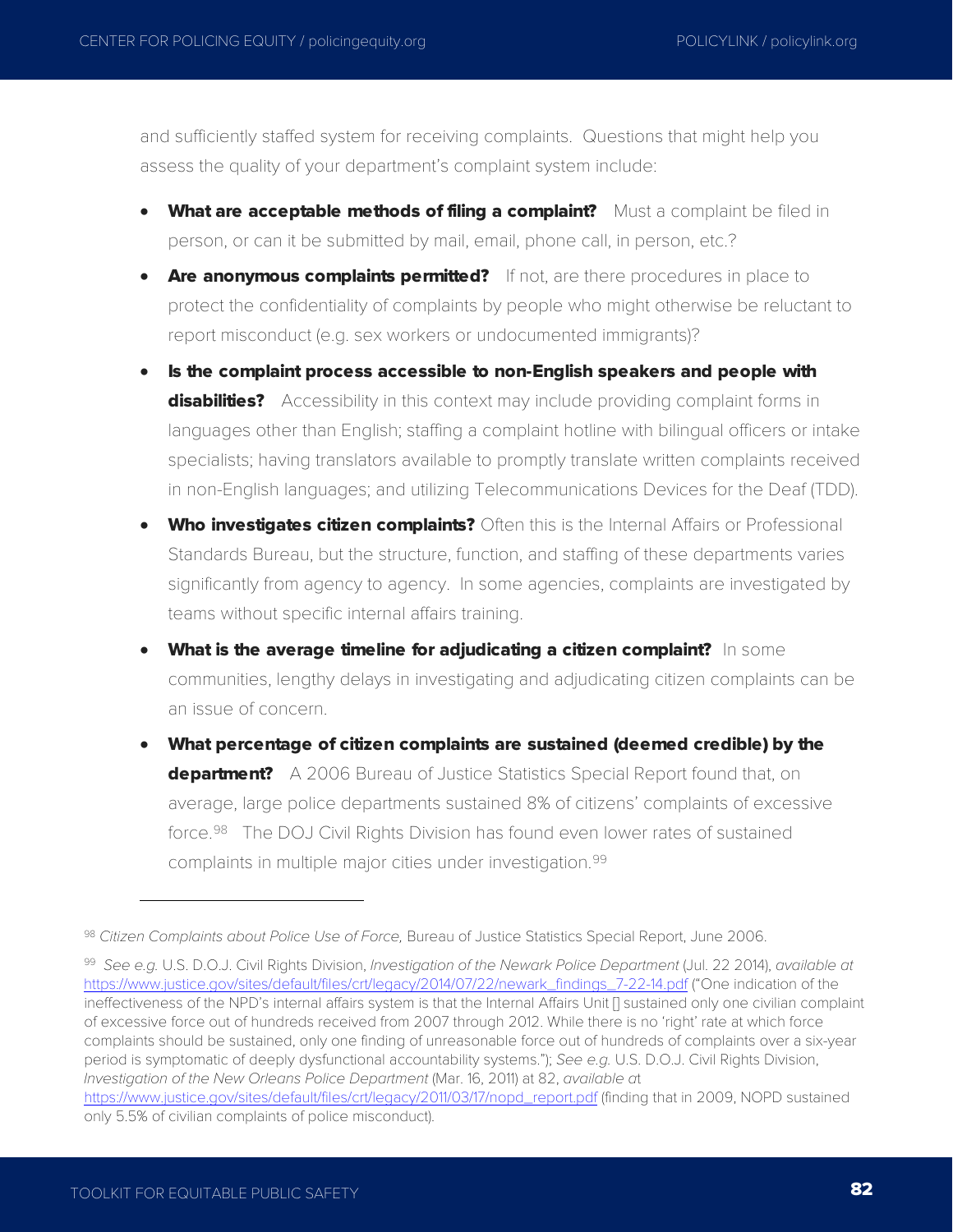and sufficiently staffed system for receiving complaints. Questions that might help you assess the quality of your department's complaint system include:

- **What are acceptable methods of filing a complaint?** Must a complaint be filed in person, or can it be submitted by mail, email, phone call, in person, etc.?
- **Are anonymous complaints permitted?** If not, are there procedures in place to protect the confidentiality of complaints by people who might otherwise be reluctant to report misconduct (e.g. sex workers or undocumented immigrants)?
- **Is the complaint process accessible to non-English speakers and people with disabilities?** Accessibility in this context may include providing complaint forms in languages other than English; staffing a complaint hotline with bilingual officers or intake specialists; having translators available to promptly translate written complaints received in non-English languages; and utilizing Telecommunications Devices for the Deaf (TDD).
- **Who investigates citizen complaints?** Often this is the Internal Affairs or Professional Standards Bureau, but the structure, function, and staffing of these departments varies significantly from agency to agency. In some agencies, complaints are investigated by teams without specific internal affairs training.
- **What is the average timeline for adjudicating a citizen complaint?** In some communities, lengthy delays in investigating and adjudicating citizen complaints can be an issue of concern.
- **What percentage of citizen complaints are sustained (deemed credible) by the department?** A 2006 Bureau of Justice Statistics Special Report found that, on average, large police departments sustained 8% of citizens' complaints of excessive force.[98] The DOJ Civil Rights Division has found even lower rates of sustained complaints in multiple major cities under investigation.[99]

---

[98] *Citizen Complaints about Police Use of Force,* Bureau of Justice Statistics Special Report, June 2006.

[99] *See e.g.* U.S. D.O.J. Civil Rights Division, *Investigation of the Newark Police Department* (Jul. 22 2014), *available at* https://www.justice.gov/sites/default/files/crt/legacy/2014/07/22/newark_findings_7-22-14.pdf ("One indication of the ineffectiveness of the NPD's internal affairs system is that the Internal Affairs Unit [] sustained only one civilian complaint of excessive force out of hundreds received from 2007 through 2012. While there is no 'right' rate at which force complaints should be sustained, only one finding of unreasonable force out of hundreds of complaints over a six-year period is symptomatic of deeply dysfunctional accountability systems."); *See e.g.* U.S. D.O.J. Civil Rights Division, *Investigation of the New Orleans Police Department* (Mar. 16, 2011) at 82, *available at* https://www.justice.gov/sites/default/files/crt/legacy/2011/03/17/nopd_report.pdf (finding that in 2009, NOPD sustained only 5.5% of civilian complaints of police misconduct).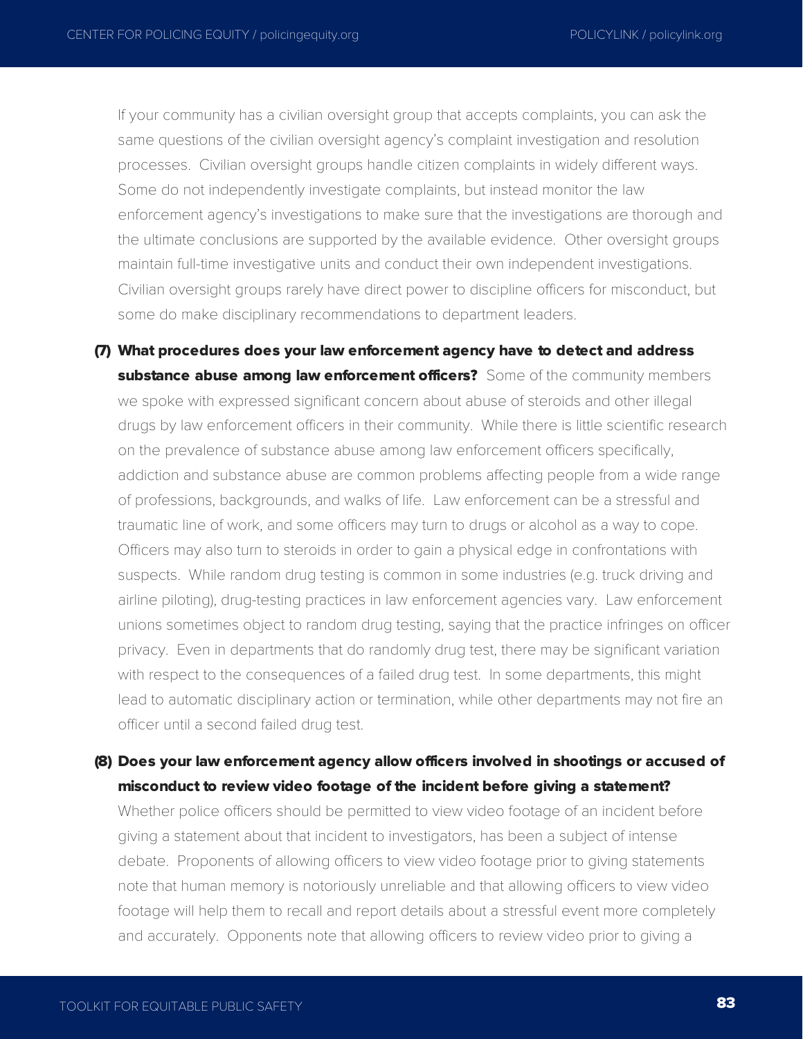If your community has a civilian oversight group that accepts complaints, you can ask the same questions of the civilian oversight agency's complaint investigation and resolution processes. Civilian oversight groups handle citizen complaints in widely different ways. Some do not independently investigate complaints, but instead monitor the law enforcement agency's investigations to make sure that the investigations are thorough and the ultimate conclusions are supported by the available evidence. Other oversight groups maintain full-time investigative units and conduct their own independent investigations. Civilian oversight groups rarely have direct power to discipline officers for misconduct, but some do make disciplinary recommendations to department leaders.

**(7) What procedures does your law enforcement agency have to detect and address substance abuse among law enforcement officers?** Some of the community members we spoke with expressed significant concern about abuse of steroids and other illegal drugs by law enforcement officers in their community. While there is little scientific research on the prevalence of substance abuse among law enforcement officers specifically, addiction and substance abuse are common problems affecting people from a wide range of professions, backgrounds, and walks of life. Law enforcement can be a stressful and traumatic line of work, and some officers may turn to drugs or alcohol as a way to cope. Officers may also turn to steroids in order to gain a physical edge in confrontations with suspects. While random drug testing is common in some industries (e.g. truck driving and airline piloting), drug-testing practices in law enforcement agencies vary. Law enforcement unions sometimes object to random drug testing, saying that the practice infringes on officer privacy. Even in departments that do randomly drug test, there may be significant variation with respect to the consequences of a failed drug test. In some departments, this might lead to automatic disciplinary action or termination, while other departments may not fire an officer until a second failed drug test.

**(8) Does your law enforcement agency allow officers involved in shootings or accused of misconduct to review video footage of the incident before giving a statement?** Whether police officers should be permitted to view video footage of an incident before giving a statement about that incident to investigators, has been a subject of intense debate. Proponents of allowing officers to view video footage prior to giving statements note that human memory is notoriously unreliable and that allowing officers to view video footage will help them to recall and report details about a stressful event more completely and accurately. Opponents note that allowing officers to review video prior to giving a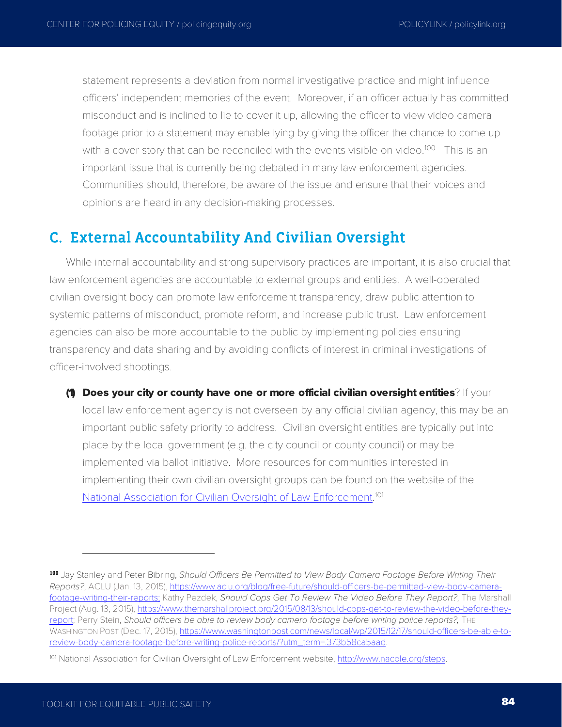statement represents a deviation from normal investigative practice and might influence officers' independent memories of the event. Moreover, if an officer actually has committed misconduct and is inclined to lie to cover it up, allowing the officer to view video camera footage prior to a statement may enable lying by giving the officer the chance to come up with a cover story that can be reconciled with the events visible on video.[100] This is an important issue that is currently being debated in many law enforcement agencies. Communities should, therefore, be aware of the issue and ensure that their voices and opinions are heard in any decision-making processes.

## C. External Accountability And Civilian Oversight

While internal accountability and strong supervisory practices are important, it is also crucial that law enforcement agencies are accountable to external groups and entities. A well-operated civilian oversight body can promote law enforcement transparency, draw public attention to systemic patterns of misconduct, promote reform, and increase public trust. Law enforcement agencies can also be more accountable to the public by implementing policies ensuring transparency and data sharing and by avoiding conflicts of interest in criminal investigations of officer-involved shootings.

**(1) Does your city or county have one or more official civilian oversight entities**? If your local law enforcement agency is not overseen by any official civilian agency, this may be an important public safety priority to address. Civilian oversight entities are typically put into place by the local government (e.g. the city council or county council) or may be implemented via ballot initiative. More resources for communities interested in implementing their own civilian oversight groups can be found on the website of the National Association for Civilian Oversight of Law Enforcement.[101]

---

[100] Jay Stanley and Peter Bibring, *Should Officers Be Permitted to View Body Camera Footage Before Writing Their Reports?*, ACLU (Jan. 13, 2015), https://www.aclu.org/blog/free-future/should-officers-be-permitted-view-body-camera-footage-writing-their-reports; Kathy Pezdek, *Should Cops Get To Review The Video Before They Report?*, The Marshall Project (Aug. 13, 2015), https://www.themarshallproject.org/2015/08/13/should-cops-get-to-review-the-video-before-they-report; Perry Stein, *Should officers be able to review body camera footage before writing police reports?*, THE WASHINGTON POST (Dec. 17, 2015), https://www.washingtonpost.com/news/local/wp/2015/12/17/should-officers-be-able-to-review-body-camera-footage-before-writing-police-reports/?utm_term=.373b58ca5aad.

[101] National Association for Civilian Oversight of Law Enforcement website, http://www.nacole.org/steps.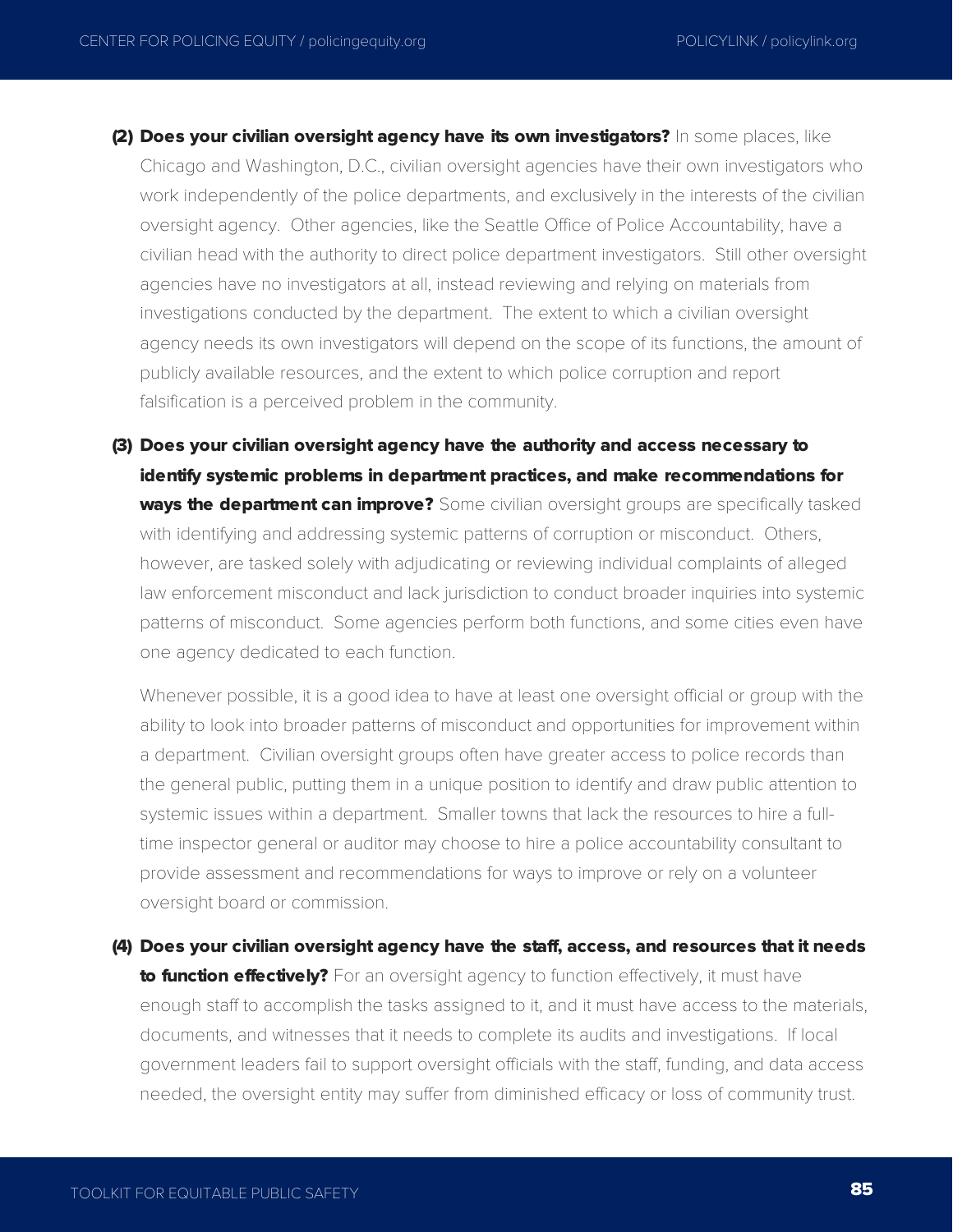**(2) Does your civilian oversight agency have its own investigators?** In some places, like Chicago and Washington, D.C., civilian oversight agencies have their own investigators who work independently of the police departments, and exclusively in the interests of the civilian oversight agency. Other agencies, like the Seattle Office of Police Accountability, have a civilian head with the authority to direct police department investigators. Still other oversight agencies have no investigators at all, instead reviewing and relying on materials from investigations conducted by the department. The extent to which a civilian oversight agency needs its own investigators will depend on the scope of its functions, the amount of publicly available resources, and the extent to which police corruption and report falsification is a perceived problem in the community.

**(3) Does your civilian oversight agency have the authority and access necessary to identify systemic problems in department practices, and make recommendations for ways the department can improve?** Some civilian oversight groups are specifically tasked with identifying and addressing systemic patterns of corruption or misconduct. Others, however, are tasked solely with adjudicating or reviewing individual complaints of alleged law enforcement misconduct and lack jurisdiction to conduct broader inquiries into systemic patterns of misconduct. Some agencies perform both functions, and some cities even have one agency dedicated to each function.

Whenever possible, it is a good idea to have at least one oversight official or group with the ability to look into broader patterns of misconduct and opportunities for improvement within a department. Civilian oversight groups often have greater access to police records than the general public, putting them in a unique position to identify and draw public attention to systemic issues within a department. Smaller towns that lack the resources to hire a full-time inspector general or auditor may choose to hire a police accountability consultant to provide assessment and recommendations for ways to improve or rely on a volunteer oversight board or commission.

**(4) Does your civilian oversight agency have the staff, access, and resources that it needs to function effectively?** For an oversight agency to function effectively, it must have enough staff to accomplish the tasks assigned to it, and it must have access to the materials, documents, and witnesses that it needs to complete its audits and investigations. If local government leaders fail to support oversight officials with the staff, funding, and data access needed, the oversight entity may suffer from diminished efficacy or loss of community trust.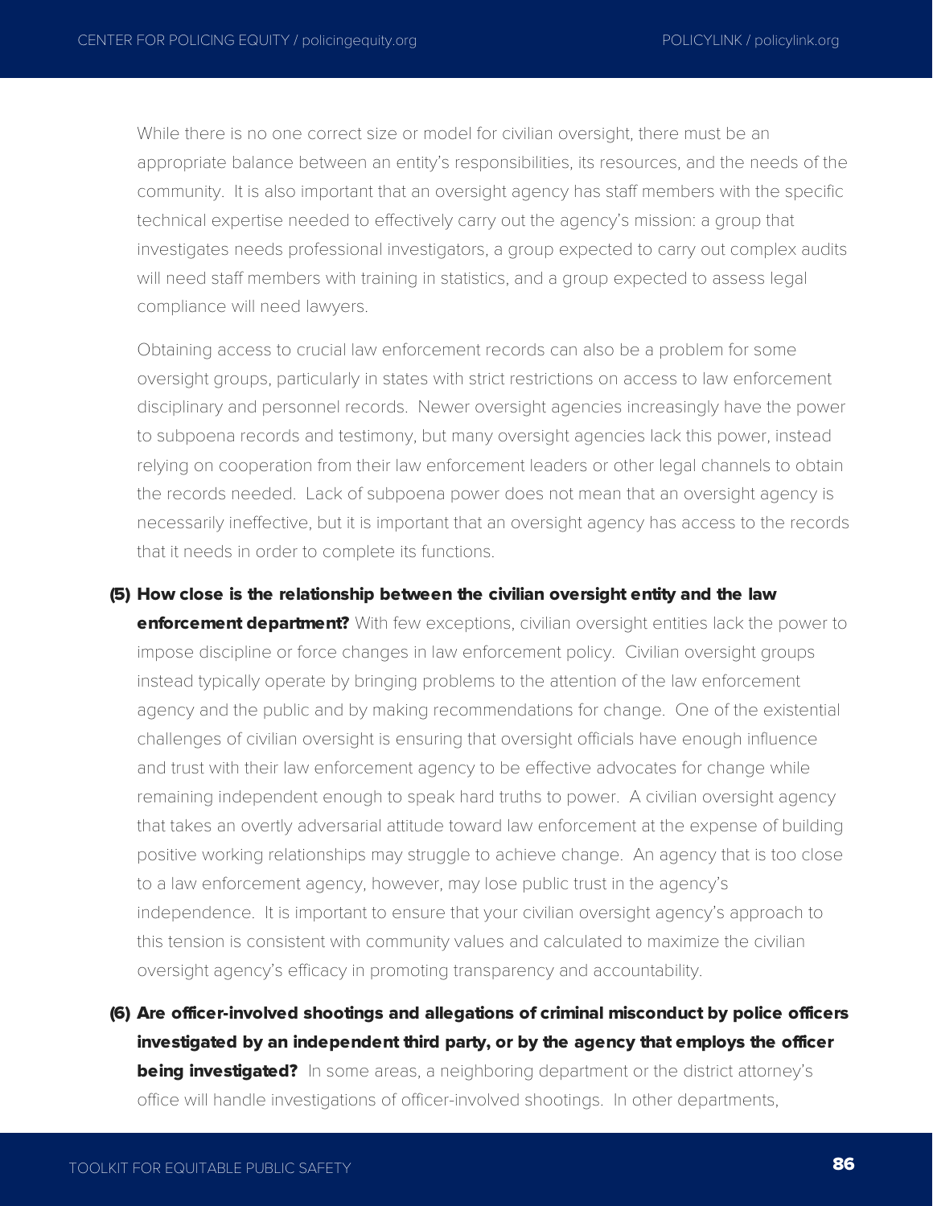While there is no one correct size or model for civilian oversight, there must be an appropriate balance between an entity's responsibilities, its resources, and the needs of the community. It is also important that an oversight agency has staff members with the specific technical expertise needed to effectively carry out the agency's mission: a group that investigates needs professional investigators, a group expected to carry out complex audits will need staff members with training in statistics, and a group expected to assess legal compliance will need lawyers.

Obtaining access to crucial law enforcement records can also be a problem for some oversight groups, particularly in states with strict restrictions on access to law enforcement disciplinary and personnel records. Newer oversight agencies increasingly have the power to subpoena records and testimony, but many oversight agencies lack this power, instead relying on cooperation from their law enforcement leaders or other legal channels to obtain the records needed. Lack of subpoena power does not mean that an oversight agency is necessarily ineffective, but it is important that an oversight agency has access to the records that it needs in order to complete its functions.

**(5) How close is the relationship between the civilian oversight entity and the law enforcement department?** With few exceptions, civilian oversight entities lack the power to impose discipline or force changes in law enforcement policy. Civilian oversight groups instead typically operate by bringing problems to the attention of the law enforcement agency and the public and by making recommendations for change. One of the existential challenges of civilian oversight is ensuring that oversight officials have enough influence and trust with their law enforcement agency to be effective advocates for change while remaining independent enough to speak hard truths to power. A civilian oversight agency that takes an overtly adversarial attitude toward law enforcement at the expense of building positive working relationships may struggle to achieve change. An agency that is too close to a law enforcement agency, however, may lose public trust in the agency's independence. It is important to ensure that your civilian oversight agency's approach to this tension is consistent with community values and calculated to maximize the civilian oversight agency's efficacy in promoting transparency and accountability.

**(6) Are officer-involved shootings and allegations of criminal misconduct by police officers investigated by an independent third party, or by the agency that employs the officer being investigated?** In some areas, a neighboring department or the district attorney's office will handle investigations of officer-involved shootings. In other departments,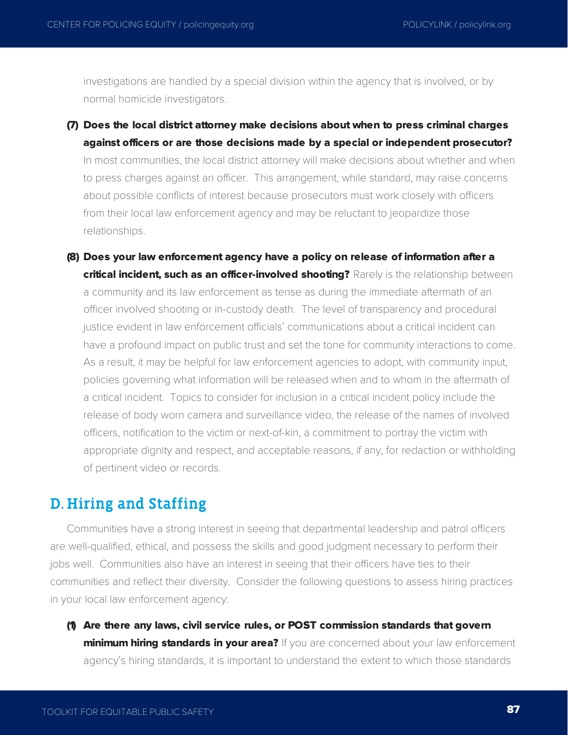investigations are handled by a special division within the agency that is involved, or by normal homicide investigators.

**(7) Does the local district attorney make decisions about when to press criminal charges against officers or are those decisions made by a special or independent prosecutor?** In most communities, the local district attorney will make decisions about whether and when to press charges against an officer. This arrangement, while standard, may raise concerns about possible conflicts of interest because prosecutors must work closely with officers from their local law enforcement agency and may be reluctant to jeopardize those relationships.

**(8) Does your law enforcement agency have a policy on release of information after a critical incident, such as an officer-involved shooting?** Rarely is the relationship between a community and its law enforcement as tense as during the immediate aftermath of an officer involved shooting or in-custody death. The level of transparency and procedural justice evident in law enforcement officials' communications about a critical incident can have a profound impact on public trust and set the tone for community interactions to come. As a result, it may be helpful for law enforcement agencies to adopt, with community input, policies governing what information will be released when and to whom in the aftermath of a critical incident. Topics to consider for inclusion in a critical incident policy include the release of body worn camera and surveillance video, the release of the names of involved officers, notification to the victim or next-of-kin, a commitment to portray the victim with appropriate dignity and respect, and acceptable reasons, if any, for redaction or withholding of pertinent video or records.

## D. Hiring and Staffing

Communities have a strong interest in seeing that departmental leadership and patrol officers are well-qualified, ethical, and possess the skills and good judgment necessary to perform their jobs well. Communities also have an interest in seeing that their officers have ties to their communities and reflect their diversity. Consider the following questions to assess hiring practices in your local law enforcement agency:

**(1) Are there any laws, civil service rules, or POST commission standards that govern minimum hiring standards in your area?** If you are concerned about your law enforcement agency's hiring standards, it is important to understand the extent to which those standards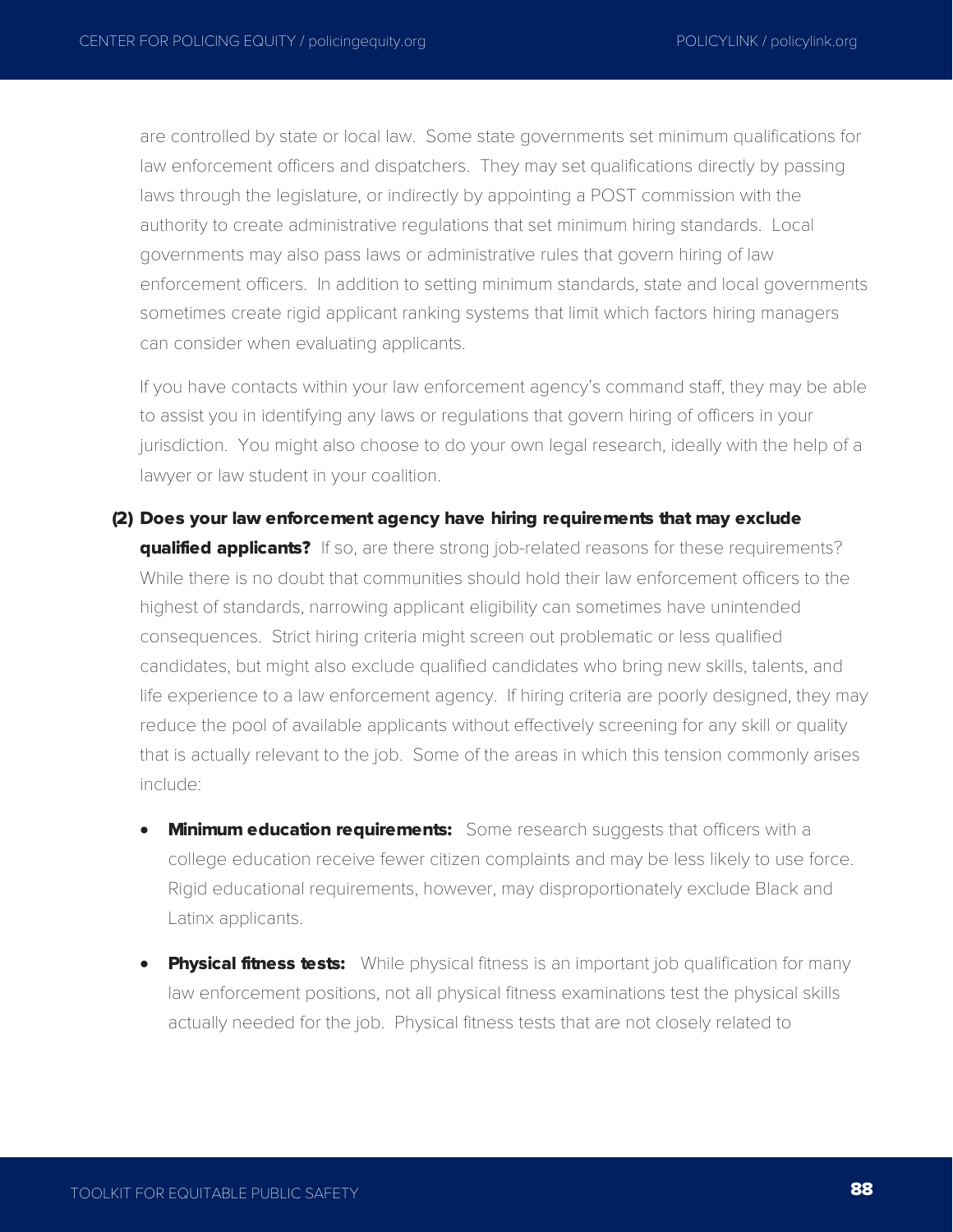are controlled by state or local law. Some state governments set minimum qualifications for law enforcement officers and dispatchers. They may set qualifications directly by passing laws through the legislature, or indirectly by appointing a POST commission with the authority to create administrative regulations that set minimum hiring standards. Local governments may also pass laws or administrative rules that govern hiring of law enforcement officers. In addition to setting minimum standards, state and local governments sometimes create rigid applicant ranking systems that limit which factors hiring managers can consider when evaluating applicants.

If you have contacts within your law enforcement agency's command staff, they may be able to assist you in identifying any laws or regulations that govern hiring of officers in your jurisdiction. You might also choose to do your own legal research, ideally with the help of a lawyer or law student in your coalition.

**(2) Does your law enforcement agency have hiring requirements that may exclude qualified applicants?** If so, are there strong job-related reasons for these requirements? While there is no doubt that communities should hold their law enforcement officers to the highest of standards, narrowing applicant eligibility can sometimes have unintended consequences. Strict hiring criteria might screen out problematic or less qualified candidates, but might also exclude qualified candidates who bring new skills, talents, and life experience to a law enforcement agency. If hiring criteria are poorly designed, they may reduce the pool of available applicants without effectively screening for any skill or quality that is actually relevant to the job. Some of the areas in which this tension commonly arises include:

- **Minimum education requirements:** Some research suggests that officers with a college education receive fewer citizen complaints and may be less likely to use force. Rigid educational requirements, however, may disproportionately exclude Black and Latinx applicants.
- **Physical fitness tests:** While physical fitness is an important job qualification for many law enforcement positions, not all physical fitness examinations test the physical skills actually needed for the job. Physical fitness tests that are not closely related to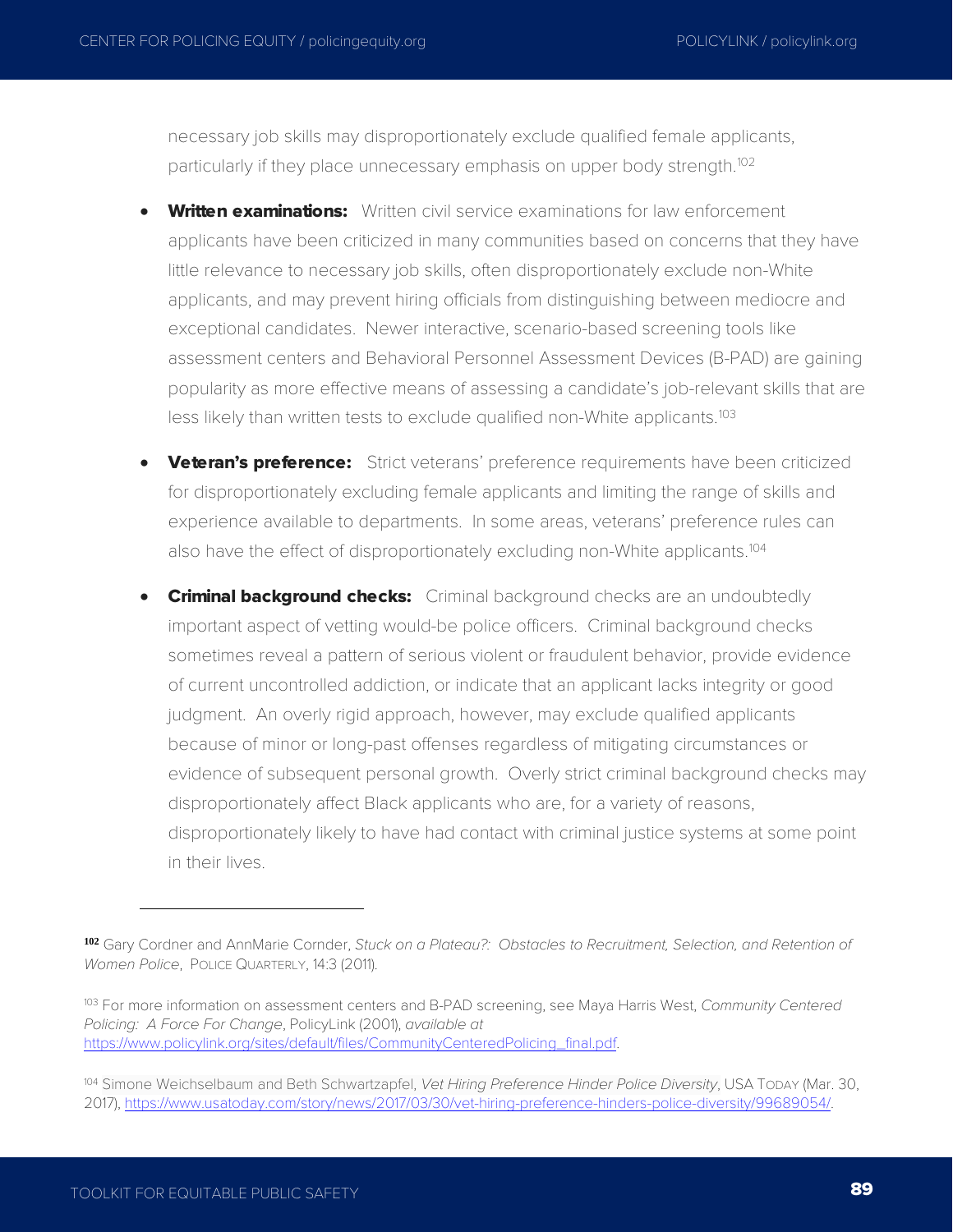necessary job skills may disproportionately exclude qualified female applicants, particularly if they place unnecessary emphasis on upper body strength.[102]

- **Written examinations:** Written civil service examinations for law enforcement applicants have been criticized in many communities based on concerns that they have little relevance to necessary job skills, often disproportionately exclude non-White applicants, and may prevent hiring officials from distinguishing between mediocre and exceptional candidates. Newer interactive, scenario-based screening tools like assessment centers and Behavioral Personnel Assessment Devices (B-PAD) are gaining popularity as more effective means of assessing a candidate's job-relevant skills that are less likely than written tests to exclude qualified non-White applicants.[103]

- **Veteran's preference:** Strict veterans' preference requirements have been criticized for disproportionately excluding female applicants and limiting the range of skills and experience available to departments. In some areas, veterans' preference rules can also have the effect of disproportionately excluding non-White applicants.[104]

- **Criminal background checks:** Criminal background checks are an undoubtedly important aspect of vetting would-be police officers. Criminal background checks sometimes reveal a pattern of serious violent or fraudulent behavior, provide evidence of current uncontrolled addiction, or indicate that an applicant lacks integrity or good judgment. An overly rigid approach, however, may exclude qualified applicants because of minor or long-past offenses regardless of mitigating circumstances or evidence of subsequent personal growth. Overly strict criminal background checks may disproportionately affect Black applicants who are, for a variety of reasons, disproportionately likely to have had contact with criminal justice systems at some point in their lives.

---

[102] Gary Cordner and AnnMarie Cornder, *Stuck on a Plateau?: Obstacles to Recruitment, Selection, and Retention of Women Police*, POLICE QUARTERLY, 14:3 (2011).

[103] For more information on assessment centers and B-PAD screening, see Maya Harris West, *Community Centered Policing: A Force For Change*, PolicyLink (2001), *available at* https://www.policylink.org/sites/default/files/CommunityCenteredPolicing_final.pdf.

[104] Simone Weichselbaum and Beth Schwartzapfel, *Vet Hiring Preference Hinder Police Diversity*, USA TODAY (Mar. 30, 2017), https://www.usatoday.com/story/news/2017/03/30/vet-hiring-preference-hinders-police-diversity/99689054/.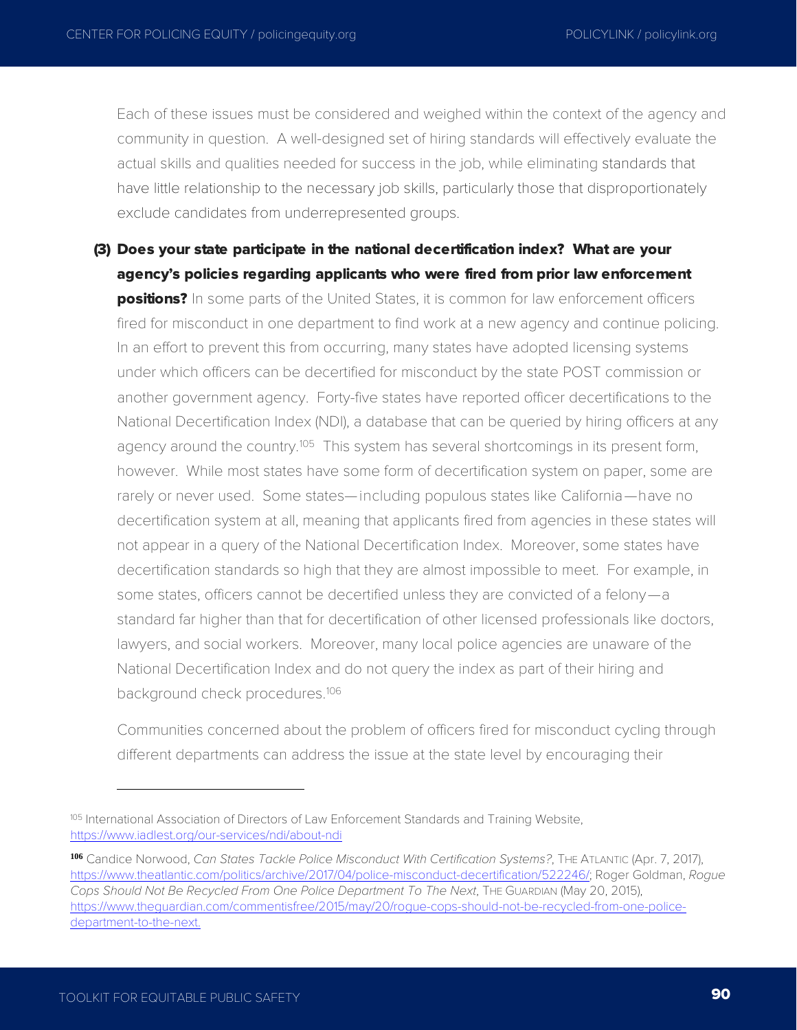Each of these issues must be considered and weighed within the context of the agency and community in question. A well-designed set of hiring standards will effectively evaluate the actual skills and qualities needed for success in the job, while eliminating standards that have little relationship to the necessary job skills, particularly those that disproportionately exclude candidates from underrepresented groups.

**(3) Does your state participate in the national decertification index? What are your agency's policies regarding applicants who were fired from prior law enforcement positions?** In some parts of the United States, it is common for law enforcement officers fired for misconduct in one department to find work at a new agency and continue policing. In an effort to prevent this from occurring, many states have adopted licensing systems under which officers can be decertified for misconduct by the state POST commission or another government agency. Forty-five states have reported officer decertifications to the National Decertification Index (NDI), a database that can be queried by hiring officers at any agency around the country.[105] This system has several shortcomings in its present form, however. While most states have some form of decertification system on paper, some are rarely or never used. Some states—including populous states like California—have no decertification system at all, meaning that applicants fired from agencies in these states will not appear in a query of the National Decertification Index. Moreover, some states have decertification standards so high that they are almost impossible to meet. For example, in some states, officers cannot be decertified unless they are convicted of a felony—a standard far higher than that for decertification of other licensed professionals like doctors, lawyers, and social workers. Moreover, many local police agencies are unaware of the National Decertification Index and do not query the index as part of their hiring and background check procedures.[106]

Communities concerned about the problem of officers fired for misconduct cycling through different departments can address the issue at the state level by encouraging their

---

[105] International Association of Directors of Law Enforcement Standards and Training Website, https://www.iadlest.org/our-services/ndi/about-ndi

[106] Candice Norwood, *Can States Tackle Police Misconduct With Certification Systems?*, THE ATLANTIC (Apr. 7, 2017), https://www.theatlantic.com/politics/archive/2017/04/police-misconduct-decertification/522246/; Roger Goldman, *Rogue Cops Should Not Be Recycled From One Police Department To The Next*, THE GUARDIAN (May 20, 2015), https://www.theguardian.com/commentisfree/2015/may/20/rogue-cops-should-not-be-recycled-from-one-police-department-to-the-next.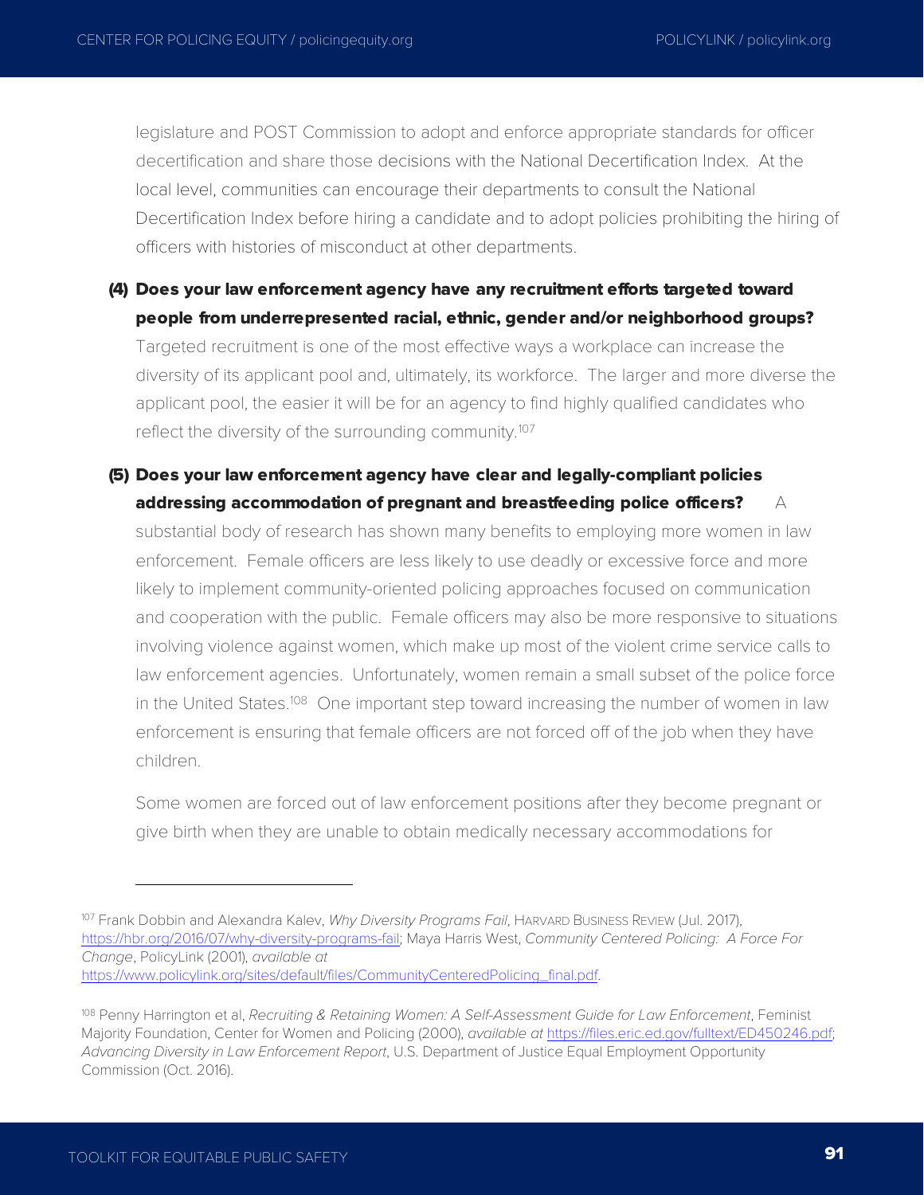legislature and POST Commission to adopt and enforce appropriate standards for officer decertification and share those decisions with the National Decertification Index. At the local level, communities can encourage their departments to consult the National Decertification Index before hiring a candidate and to adopt policies prohibiting the hiring of officers with histories of misconduct at other departments.

**(4) Does your law enforcement agency have any recruitment efforts targeted toward people from underrepresented racial, ethnic, gender and/or neighborhood groups?** Targeted recruitment is one of the most effective ways a workplace can increase the diversity of its applicant pool and, ultimately, its workforce. The larger and more diverse the applicant pool, the easier it will be for an agency to find highly qualified candidates who reflect the diversity of the surrounding community.[107]

**(5) Does your law enforcement agency have clear and legally-compliant policies addressing accommodation of pregnant and breastfeeding police officers?** A substantial body of research has shown many benefits to employing more women in law enforcement. Female officers are less likely to use deadly or excessive force and more likely to implement community-oriented policing approaches focused on communication and cooperation with the public. Female officers may also be more responsive to situations involving violence against women, which make up most of the violent crime service calls to law enforcement agencies. Unfortunately, women remain a small subset of the police force in the United States.[108] One important step toward increasing the number of women in law enforcement is ensuring that female officers are not forced off of the job when they have children.

Some women are forced out of law enforcement positions after they become pregnant or give birth when they are unable to obtain medically necessary accommodations for

---

[107] Frank Dobbin and Alexandra Kalev, *Why Diversity Programs Fail*, HARVARD BUSINESS REVIEW (Jul. 2017), https://hbr.org/2016/07/why-diversity-programs-fail; Maya Harris West, *Community Centered Policing: A Force For Change*, PolicyLink (2001), *available at* https://www.policylink.org/sites/default/files/CommunityCenteredPolicing_final.pdf.

[108] Penny Harrington et al, *Recruiting & Retaining Women: A Self-Assessment Guide for Law Enforcement*, Feminist Majority Foundation, Center for Women and Policing (2000), *available at* https://files.eric.ed.gov/fulltext/ED450246.pdf; *Advancing Diversity in Law Enforcement Report*, U.S. Department of Justice Equal Employment Opportunity Commission (Oct. 2016).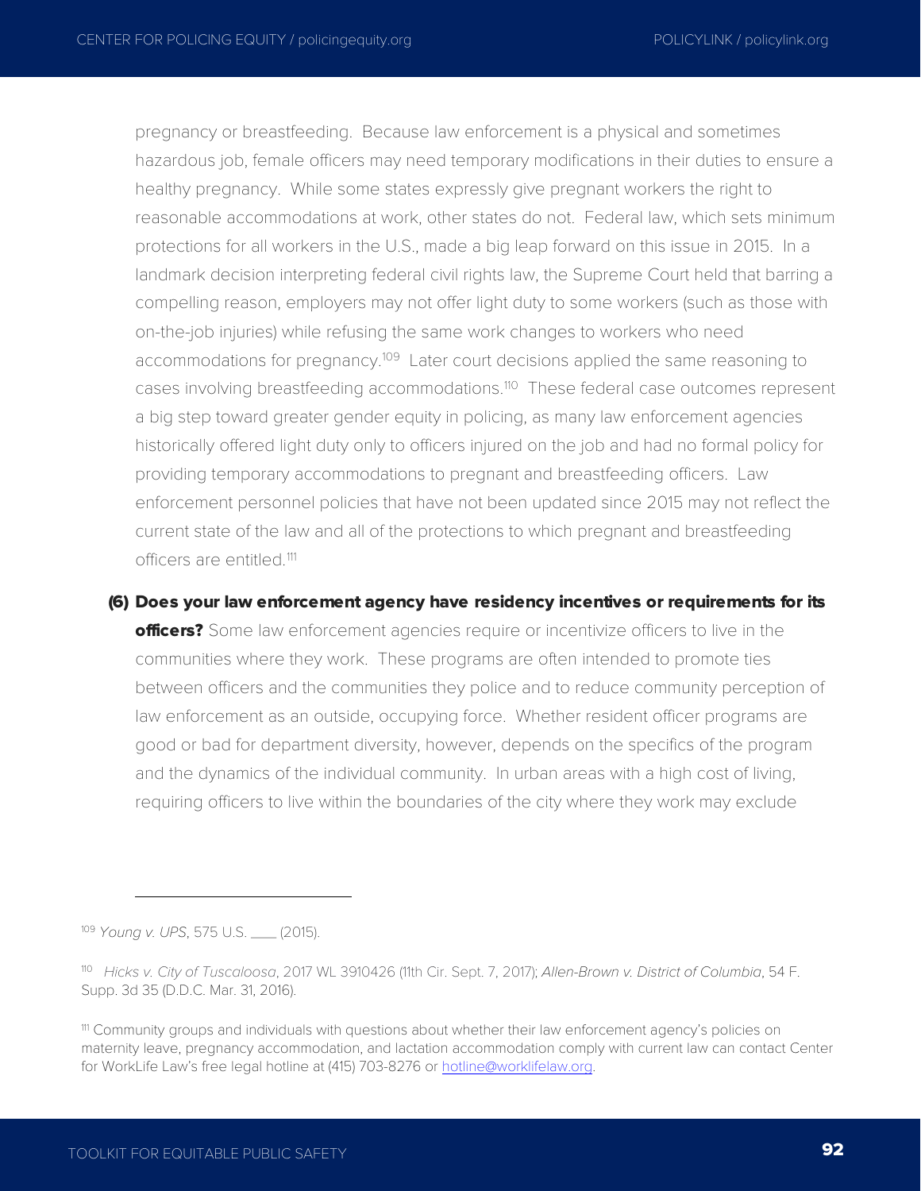pregnancy or breastfeeding. Because law enforcement is a physical and sometimes hazardous job, female officers may need temporary modifications in their duties to ensure a healthy pregnancy. While some states expressly give pregnant workers the right to reasonable accommodations at work, other states do not. Federal law, which sets minimum protections for all workers in the U.S., made a big leap forward on this issue in 2015. In a landmark decision interpreting federal civil rights law, the Supreme Court held that barring a compelling reason, employers may not offer light duty to some workers (such as those with on-the-job injuries) while refusing the same work changes to workers who need accommodations for pregnancy.[109] Later court decisions applied the same reasoning to cases involving breastfeeding accommodations.[110] These federal case outcomes represent a big step toward greater gender equity in policing, as many law enforcement agencies historically offered light duty only to officers injured on the job and had no formal policy for providing temporary accommodations to pregnant and breastfeeding officers. Law enforcement personnel policies that have not been updated since 2015 may not reflect the current state of the law and all of the protections to which pregnant and breastfeeding officers are entitled.[111]

**(6) Does your law enforcement agency have residency incentives or requirements for its officers?** Some law enforcement agencies require or incentivize officers to live in the communities where they work. These programs are often intended to promote ties between officers and the communities they police and to reduce community perception of law enforcement as an outside, occupying force. Whether resident officer programs are good or bad for department diversity, however, depends on the specifics of the program and the dynamics of the individual community. In urban areas with a high cost of living, requiring officers to live within the boundaries of the city where they work may exclude

---

[109] *Young v. UPS*, 575 U.S. ___ (2015).

[110] *Hicks v. City of Tuscaloosa*, 2017 WL 3910426 (11th Cir. Sept. 7, 2017); *Allen-Brown v. District of Columbia*, 54 F. Supp. 3d 35 (D.D.C. Mar. 31, 2016).

[111] Community groups and individuals with questions about whether their law enforcement agency's policies on maternity leave, pregnancy accommodation, and lactation accommodation comply with current law can contact Center for WorkLife Law's free legal hotline at (415) 703-8276 or hotline@worklifelaw.org.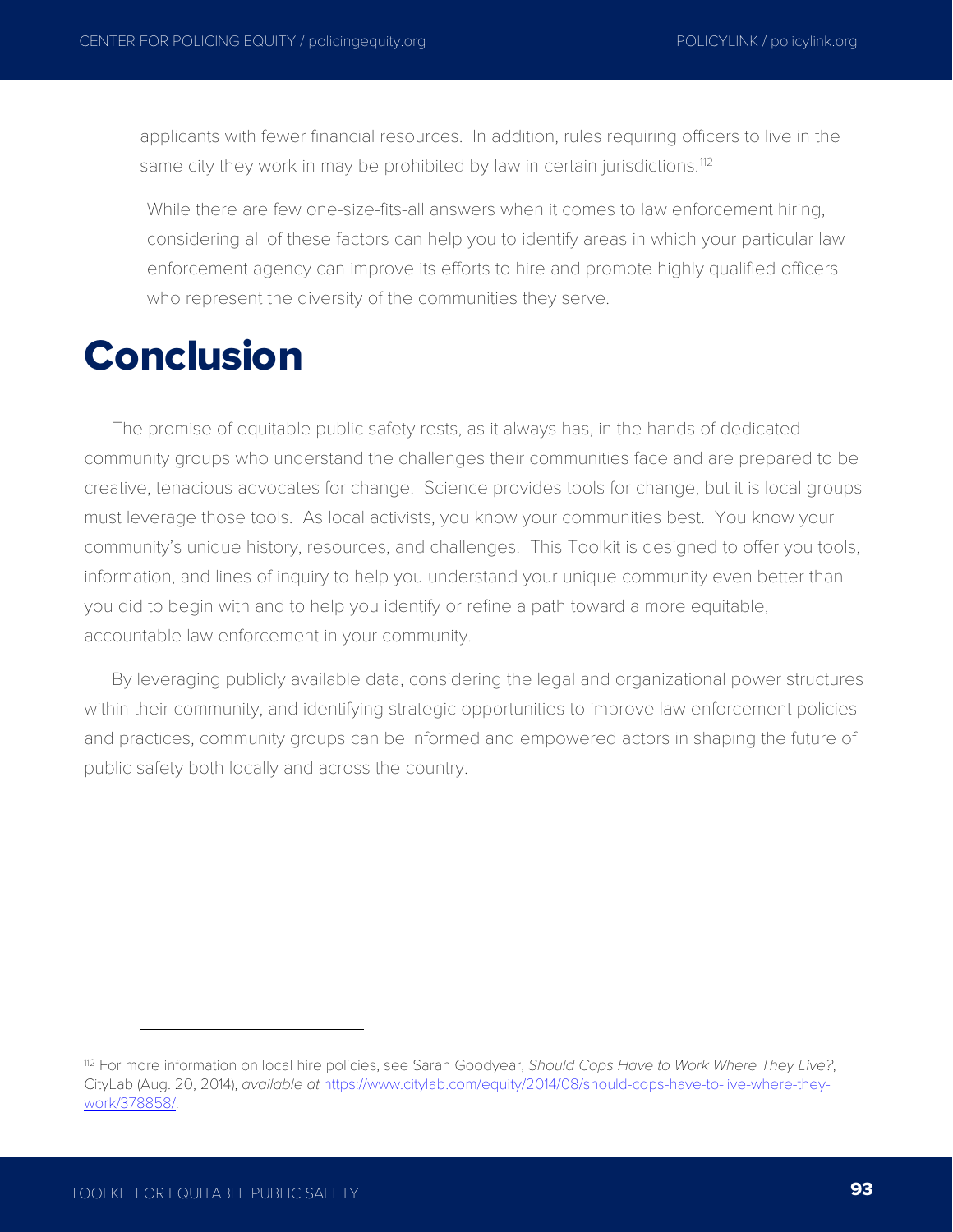applicants with fewer financial resources. In addition, rules requiring officers to live in the same city they work in may be prohibited by law in certain jurisdictions.[112]

While there are few one-size-fits-all answers when it comes to law enforcement hiring, considering all of these factors can help you to identify areas in which your particular law enforcement agency can improve its efforts to hire and promote highly qualified officers who represent the diversity of the communities they serve.

# Conclusion

The promise of equitable public safety rests, as it always has, in the hands of dedicated community groups who understand the challenges their communities face and are prepared to be creative, tenacious advocates for change. Science provides tools for change, but it is local groups must leverage those tools. As local activists, you know your communities best. You know your community's unique history, resources, and challenges. This Toolkit is designed to offer you tools, information, and lines of inquiry to help you understand your unique community even better than you did to begin with and to help you identify or refine a path toward a more equitable, accountable law enforcement in your community.

By leveraging publicly available data, considering the legal and organizational power structures within their community, and identifying strategic opportunities to improve law enforcement policies and practices, community groups can be informed and empowered actors in shaping the future of public safety both locally and across the country.

---

[112] For more information on local hire policies, see Sarah Goodyear, *Should Cops Have to Work Where They Live?*, CityLab (Aug. 20, 2014), *available at* https://www.citylab.com/equity/2014/08/should-cops-have-to-live-where-they-work/378858/.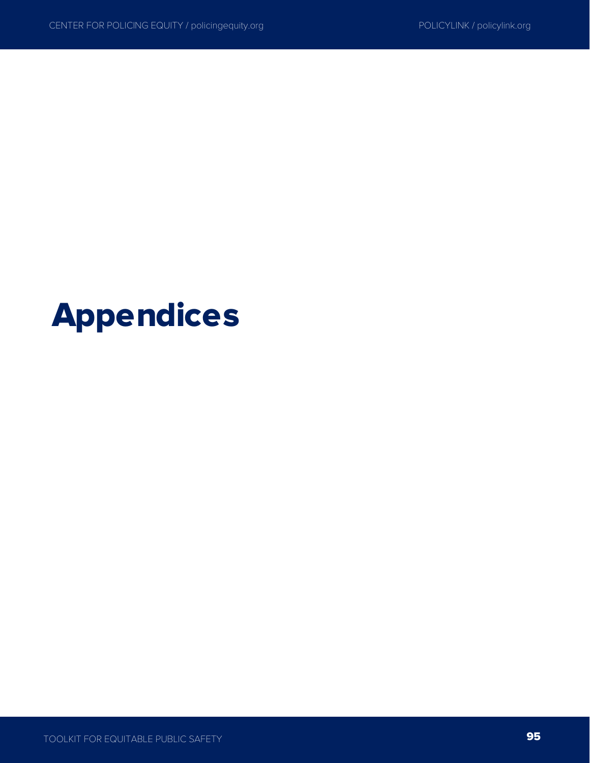# Appendices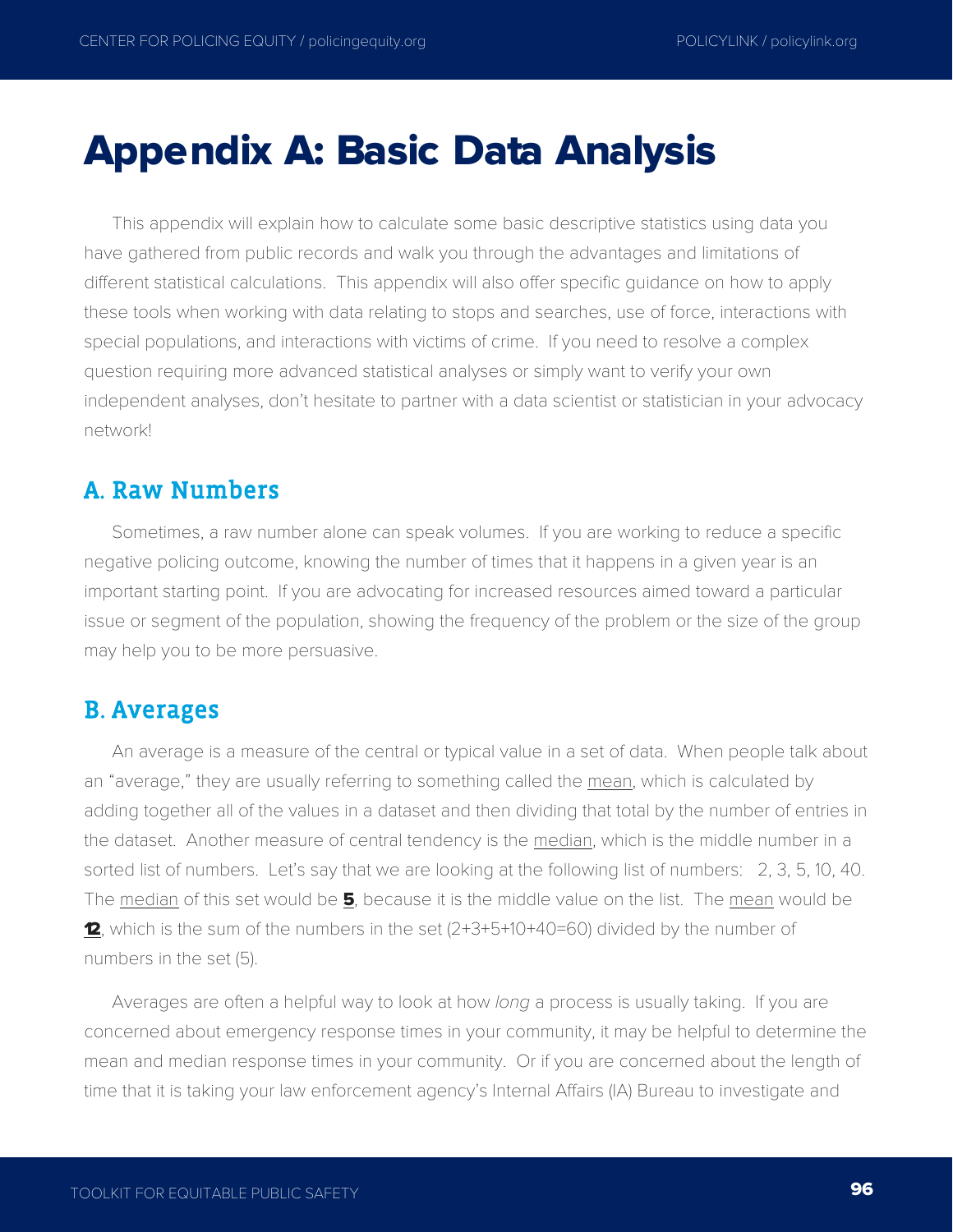# Appendix A: Basic Data Analysis

This appendix will explain how to calculate some basic descriptive statistics using data you have gathered from public records and walk you through the advantages and limitations of different statistical calculations. This appendix will also offer specific guidance on how to apply these tools when working with data relating to stops and searches, use of force, interactions with special populations, and interactions with victims of crime. If you need to resolve a complex question requiring more advanced statistical analyses or simply want to verify your own independent analyses, don't hesitate to partner with a data scientist or statistician in your advocacy network!

## A. Raw Numbers

Sometimes, a raw number alone can speak volumes. If you are working to reduce a specific negative policing outcome, knowing the number of times that it happens in a given year is an important starting point. If you are advocating for increased resources aimed toward a particular issue or segment of the population, showing the frequency of the problem or the size of the group may help you to be more persuasive.

## B. Averages

An average is a measure of the central or typical value in a set of data. When people talk about an "average," they are usually referring to something called the mean, which is calculated by adding together all of the values in a dataset and then dividing that total by the number of entries in the dataset. Another measure of central tendency is the median, which is the middle number in a sorted list of numbers. Let's say that we are looking at the following list of numbers: 2, 3, 5, 10, 40. The median of this set would be **5**, because it is the middle value on the list. The mean would be **12**, which is the sum of the numbers in the set (2+3+5+10+40=60) divided by the number of numbers in the set (5).

Averages are often a helpful way to look at how *long* a process is usually taking. If you are concerned about emergency response times in your community, it may be helpful to determine the mean and median response times in your community. Or if you are concerned about the length of time that it is taking your law enforcement agency's Internal Affairs (IA) Bureau to investigate and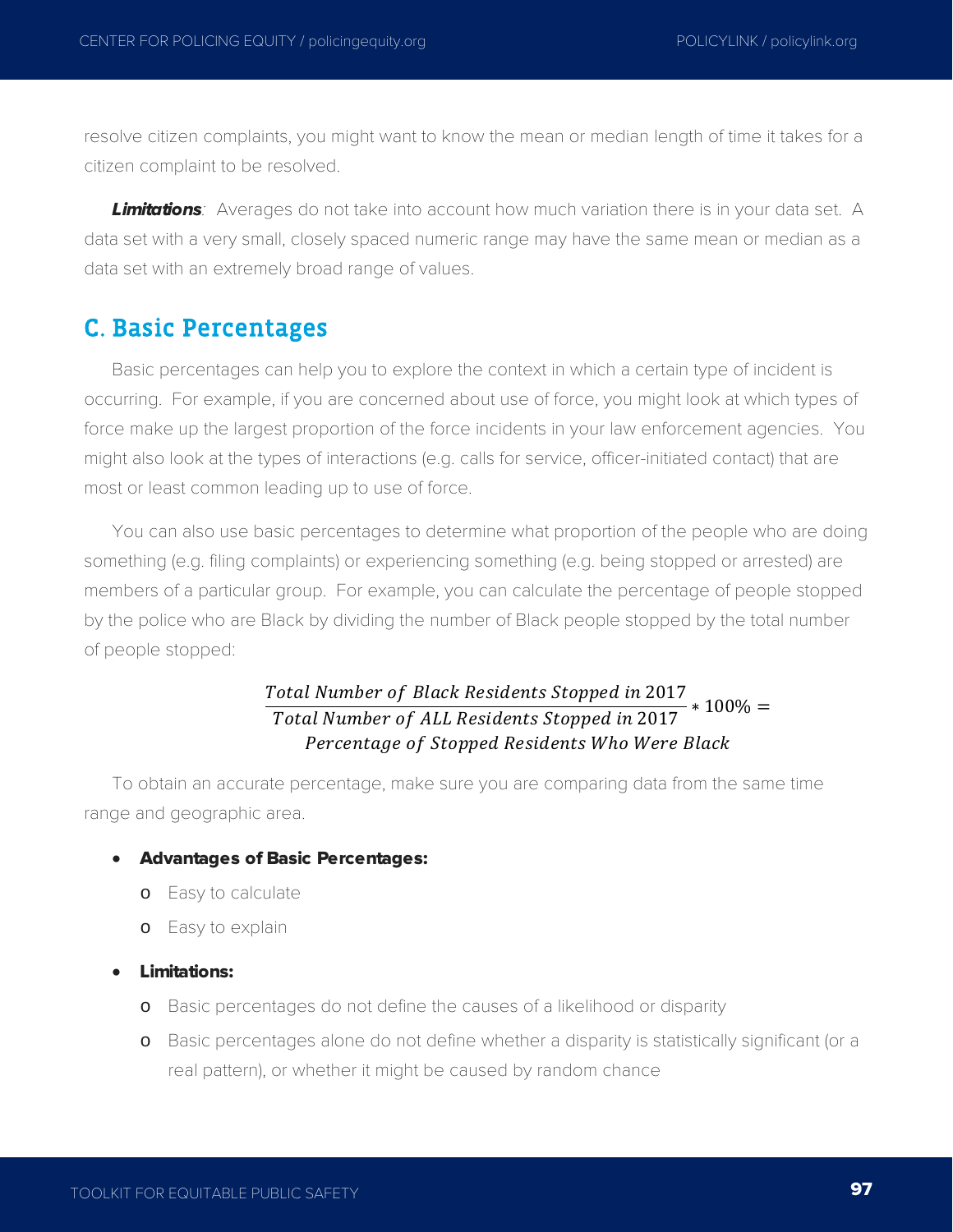resolve citizen complaints, you might want to know the mean or median length of time it takes for a citizen complaint to be resolved.

***Limitations***: Averages do not take into account how much variation there is in your data set. A data set with a very small, closely spaced numeric range may have the same mean or median as a data set with an extremely broad range of values.

## C. Basic Percentages

Basic percentages can help you to explore the context in which a certain type of incident is occurring. For example, if you are concerned about use of force, you might look at which types of force make up the largest proportion of the force incidents in your law enforcement agencies. You might also look at the types of interactions (e.g. calls for service, officer-initiated contact) that are most or least common leading up to use of force.

You can also use basic percentages to determine what proportion of the people who are doing something (e.g. filing complaints) or experiencing something (e.g. being stopped or arrested) are members of a particular group. For example, you can calculate the percentage of people stopped by the police who are Black by dividing the number of Black people stopped by the total number of people stopped:

$$\frac{Total\ Number\ of\ Black\ Residents\ Stopped\ in\ 2017}{Total\ Number\ of\ ALL\ Residents\ Stopped\ in\ 2017} * 100\% = Percentage\ of\ Stopped\ Residents\ Who\ Were\ Black$$

To obtain an accurate percentage, make sure you are comparing data from the same time range and geographic area.

- **Advantages of Basic Percentages:**
  - Easy to calculate
  - Easy to explain
- **Limitations:**
  - Basic percentages do not define the causes of a likelihood or disparity
  - Basic percentages alone do not define whether a disparity is statistically significant (or a real pattern), or whether it might be caused by random chance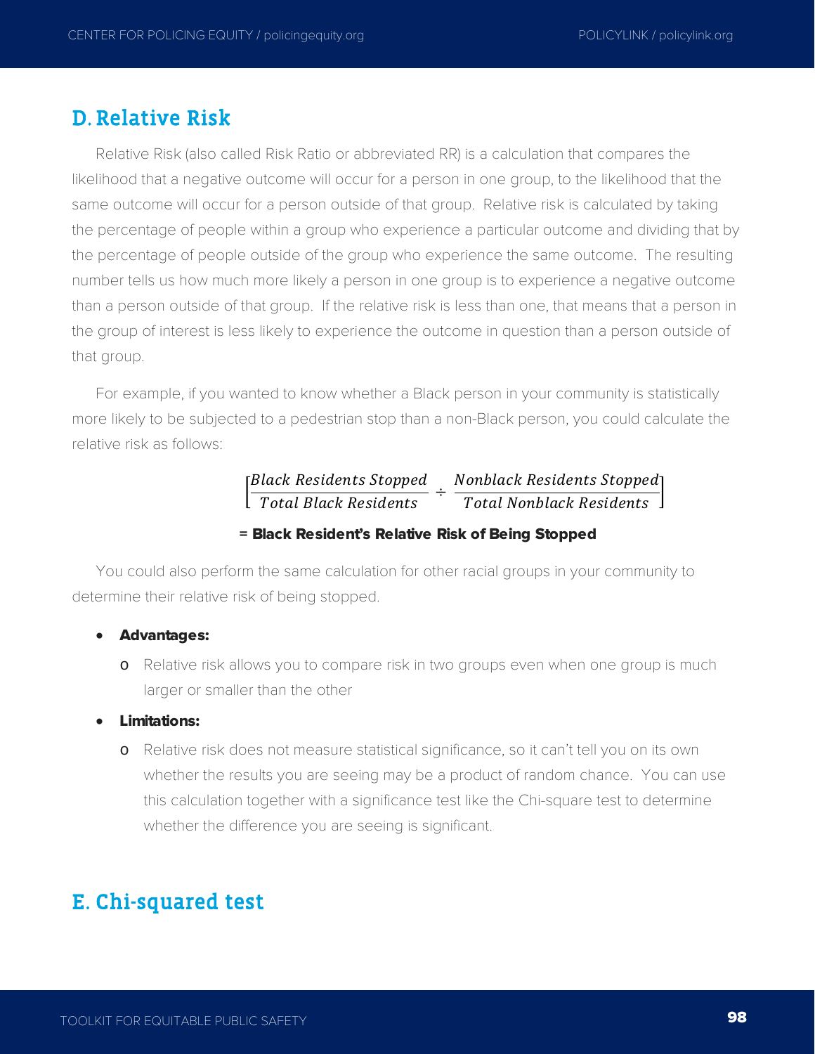## D. Relative Risk

Relative Risk (also called Risk Ratio or abbreviated RR) is a calculation that compares the likelihood that a negative outcome will occur for a person in one group, to the likelihood that the same outcome will occur for a person outside of that group. Relative risk is calculated by taking the percentage of people within a group who experience a particular outcome and dividing that by the percentage of people outside of the group who experience the same outcome. The resulting number tells us how much more likely a person in one group is to experience a negative outcome than a person outside of that group. If the relative risk is less than one, that means that a person in the group of interest is less likely to experience the outcome in question than a person outside of that group.

For example, if you wanted to know whether a Black person in your community is statistically more likely to be subjected to a pedestrian stop than a non-Black person, you could calculate the relative risk as follows:

$$\left[\frac{Black\ Residents\ Stopped}{Total\ Black\ Residents} \div \frac{Nonblack\ Residents\ Stopped}{Total\ Nonblack\ Residents}\right]$$

**= Black Resident's Relative Risk of Being Stopped**

You could also perform the same calculation for other racial groups in your community to determine their relative risk of being stopped.

- **Advantages:**
  - Relative risk allows you to compare risk in two groups even when one group is much larger or smaller than the other
- **Limitations:**
  - Relative risk does not measure statistical significance, so it can't tell you on its own whether the results you are seeing may be a product of random chance. You can use this calculation together with a significance test like the Chi-square test to determine whether the difference you are seeing is significant.

## E. Chi-squared test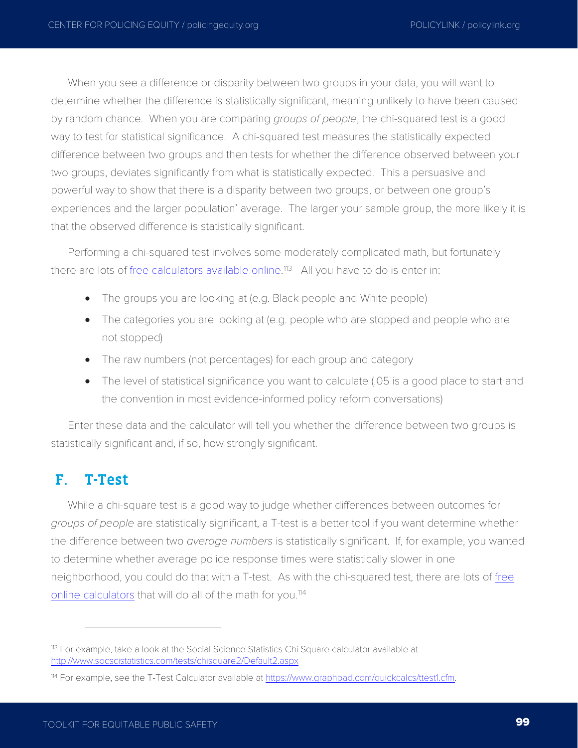When you see a difference or disparity between two groups in your data, you will want to determine whether the difference is statistically significant, meaning unlikely to have been caused by random chance. When you are comparing *groups of people*, the chi-squared test is a good way to test for statistical significance. A chi-squared test measures the statistically expected difference between two groups and then tests for whether the difference observed between your two groups, deviates significantly from what is statistically expected. This a persuasive and powerful way to show that there is a disparity between two groups, or between one group's experiences and the larger population' average. The larger your sample group, the more likely it is that the observed difference is statistically significant.

Performing a chi-squared test involves some moderately complicated math, but fortunately there are lots of free calculators available online.[113] All you have to do is enter in:

- The groups you are looking at (e.g. Black people and White people)
- The categories you are looking at (e.g. people who are stopped and people who are not stopped)
- The raw numbers (not percentages) for each group and category
- The level of statistical significance you want to calculate (.05 is a good place to start and the convention in most evidence-informed policy reform conversations)

Enter these data and the calculator will tell you whether the difference between two groups is statistically significant and, if so, how strongly significant.

## F. T-Test

While a chi-square test is a good way to judge whether differences between outcomes for *groups of people* are statistically significant, a T-test is a better tool if you want determine whether the difference between two *average numbers* is statistically significant. If, for example, you wanted to determine whether average police response times were statistically slower in one neighborhood, you could do that with a T-test. As with the chi-squared test, there are lots of free online calculators that will do all of the math for you.[114]

---

[113] For example, take a look at the Social Science Statistics Chi Square calculator available at http://www.socscistatistics.com/tests/chisquare2/Default2.aspx

[114] For example, see the T-Test Calculator available at https://www.graphpad.com/quickcalcs/ttest1.cfm.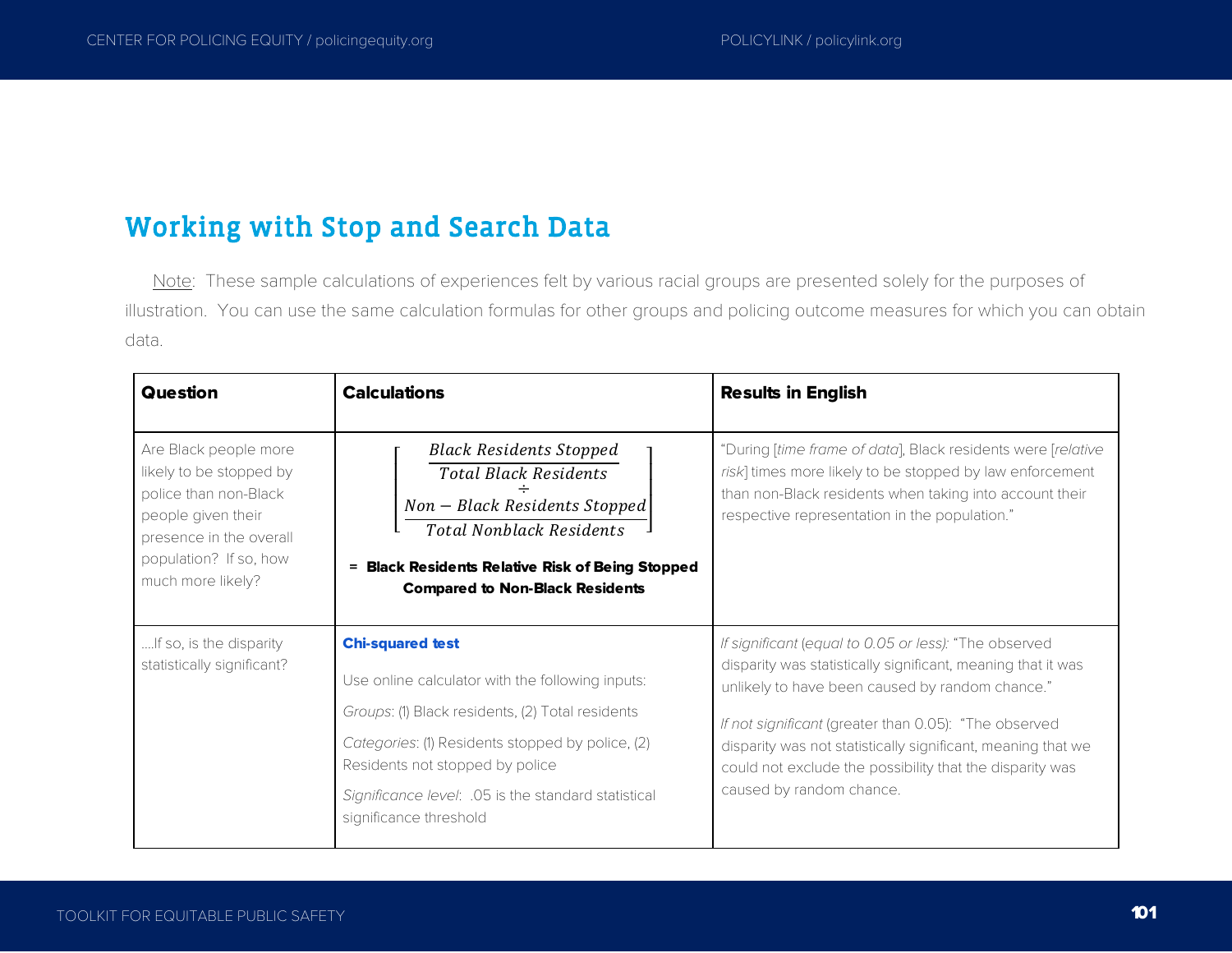## Working with Stop and Search Data

Note: These sample calculations of experiences felt by various racial groups are presented solely for the purposes of illustration. You can use the same calculation formulas for other groups and policing outcome measures for which you can obtain data.

| Question | Calculations | Results in English |
|---|---|---|
| Are Black people more likely to be stopped by police than non-Black people given their presence in the overall population? If so, how much more likely? | $$\left[\frac{\dfrac{Black\ Residents\ Stopped}{Total\ Black\ Residents}}{\dfrac{Non-Black\ Residents\ Stopped}{Total\ Nonblack\ Residents}}\right]$$ **= Black Residents Relative Risk of Being Stopped Compared to Non-Black Residents** | "During [*time frame of data*], Black residents were [*relative risk*] times more likely to be stopped by law enforcement than non-Black residents when taking into account their respective representation in the population." |
| ....If so, is the disparity statistically significant? | **Chi-squared test**<br><br>Use online calculator with the following inputs:<br><br>*Groups*: (1) Black residents, (2) Total residents<br><br>*Categories*: (1) Residents stopped by police, (2) Residents not stopped by police<br><br>*Significance level*: .05 is the standard statistical significance threshold | *If significant* (*equal to 0.05 or less):* "The observed disparity was statistically significant, meaning that it was unlikely to have been caused by random chance."<br><br>*If not significant* (greater than 0.05): "The observed disparity was not statistically significant, meaning that we could not exclude the possibility that the disparity was caused by random chance. |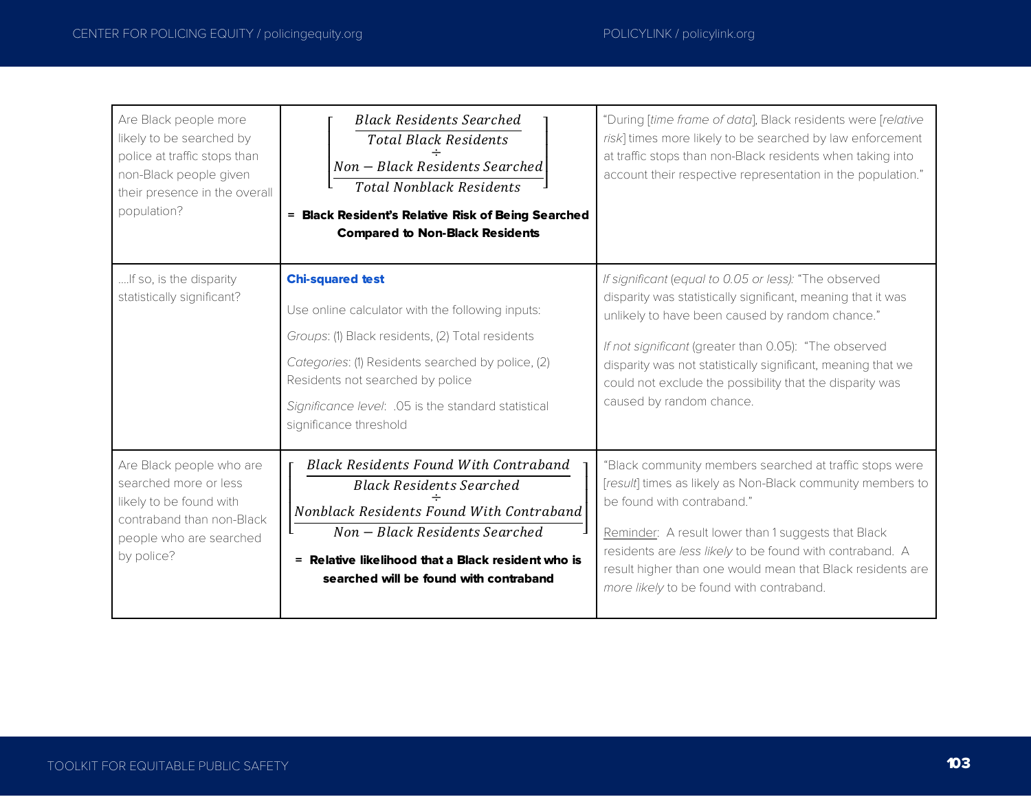| | | |
|---|---|---|
| Are Black people more likely to be searched by police at traffic stops than non-Black people given their presence in the overall population? | $$\left[\frac{\frac{Black\ Residents\ Searched}{Total\ Black\ Residents}}{\frac{Non-Black\ Residents\ Searched}{Total\ Nonblack\ Residents}}\right]$$ **= Black Resident's Relative Risk of Being Searched Compared to Non-Black Residents** | "During [*time frame of data*], Black residents were [*relative risk*] times more likely to be searched by law enforcement at traffic stops than non-Black residents when taking into account their respective representation in the population." |
| ….If so, is the disparity statistically significant? | **Chi-squared test**<br><br>Use online calculator with the following inputs:<br><br>*Groups*: (1) Black residents, (2) Total residents<br><br>*Categories*: (1) Residents searched by police, (2) Residents not searched by police<br><br>*Significance level*: .05 is the standard statistical significance threshold | *If significant* (*equal to 0.05 or less):* "The observed disparity was statistically significant, meaning that it was unlikely to have been caused by random chance."<br><br>*If not significant* (greater than 0.05): "The observed disparity was not statistically significant, meaning that we could not exclude the possibility that the disparity was caused by random chance. |
| Are Black people who are searched more or less likely to be found with contraband than non-Black people who are searched by police? | $$\left[\frac{\frac{Black\ Residents\ Found\ With\ Contraband}{Black\ Residents\ Searched}}{\frac{Nonblack\ Residents\ Found\ With\ Contraband}{Non-Black\ Residents\ Searched}}\right]$$ **= Relative likelihood that a Black resident who is searched will be found with contraband** | "Black community members searched at traffic stops were [*result*] times as likely as Non-Black community members to be found with contraband."<br><br>Reminder: A result lower than 1 suggests that Black residents are *less likely* to be found with contraband. A result higher than one would mean that Black residents are *more likely* to be found with contraband. |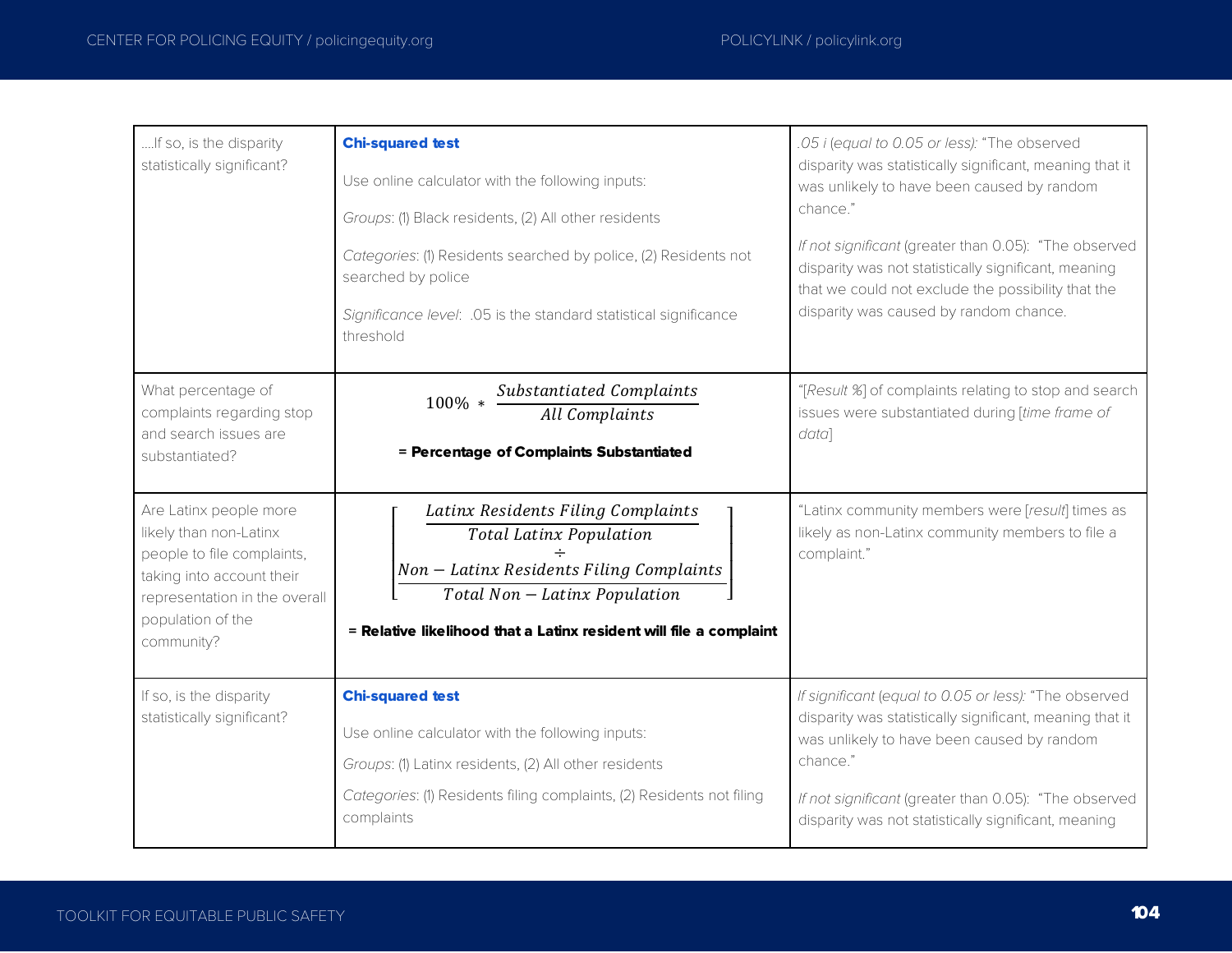| ....If so, is the disparity statistically significant? | **Chi-squared test**<br><br>Use online calculator with the following inputs:<br><br>*Groups*: (1) Black residents, (2) All other residents<br><br>*Categories*: (1) Residents searched by police, (2) Residents not searched by police<br><br>*Significance level*: .05 is the standard statistical significance threshold | *.05 i (equal to 0.05 or less):* "The observed disparity was statistically significant, meaning that it was unlikely to have been caused by random chance."<br><br>*If not significant* (greater than 0.05): "The observed disparity was not statistically significant, meaning that we could not exclude the possibility that the disparity was caused by random chance. |
|---|---|---|
| What percentage of complaints regarding stop and search issues are substantiated? | $100\% * \dfrac{Substantiated\ Complaints}{All\ Complaints}$<br><br>**= Percentage of Complaints Substantiated** | "[*Result %*] of complaints relating to stop and search issues were substantiated during [*time frame of data*] |
| Are Latinx people more likely than non-Latinx people to file complaints, taking into account their representation in the overall population of the community? | $\left[\dfrac{\dfrac{Latinx\ Residents\ Filing\ Complaints}{Total\ Latinx\ Population}}{\dfrac{Non-Latinx\ Residents\ Filing\ Complaints}{Total\ Non-Latinx\ Population}}\right]$<br><br>**= Relative likelihood that a Latinx resident will file a complaint** | "Latinx community members were [*result*] times as likely as non-Latinx community members to file a complaint." |
| If so, is the disparity statistically significant? | **Chi-squared test**<br><br>Use online calculator with the following inputs:<br><br>*Groups*: (1) Latinx residents, (2) All other residents<br><br>*Categories*: (1) Residents filing complaints, (2) Residents not filing complaints | *If significant (equal to 0.05 or less):* "The observed disparity was statistically significant, meaning that it was unlikely to have been caused by random chance."<br><br>*If not significant* (greater than 0.05): "The observed disparity was not statistically significant, meaning |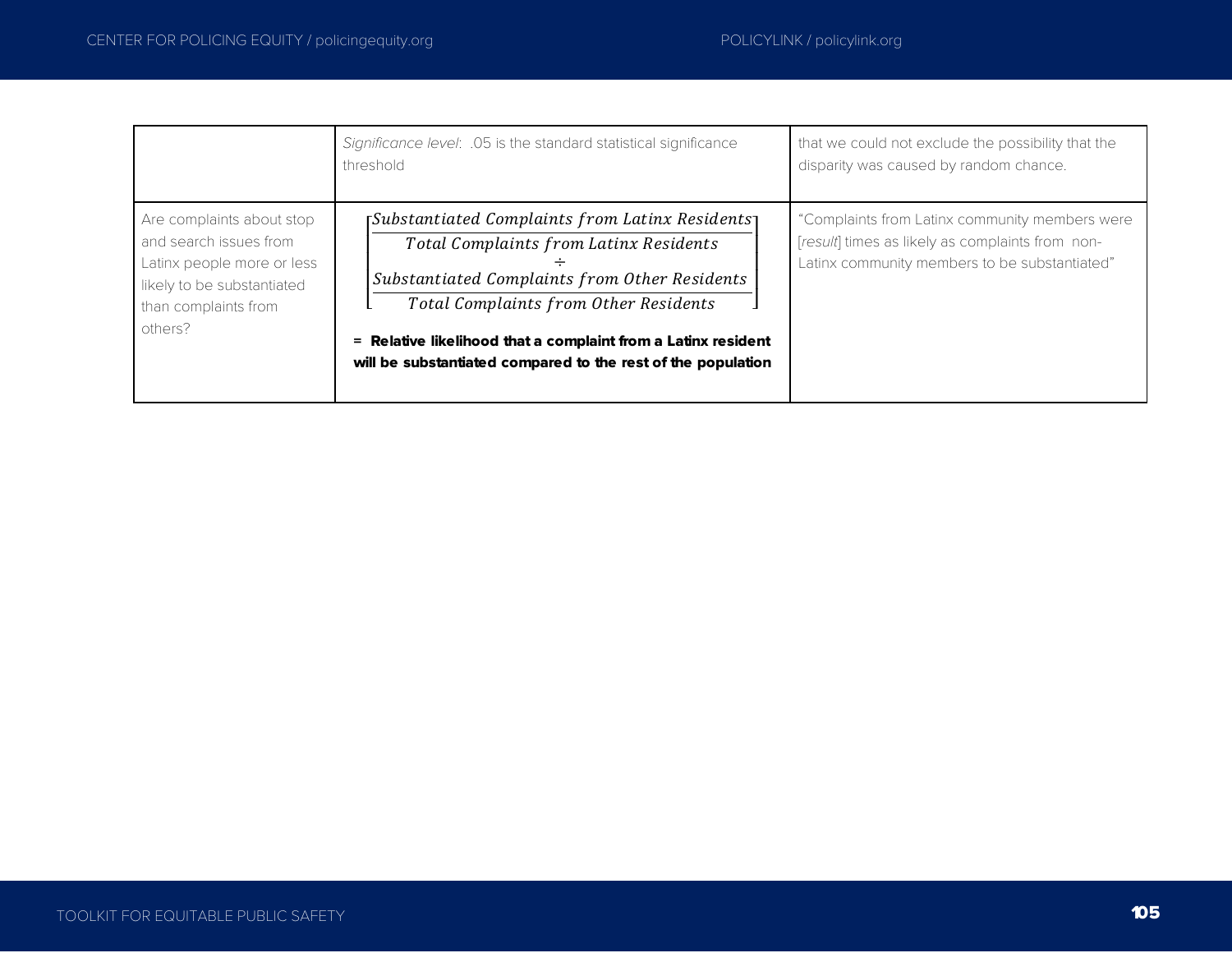| | | |
|---|---|---|
| | *Significance level*: .05 is the standard statistical significance threshold | that we could not exclude the possibility that the disparity was caused by random chance. |
| Are complaints about stop and search issues from Latinx people more or less likely to be substantiated than complaints from others? | $\left[\dfrac{\dfrac{Substantiated\ Complaints\ from\ Latinx\ Residents}{Total\ Complaints\ from\ Latinx\ Residents}}{\dfrac{Substantiated\ Complaints\ from\ Other\ Residents}{Total\ Complaints\ from\ Other\ Residents}}\right]$ **= Relative likelihood that a complaint from a Latinx resident will be substantiated compared to the rest of the population** | "Complaints from Latinx community members were [*result*] times as likely as complaints from non-Latinx community members to be substantiated" |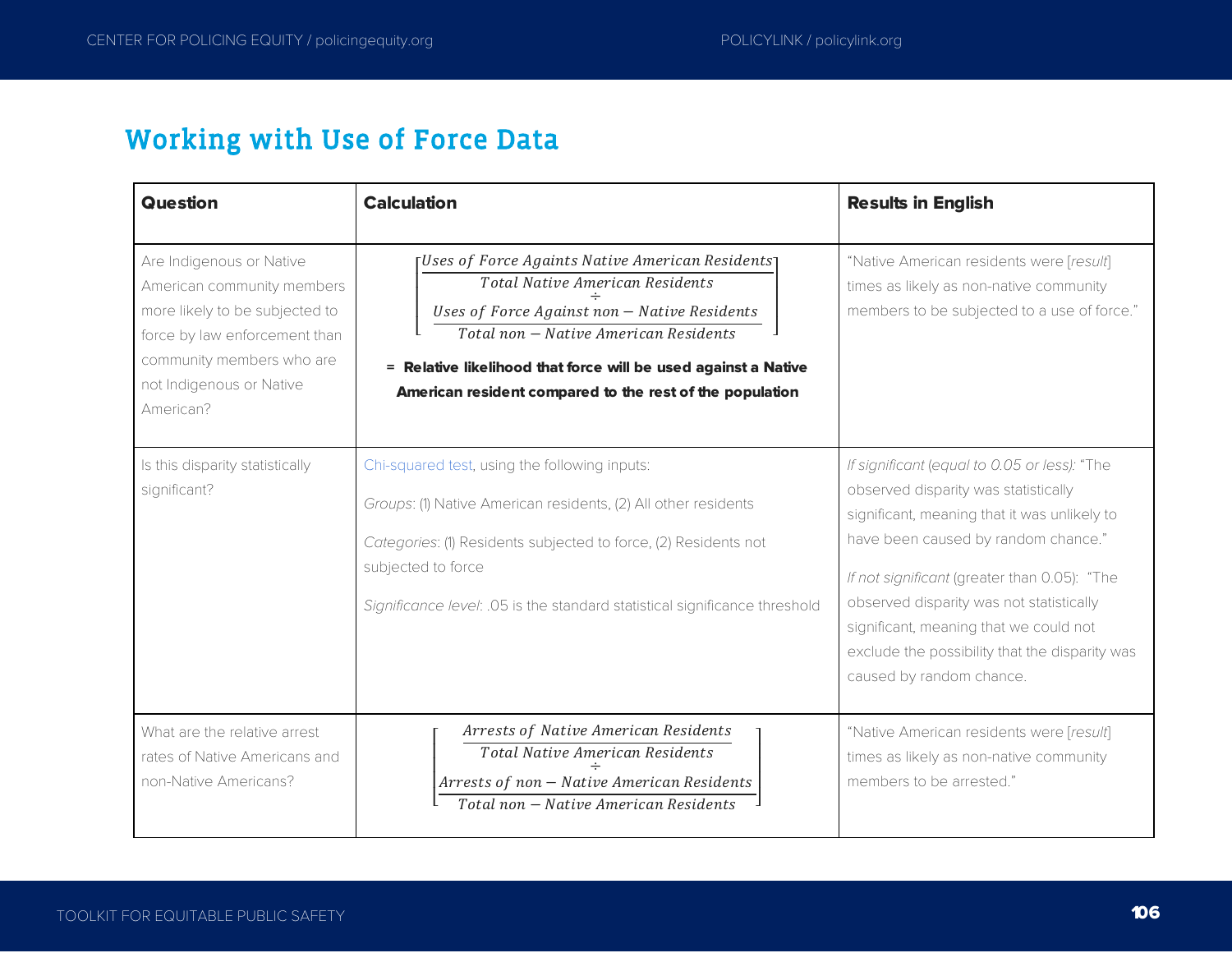## Working with Use of Force Data

| Question | Calculation | Results in English |
|---|---|---|
| Are Indigenous or Native American community members more likely to be subjected to force by law enforcement than community members who are not Indigenous or Native American? | $\left[\frac{\frac{\text{Uses of Force Againts Native American Residents}}{\text{Total Native American Residents}}}{\frac{\text{Uses of Force Against non} - \text{Native Residents}}{\text{Total non} - \text{Native American Residents}}}\right]$ **= Relative likelihood that force will be used against a Native American resident compared to the rest of the population** | "Native American residents were [*result*] times as likely as non-native community members to be subjected to a use of force." |
| Is this disparity statistically significant? | Chi-squared test, using the following inputs: *Groups*: (1) Native American residents, (2) All other residents *Categories*: (1) Residents subjected to force, (2) Residents not subjected to force *Significance level*: .05 is the standard statistical significance threshold | *If significant* (*equal to 0.05 or less):* "The observed disparity was statistically significant, meaning that it was unlikely to have been caused by random chance." *If not significant* (greater than 0.05): "The observed disparity was not statistically significant, meaning that we could not exclude the possibility that the disparity was caused by random chance. |
| What are the relative arrest rates of Native Americans and non-Native Americans? | $\left[\frac{\frac{\text{Arrests of Native American Residents}}{\text{Total Native American Residents}}}{\frac{\text{Arrests of non} - \text{Native American Residents}}{\text{Total non} - \text{Native American Residents}}}\right]$ | "Native American residents were [*result*] times as likely as non-native community members to be arrested." |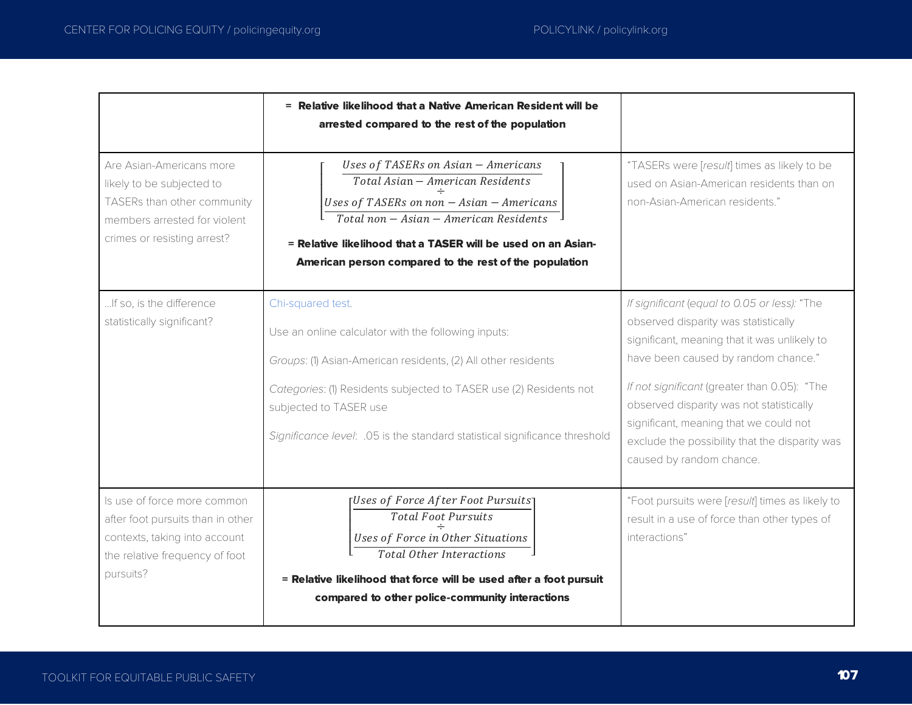| | | |
|---|---|---|
| | **= Relative likelihood that a Native American Resident will be arrested compared to the rest of the population** | |
| Are Asian-Americans more likely to be subjected to TASERs than other community members arrested for violent crimes or resisting arrest? | $$\left[\frac{\frac{Uses\ of\ TASERs\ on\ Asian-Americans}{Total\ Asian-American\ Residents}}{\frac{Uses\ of\ TASERs\ on\ non-Asian-Americans}{Total\ non-Asian-American\ Residents}}\right]$$ **= Relative likelihood that a TASER will be used on an Asian-American person compared to the rest of the population** | "TASERs were [*result*] times as likely to be used on Asian-American residents than on non-Asian-American residents." |
| ...If so, is the difference statistically significant? | Chi-squared test. <br><br> Use an online calculator with the following inputs: <br><br> *Groups*: (1) Asian-American residents, (2) All other residents <br><br> *Categories*: (1) Residents subjected to TASER use (2) Residents not subjected to TASER use <br><br> *Significance level*: .05 is the standard statistical significance threshold | *If significant (equal to 0.05 or less):* "The observed disparity was statistically significant, meaning that it was unlikely to have been caused by random chance." <br><br> *If not significant* (greater than 0.05): "The observed disparity was not statistically significant, meaning that we could not exclude the possibility that the disparity was caused by random chance. |
| Is use of force more common after foot pursuits than in other contexts, taking into account the relative frequency of foot pursuits? | $$\left[\frac{\frac{Uses\ of\ Force\ After\ Foot\ Pursuits}{Total\ Foot\ Pursuits}}{\frac{Uses\ of\ Force\ in\ Other\ Situations}{Total\ Other\ Interactions}}\right]$$ **= Relative likelihood that force will be used after a foot pursuit compared to other police-community interactions** | "Foot pursuits were [*result*] times as likely to result in a use of force than other types of interactions" |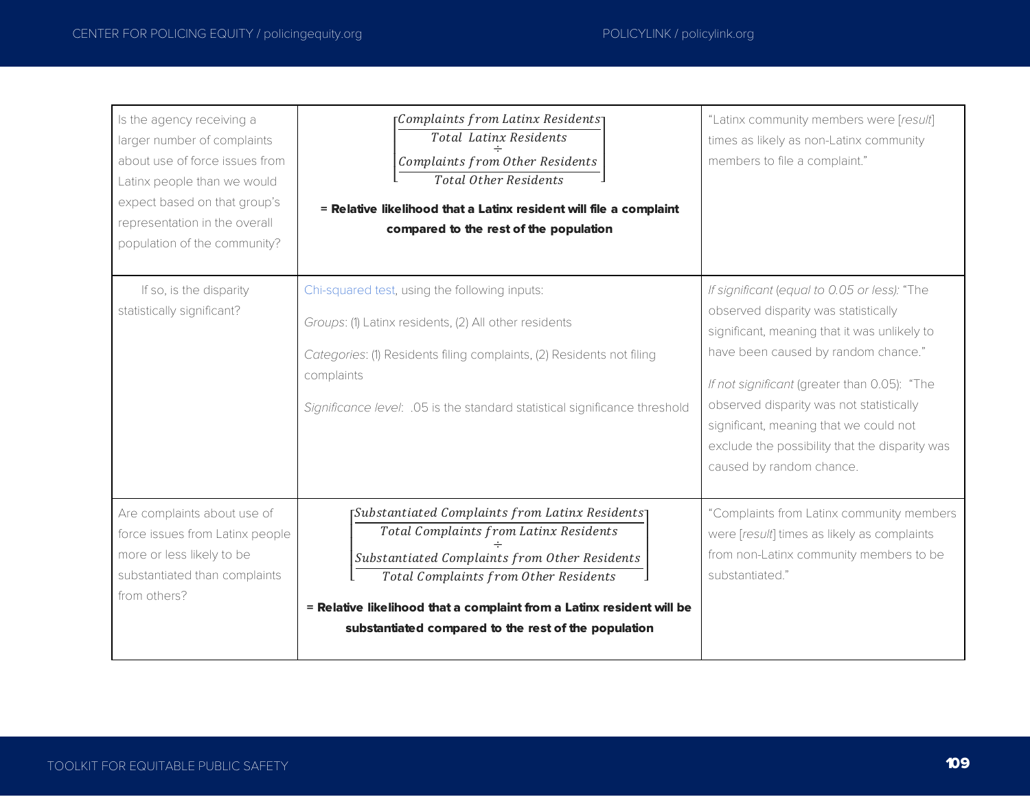| | | |
|---|---|---|
| Is the agency receiving a larger number of complaints about use of force issues from Latinx people than we would expect based on that group's representation in the overall population of the community? | $$\left[\frac{\frac{Complaints\ from\ Latinx\ Residents}{Total\ \ Latinx\ Residents}}{\frac{Complaints\ from\ Other\ Residents}{Total\ Other\ Residents}}\right]$$ **= Relative likelihood that a Latinx resident will file a complaint compared to the rest of the population** | "Latinx community members were [*result*] times as likely as non-Latinx community members to file a complaint." |
| If so, is the disparity statistically significant? | Chi-squared test, using the following inputs: *Groups*: (1) Latinx residents, (2) All other residents *Categories*: (1) Residents filing complaints, (2) Residents not filing complaints *Significance level*: .05 is the standard statistical significance threshold | *If significant (equal to 0.05 or less):* "The observed disparity was statistically significant, meaning that it was unlikely to have been caused by random chance." *If not significant* (greater than 0.05): "The observed disparity was not statistically significant, meaning that we could not exclude the possibility that the disparity was caused by random chance. |
| Are complaints about use of force issues from Latinx people more or less likely to be substantiated than complaints from others? | $$\left[\frac{\frac{Substantiated\ Complaints\ from\ Latinx\ Residents}{Total\ Complaints\ from\ Latinx\ Residents}}{\frac{Substantiated\ Complaints\ from\ Other\ Residents}{Total\ Complaints\ from\ Other\ Residents}}\right]$$ **= Relative likelihood that a complaint from a Latinx resident will be substantiated compared to the rest of the population** | "Complaints from Latinx community members were [*result*] times as likely as complaints from non-Latinx community members to be substantiated." |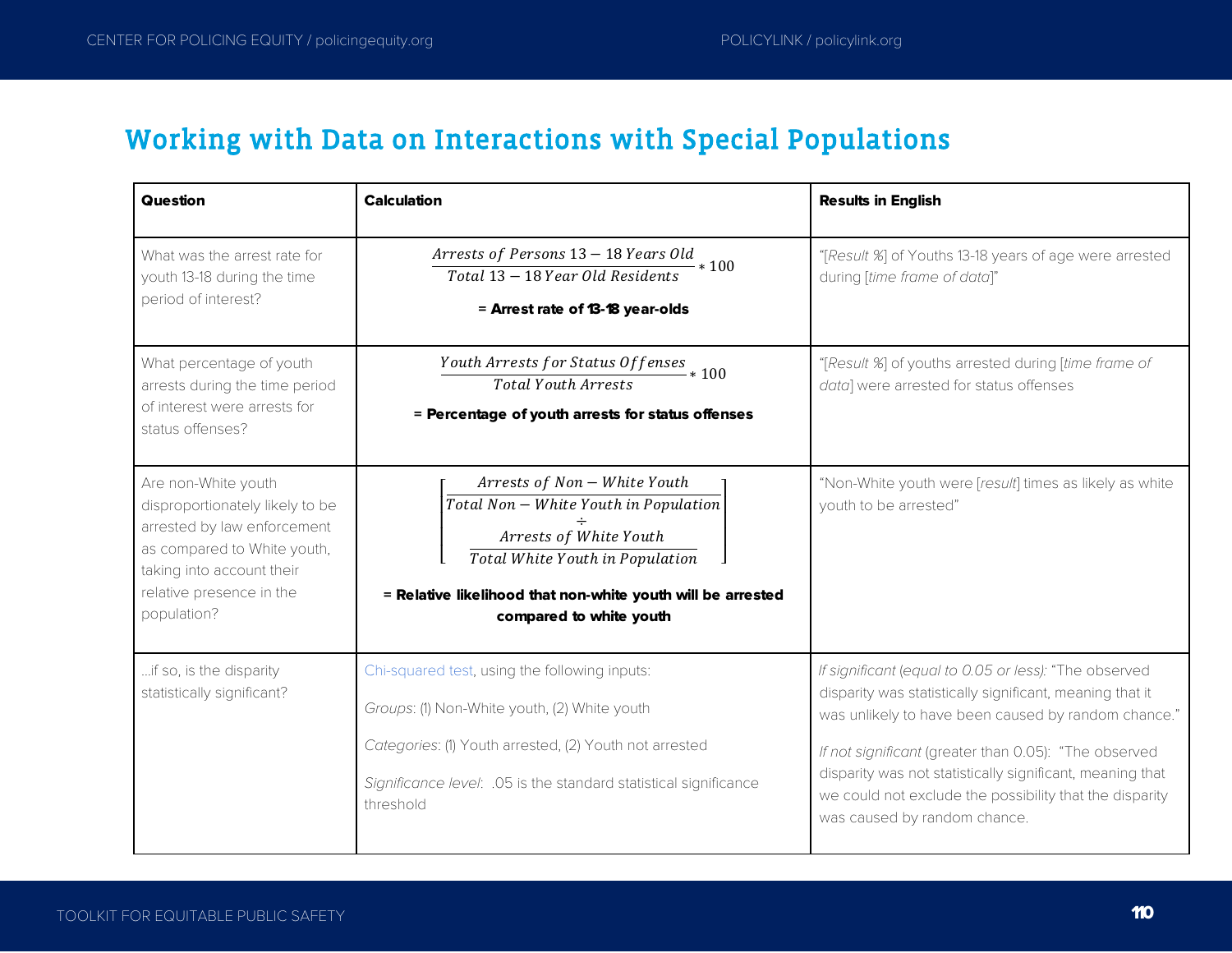## Working with Data on Interactions with Special Populations

| Question | Calculation | Results in English |
|---|---|---|
| What was the arrest rate for youth 13-18 during the time period of interest? | $\frac{Arrests\ of\ Persons\ 13-18\ Years\ Old}{Total\ 13-18\ Year\ Old\ Residents} * 100$ **= Arrest rate of 13-18 year-olds** | "[*Result %*] of Youths 13-18 years of age were arrested during [*time frame of data*]" |
| What percentage of youth arrests during the time period of interest were arrests for status offenses? | $\frac{Youth\ Arrests\ for\ Status\ Offenses}{Total\ Youth\ Arrests} * 100$ **= Percentage of youth arrests for status offenses** | "[*Result %*] of youths arrested during [*time frame of data*] were arrested for status offenses |
| Are non-White youth disproportionately likely to be arrested by law enforcement as compared to White youth, taking into account their relative presence in the population? | $\left[\frac{\frac{Arrests\ of\ Non-White\ Youth}{Total\ Non-White\ Youth\ in\ Population}}{\frac{Arrests\ of\ White\ Youth}{Total\ White\ Youth\ in\ Population}}\right]$ **= Relative likelihood that non-white youth will be arrested compared to white youth** | "Non-White youth were [*result*] times as likely as white youth to be arrested" |
| …if so, is the disparity statistically significant? | Chi-squared test, using the following inputs: *Groups*: (1) Non-White youth, (2) White youth *Categories*: (1) Youth arrested, (2) Youth not arrested *Significance level*: .05 is the standard statistical significance threshold | *If significant* (*equal to 0.05 or less):* "The observed disparity was statistically significant, meaning that it was unlikely to have been caused by random chance." *If not significant* (greater than 0.05): "The observed disparity was not statistically significant, meaning that we could not exclude the possibility that the disparity was caused by random chance. |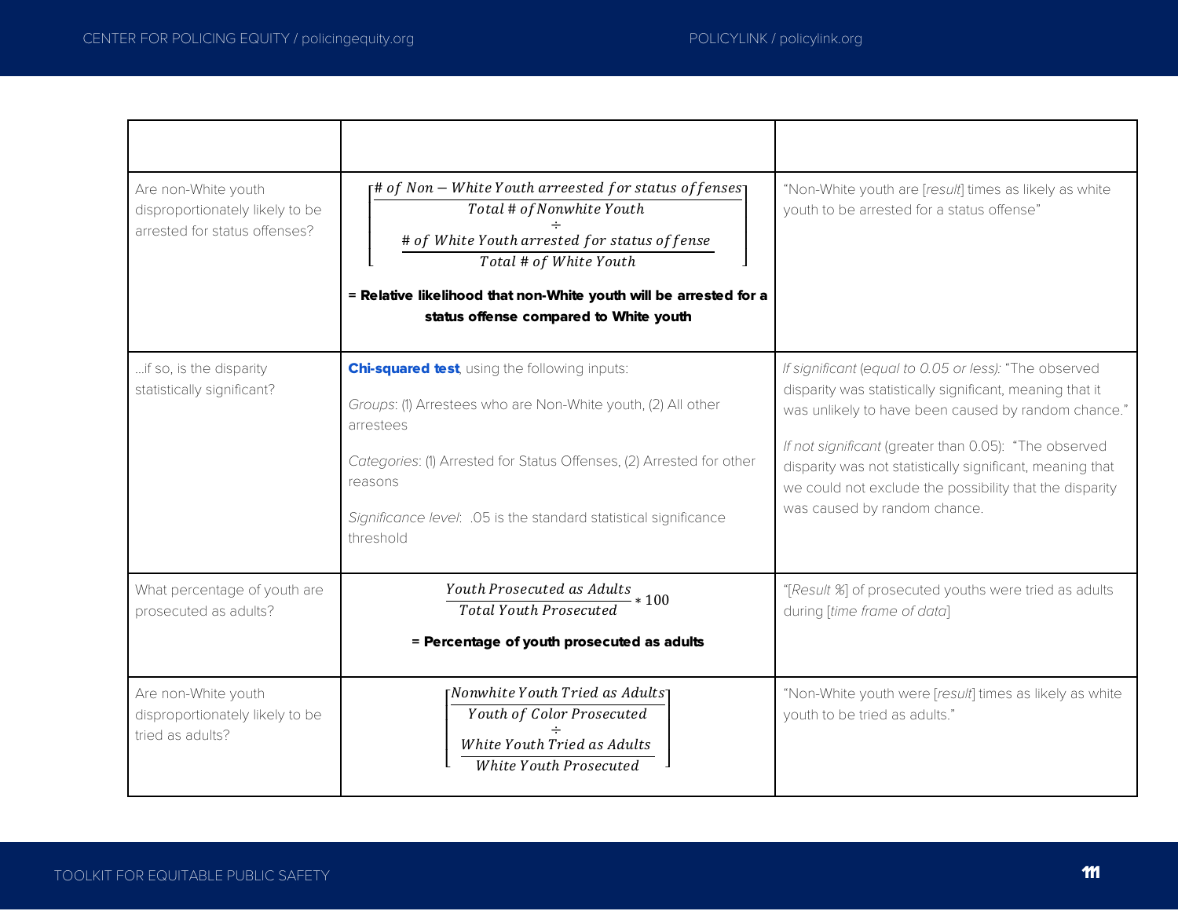| | | |
|---|---|---|
| Are non-White youth disproportionately likely to be arrested for status offenses? | $$\left[\frac{\frac{\#\ of\ Non-White\ Youth\ arreested\ for\ status\ offenses}{Total\ \#\ of\ Nonwhite\ Youth}}{\frac{\#\ of\ White\ Youth\ arrested\ for\ status\ offense}{Total\ \#\ of\ White\ Youth}}\right]$$ **= Relative likelihood that non-White youth will be arrested for a status offense compared to White youth** | "Non-White youth are [*result*] times as likely as white youth to be arrested for a status offense" |
| ...if so, is the disparity statistically significant? | **Chi-squared test**, using the following inputs: *Groups*: (1) Arrestees who are Non-White youth, (2) All other arrestees *Categories*: (1) Arrested for Status Offenses, (2) Arrested for other reasons *Significance level*: .05 is the standard statistical significance threshold | *If significant* (*equal to 0.05 or less):* "The observed disparity was statistically significant, meaning that it was unlikely to have been caused by random chance." *If not significant* (greater than 0.05): "The observed disparity was not statistically significant, meaning that we could not exclude the possibility that the disparity was caused by random chance. |
| What percentage of youth are prosecuted as adults? | $$\frac{Youth\ Prosecuted\ as\ Adults}{Total\ Youth\ Prosecuted} * 100$$ **= Percentage of youth prosecuted as adults** | "[*Result %*] of prosecuted youths were tried as adults during [*time frame of data*] |
| Are non-White youth disproportionately likely to be tried as adults? | $$\left[\frac{\frac{Nonwhite\ Youth\ Tried\ as\ Adults}{Youth\ of\ Color\ Prosecuted}}{\frac{White\ Youth\ Tried\ as\ Adults}{White\ Youth\ Prosecuted}}\right]$$ | "Non-White youth were [*result*] times as likely as white youth to be tried as adults." |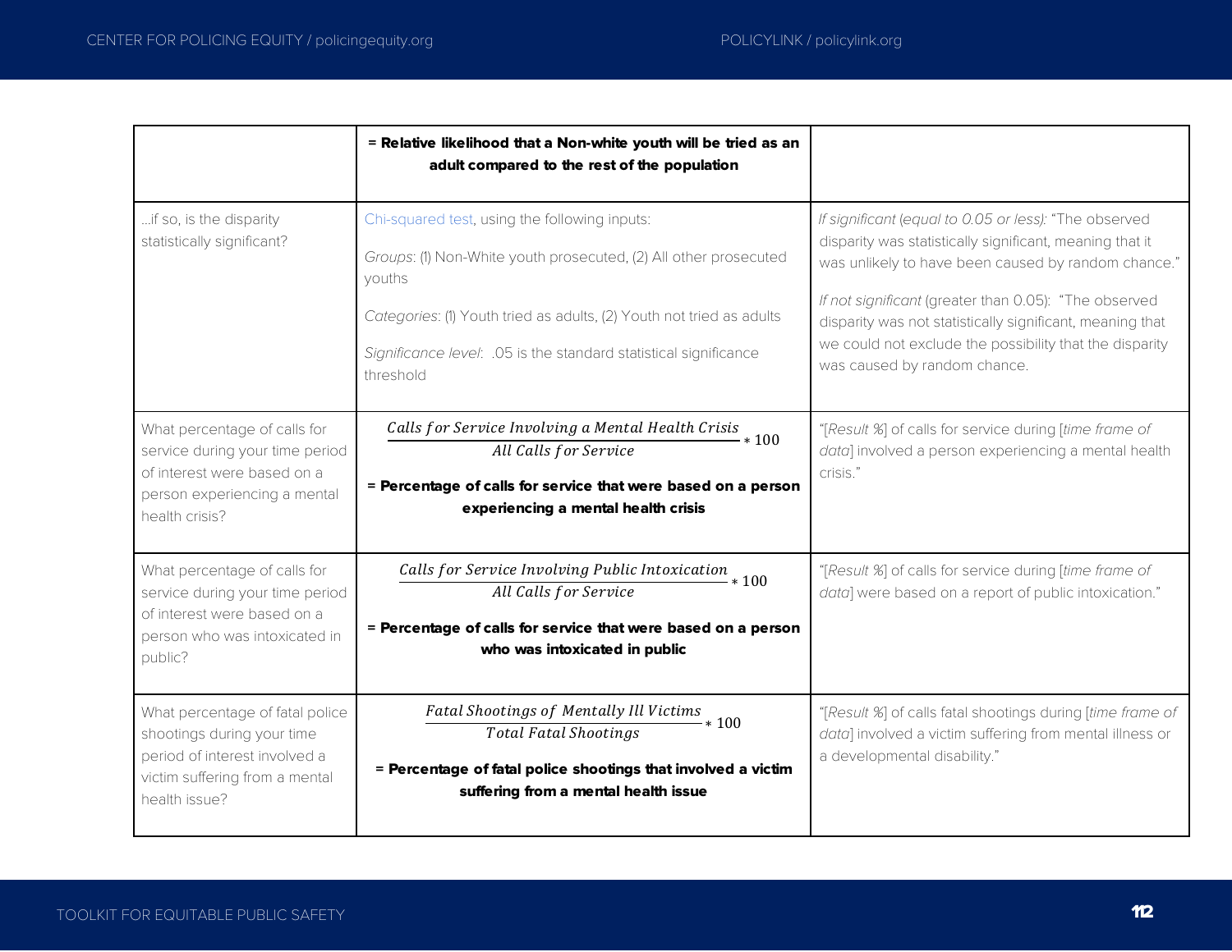| | | |
|---|---|---|
| | **= Relative likelihood that a Non-white youth will be tried as an adult compared to the rest of the population** | |
| ...if so, is the disparity statistically significant? | Chi-squared test, using the following inputs:<br><br>*Groups*: (1) Non-White youth prosecuted, (2) All other prosecuted youths<br><br>*Categories*: (1) Youth tried as adults, (2) Youth not tried as adults<br><br>*Significance level*: .05 is the standard statistical significance threshold | *If significant (equal to 0.05 or less):* "The observed disparity was statistically significant, meaning that it was unlikely to have been caused by random chance."<br><br>*If not significant* (greater than 0.05): "The observed disparity was not statistically significant, meaning that we could not exclude the possibility that the disparity was caused by random chance. |
| What percentage of calls for service during your time period of interest were based on a person experiencing a mental health crisis? | $\frac{Calls\ for\ Service\ Involving\ a\ Mental\ Health\ Crisis}{All\ Calls\ for\ Service} * 100$<br><br>**= Percentage of calls for service that were based on a person experiencing a mental health crisis** | "[*Result %*] of calls for service during [*time frame of data*] involved a person experiencing a mental health crisis." |
| What percentage of calls for service during your time period of interest were based on a person who was intoxicated in public? | $\frac{Calls\ for\ Service\ Involving\ Public\ Intoxication}{All\ Calls\ for\ Service} * 100$<br><br>**= Percentage of calls for service that were based on a person who was intoxicated in public** | "[*Result %*] of calls for service during [*time frame of data*] were based on a report of public intoxication." |
| What percentage of fatal police shootings during your time period of interest involved a victim suffering from a mental health issue? | $\frac{Fatal\ Shootings\ of\ Mentally\ Ill\ Victims}{Total\ Fatal\ Shootings} * 100$<br><br>**= Percentage of fatal police shootings that involved a victim suffering from a mental health issue** | "[*Result %*] of calls fatal shootings during [*time frame of data*] involved a victim suffering from mental illness or a developmental disability." |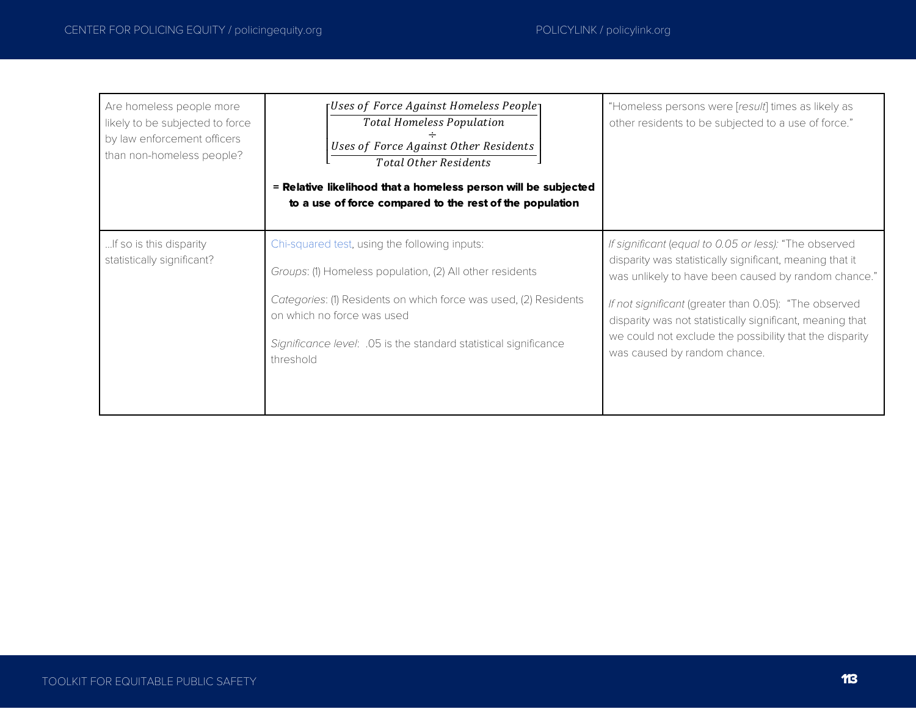| Are homeless people more likely to be subjected to force by law enforcement officers than non-homeless people? | $\left[\frac{\frac{\text{Uses of Force Against Homeless People}}{\text{Total Homeless Population}}}{\frac{\text{Uses of Force Against Other Residents}}{\text{Total Other Residents}}}\right]$ **= Relative likelihood that a homeless person will be subjected to a use of force compared to the rest of the population** | "Homeless persons were [*result*] times as likely as other residents to be subjected to a use of force." |
|---|---|---|
| …If so is this disparity statistically significant? | Chi-squared test, using the following inputs:<br><br>*Groups*: (1) Homeless population, (2) All other residents<br><br>*Categories*: (1) Residents on which force was used, (2) Residents on which no force was used<br><br>*Significance level*: .05 is the standard statistical significance threshold | *If significant (equal to 0.05 or less):* "The observed disparity was statistically significant, meaning that it was unlikely to have been caused by random chance."<br><br>*If not significant* (greater than 0.05): "The observed disparity was not statistically significant, meaning that we could not exclude the possibility that the disparity was caused by random chance. |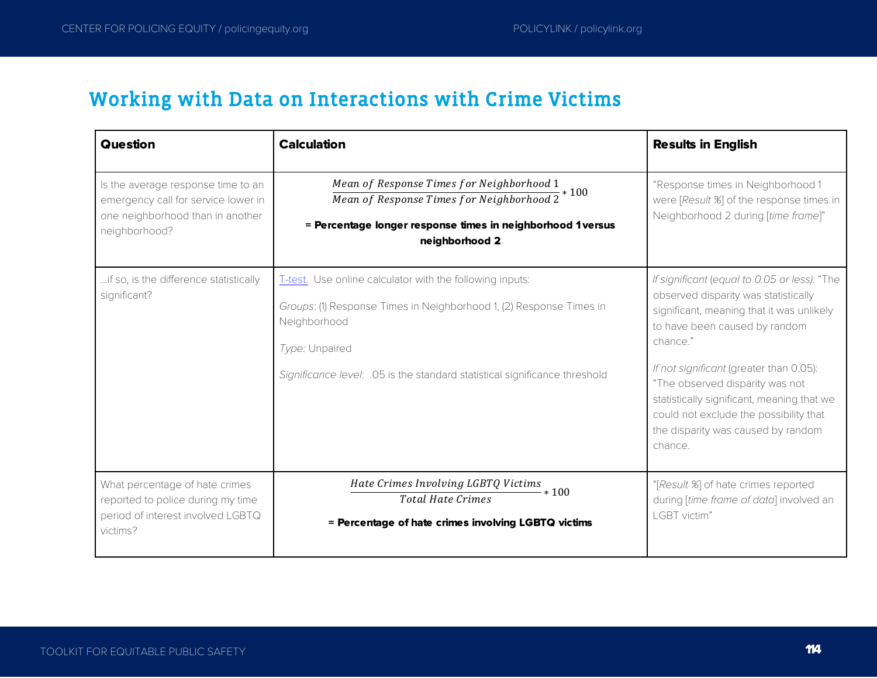## Working with Data on Interactions with Crime Victims

| Question | Calculation | Results in English |
|---|---|---|
| Is the average response time to an emergency call for service lower in one neighborhood than in another neighborhood? | $\frac{Mean\ of\ Response\ Times\ for\ Neighborhood\ 1}{Mean\ of\ Response\ Times\ for\ Neighborhood\ 2} * 100$ **= Percentage longer response times in neighborhood 1 versus neighborhood 2** | "Response times in Neighborhood 1 were [*Result %*] of the response times in Neighborhood 2 during [*time frame*]" |
| ...if so, is the difference statistically significant? | T-test. Use online calculator with the following inputs: *Groups*: (1) Response Times in Neighborhood 1, (2) Response Times in Neighborhood *Type:* Unpaired *Significance level*: .05 is the standard statistical significance threshold | *If significant* (*equal to 0.05 or less):* "The observed disparity was statistically significant, meaning that it was unlikely to have been caused by random chance." *If not significant* (greater than 0.05): "The observed disparity was not statistically significant, meaning that we could not exclude the possibility that the disparity was caused by random chance. |
| What percentage of hate crimes reported to police during my time period of interest involved LGBTQ victims? | $\frac{Hate\ Crimes\ Involving\ LGBTQ\ Victims}{Total\ Hate\ Crimes} * 100$ **= Percentage of hate crimes involving LGBTQ victims** | "[*Result %*] of hate crimes reported during [*time frame of data*] involved an LGBT victim" |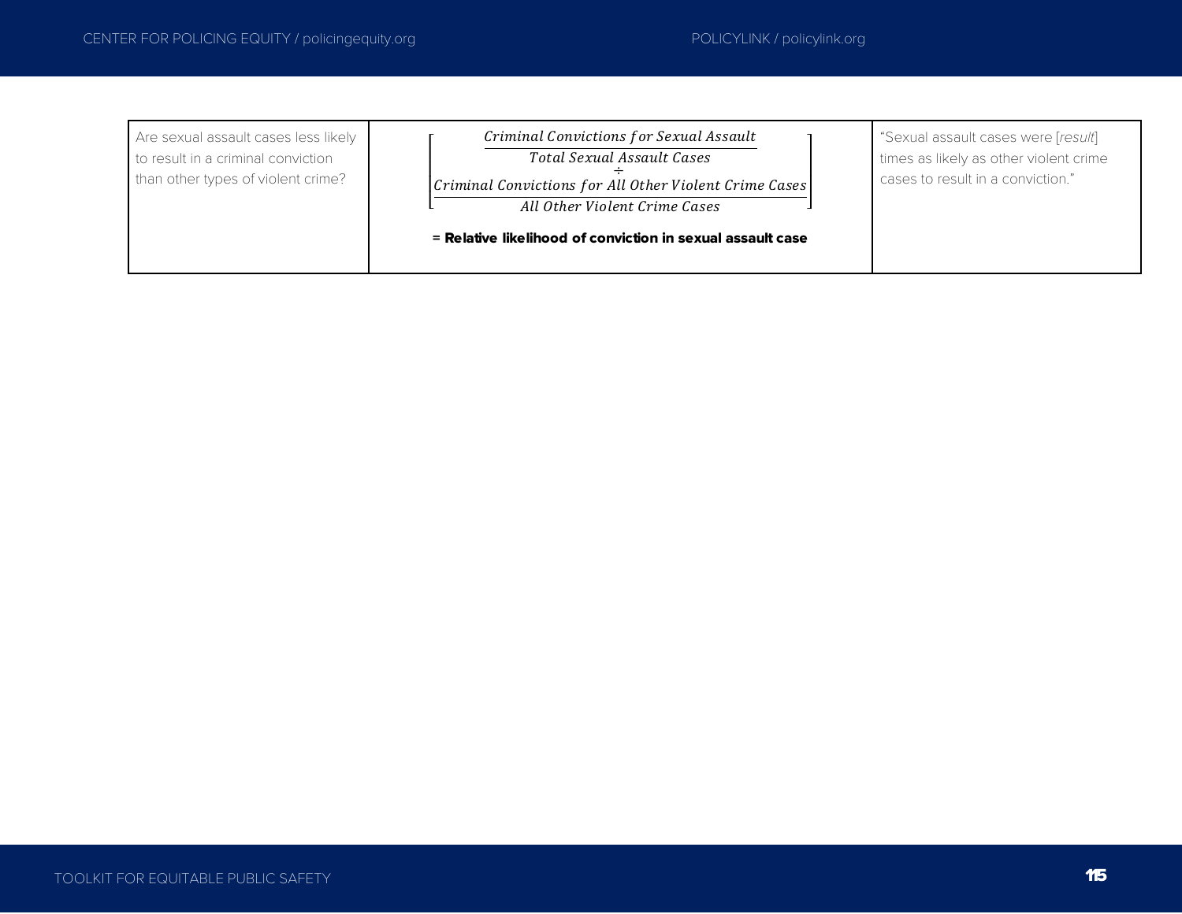| | | |
|---|---|---|
| Are sexual assault cases less likely to result in a criminal conviction than other types of violent crime? | $$\left[\frac{\frac{Criminal\ Convictions\ for\ Sexual\ Assault}{Total\ Sexual\ Assault\ Cases}}{\frac{Criminal\ Convictions\ for\ All\ Other\ Violent\ Crime\ Cases}{All\ Other\ Violent\ Crime\ Cases}}\right]$$ **= Relative likelihood of conviction in sexual assault case** | "Sexual assault cases were [*result*] times as likely as other violent crime cases to result in a conviction." |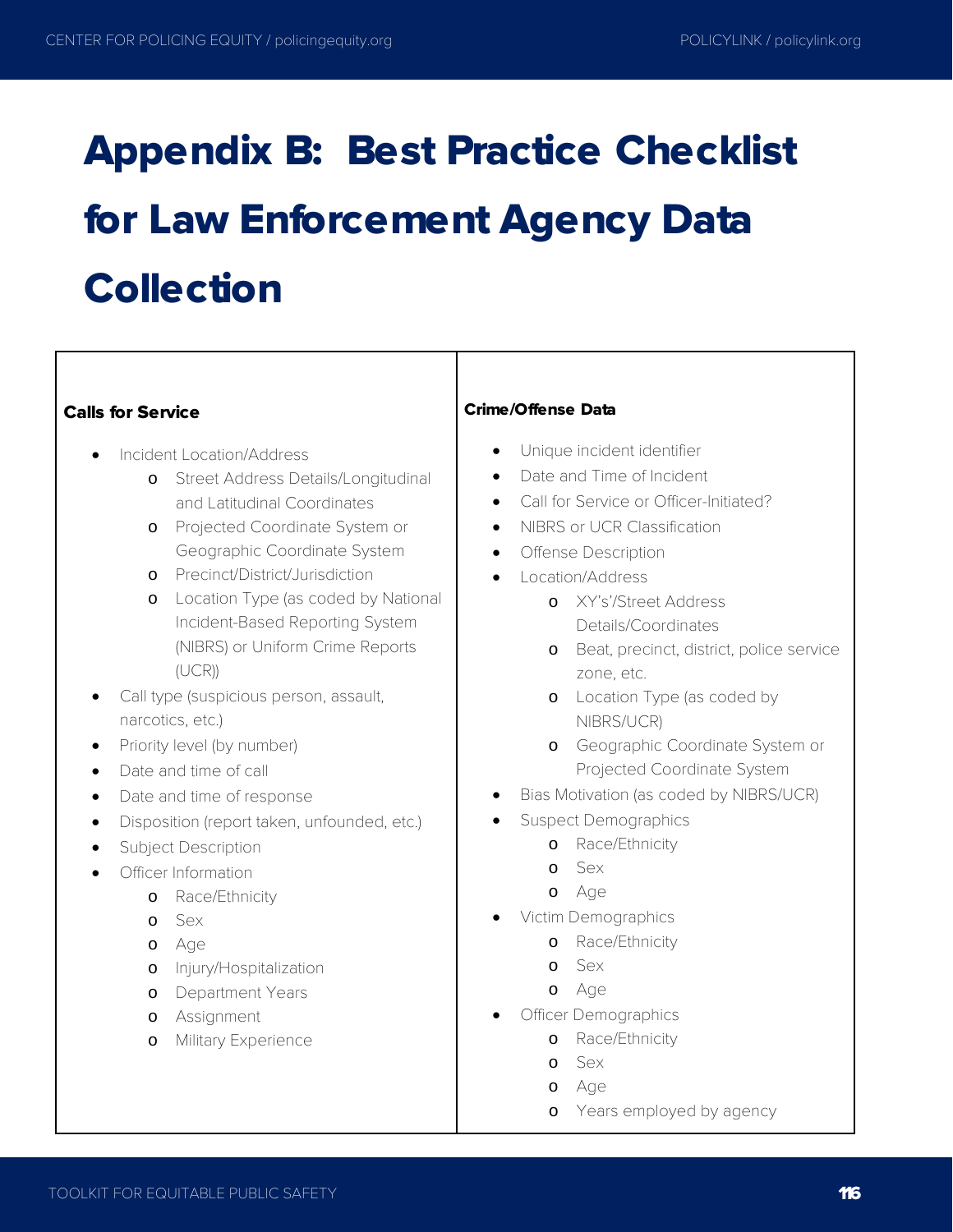# Appendix B: Best Practice Checklist for Law Enforcement Agency Data Collection

### Calls for Service

- Incident Location/Address
  - Street Address Details/Longitudinal and Latitudinal Coordinates
  - Projected Coordinate System or Geographic Coordinate System
  - Precinct/District/Jurisdiction
  - Location Type (as coded by National Incident-Based Reporting System (NIBRS) or Uniform Crime Reports (UCR))
- Call type (suspicious person, assault, narcotics, etc.)
- Priority level (by number)
- Date and time of call
- Date and time of response
- Disposition (report taken, unfounded, etc.)
- Subject Description
- Officer Information
  - Race/Ethnicity
  - Sex
  - Age
  - Injury/Hospitalization
  - Department Years
  - Assignment
  - Military Experience

### Crime/Offense Data

- Unique incident identifier
- Date and Time of Incident
- Call for Service or Officer-Initiated?
- NIBRS or UCR Classification
- Offense Description
- Location/Address
  - XY's'/Street Address Details/Coordinates
  - Beat, precinct, district, police service zone, etc.
  - Location Type (as coded by NIBRS/UCR)
  - Geographic Coordinate System or Projected Coordinate System
- Bias Motivation (as coded by NIBRS/UCR)
- Suspect Demographics
  - Race/Ethnicity
  - Sex
  - Age
- Victim Demographics
  - Race/Ethnicity
  - Sex
  - Age
- Officer Demographics
  - Race/Ethnicity
  - Sex
  - Age
  - Years employed by agency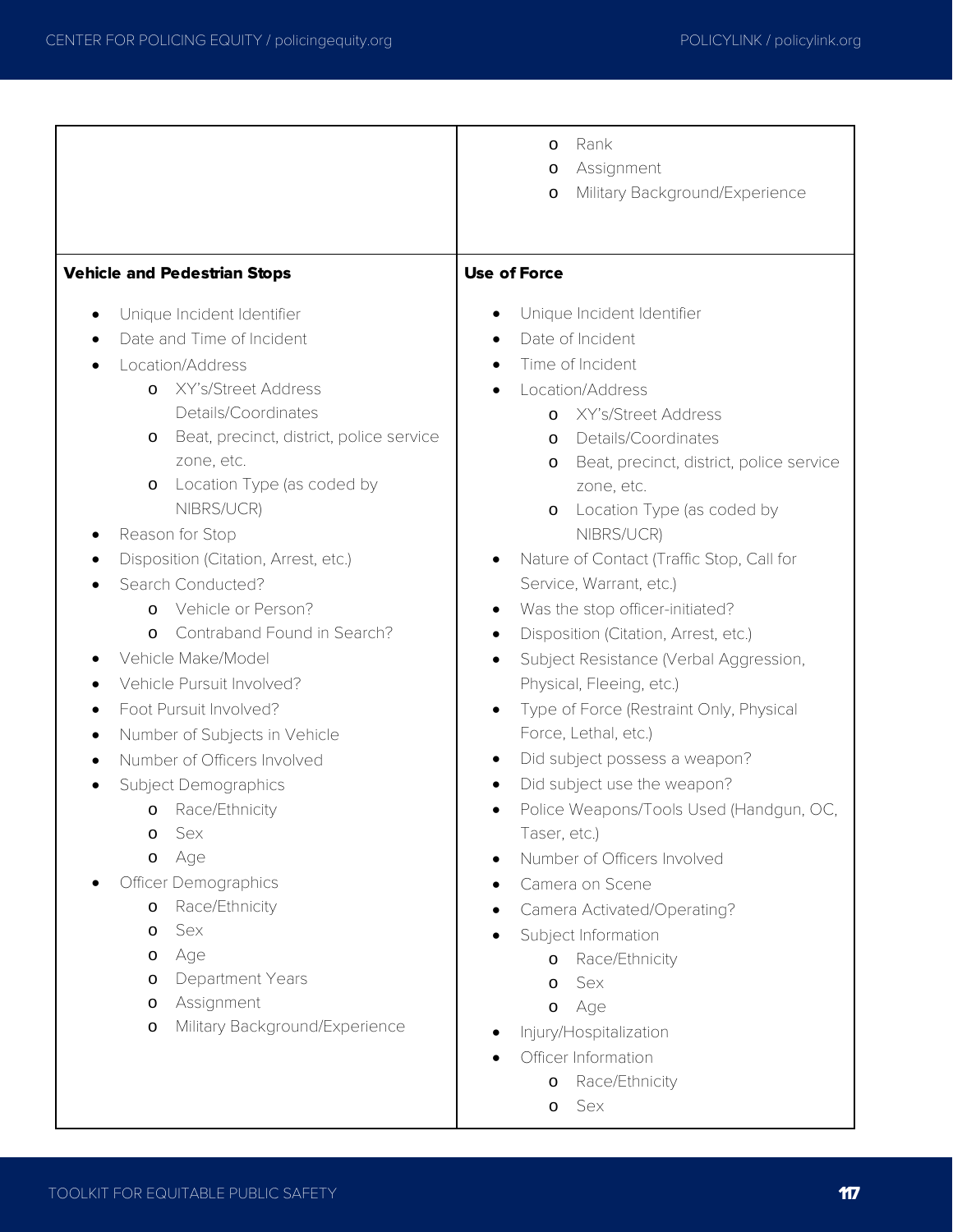| | |
|---|---|
| | <ul><li>Rank</li><li>Assignment</li><li>Military Background/Experience</li></ul> |
| **Vehicle and Pedestrian Stops**<ul><li>Unique Incident Identifier</li><li>Date and Time of Incident</li><li>Location/Address<ul><li>XY's/Street Address Details/Coordinates</li><li>Beat, precinct, district, police service zone, etc.</li><li>Location Type (as coded by NIBRS/UCR)</li></ul></li><li>Reason for Stop</li><li>Disposition (Citation, Arrest, etc.)</li><li>Search Conducted?<ul><li>Vehicle or Person?</li><li>Contraband Found in Search?</li></ul></li><li>Vehicle Make/Model</li><li>Vehicle Pursuit Involved?</li><li>Foot Pursuit Involved?</li><li>Number of Subjects in Vehicle</li><li>Number of Officers Involved</li><li>Subject Demographics<ul><li>Race/Ethnicity</li><li>Sex</li><li>Age</li></ul></li><li>Officer Demographics<ul><li>Race/Ethnicity</li><li>Sex</li><li>Age</li><li>Department Years</li><li>Assignment</li><li>Military Background/Experience</li></ul></li></ul> | **Use of Force**<ul><li>Unique Incident Identifier</li><li>Date of Incident</li><li>Time of Incident</li><li>Location/Address<ul><li>XY's/Street Address</li><li>Details/Coordinates</li><li>Beat, precinct, district, police service zone, etc.</li><li>Location Type (as coded by NIBRS/UCR)</li></ul></li><li>Nature of Contact (Traffic Stop, Call for Service, Warrant, etc.)</li><li>Was the stop officer-initiated?</li><li>Disposition (Citation, Arrest, etc.)</li><li>Subject Resistance (Verbal Aggression, Physical, Fleeing, etc.)</li><li>Type of Force (Restraint Only, Physical Force, Lethal, etc.)</li><li>Did subject possess a weapon?</li><li>Did subject use the weapon?</li><li>Police Weapons/Tools Used (Handgun, OC, Taser, etc.)</li><li>Number of Officers Involved</li><li>Camera on Scene</li><li>Camera Activated/Operating?</li><li>Subject Information<ul><li>Race/Ethnicity</li><li>Sex</li><li>Age</li></ul></li><li>Injury/Hospitalization</li><li>Officer Information<ul><li>Race/Ethnicity</li><li>Sex</li></ul></li></ul> |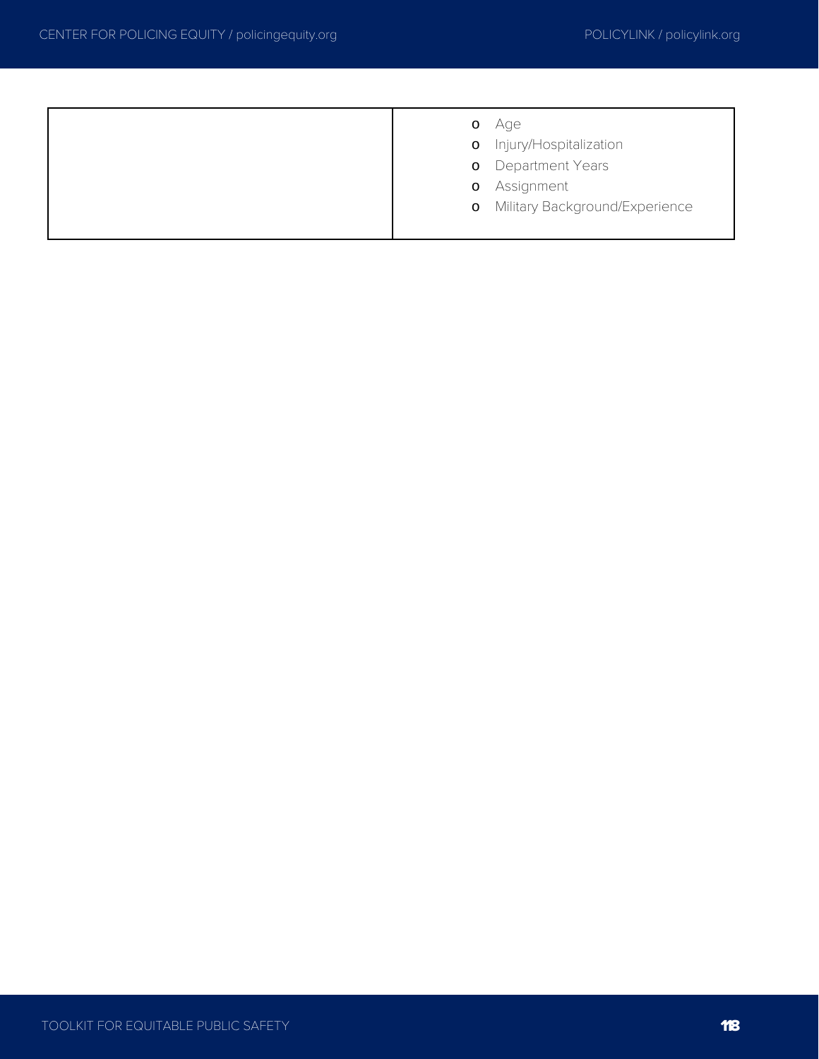| | |
|---|---|
| | - Age<br>- Injury/Hospitalization<br>- Department Years<br>- Assignment<br>- Military Background/Experience |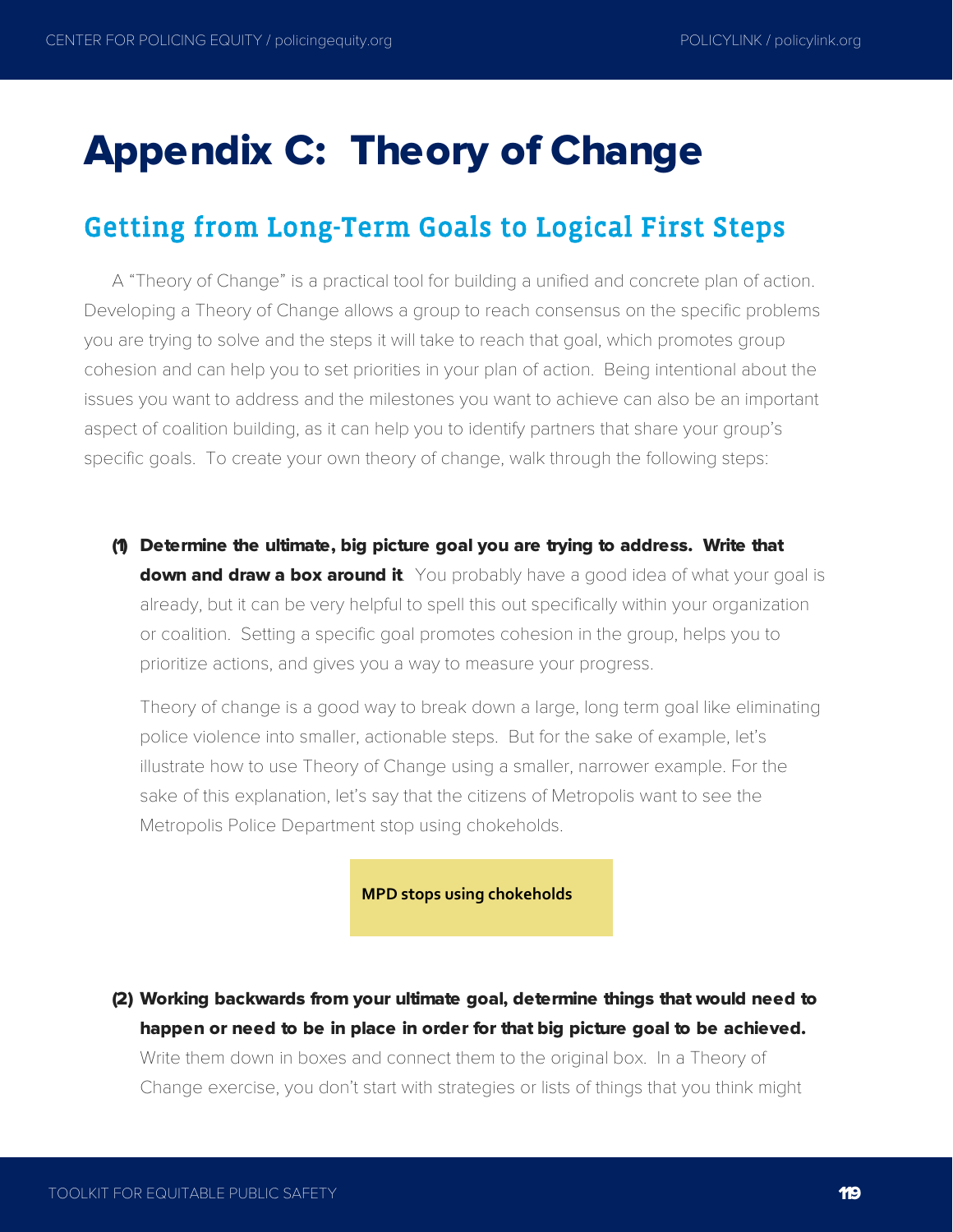# Appendix C: Theory of Change

## Getting from Long-Term Goals to Logical First Steps

A "Theory of Change" is a practical tool for building a unified and concrete plan of action. Developing a Theory of Change allows a group to reach consensus on the specific problems you are trying to solve and the steps it will take to reach that goal, which promotes group cohesion and can help you to set priorities in your plan of action. Being intentional about the issues you want to address and the milestones you want to achieve can also be an important aspect of coalition building, as it can help you to identify partners that share your group's specific goals. To create your own theory of change, walk through the following steps:

**(1) Determine the ultimate, big picture goal you are trying to address. Write that down and draw a box around it.** You probably have a good idea of what your goal is already, but it can be very helpful to spell this out specifically within your organization or coalition. Setting a specific goal promotes cohesion in the group, helps you to prioritize actions, and gives you a way to measure your progress.

Theory of change is a good way to break down a large, long term goal like eliminating police violence into smaller, actionable steps. But for the sake of example, let's illustrate how to use Theory of Change using a smaller, narrower example. For the sake of this explanation, let's say that the citizens of Metropolis want to see the Metropolis Police Department stop using chokeholds.

**MPD stops using chokeholds**

**(2) Working backwards from your ultimate goal, determine things that would need to happen or need to be in place in order for that big picture goal to be achieved.** Write them down in boxes and connect them to the original box. In a Theory of Change exercise, you don't start with strategies or lists of things that you think might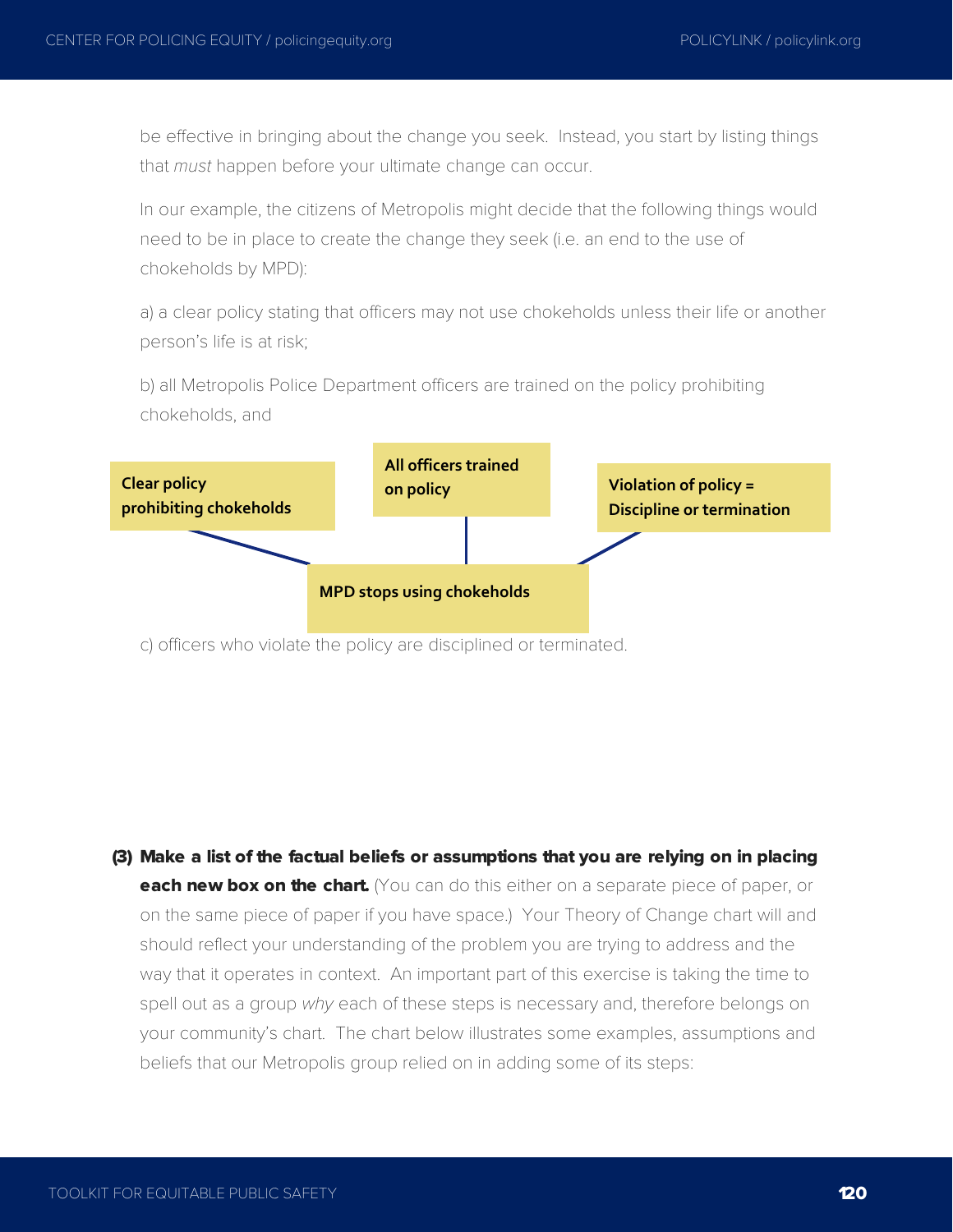be effective in bringing about the change you seek. Instead, you start by listing things that *must* happen before your ultimate change can occur.

In our example, the citizens of Metropolis might decide that the following things would need to be in place to create the change they seek (i.e. an end to the use of chokeholds by MPD):

a) a clear policy stating that officers may not use chokeholds unless their life or another person's life is at risk;

b) all Metropolis Police Department officers are trained on the policy prohibiting chokeholds, and

**Clear policy prohibiting chokeholds**

**All officers trained on policy**

**Violation of policy = Discipline or termination**

**MPD stops using chokeholds**

c) officers who violate the policy are disciplined or terminated.

**(3) Make a list of the factual beliefs or assumptions that you are relying on in placing each new box on the chart.** (You can do this either on a separate piece of paper, or on the same piece of paper if you have space.) Your Theory of Change chart will and should reflect your understanding of the problem you are trying to address and the way that it operates in context. An important part of this exercise is taking the time to spell out as a group *why* each of these steps is necessary and, therefore belongs on your community's chart. The chart below illustrates some examples, assumptions and beliefs that our Metropolis group relied on in adding some of its steps: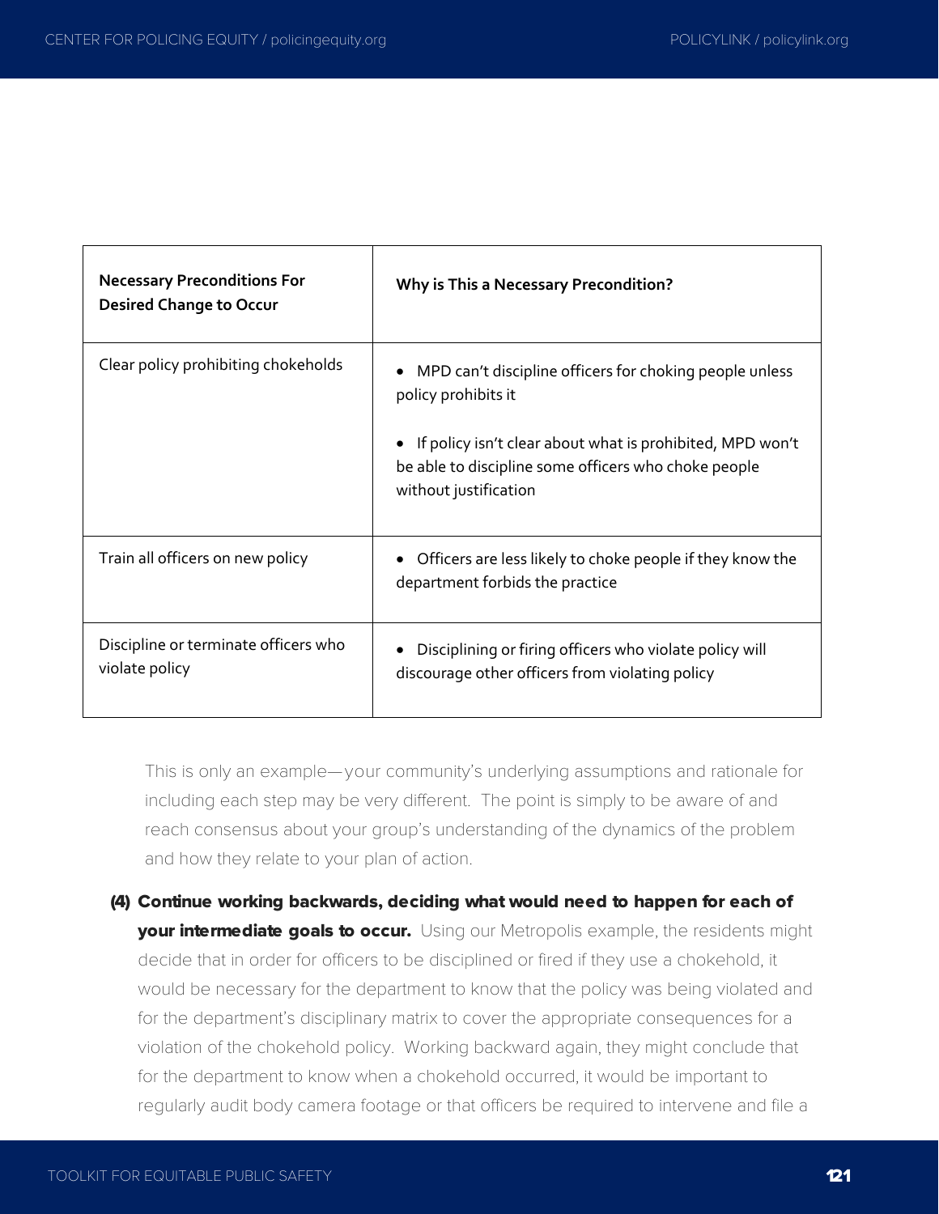| Necessary Preconditions For Desired Change to Occur | Why is This a Necessary Precondition? |
|---|---|
| Clear policy prohibiting chokeholds | • MPD can't discipline officers for choking people unless policy prohibits it<br><br>• If policy isn't clear about what is prohibited, MPD won't be able to discipline some officers who choke people without justification |
| Train all officers on new policy | • Officers are less likely to choke people if they know the department forbids the practice |
| Discipline or terminate officers who violate policy | • Disciplining or firing officers who violate policy will discourage other officers from violating policy |

This is only an example—your community's underlying assumptions and rationale for including each step may be very different. The point is simply to be aware of and reach consensus about your group's understanding of the dynamics of the problem and how they relate to your plan of action.

**(4) Continue working backwards, deciding what would need to happen for each of your intermediate goals to occur.** Using our Metropolis example, the residents might decide that in order for officers to be disciplined or fired if they use a chokehold, it would be necessary for the department to know that the policy was being violated and for the department's disciplinary matrix to cover the appropriate consequences for a violation of the chokehold policy. Working backward again, they might conclude that for the department to know when a chokehold occurred, it would be important to regularly audit body camera footage or that officers be required to intervene and file a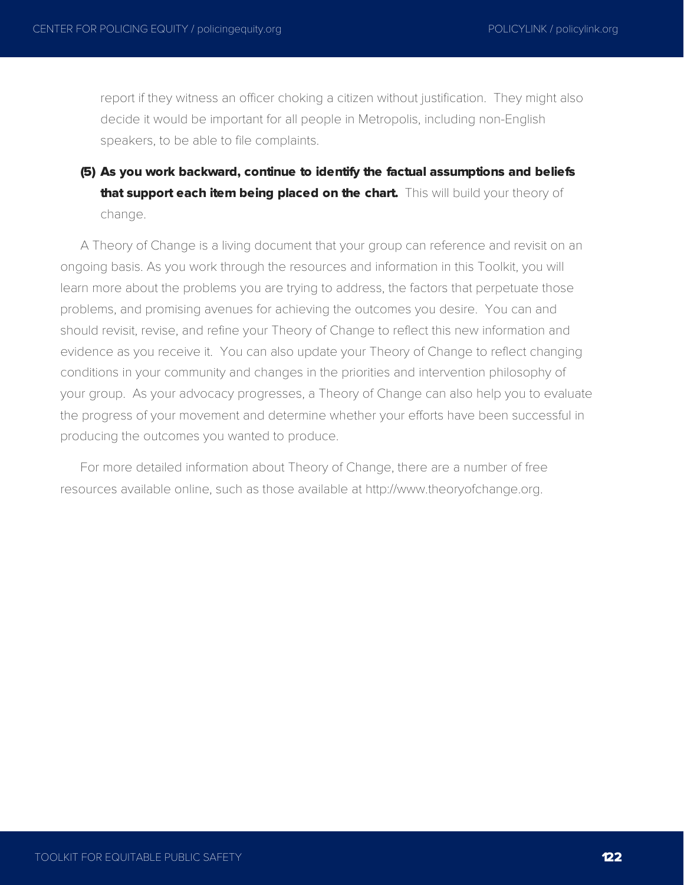report if they witness an officer choking a citizen without justification. They might also decide it would be important for all people in Metropolis, including non-English speakers, to be able to file complaints.

**(5) As you work backward, continue to identify the factual assumptions and beliefs that support each item being placed on the chart.** This will build your theory of change.

A Theory of Change is a living document that your group can reference and revisit on an ongoing basis. As you work through the resources and information in this Toolkit, you will learn more about the problems you are trying to address, the factors that perpetuate those problems, and promising avenues for achieving the outcomes you desire. You can and should revisit, revise, and refine your Theory of Change to reflect this new information and evidence as you receive it. You can also update your Theory of Change to reflect changing conditions in your community and changes in the priorities and intervention philosophy of your group. As your advocacy progresses, a Theory of Change can also help you to evaluate the progress of your movement and determine whether your efforts have been successful in producing the outcomes you wanted to produce.

For more detailed information about Theory of Change, there are a number of free resources available online, such as those available at http://www.theoryofchange.org.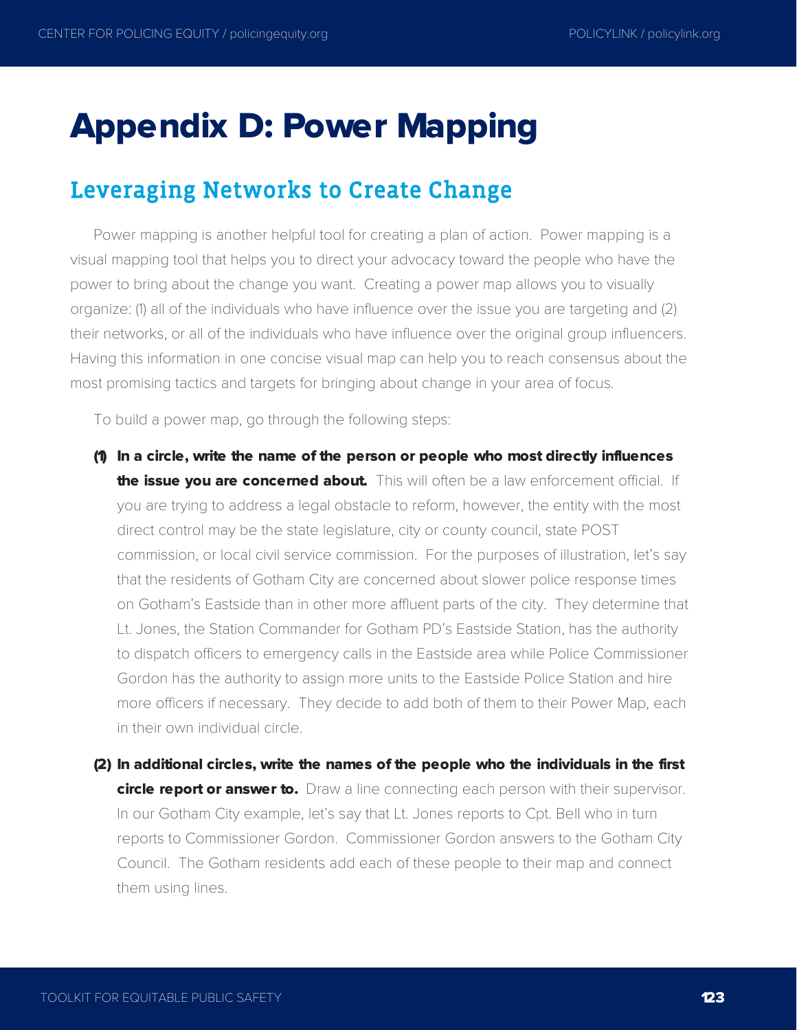# Appendix D: Power Mapping

## Leveraging Networks to Create Change

Power mapping is another helpful tool for creating a plan of action. Power mapping is a visual mapping tool that helps you to direct your advocacy toward the people who have the power to bring about the change you want. Creating a power map allows you to visually organize: (1) all of the individuals who have influence over the issue you are targeting and (2) their networks, or all of the individuals who have influence over the original group influencers. Having this information in one concise visual map can help you to reach consensus about the most promising tactics and targets for bringing about change in your area of focus.

To build a power map, go through the following steps:

**(1) In a circle, write the name of the person or people who most directly influences the issue you are concerned about.** This will often be a law enforcement official. If you are trying to address a legal obstacle to reform, however, the entity with the most direct control may be the state legislature, city or county council, state POST commission, or local civil service commission. For the purposes of illustration, let's say that the residents of Gotham City are concerned about slower police response times on Gotham's Eastside than in other more affluent parts of the city. They determine that Lt. Jones, the Station Commander for Gotham PD's Eastside Station, has the authority to dispatch officers to emergency calls in the Eastside area while Police Commissioner Gordon has the authority to assign more units to the Eastside Police Station and hire more officers if necessary. They decide to add both of them to their Power Map, each in their own individual circle.

**(2) In additional circles, write the names of the people who the individuals in the first circle report or answer to.** Draw a line connecting each person with their supervisor. In our Gotham City example, let's say that Lt. Jones reports to Cpt. Bell who in turn reports to Commissioner Gordon. Commissioner Gordon answers to the Gotham City Council. The Gotham residents add each of these people to their map and connect them using lines.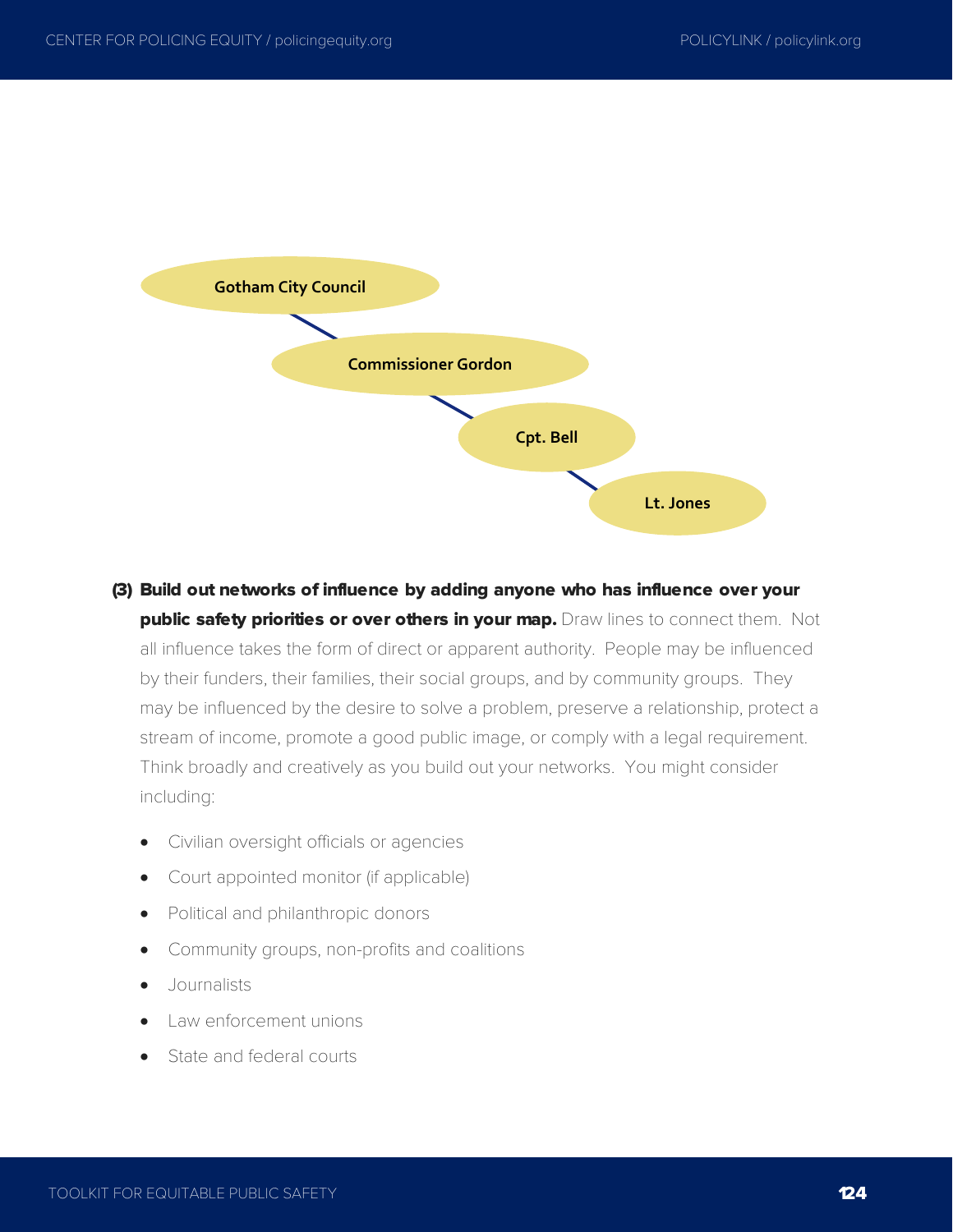Gotham City Council

Commissioner Gordon

Cpt. Bell

Lt. Jones

(3) **Build out networks of influence by adding anyone who has influence over your public safety priorities or over others in your map.** Draw lines to connect them. Not all influence takes the form of direct or apparent authority. People may be influenced by their funders, their families, their social groups, and by community groups. They may be influenced by the desire to solve a problem, preserve a relationship, protect a stream of income, promote a good public image, or comply with a legal requirement. Think broadly and creatively as you build out your networks. You might consider including:

- Civilian oversight officials or agencies
- Court appointed monitor (if applicable)
- Political and philanthropic donors
- Community groups, non-profits and coalitions
- Journalists
- Law enforcement unions
- State and federal courts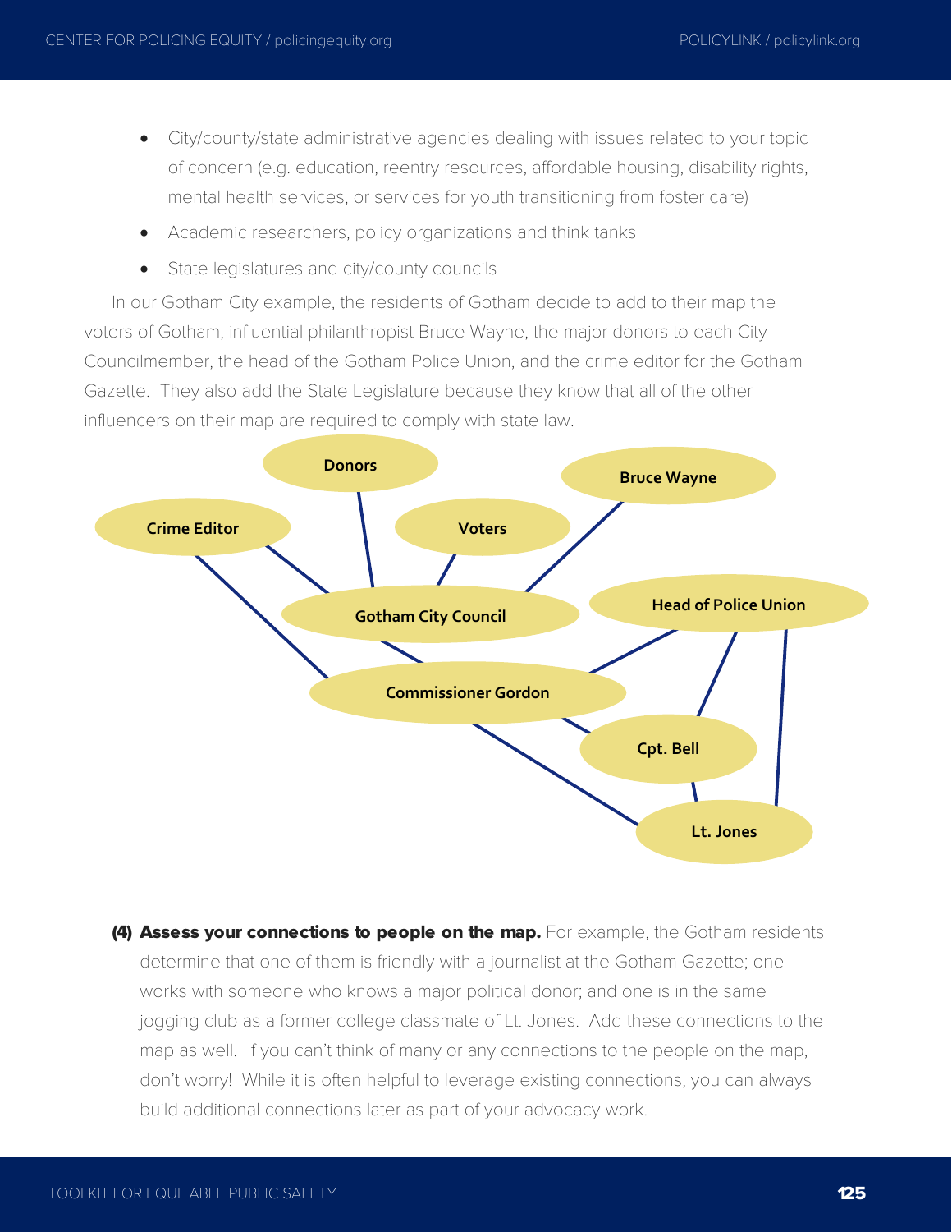- City/county/state administrative agencies dealing with issues related to your topic of concern (e.g. education, reentry resources, affordable housing, disability rights, mental health services, or services for youth transitioning from foster care)
- Academic researchers, policy organizations and think tanks
- State legislatures and city/county councils

In our Gotham City example, the residents of Gotham decide to add to their map the voters of Gotham, influential philanthropist Bruce Wayne, the major donors to each City Councilmember, the head of the Gotham Police Union, and the crime editor for the Gotham Gazette. They also add the State Legislature because they know that all of the other influencers on their map are required to comply with state law.

Donors

Bruce Wayne

Crime Editor

Voters

Gotham City Council

Head of Police Union

Commissioner Gordon

Cpt. Bell

Lt. Jones

**(4) Assess your connections to people on the map.** For example, the Gotham residents determine that one of them is friendly with a journalist at the Gotham Gazette; one works with someone who knows a major political donor; and one is in the same jogging club as a former college classmate of Lt. Jones. Add these connections to the map as well. If you can't think of many or any connections to the people on the map, don't worry! While it is often helpful to leverage existing connections, you can always build additional connections later as part of your advocacy work.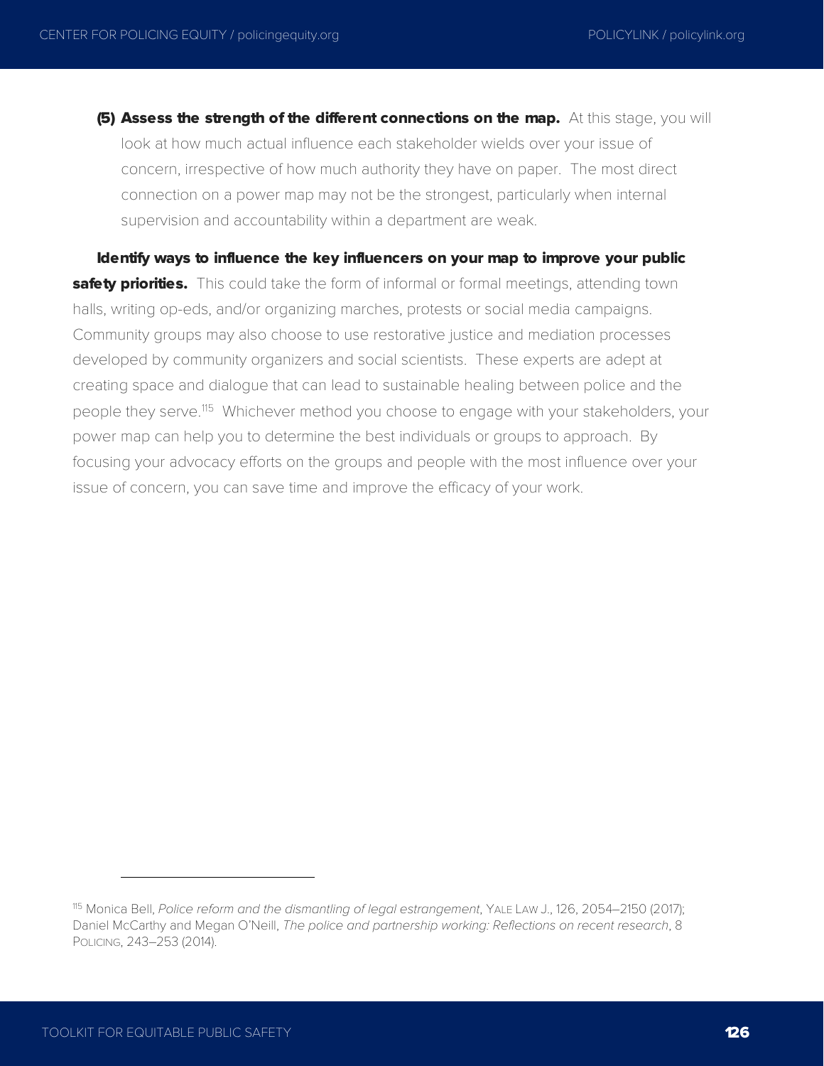**(5) Assess the strength of the different connections on the map.** At this stage, you will look at how much actual influence each stakeholder wields over your issue of concern, irrespective of how much authority they have on paper. The most direct connection on a power map may not be the strongest, particularly when internal supervision and accountability within a department are weak.

**Identify ways to influence the key influencers on your map to improve your public safety priorities.** This could take the form of informal or formal meetings, attending town halls, writing op-eds, and/or organizing marches, protests or social media campaigns. Community groups may also choose to use restorative justice and mediation processes developed by community organizers and social scientists. These experts are adept at creating space and dialogue that can lead to sustainable healing between police and the people they serve.[115] Whichever method you choose to engage with your stakeholders, your power map can help you to determine the best individuals or groups to approach. By focusing your advocacy efforts on the groups and people with the most influence over your issue of concern, you can save time and improve the efficacy of your work.

---

[115] Monica Bell, *Police reform and the dismantling of legal estrangement*, YALE LAW J., 126, 2054–2150 (2017); Daniel McCarthy and Megan O'Neill, *The police and partnership working: Reflections on recent research*, 8 POLICING, 243–253 (2014).